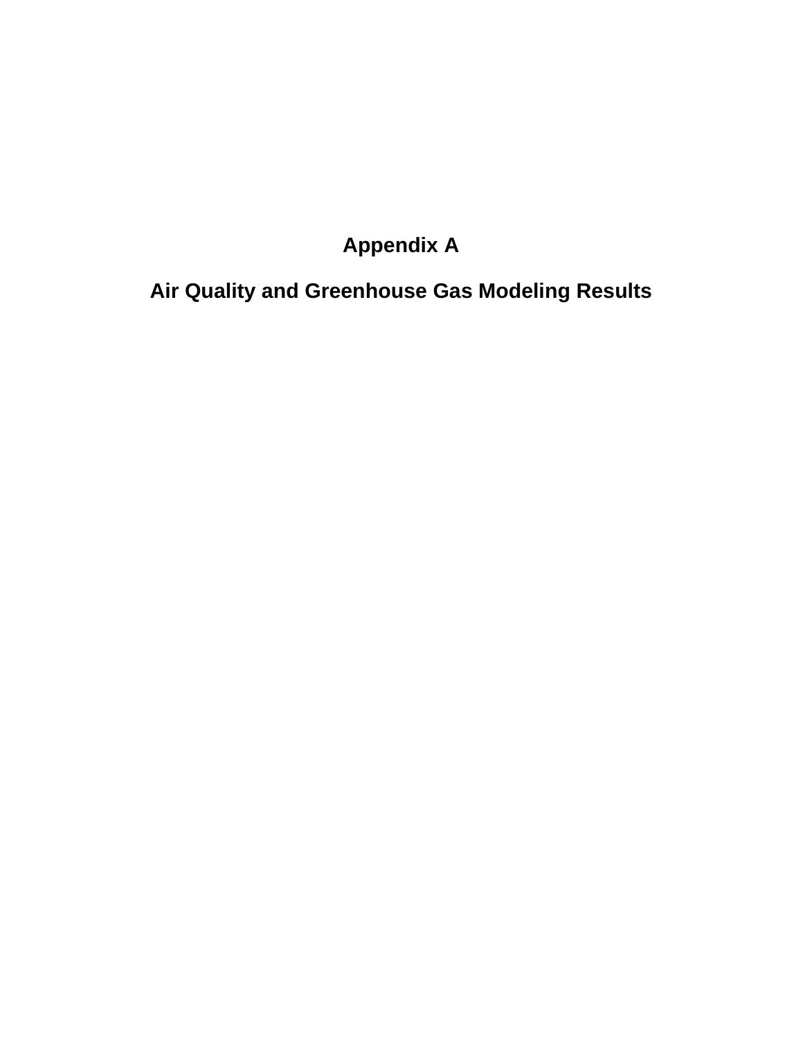# Appendix A

# Air Quality and Greenhouse Gas Modeling Results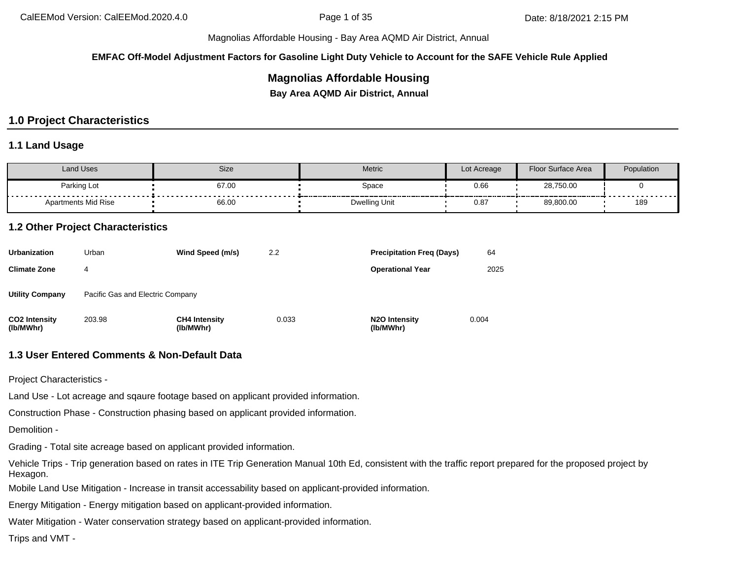Magnolias Affordable Housing - Bay Area AQMD Air District, Annual

**EMFAC Off-Model Adjustment Factors for Gasoline Light Duty Vehicle to Account for the SAFE Vehicle Rule Applied**

# Magnolias Affordable Housing

**Bay Area AQMD Air District, Annual**

## 1.0 Project Characteristics

### 1.1 Land Usage

| Land Uses | Size | Metric | Lot Acreage | Floor Surface Area | Population |
|---|---|---|---|---|---|
| Parking Lot | 67.00 | Space | 0.66 | 28,750.00 | 0 |
| Apartments Mid Rise | 66.00 | Dwelling Unit | 0.87 | 89,800.00 | 189 |

### 1.2 Other Project Characteristics

| | | | | | |
|---|---|---|---|---|---|
| **Urbanization** | Urban | **Wind Speed (m/s)** | 2.2 | **Precipitation Freq (Days)** | 64 |
| **Climate Zone** | 4 | | | **Operational Year** | 2025 |
| **Utility Company** | Pacific Gas and Electric Company | | | | |
| **CO2 Intensity (lb/MWhr)** | 203.98 | **CH4 Intensity (lb/MWhr)** | 0.033 | **N2O Intensity (lb/MWhr)** | 0.004 |

### 1.3 User Entered Comments & Non-Default Data

Project Characteristics -

Land Use - Lot acreage and sqaure footage based on applicant provided information.

Construction Phase - Construction phasing based on applicant provided information.

Demolition -

Grading - Total site acreage based on applicant provided information.

Vehicle Trips - Trip generation based on rates in ITE Trip Generation Manual 10th Ed, consistent with the traffic report prepared for the proposed project by Hexagon.

Mobile Land Use Mitigation - Increase in transit accessability based on applicant-provided information.

Energy Mitigation - Energy mitigation based on applicant-provided information.

Water Mitigation - Water conservation strategy based on applicant-provided information.

Trips and VMT -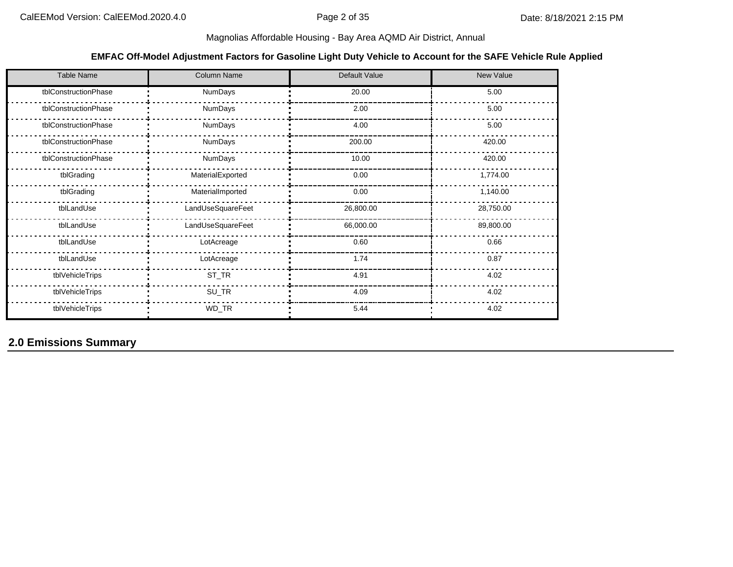Magnolias Affordable Housing - Bay Area AQMD Air District, Annual

**EMFAC Off-Model Adjustment Factors for Gasoline Light Duty Vehicle to Account for the SAFE Vehicle Rule Applied**

| Table Name | Column Name | Default Value | New Value |
|---|---|---|---|
| tblConstructionPhase | NumDays | 20.00 | 5.00 |
| tblConstructionPhase | NumDays | 2.00 | 5.00 |
| tblConstructionPhase | NumDays | 4.00 | 5.00 |
| tblConstructionPhase | NumDays | 200.00 | 420.00 |
| tblConstructionPhase | NumDays | 10.00 | 420.00 |
| tblGrading | MaterialExported | 0.00 | 1,774.00 |
| tblGrading | MaterialImported | 0.00 | 1,140.00 |
| tblLandUse | LandUseSquareFeet | 26,800.00 | 28,750.00 |
| tblLandUse | LandUseSquareFeet | 66,000.00 | 89,800.00 |
| tblLandUse | LotAcreage | 0.60 | 0.66 |
| tblLandUse | LotAcreage | 1.74 | 0.87 |
| tblVehicleTrips | ST_TR | 4.91 | 4.02 |
| tblVehicleTrips | SU_TR | 4.09 | 4.02 |
| tblVehicleTrips | WD_TR | 5.44 | 4.02 |

## 2.0 Emissions Summary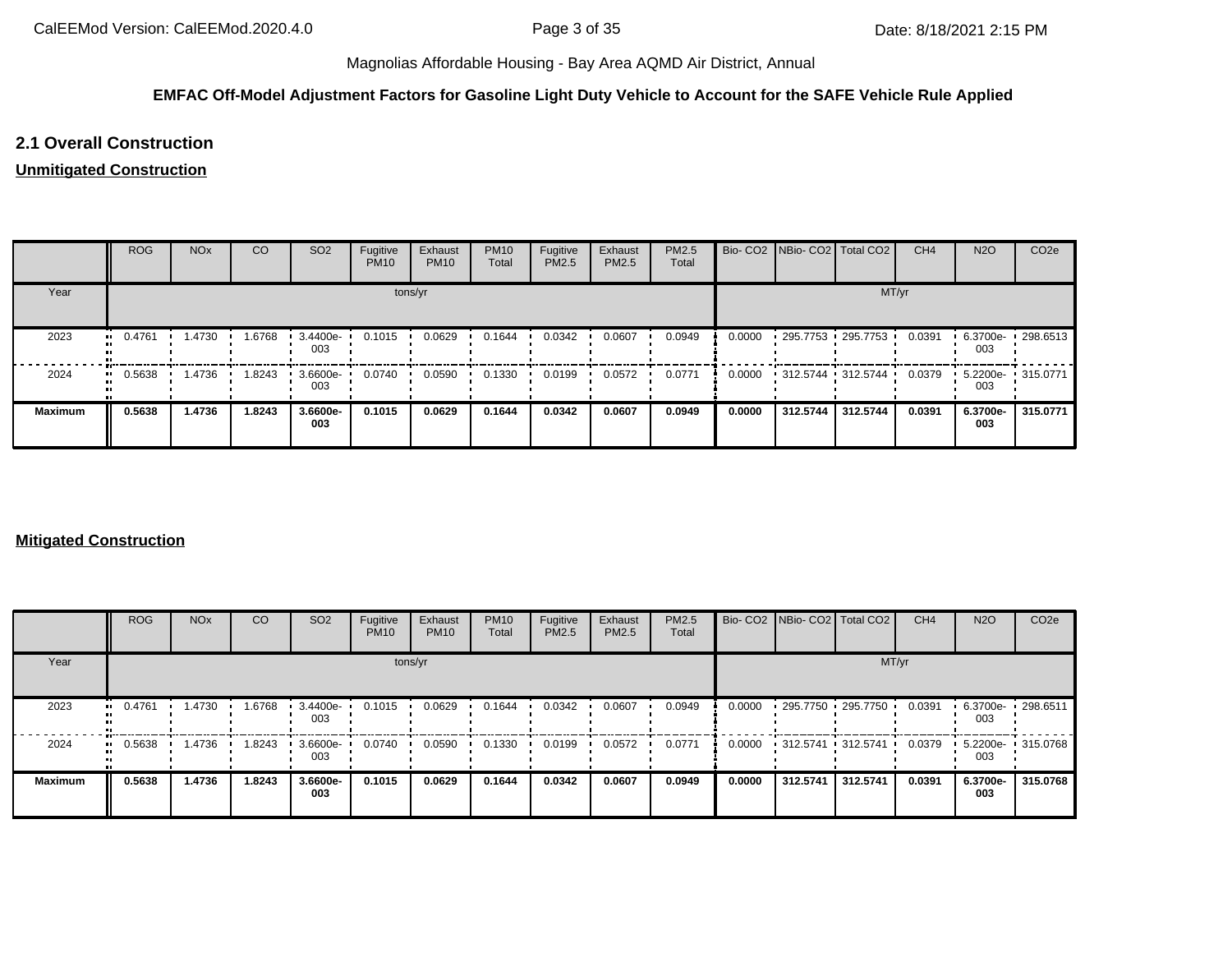Magnolias Affordable Housing - Bay Area AQMD Air District, Annual

**EMFAC Off-Model Adjustment Factors for Gasoline Light Duty Vehicle to Account for the SAFE Vehicle Rule Applied**

## 2.1 Overall Construction

**Unmitigated Construction**

| | ROG | NOx | CO | SO2 | Fugitive PM10 | Exhaust PM10 | PM10 Total | Fugitive PM2.5 | Exhaust PM2.5 | PM2.5 Total | Bio- CO2 | NBio- CO2 | Total CO2 | CH4 | N2O | CO2e |
|---|---|---|---|---|---|---|---|---|---|---|---|---|---|---|---|---|
| Year | tons/yr | | | | | | | | | | MT/yr | | | | | |
| 2023 | 0.4761 | 1.4730 | 1.6768 | 3.4400e-003 | 0.1015 | 0.0629 | 0.1644 | 0.0342 | 0.0607 | 0.0949 | 0.0000 | 295.7753 | 295.7753 | 0.0391 | 6.3700e-003 | 298.6513 |
| 2024 | 0.5638 | 1.4736 | 1.8243 | 3.6600e-003 | 0.0740 | 0.0590 | 0.1330 | 0.0199 | 0.0572 | 0.0771 | 0.0000 | 312.5744 | 312.5744 | 0.0379 | 5.2200e-003 | 315.0771 |
| **Maximum** | **0.5638** | **1.4736** | **1.8243** | **3.6600e-003** | **0.1015** | **0.0629** | **0.1644** | **0.0342** | **0.0607** | **0.0949** | **0.0000** | **312.5744** | **312.5744** | **0.0391** | **6.3700e-003** | **315.0771** |

**Mitigated Construction**

| | ROG | NOx | CO | SO2 | Fugitive PM10 | Exhaust PM10 | PM10 Total | Fugitive PM2.5 | Exhaust PM2.5 | PM2.5 Total | Bio- CO2 | NBio- CO2 | Total CO2 | CH4 | N2O | CO2e |
|---|---|---|---|---|---|---|---|---|---|---|---|---|---|---|---|---|
| Year | tons/yr | | | | | | | | | | MT/yr | | | | | |
| 2023 | 0.4761 | 1.4730 | 1.6768 | 3.4400e-003 | 0.1015 | 0.0629 | 0.1644 | 0.0342 | 0.0607 | 0.0949 | 0.0000 | 295.7750 | 295.7750 | 0.0391 | 6.3700e-003 | 298.6511 |
| 2024 | 0.5638 | 1.4736 | 1.8243 | 3.6600e-003 | 0.0740 | 0.0590 | 0.1330 | 0.0199 | 0.0572 | 0.0771 | 0.0000 | 312.5741 | 312.5741 | 0.0379 | 5.2200e-003 | 315.0768 |
| **Maximum** | **0.5638** | **1.4736** | **1.8243** | **3.6600e-003** | **0.1015** | **0.0629** | **0.1644** | **0.0342** | **0.0607** | **0.0949** | **0.0000** | **312.5741** | **312.5741** | **0.0391** | **6.3700e-003** | **315.0768** |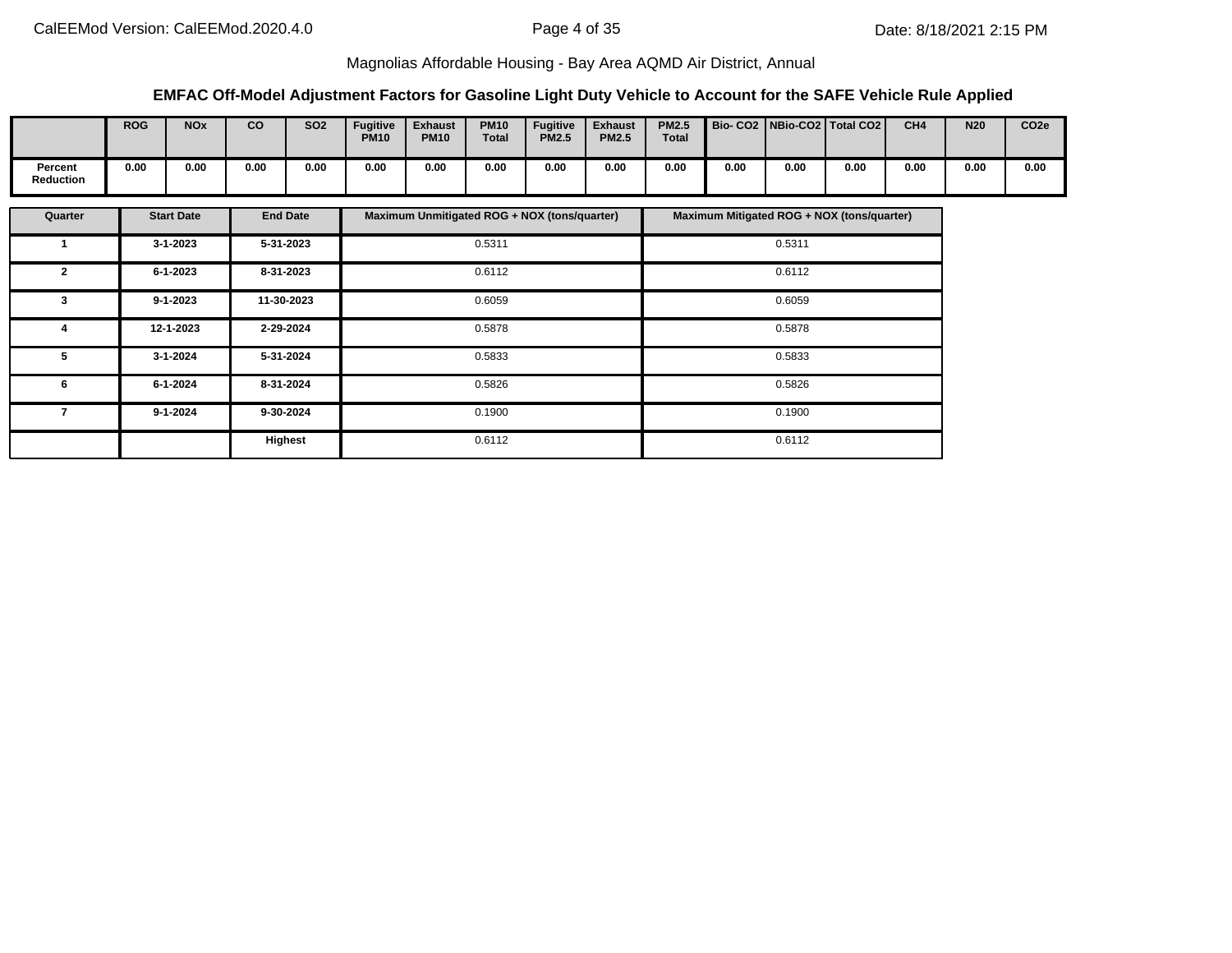Magnolias Affordable Housing - Bay Area AQMD Air District, Annual

**EMFAC Off-Model Adjustment Factors for Gasoline Light Duty Vehicle to Account for the SAFE Vehicle Rule Applied**

| | ROG | NOx | CO | SO2 | Fugitive PM10 | Exhaust PM10 | PM10 Total | Fugitive PM2.5 | Exhaust PM2.5 | PM2.5 Total | Bio- CO2 | NBio-CO2 | Total CO2 | CH4 | N20 | CO2e |
|---|---|---|---|---|---|---|---|---|---|---|---|---|---|---|---|---|
| Percent Reduction | 0.00 | 0.00 | 0.00 | 0.00 | 0.00 | 0.00 | 0.00 | 0.00 | 0.00 | 0.00 | 0.00 | 0.00 | 0.00 | 0.00 | 0.00 | 0.00 |

| Quarter | Start Date | End Date | Maximum Unmitigated ROG + NOX (tons/quarter) | Maximum Mitigated ROG + NOX (tons/quarter) |
|---|---|---|---|---|
| 1 | 3-1-2023 | 5-31-2023 | 0.5311 | 0.5311 |
| 2 | 6-1-2023 | 8-31-2023 | 0.6112 | 0.6112 |
| 3 | 9-1-2023 | 11-30-2023 | 0.6059 | 0.6059 |
| 4 | 12-1-2023 | 2-29-2024 | 0.5878 | 0.5878 |
| 5 | 3-1-2024 | 5-31-2024 | 0.5833 | 0.5833 |
| 6 | 6-1-2024 | 8-31-2024 | 0.5826 | 0.5826 |
| 7 | 9-1-2024 | 9-30-2024 | 0.1900 | 0.1900 |
| | | Highest | 0.6112 | 0.6112 |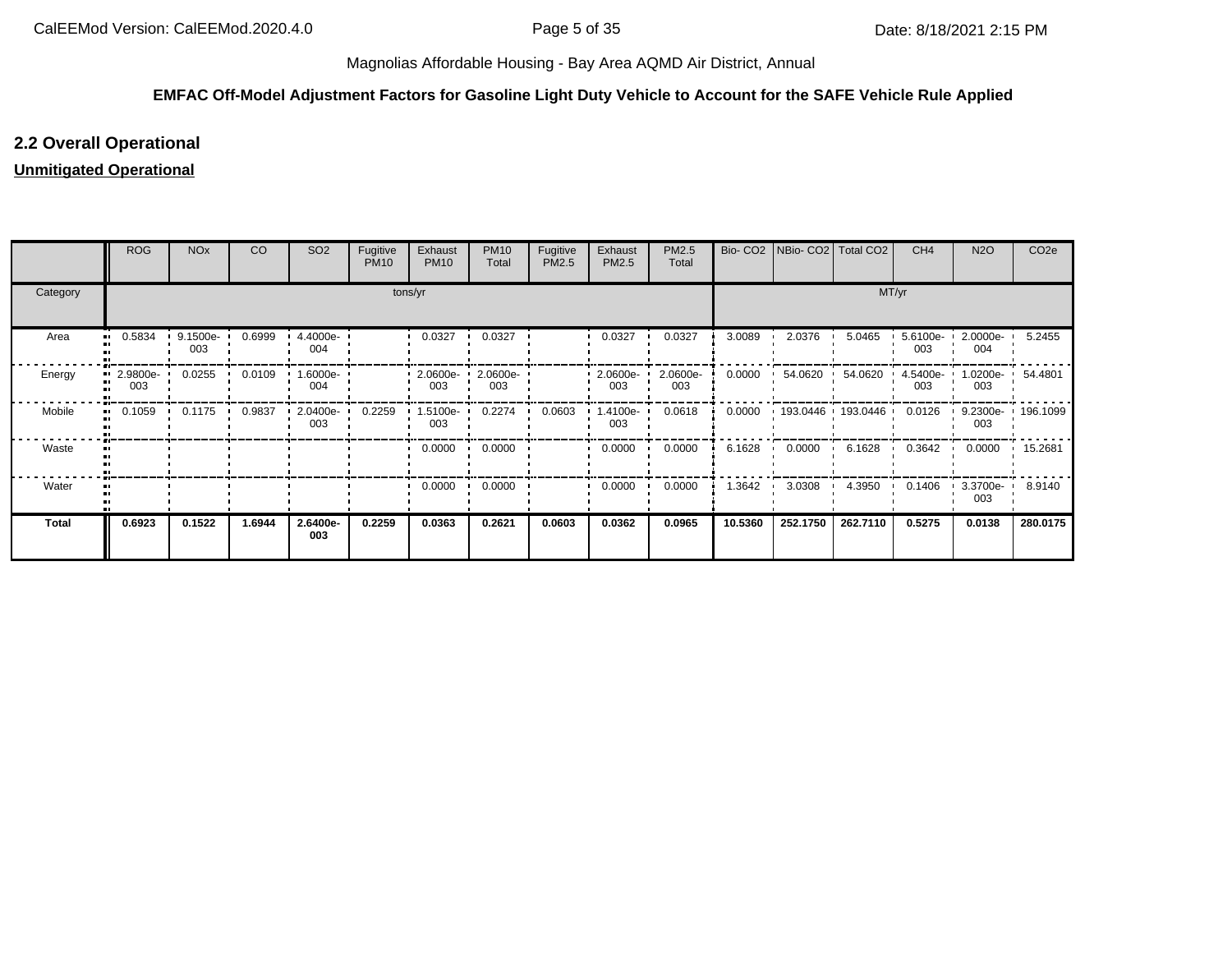Magnolias Affordable Housing - Bay Area AQMD Air District, Annual

**EMFAC Off-Model Adjustment Factors for Gasoline Light Duty Vehicle to Account for the SAFE Vehicle Rule Applied**

## 2.2 Overall Operational

**Unmitigated Operational**

| | ROG | NOx | CO | SO2 | Fugitive PM10 | Exhaust PM10 | PM10 Total | Fugitive PM2.5 | Exhaust PM2.5 | PM2.5 Total | Bio- CO2 | NBio- CO2 | Total CO2 | CH4 | N2O | CO2e |
|---|---|---|---|---|---|---|---|---|---|---|---|---|---|---|---|---|
| Category | tons/yr | | | | | | | | | | MT/yr | | | | | |
| Area | 0.5834 | 9.1500e-003 | 0.6999 | 4.4000e-004 | | 0.0327 | 0.0327 | | 0.0327 | 0.0327 | 3.0089 | 2.0376 | 5.0465 | 5.6100e-003 | 2.0000e-004 | 5.2455 |
| Energy | 2.9800e-003 | 0.0255 | 0.0109 | 1.6000e-004 | | 2.0600e-003 | 2.0600e-003 | | 2.0600e-003 | 2.0600e-003 | 0.0000 | 54.0620 | 54.0620 | 4.5400e-003 | 1.0200e-003 | 54.4801 |
| Mobile | 0.1059 | 0.1175 | 0.9837 | 2.0400e-003 | 0.2259 | 1.5100e-003 | 0.2274 | 0.0603 | 1.4100e-003 | 0.0618 | 0.0000 | 193.0446 | 193.0446 | 0.0126 | 9.2300e-003 | 196.1099 |
| Waste | | | | | | 0.0000 | 0.0000 | | 0.0000 | 0.0000 | 6.1628 | 0.0000 | 6.1628 | 0.3642 | 0.0000 | 15.2681 |
| Water | | | | | | 0.0000 | 0.0000 | | 0.0000 | 0.0000 | 1.3642 | 3.0308 | 4.3950 | 0.1406 | 3.3700e-003 | 8.9140 |
| **Total** | **0.6923** | **0.1522** | **1.6944** | **2.6400e-003** | **0.2259** | **0.0363** | **0.2621** | **0.0603** | **0.0362** | **0.0965** | **10.5360** | **252.1750** | **262.7110** | **0.5275** | **0.0138** | **280.0175** |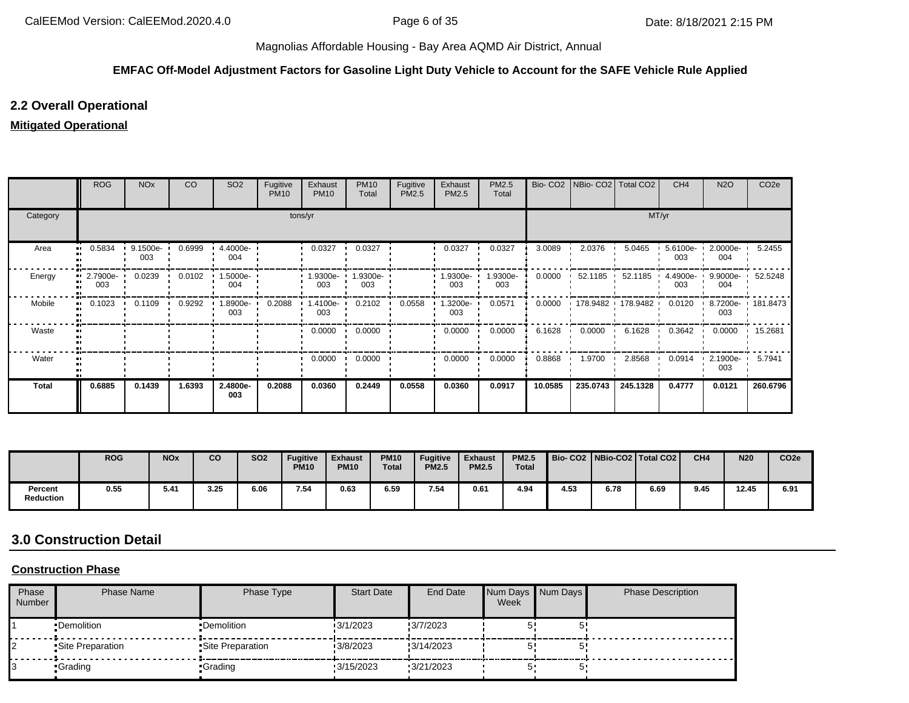Magnolias Affordable Housing - Bay Area AQMD Air District, Annual

**EMFAC Off-Model Adjustment Factors for Gasoline Light Duty Vehicle to Account for the SAFE Vehicle Rule Applied**

## 2.2 Overall Operational

**Mitigated Operational**

| | ROG | NOx | CO | SO2 | Fugitive PM10 | Exhaust PM10 | PM10 Total | Fugitive PM2.5 | Exhaust PM2.5 | PM2.5 Total | Bio- CO2 | NBio- CO2 | Total CO2 | CH4 | N2O | CO2e |
|---|---|---|---|---|---|---|---|---|---|---|---|---|---|---|---|---|
| Category | tons/yr | | | | | | | | | | MT/yr | | | | | |
| Area | 0.5834 | 9.1500e-003 | 0.6999 | 4.4000e-004 | | 0.0327 | 0.0327 | | 0.0327 | 0.0327 | 3.0089 | 2.0376 | 5.0465 | 5.6100e-003 | 2.0000e-004 | 5.2455 |
| Energy | 2.7900e-003 | 0.0239 | 0.0102 | 1.5000e-004 | | 1.9300e-003 | 1.9300e-003 | | 1.9300e-003 | 1.9300e-003 | 0.0000 | 52.1185 | 52.1185 | 4.4900e-003 | 9.9000e-004 | 52.5248 |
| Mobile | 0.1023 | 0.1109 | 0.9292 | 1.8900e-003 | 0.2088 | 1.4100e-003 | 0.2102 | 0.0558 | 1.3200e-003 | 0.0571 | 0.0000 | 178.9482 | 178.9482 | 0.0120 | 8.7200e-003 | 181.8473 |
| Waste | | | | | | 0.0000 | 0.0000 | | 0.0000 | 0.0000 | 6.1628 | 0.0000 | 6.1628 | 0.3642 | 0.0000 | 15.2681 |
| Water | | | | | | 0.0000 | 0.0000 | | 0.0000 | 0.0000 | 0.8868 | 1.9700 | 2.8568 | 0.0914 | 2.1900e-003 | 5.7941 |
| **Total** | **0.6885** | **0.1439** | **1.6393** | **2.4800e-003** | **0.2088** | **0.0360** | **0.2449** | **0.0558** | **0.0360** | **0.0917** | **10.0585** | **235.0743** | **245.1328** | **0.4777** | **0.0121** | **260.6796** |

| | ROG | NOx | CO | SO2 | Fugitive PM10 | Exhaust PM10 | PM10 Total | Fugitive PM2.5 | Exhaust PM2.5 | PM2.5 Total | Bio- CO2 | NBio-CO2 | Total CO2 | CH4 | N20 | CO2e |
|---|---|---|---|---|---|---|---|---|---|---|---|---|---|---|---|---|
| **Percent Reduction** | 0.55 | 5.41 | 3.25 | 6.06 | 7.54 | 0.63 | 6.59 | 7.54 | 0.61 | 4.94 | 4.53 | 6.78 | 6.69 | 9.45 | 12.45 | 6.91 |

## 3.0 Construction Detail

**Construction Phase**

| Phase Number | Phase Name | Phase Type | Start Date | End Date | Num Days Week | Num Days | Phase Description |
|---|---|---|---|---|---|---|---|
| 1 | Demolition | Demolition | 3/1/2023 | 3/7/2023 | 5 | 5 | |
| 2 | Site Preparation | Site Preparation | 3/8/2023 | 3/14/2023 | 5 | 5 | |
| 3 | Grading | Grading | 3/15/2023 | 3/21/2023 | 5 | 5 | |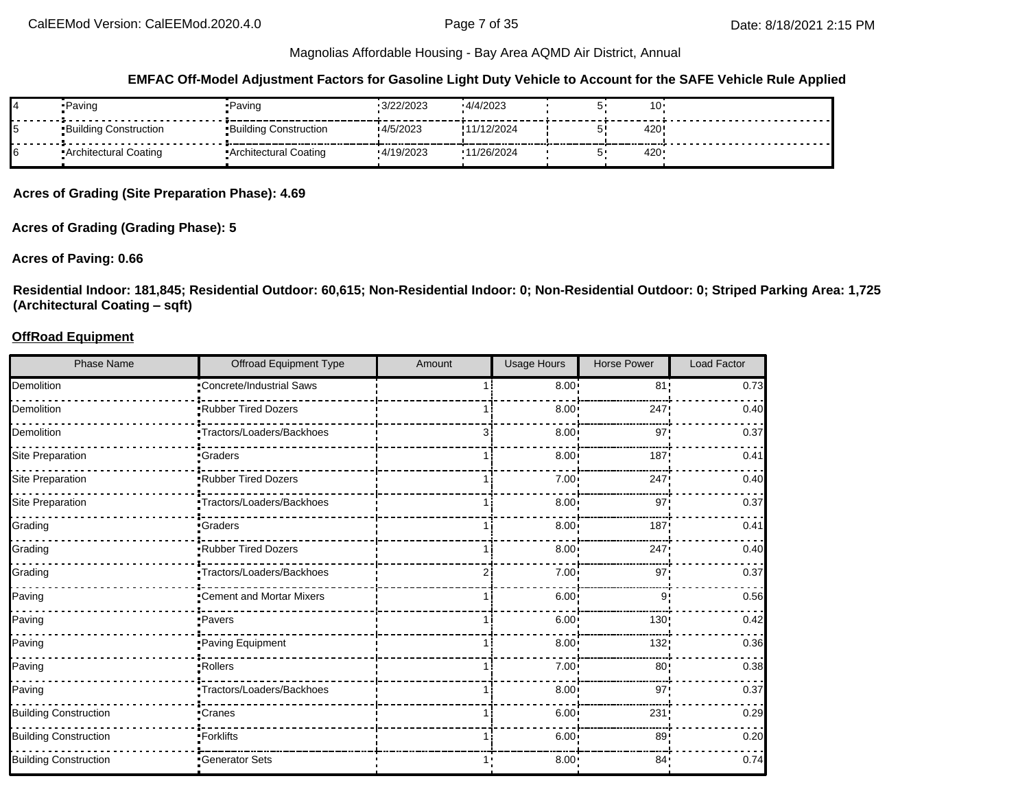## EMFAC Off-Model Adjustment Factors for Gasoline Light Duty Vehicle to Account for the SAFE Vehicle Rule Applied

| | | | | | | | |
|---|---|---|---|---|---|---|---|
| 4 | Paving | Paving | 3/22/2023 | 4/4/2023 | | 5 | 10 |
| 5 | Building Construction | Building Construction | 4/5/2023 | 11/12/2024 | | 5 | 420 |
| 6 | Architectural Coating | Architectural Coating | 4/19/2023 | 11/26/2024 | | 5 | 420 |

**Acres of Grading (Site Preparation Phase): 4.69**

**Acres of Grading (Grading Phase): 5**

**Acres of Paving: 0.66**

**Residential Indoor: 181,845; Residential Outdoor: 60,615; Non-Residential Indoor: 0; Non-Residential Outdoor: 0; Striped Parking Area: 1,725 (Architectural Coating – sqft)**

### OffRoad Equipment

| Phase Name | Offroad Equipment Type | Amount | Usage Hours | Horse Power | Load Factor |
|---|---|---|---|---|---|
| Demolition | Concrete/Industrial Saws | 1 | 8.00 | 81 | 0.73 |
| Demolition | Rubber Tired Dozers | 1 | 8.00 | 247 | 0.40 |
| Demolition | Tractors/Loaders/Backhoes | 3 | 8.00 | 97 | 0.37 |
| Site Preparation | Graders | 1 | 8.00 | 187 | 0.41 |
| Site Preparation | Rubber Tired Dozers | 1 | 7.00 | 247 | 0.40 |
| Site Preparation | Tractors/Loaders/Backhoes | 1 | 8.00 | 97 | 0.37 |
| Grading | Graders | 1 | 8.00 | 187 | 0.41 |
| Grading | Rubber Tired Dozers | 1 | 8.00 | 247 | 0.40 |
| Grading | Tractors/Loaders/Backhoes | 2 | 7.00 | 97 | 0.37 |
| Paving | Cement and Mortar Mixers | 1 | 6.00 | 9 | 0.56 |
| Paving | Pavers | 1 | 6.00 | 130 | 0.42 |
| Paving | Paving Equipment | 1 | 8.00 | 132 | 0.36 |
| Paving | Rollers | 1 | 7.00 | 80 | 0.38 |
| Paving | Tractors/Loaders/Backhoes | 1 | 8.00 | 97 | 0.37 |
| Building Construction | Cranes | 1 | 6.00 | 231 | 0.29 |
| Building Construction | Forklifts | 1 | 6.00 | 89 | 0.20 |
| Building Construction | Generator Sets | 1 | 8.00 | 84 | 0.74 |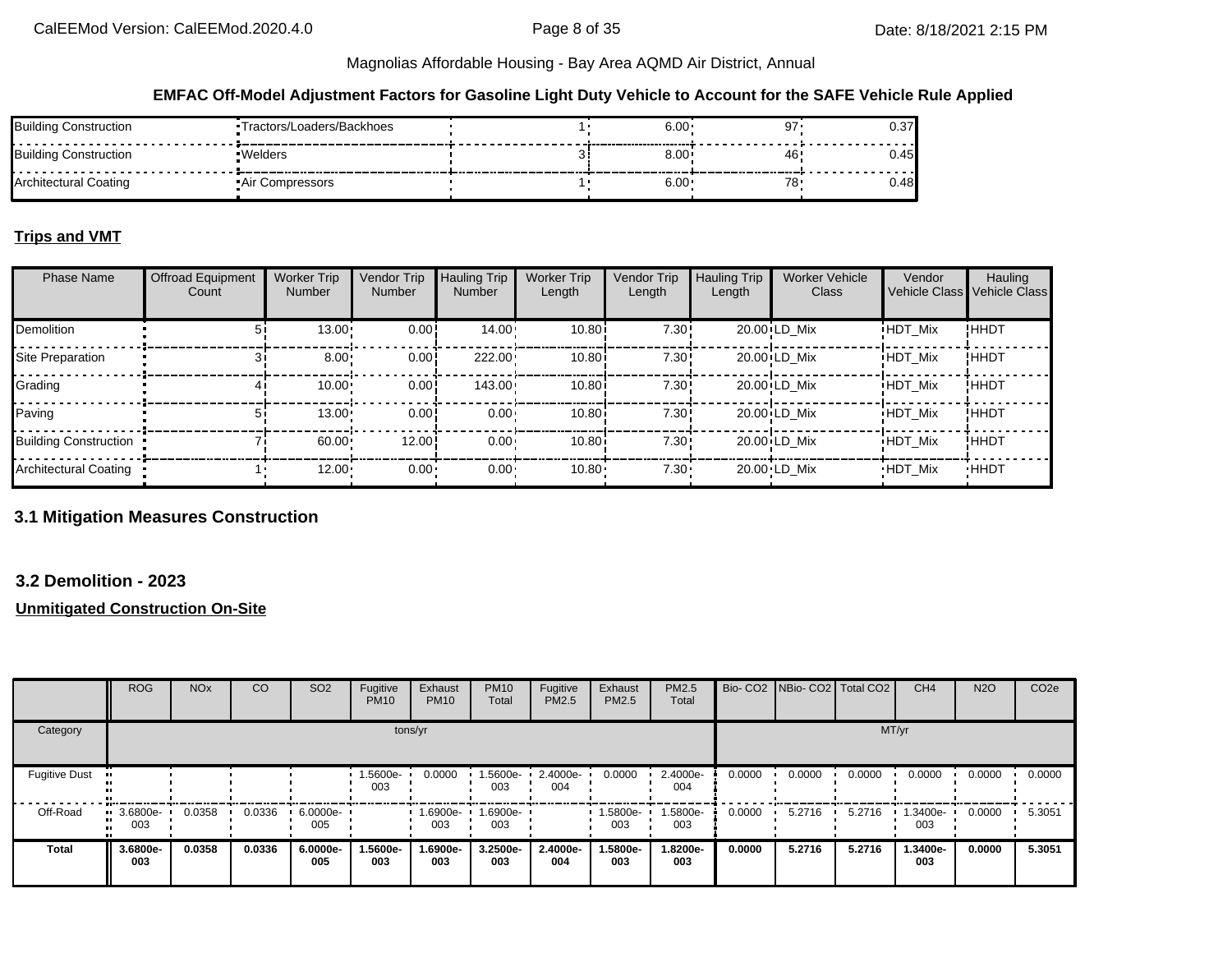EMFAC Off-Model Adjustment Factors for Gasoline Light Duty Vehicle to Account for the SAFE Vehicle Rule Applied

| | | | | | |
|---|---|---|---|---|---|
| Building Construction | Tractors/Loaders/Backhoes | 1 | 6.00 | 97 | 0.37 |
| Building Construction | Welders | 3 | 8.00 | 46 | 0.45 |
| Architectural Coating | Air Compressors | 1 | 6.00 | 78 | 0.48 |

**Trips and VMT**

| Phase Name | Offroad Equipment Count | Worker Trip Number | Vendor Trip Number | Hauling Trip Number | Worker Trip Length | Vendor Trip Length | Hauling Trip Length | Worker Vehicle Class | Vendor Vehicle Class | Hauling Vehicle Class |
|---|---|---|---|---|---|---|---|---|---|---|
| Demolition | 5 | 13.00 | 0.00 | 14.00 | 10.80 | 7.30 | 20.00 | LD_Mix | HDT_Mix | HHDT |
| Site Preparation | 3 | 8.00 | 0.00 | 222.00 | 10.80 | 7.30 | 20.00 | LD_Mix | HDT_Mix | HHDT |
| Grading | 4 | 10.00 | 0.00 | 143.00 | 10.80 | 7.30 | 20.00 | LD_Mix | HDT_Mix | HHDT |
| Paving | 5 | 13.00 | 0.00 | 0.00 | 10.80 | 7.30 | 20.00 | LD_Mix | HDT_Mix | HHDT |
| Building Construction | 7 | 60.00 | 12.00 | 0.00 | 10.80 | 7.30 | 20.00 | LD_Mix | HDT_Mix | HHDT |
| Architectural Coating | 1 | 12.00 | 0.00 | 0.00 | 10.80 | 7.30 | 20.00 | LD_Mix | HDT_Mix | HHDT |

## 3.1 Mitigation Measures Construction

## 3.2 Demolition - 2023

**Unmitigated Construction On-Site**

| | ROG | NOx | CO | SO2 | Fugitive PM10 | Exhaust PM10 | PM10 Total | Fugitive PM2.5 | Exhaust PM2.5 | PM2.5 Total | Bio- CO2 | NBio- CO2 | Total CO2 | CH4 | N2O | CO2e |
|---|---|---|---|---|---|---|---|---|---|---|---|---|---|---|---|---|
| Category | tons/yr | | | | | | | | | | MT/yr | | | | | |
| Fugitive Dust | | | | | 1.5600e-003 | 0.0000 | 1.5600e-003 | 2.4000e-004 | 0.0000 | 2.4000e-004 | 0.0000 | 0.0000 | 0.0000 | 0.0000 | 0.0000 | 0.0000 |
| Off-Road | 3.6800e-003 | 0.0358 | 0.0336 | 6.0000e-005 | | 1.6900e-003 | 1.6900e-003 | | 1.5800e-003 | 1.5800e-003 | 0.0000 | 5.2716 | 5.2716 | 1.3400e-003 | 0.0000 | 5.3051 |
| **Total** | **3.6800e-003** | **0.0358** | **0.0336** | **6.0000e-005** | **1.5600e-003** | **1.6900e-003** | **3.2500e-003** | **2.4000e-004** | **1.5800e-003** | **1.8200e-003** | **0.0000** | **5.2716** | **5.2716** | **1.3400e-003** | **0.0000** | **5.3051** |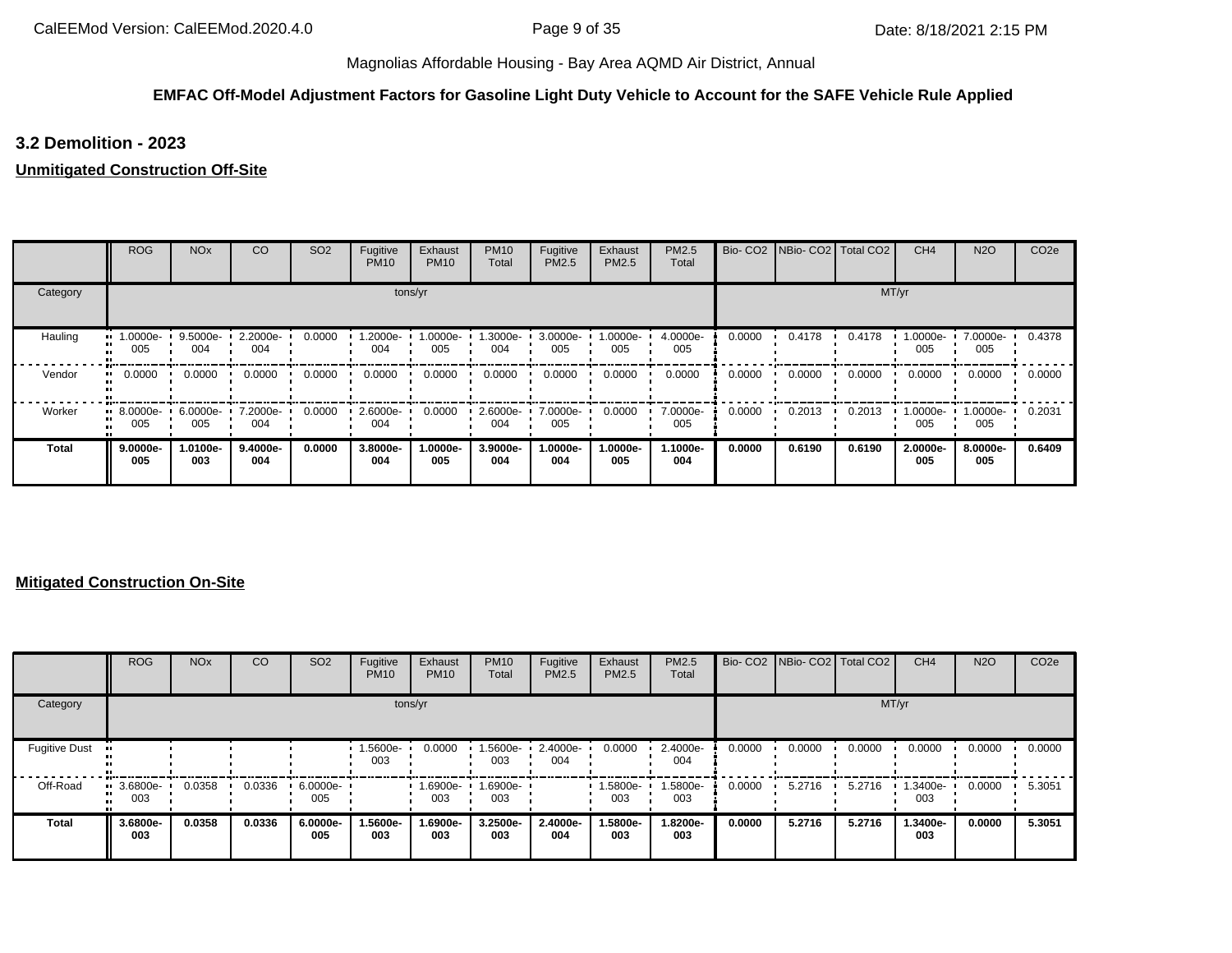Magnolias Affordable Housing - Bay Area AQMD Air District, Annual

**EMFAC Off-Model Adjustment Factors for Gasoline Light Duty Vehicle to Account for the SAFE Vehicle Rule Applied**

### 3.2 Demolition - 2023

**Unmitigated Construction Off-Site**

| | ROG | NOx | CO | SO2 | Fugitive PM10 | Exhaust PM10 | PM10 Total | Fugitive PM2.5 | Exhaust PM2.5 | PM2.5 Total | Bio- CO2 | NBio- CO2 | Total CO2 | CH4 | N2O | CO2e |
|---|---|---|---|---|---|---|---|---|---|---|---|---|---|---|---|---|
| Category | tons/yr | | | | | | | | | | MT/yr | | | | | |
| Hauling | 1.0000e-005 | 9.5000e-004 | 2.2000e-004 | 0.0000 | 1.2000e-004 | 1.0000e-005 | 1.3000e-004 | 3.0000e-005 | 1.0000e-005 | 4.0000e-005 | 0.0000 | 0.4178 | 0.4178 | 1.0000e-005 | 7.0000e-005 | 0.4378 |
| Vendor | 0.0000 | 0.0000 | 0.0000 | 0.0000 | 0.0000 | 0.0000 | 0.0000 | 0.0000 | 0.0000 | 0.0000 | 0.0000 | 0.0000 | 0.0000 | 0.0000 | 0.0000 | 0.0000 |
| Worker | 8.0000e-005 | 6.0000e-005 | 7.2000e-004 | 0.0000 | 2.6000e-004 | 0.0000 | 2.6000e-004 | 7.0000e-005 | 0.0000 | 7.0000e-005 | 0.0000 | 0.2013 | 0.2013 | 1.0000e-005 | 1.0000e-005 | 0.2031 |
| **Total** | **9.0000e-005** | **1.0100e-003** | **9.4000e-004** | **0.0000** | **3.8000e-004** | **1.0000e-005** | **3.9000e-004** | **1.0000e-004** | **1.0000e-005** | **1.1000e-004** | **0.0000** | **0.6190** | **0.6190** | **2.0000e-005** | **8.0000e-005** | **0.6409** |

**Mitigated Construction On-Site**

| | ROG | NOx | CO | SO2 | Fugitive PM10 | Exhaust PM10 | PM10 Total | Fugitive PM2.5 | Exhaust PM2.5 | PM2.5 Total | Bio- CO2 | NBio- CO2 | Total CO2 | CH4 | N2O | CO2e |
|---|---|---|---|---|---|---|---|---|---|---|---|---|---|---|---|---|
| Category | tons/yr | | | | | | | | | | MT/yr | | | | | |
| Fugitive Dust | | | | | 1.5600e-003 | 0.0000 | 1.5600e-003 | 2.4000e-004 | 0.0000 | 2.4000e-004 | 0.0000 | 0.0000 | 0.0000 | 0.0000 | 0.0000 | 0.0000 |
| Off-Road | 3.6800e-003 | 0.0358 | 0.0336 | 6.0000e-005 | | 1.6900e-003 | 1.6900e-003 | | 1.5800e-003 | 1.5800e-003 | 0.0000 | 5.2716 | 5.2716 | 1.3400e-003 | 0.0000 | 5.3051 |
| **Total** | **3.6800e-003** | **0.0358** | **0.0336** | **6.0000e-005** | **1.5600e-003** | **1.6900e-003** | **3.2500e-003** | **2.4000e-004** | **1.5800e-003** | **1.8200e-003** | **0.0000** | **5.2716** | **5.2716** | **1.3400e-003** | **0.0000** | **5.3051** |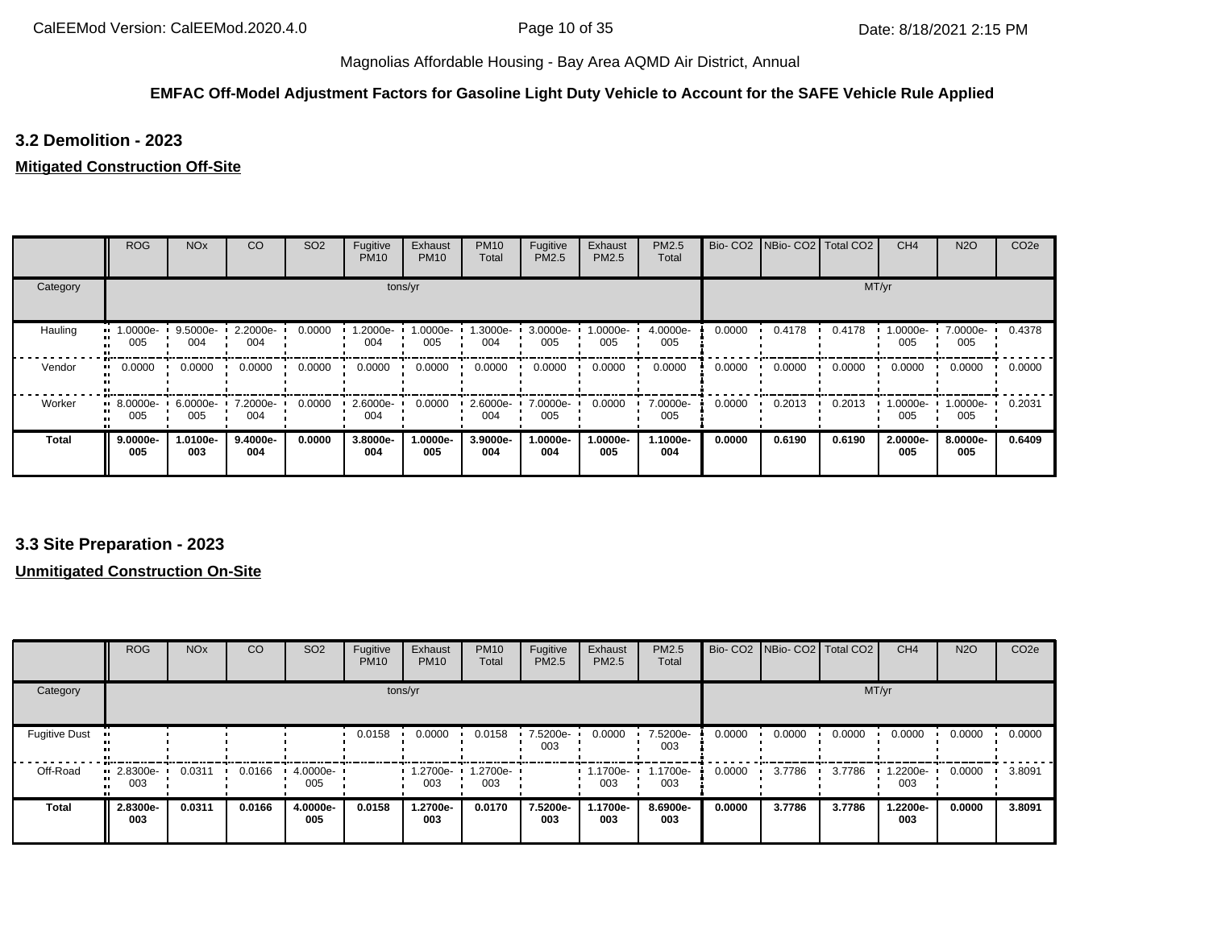Magnolias Affordable Housing - Bay Area AQMD Air District, Annual

**EMFAC Off-Model Adjustment Factors for Gasoline Light Duty Vehicle to Account for the SAFE Vehicle Rule Applied**

## 3.2 Demolition - 2023

**Mitigated Construction Off-Site**

| | ROG | NOx | CO | SO2 | Fugitive PM10 | Exhaust PM10 | PM10 Total | Fugitive PM2.5 | Exhaust PM2.5 | PM2.5 Total | Bio- CO2 | NBio- CO2 | Total CO2 | CH4 | N2O | CO2e |
|---|---|---|---|---|---|---|---|---|---|---|---|---|---|---|---|---|
| Category | tons/yr | | | | | | | | | | MT/yr | | | | | |
| Hauling | 1.0000e-005 | 9.5000e-004 | 2.2000e-004 | 0.0000 | 1.2000e-004 | 1.0000e-005 | 1.3000e-004 | 3.0000e-005 | 1.0000e-005 | 4.0000e-005 | 0.0000 | 0.4178 | 0.4178 | 1.0000e-005 | 7.0000e-005 | 0.4378 |
| Vendor | 0.0000 | 0.0000 | 0.0000 | 0.0000 | 0.0000 | 0.0000 | 0.0000 | 0.0000 | 0.0000 | 0.0000 | 0.0000 | 0.0000 | 0.0000 | 0.0000 | 0.0000 | 0.0000 |
| Worker | 8.0000e-005 | 6.0000e-005 | 7.2000e-004 | 0.0000 | 2.6000e-004 | 0.0000 | 2.6000e-004 | 7.0000e-005 | 0.0000 | 7.0000e-005 | 0.0000 | 0.2013 | 0.2013 | 1.0000e-005 | 1.0000e-005 | 0.2031 |
| **Total** | **9.0000e-005** | **1.0100e-003** | **9.4000e-004** | **0.0000** | **3.8000e-004** | **1.0000e-005** | **3.9000e-004** | **1.0000e-004** | **1.0000e-005** | **1.1000e-004** | **0.0000** | **0.6190** | **0.6190** | **2.0000e-005** | **8.0000e-005** | **0.6409** |

## 3.3 Site Preparation - 2023

**Unmitigated Construction On-Site**

| | ROG | NOx | CO | SO2 | Fugitive PM10 | Exhaust PM10 | PM10 Total | Fugitive PM2.5 | Exhaust PM2.5 | PM2.5 Total | Bio- CO2 | NBio- CO2 | Total CO2 | CH4 | N2O | CO2e |
|---|---|---|---|---|---|---|---|---|---|---|---|---|---|---|---|---|
| Category | tons/yr | | | | | | | | | | MT/yr | | | | | |
| Fugitive Dust | | | | | 0.0158 | 0.0000 | 0.0158 | 7.5200e-003 | 0.0000 | 7.5200e-003 | 0.0000 | 0.0000 | 0.0000 | 0.0000 | 0.0000 | 0.0000 |
| Off-Road | 2.8300e-003 | 0.0311 | 0.0166 | 4.0000e-005 | | 1.2700e-003 | 1.2700e-003 | | 1.1700e-003 | 1.1700e-003 | 0.0000 | 3.7786 | 3.7786 | 1.2200e-003 | 0.0000 | 3.8091 |
| **Total** | **2.8300e-003** | **0.0311** | **0.0166** | **4.0000e-005** | **0.0158** | **1.2700e-003** | **0.0170** | **7.5200e-003** | **1.1700e-003** | **8.6900e-003** | **0.0000** | **3.7786** | **3.7786** | **1.2200e-003** | **0.0000** | **3.8091** |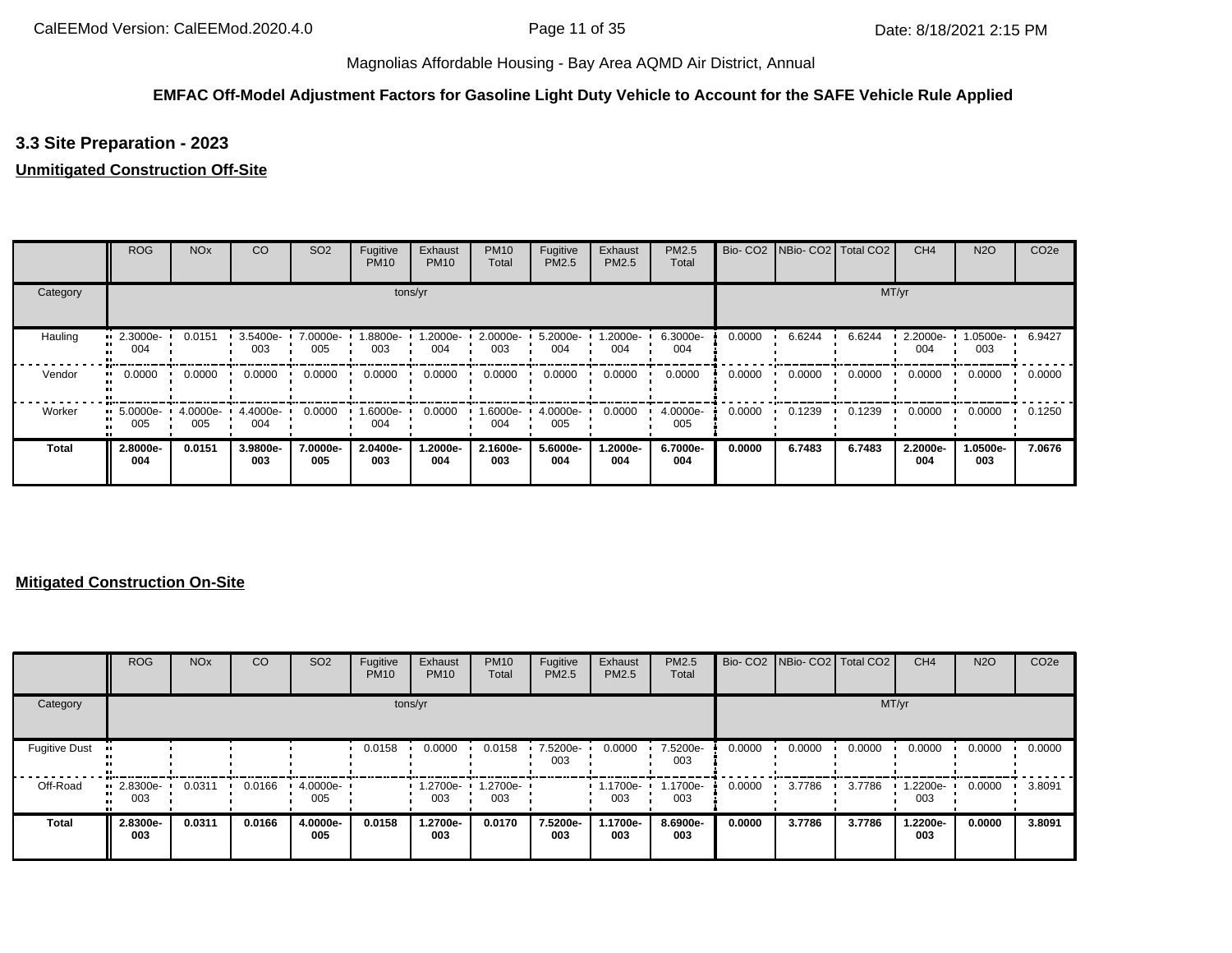Magnolias Affordable Housing - Bay Area AQMD Air District, Annual

**EMFAC Off-Model Adjustment Factors for Gasoline Light Duty Vehicle to Account for the SAFE Vehicle Rule Applied**

## 3.3 Site Preparation - 2023

**Unmitigated Construction Off-Site**

| | ROG | NOx | CO | SO2 | Fugitive PM10 | Exhaust PM10 | PM10 Total | Fugitive PM2.5 | Exhaust PM2.5 | PM2.5 Total | Bio- CO2 | NBio- CO2 | Total CO2 | CH4 | N2O | CO2e |
|---|---|---|---|---|---|---|---|---|---|---|---|---|---|---|---|---|
| Category | tons/yr | | | | | | | | | | MT/yr | | | | | |
| Hauling | 2.3000e-004 | 0.0151 | 3.5400e-003 | 7.0000e-005 | 1.8800e-003 | 1.2000e-004 | 2.0000e-003 | 5.2000e-004 | 1.2000e-004 | 6.3000e-004 | 0.0000 | 6.6244 | 6.6244 | 2.2000e-004 | 1.0500e-003 | 6.9427 |
| Vendor | 0.0000 | 0.0000 | 0.0000 | 0.0000 | 0.0000 | 0.0000 | 0.0000 | 0.0000 | 0.0000 | 0.0000 | 0.0000 | 0.0000 | 0.0000 | 0.0000 | 0.0000 | 0.0000 |
| Worker | 5.0000e-005 | 4.0000e-005 | 4.4000e-004 | 0.0000 | 1.6000e-004 | 0.0000 | 1.6000e-004 | 4.0000e-005 | 0.0000 | 4.0000e-005 | 0.0000 | 0.1239 | 0.1239 | 0.0000 | 0.0000 | 0.1250 |
| **Total** | **2.8000e-004** | **0.0151** | **3.9800e-003** | **7.0000e-005** | **2.0400e-003** | **1.2000e-004** | **2.1600e-003** | **5.6000e-004** | **1.2000e-004** | **6.7000e-004** | **0.0000** | **6.7483** | **6.7483** | **2.2000e-004** | **1.0500e-003** | **7.0676** |

**Mitigated Construction On-Site**

| | ROG | NOx | CO | SO2 | Fugitive PM10 | Exhaust PM10 | PM10 Total | Fugitive PM2.5 | Exhaust PM2.5 | PM2.5 Total | Bio- CO2 | NBio- CO2 | Total CO2 | CH4 | N2O | CO2e |
|---|---|---|---|---|---|---|---|---|---|---|---|---|---|---|---|---|
| Category | tons/yr | | | | | | | | | | MT/yr | | | | | |
| Fugitive Dust | | | | | 0.0158 | 0.0000 | 0.0158 | 7.5200e-003 | 0.0000 | 7.5200e-003 | 0.0000 | 0.0000 | 0.0000 | 0.0000 | 0.0000 | 0.0000 |
| Off-Road | 2.8300e-003 | 0.0311 | 0.0166 | 4.0000e-005 | | 1.2700e-003 | 1.2700e-003 | | 1.1700e-003 | 1.1700e-003 | 0.0000 | 3.7786 | 3.7786 | 1.2200e-003 | 0.0000 | 3.8091 |
| **Total** | **2.8300e-003** | **0.0311** | **0.0166** | **4.0000e-005** | **0.0158** | **1.2700e-003** | **0.0170** | **7.5200e-003** | **1.1700e-003** | **8.6900e-003** | **0.0000** | **3.7786** | **3.7786** | **1.2200e-003** | **0.0000** | **3.8091** |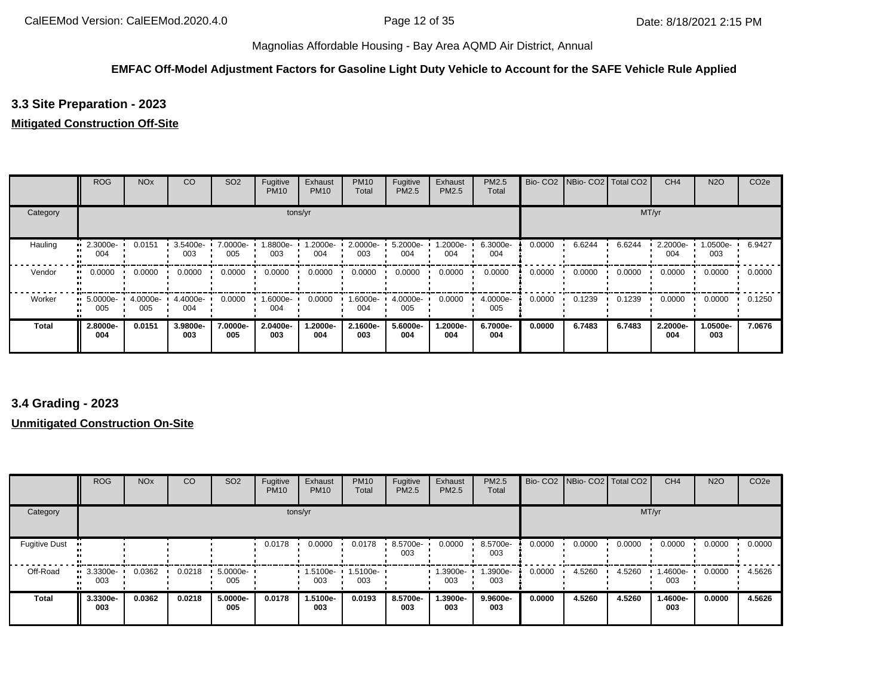Magnolias Affordable Housing - Bay Area AQMD Air District, Annual

**EMFAC Off-Model Adjustment Factors for Gasoline Light Duty Vehicle to Account for the SAFE Vehicle Rule Applied**

### 3.3 Site Preparation - 2023

**Mitigated Construction Off-Site**

| | ROG | NOx | CO | SO2 | Fugitive PM10 | Exhaust PM10 | PM10 Total | Fugitive PM2.5 | Exhaust PM2.5 | PM2.5 Total | Bio- CO2 | NBio- CO2 | Total CO2 | CH4 | N2O | CO2e |
|---|---|---|---|---|---|---|---|---|---|---|---|---|---|---|---|---|
| Category | tons/yr | | | | | | | | | | MT/yr | | | | | |
| Hauling | 2.3000e-004 | 0.0151 | 3.5400e-003 | 7.0000e-005 | 1.8800e-003 | 1.2000e-004 | 2.0000e-003 | 5.2000e-004 | 1.2000e-004 | 6.3000e-004 | 0.0000 | 6.6244 | 6.6244 | 2.2000e-004 | 1.0500e-003 | 6.9427 |
| Vendor | 0.0000 | 0.0000 | 0.0000 | 0.0000 | 0.0000 | 0.0000 | 0.0000 | 0.0000 | 0.0000 | 0.0000 | 0.0000 | 0.0000 | 0.0000 | 0.0000 | 0.0000 | 0.0000 |
| Worker | 5.0000e-005 | 4.0000e-005 | 4.4000e-004 | 0.0000 | 1.6000e-004 | 0.0000 | 1.6000e-004 | 4.0000e-005 | 0.0000 | 4.0000e-005 | 0.0000 | 0.1239 | 0.1239 | 0.0000 | 0.0000 | 0.1250 |
| **Total** | **2.8000e-004** | **0.0151** | **3.9800e-003** | **7.0000e-005** | **2.0400e-003** | **1.2000e-004** | **2.1600e-003** | **5.6000e-004** | **1.2000e-004** | **6.7000e-004** | **0.0000** | **6.7483** | **6.7483** | **2.2000e-004** | **1.0500e-003** | **7.0676** |

### 3.4 Grading - 2023

**Unmitigated Construction On-Site**

| | ROG | NOx | CO | SO2 | Fugitive PM10 | Exhaust PM10 | PM10 Total | Fugitive PM2.5 | Exhaust PM2.5 | PM2.5 Total | Bio- CO2 | NBio- CO2 | Total CO2 | CH4 | N2O | CO2e |
|---|---|---|---|---|---|---|---|---|---|---|---|---|---|---|---|---|
| Category | tons/yr | | | | | | | | | | MT/yr | | | | | |
| Fugitive Dust | | | | | 0.0178 | 0.0000 | 0.0178 | 8.5700e-003 | 0.0000 | 8.5700e-003 | 0.0000 | 0.0000 | 0.0000 | 0.0000 | 0.0000 | 0.0000 |
| Off-Road | 3.3300e-003 | 0.0362 | 0.0218 | 5.0000e-005 | | 1.5100e-003 | 1.5100e-003 | | 1.3900e-003 | 1.3900e-003 | 0.0000 | 4.5260 | 4.5260 | 1.4600e-003 | 0.0000 | 4.5626 |
| **Total** | **3.3300e-003** | **0.0362** | **0.0218** | **5.0000e-005** | **0.0178** | **1.5100e-003** | **0.0193** | **8.5700e-003** | **1.3900e-003** | **9.9600e-003** | **0.0000** | **4.5260** | **4.5260** | **1.4600e-003** | **0.0000** | **4.5626** |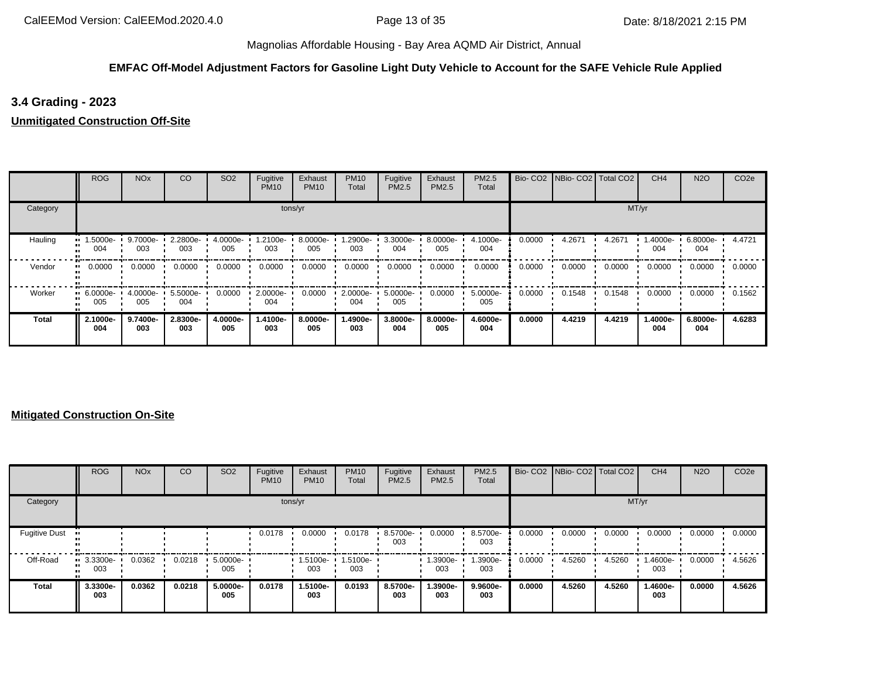Magnolias Affordable Housing - Bay Area AQMD Air District, Annual

**EMFAC Off-Model Adjustment Factors for Gasoline Light Duty Vehicle to Account for the SAFE Vehicle Rule Applied**

### 3.4 Grading - 2023

**Unmitigated Construction Off-Site**

| | ROG | NOx | CO | SO2 | Fugitive PM10 | Exhaust PM10 | PM10 Total | Fugitive PM2.5 | Exhaust PM2.5 | PM2.5 Total | Bio- CO2 | NBio- CO2 | Total CO2 | CH4 | N2O | CO2e |
|---|---|---|---|---|---|---|---|---|---|---|---|---|---|---|---|---|
| Category | tons/yr | | | | | | | | | | MT/yr | | | | | |
| Hauling | 1.5000e-004 | 9.7000e-003 | 2.2800e-003 | 4.0000e-005 | 1.2100e-003 | 8.0000e-005 | 1.2900e-003 | 3.3000e-004 | 8.0000e-005 | 4.1000e-004 | 0.0000 | 4.2671 | 4.2671 | 1.4000e-004 | 6.8000e-004 | 4.4721 |
| Vendor | 0.0000 | 0.0000 | 0.0000 | 0.0000 | 0.0000 | 0.0000 | 0.0000 | 0.0000 | 0.0000 | 0.0000 | 0.0000 | 0.0000 | 0.0000 | 0.0000 | 0.0000 | 0.0000 |
| Worker | 6.0000e-005 | 4.0000e-005 | 5.5000e-004 | 0.0000 | 2.0000e-004 | 0.0000 | 2.0000e-004 | 5.0000e-005 | 0.0000 | 5.0000e-005 | 0.0000 | 0.1548 | 0.1548 | 0.0000 | 0.0000 | 0.1562 |
| **Total** | **2.1000e-004** | **9.7400e-003** | **2.8300e-003** | **4.0000e-005** | **1.4100e-003** | **8.0000e-005** | **1.4900e-003** | **3.8000e-004** | **8.0000e-005** | **4.6000e-004** | **0.0000** | **4.4219** | **4.4219** | **1.4000e-004** | **6.8000e-004** | **4.6283** |

**Mitigated Construction On-Site**

| | ROG | NOx | CO | SO2 | Fugitive PM10 | Exhaust PM10 | PM10 Total | Fugitive PM2.5 | Exhaust PM2.5 | PM2.5 Total | Bio- CO2 | NBio- CO2 | Total CO2 | CH4 | N2O | CO2e |
|---|---|---|---|---|---|---|---|---|---|---|---|---|---|---|---|---|
| Category | tons/yr | | | | | | | | | | MT/yr | | | | | |
| Fugitive Dust | | | | | 0.0178 | 0.0000 | 0.0178 | 8.5700e-003 | 0.0000 | 8.5700e-003 | 0.0000 | 0.0000 | 0.0000 | 0.0000 | 0.0000 | 0.0000 |
| Off-Road | 3.3300e-003 | 0.0362 | 0.0218 | 5.0000e-005 | | 1.5100e-003 | 1.5100e-003 | | 1.3900e-003 | 1.3900e-003 | 0.0000 | 4.5260 | 4.5260 | 1.4600e-003 | 0.0000 | 4.5626 |
| **Total** | **3.3300e-003** | **0.0362** | **0.0218** | **5.0000e-005** | **0.0178** | **1.5100e-003** | **0.0193** | **8.5700e-003** | **1.3900e-003** | **9.9600e-003** | **0.0000** | **4.5260** | **4.5260** | **1.4600e-003** | **0.0000** | **4.5626** |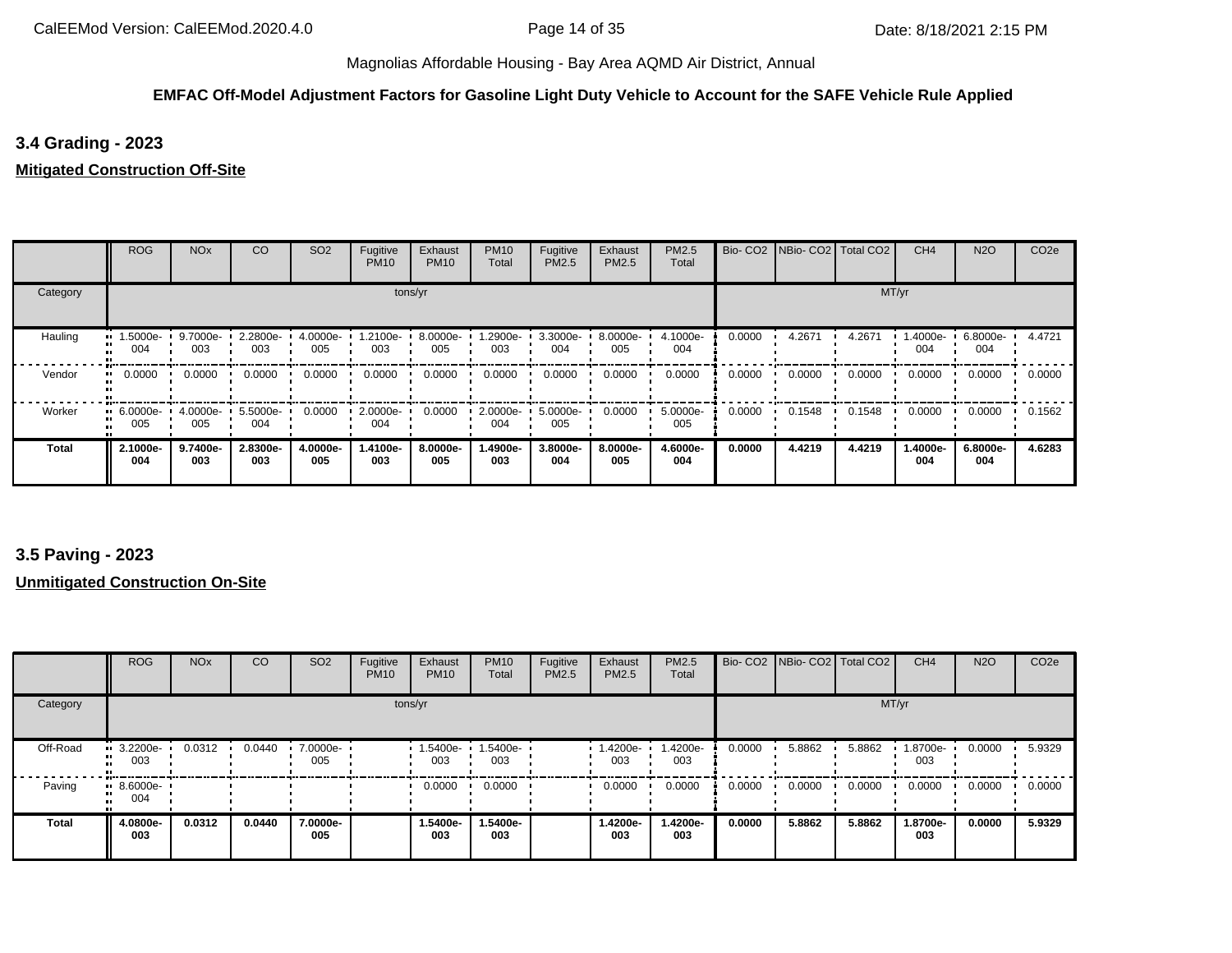Magnolias Affordable Housing - Bay Area AQMD Air District, Annual

**EMFAC Off-Model Adjustment Factors for Gasoline Light Duty Vehicle to Account for the SAFE Vehicle Rule Applied**

## 3.4 Grading - 2023

**Mitigated Construction Off-Site**

| | ROG | NOx | CO | SO2 | Fugitive PM10 | Exhaust PM10 | PM10 Total | Fugitive PM2.5 | Exhaust PM2.5 | PM2.5 Total | Bio- CO2 | NBio- CO2 | Total CO2 | CH4 | N2O | CO2e |
|---|---|---|---|---|---|---|---|---|---|---|---|---|---|---|---|---|
| Category | tons/yr | | | | | | | | | | MT/yr | | | | | |
| Hauling | 1.5000e-004 | 9.7000e-003 | 2.2800e-003 | 4.0000e-005 | 1.2100e-003 | 8.0000e-005 | 1.2900e-003 | 3.3000e-004 | 8.0000e-005 | 4.1000e-004 | 0.0000 | 4.2671 | 4.2671 | 1.4000e-004 | 6.8000e-004 | 4.4721 |
| Vendor | 0.0000 | 0.0000 | 0.0000 | 0.0000 | 0.0000 | 0.0000 | 0.0000 | 0.0000 | 0.0000 | 0.0000 | 0.0000 | 0.0000 | 0.0000 | 0.0000 | 0.0000 | 0.0000 |
| Worker | 6.0000e-005 | 4.0000e-005 | 5.5000e-004 | 0.0000 | 2.0000e-004 | 0.0000 | 2.0000e-004 | 5.0000e-005 | 0.0000 | 5.0000e-005 | 0.0000 | 0.1548 | 0.1548 | 0.0000 | 0.0000 | 0.1562 |
| **Total** | **2.1000e-004** | **9.7400e-003** | **2.8300e-003** | **4.0000e-005** | **1.4100e-003** | **8.0000e-005** | **1.4900e-003** | **3.8000e-004** | **8.0000e-005** | **4.6000e-004** | **0.0000** | **4.4219** | **4.4219** | **1.4000e-004** | **6.8000e-004** | **4.6283** |

## 3.5 Paving - 2023

**Unmitigated Construction On-Site**

| | ROG | NOx | CO | SO2 | Fugitive PM10 | Exhaust PM10 | PM10 Total | Fugitive PM2.5 | Exhaust PM2.5 | PM2.5 Total | Bio- CO2 | NBio- CO2 | Total CO2 | CH4 | N2O | CO2e |
|---|---|---|---|---|---|---|---|---|---|---|---|---|---|---|---|---|
| Category | tons/yr | | | | | | | | | | MT/yr | | | | | |
| Off-Road | 3.2200e-003 | 0.0312 | 0.0440 | 7.0000e-005 | | 1.5400e-003 | 1.5400e-003 | | 1.4200e-003 | 1.4200e-003 | 0.0000 | 5.8862 | 5.8862 | 1.8700e-003 | 0.0000 | 5.9329 |
| Paving | 8.6000e-004 | | | | | 0.0000 | 0.0000 | | 0.0000 | 0.0000 | 0.0000 | 0.0000 | 0.0000 | 0.0000 | 0.0000 | 0.0000 |
| **Total** | **4.0800e-003** | **0.0312** | **0.0440** | **7.0000e-005** | | **1.5400e-003** | **1.5400e-003** | | **1.4200e-003** | **1.4200e-003** | **0.0000** | **5.8862** | **5.8862** | **1.8700e-003** | **0.0000** | **5.9329** |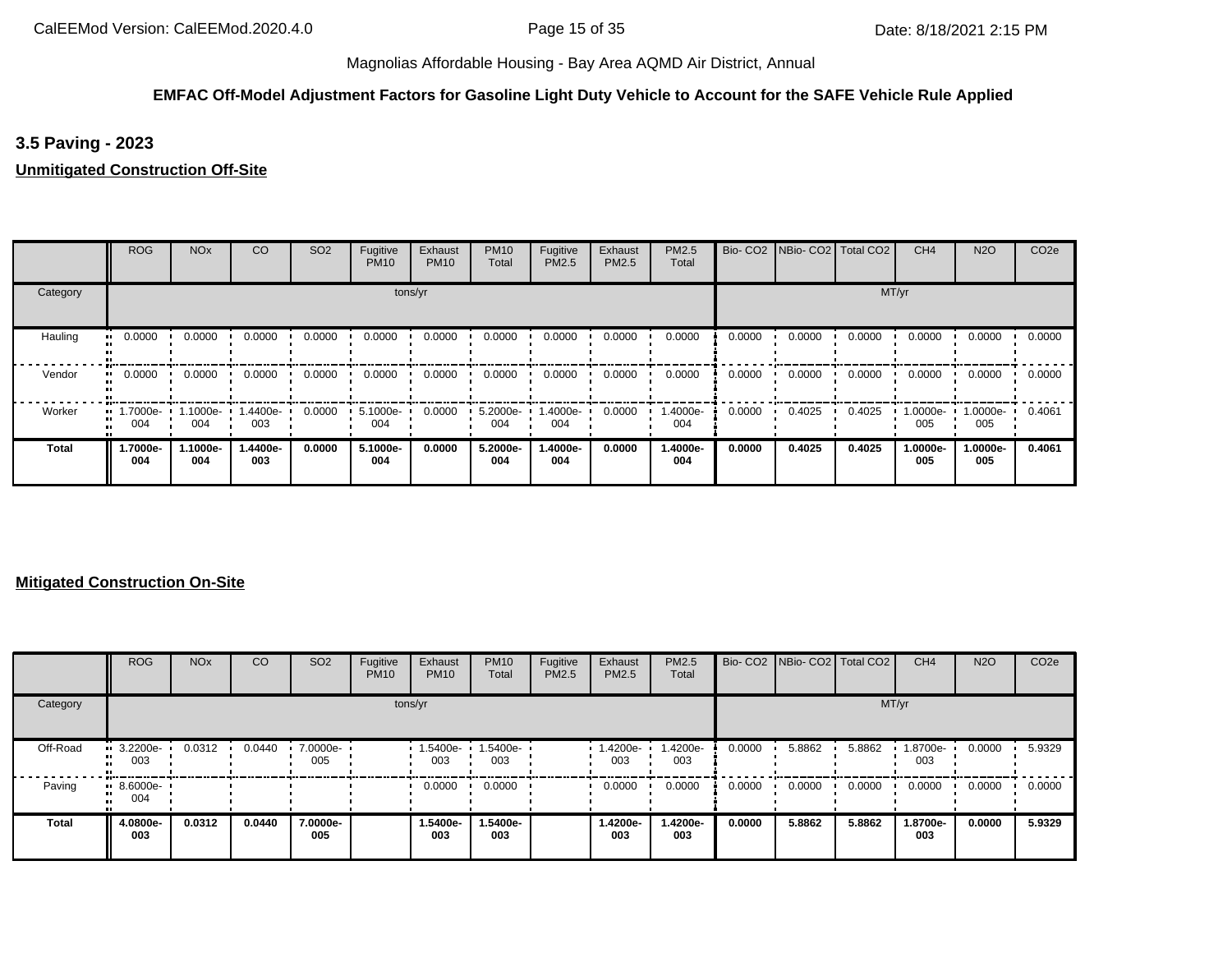Magnolias Affordable Housing - Bay Area AQMD Air District, Annual

**EMFAC Off-Model Adjustment Factors for Gasoline Light Duty Vehicle to Account for the SAFE Vehicle Rule Applied**

### 3.5 Paving - 2023

**Unmitigated Construction Off-Site**

| | ROG | NOx | CO | SO2 | Fugitive PM10 | Exhaust PM10 | PM10 Total | Fugitive PM2.5 | Exhaust PM2.5 | PM2.5 Total | Bio- CO2 | NBio- CO2 | Total CO2 | CH4 | N2O | CO2e |
|---|---|---|---|---|---|---|---|---|---|---|---|---|---|---|---|---|
| Category | tons/yr | | | | | | | | | | MT/yr | | | | | |
| Hauling | 0.0000 | 0.0000 | 0.0000 | 0.0000 | 0.0000 | 0.0000 | 0.0000 | 0.0000 | 0.0000 | 0.0000 | 0.0000 | 0.0000 | 0.0000 | 0.0000 | 0.0000 | 0.0000 |
| Vendor | 0.0000 | 0.0000 | 0.0000 | 0.0000 | 0.0000 | 0.0000 | 0.0000 | 0.0000 | 0.0000 | 0.0000 | 0.0000 | 0.0000 | 0.0000 | 0.0000 | 0.0000 | 0.0000 |
| Worker | 1.7000e-004 | 1.1000e-004 | 1.4400e-003 | 0.0000 | 5.1000e-004 | 0.0000 | 5.2000e-004 | 1.4000e-004 | 0.0000 | 1.4000e-004 | 0.0000 | 0.4025 | 0.4025 | 1.0000e-005 | 1.0000e-005 | 0.4061 |
| **Total** | **1.7000e-004** | **1.1000e-004** | **1.4400e-003** | **0.0000** | **5.1000e-004** | **0.0000** | **5.2000e-004** | **1.4000e-004** | **0.0000** | **1.4000e-004** | **0.0000** | **0.4025** | **0.4025** | **1.0000e-005** | **1.0000e-005** | **0.4061** |

**Mitigated Construction On-Site**

| | ROG | NOx | CO | SO2 | Fugitive PM10 | Exhaust PM10 | PM10 Total | Fugitive PM2.5 | Exhaust PM2.5 | PM2.5 Total | Bio- CO2 | NBio- CO2 | Total CO2 | CH4 | N2O | CO2e |
|---|---|---|---|---|---|---|---|---|---|---|---|---|---|---|---|---|
| Category | tons/yr | | | | | | | | | | MT/yr | | | | | |
| Off-Road | 3.2200e-003 | 0.0312 | 0.0440 | 7.0000e-005 | | 1.5400e-003 | 1.5400e-003 | | 1.4200e-003 | 1.4200e-003 | 0.0000 | 5.8862 | 5.8862 | 1.8700e-003 | 0.0000 | 5.9329 |
| Paving | 8.6000e-004 | | | | | 0.0000 | 0.0000 | | 0.0000 | 0.0000 | 0.0000 | 0.0000 | 0.0000 | 0.0000 | 0.0000 | 0.0000 |
| **Total** | **4.0800e-003** | **0.0312** | **0.0440** | **7.0000e-005** | | **1.5400e-003** | **1.5400e-003** | | **1.4200e-003** | **1.4200e-003** | **0.0000** | **5.8862** | **5.8862** | **1.8700e-003** | **0.0000** | **5.9329** |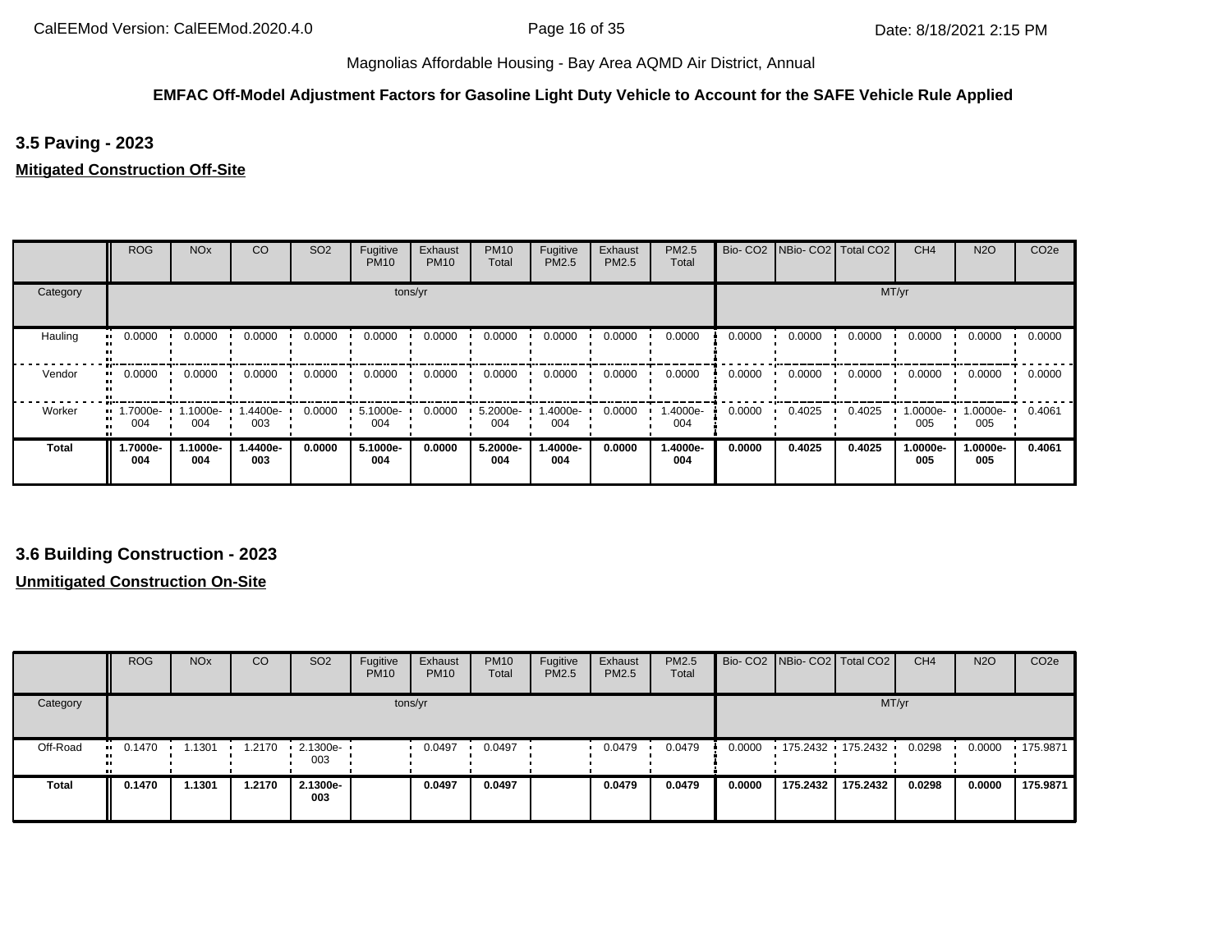Magnolias Affordable Housing - Bay Area AQMD Air District, Annual

**EMFAC Off-Model Adjustment Factors for Gasoline Light Duty Vehicle to Account for the SAFE Vehicle Rule Applied**

### 3.5 Paving - 2023

**Mitigated Construction Off-Site**

| | ROG | NOx | CO | SO2 | Fugitive PM10 | Exhaust PM10 | PM10 Total | Fugitive PM2.5 | Exhaust PM2.5 | PM2.5 Total | Bio- CO2 | NBio- CO2 | Total CO2 | CH4 | N2O | CO2e |
|---|---|---|---|---|---|---|---|---|---|---|---|---|---|---|---|---|
| Category | tons/yr | | | | | | | | | | MT/yr | | | | | |
| Hauling | 0.0000 | 0.0000 | 0.0000 | 0.0000 | 0.0000 | 0.0000 | 0.0000 | 0.0000 | 0.0000 | 0.0000 | 0.0000 | 0.0000 | 0.0000 | 0.0000 | 0.0000 | 0.0000 |
| Vendor | 0.0000 | 0.0000 | 0.0000 | 0.0000 | 0.0000 | 0.0000 | 0.0000 | 0.0000 | 0.0000 | 0.0000 | 0.0000 | 0.0000 | 0.0000 | 0.0000 | 0.0000 | 0.0000 |
| Worker | 1.7000e-004 | 1.1000e-004 | 1.4400e-003 | 0.0000 | 5.1000e-004 | 0.0000 | 5.2000e-004 | 1.4000e-004 | 0.0000 | 1.4000e-004 | 0.0000 | 0.4025 | 0.4025 | 1.0000e-005 | 1.0000e-005 | 0.4061 |
| **Total** | **1.7000e-004** | **1.1000e-004** | **1.4400e-003** | **0.0000** | **5.1000e-004** | **0.0000** | **5.2000e-004** | **1.4000e-004** | **0.0000** | **1.4000e-004** | **0.0000** | **0.4025** | **0.4025** | **1.0000e-005** | **1.0000e-005** | **0.4061** |

### 3.6 Building Construction - 2023

**Unmitigated Construction On-Site**

| | ROG | NOx | CO | SO2 | Fugitive PM10 | Exhaust PM10 | PM10 Total | Fugitive PM2.5 | Exhaust PM2.5 | PM2.5 Total | Bio- CO2 | NBio- CO2 | Total CO2 | CH4 | N2O | CO2e |
|---|---|---|---|---|---|---|---|---|---|---|---|---|---|---|---|---|
| Category | tons/yr | | | | | | | | | | MT/yr | | | | | |
| Off-Road | 0.1470 | 1.1301 | 1.2170 | 2.1300e-003 | | 0.0497 | 0.0497 | | 0.0479 | 0.0479 | 0.0000 | 175.2432 | 175.2432 | 0.0298 | 0.0000 | 175.9871 |
| **Total** | **0.1470** | **1.1301** | **1.2170** | **2.1300e-003** | | **0.0497** | **0.0497** | | **0.0479** | **0.0479** | **0.0000** | **175.2432** | **175.2432** | **0.0298** | **0.0000** | **175.9871** |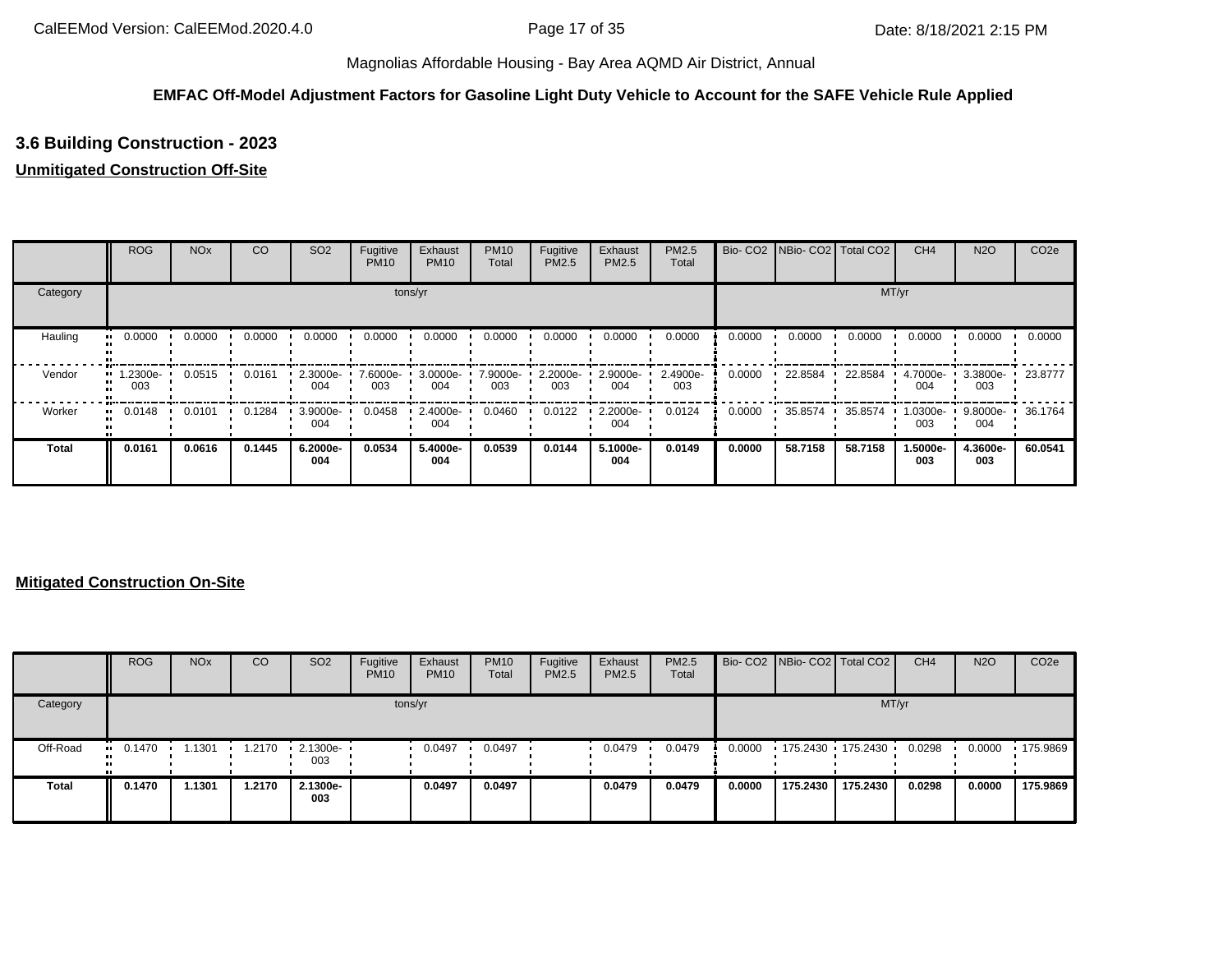Magnolias Affordable Housing - Bay Area AQMD Air District, Annual

**EMFAC Off-Model Adjustment Factors for Gasoline Light Duty Vehicle to Account for the SAFE Vehicle Rule Applied**

### 3.6 Building Construction - 2023

**Unmitigated Construction Off-Site**

| | ROG | NOx | CO | SO2 | Fugitive PM10 | Exhaust PM10 | PM10 Total | Fugitive PM2.5 | Exhaust PM2.5 | PM2.5 Total | Bio- CO2 | NBio- CO2 | Total CO2 | CH4 | N2O | CO2e |
|---|---|---|---|---|---|---|---|---|---|---|---|---|---|---|---|---|
| Category | tons/yr | | | | | | | | | | MT/yr | | | | | |
| Hauling | 0.0000 | 0.0000 | 0.0000 | 0.0000 | 0.0000 | 0.0000 | 0.0000 | 0.0000 | 0.0000 | 0.0000 | 0.0000 | 0.0000 | 0.0000 | 0.0000 | 0.0000 | 0.0000 |
| Vendor | 1.2300e-003 | 0.0515 | 0.0161 | 2.3000e-004 | 7.6000e-003 | 3.0000e-004 | 7.9000e-003 | 2.2000e-003 | 2.9000e-004 | 2.4900e-003 | 0.0000 | 22.8584 | 22.8584 | 4.7000e-004 | 3.3800e-003 | 23.8777 |
| Worker | 0.0148 | 0.0101 | 0.1284 | 3.9000e-004 | 0.0458 | 2.4000e-004 | 0.0460 | 0.0122 | 2.2000e-004 | 0.0124 | 0.0000 | 35.8574 | 35.8574 | 1.0300e-003 | 9.8000e-004 | 36.1764 |
| **Total** | **0.0161** | **0.0616** | **0.1445** | **6.2000e-004** | **0.0534** | **5.4000e-004** | **0.0539** | **0.0144** | **5.1000e-004** | **0.0149** | **0.0000** | **58.7158** | **58.7158** | **1.5000e-003** | **4.3600e-003** | **60.0541** |

**Mitigated Construction On-Site**

| | ROG | NOx | CO | SO2 | Fugitive PM10 | Exhaust PM10 | PM10 Total | Fugitive PM2.5 | Exhaust PM2.5 | PM2.5 Total | Bio- CO2 | NBio- CO2 | Total CO2 | CH4 | N2O | CO2e |
|---|---|---|---|---|---|---|---|---|---|---|---|---|---|---|---|---|
| Category | tons/yr | | | | | | | | | | MT/yr | | | | | |
| Off-Road | 0.1470 | 1.1301 | 1.2170 | 2.1300e-003 | | 0.0497 | 0.0497 | | 0.0479 | 0.0479 | 0.0000 | 175.2430 | 175.2430 | 0.0298 | 0.0000 | 175.9869 |
| **Total** | **0.1470** | **1.1301** | **1.2170** | **2.1300e-003** | | **0.0497** | **0.0497** | | **0.0479** | **0.0479** | **0.0000** | **175.2430** | **175.2430** | **0.0298** | **0.0000** | **175.9869** |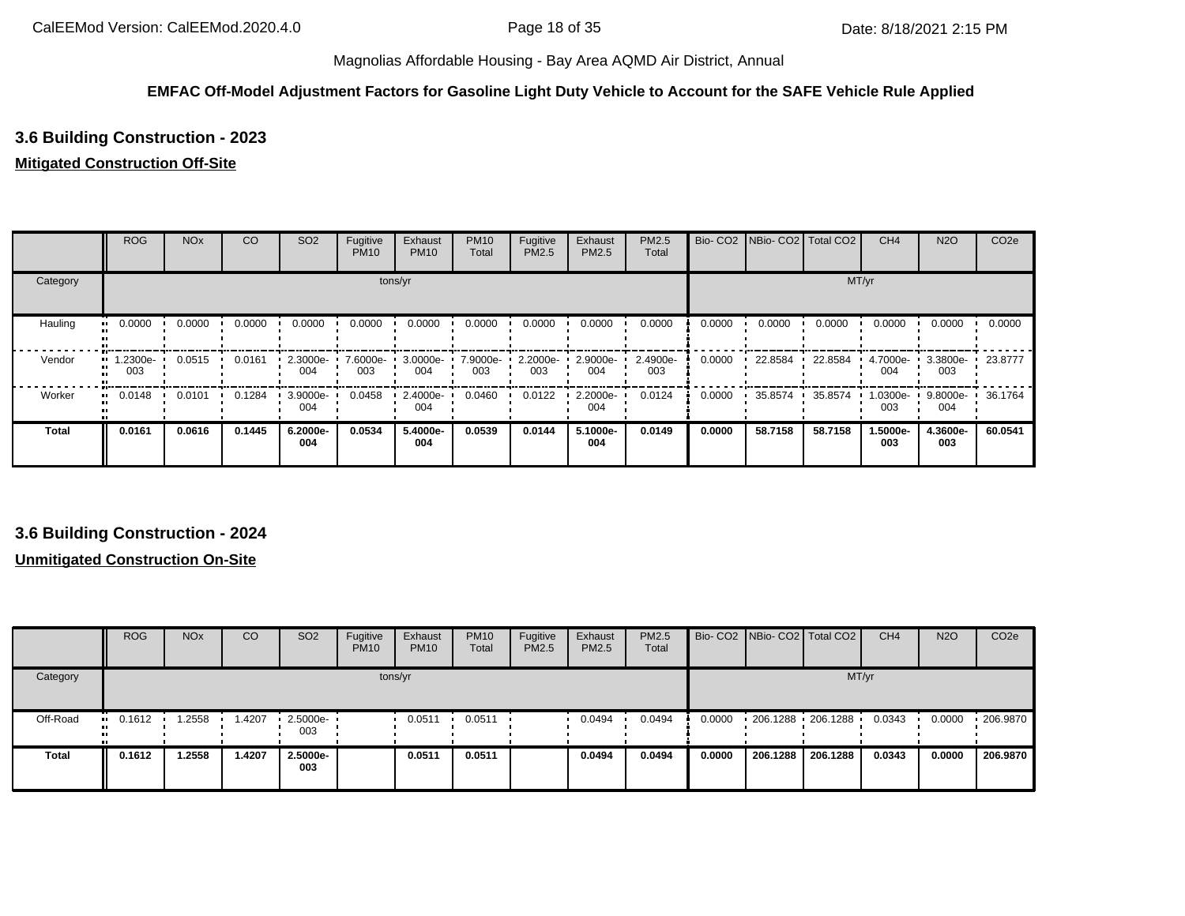Magnolias Affordable Housing - Bay Area AQMD Air District, Annual

**EMFAC Off-Model Adjustment Factors for Gasoline Light Duty Vehicle to Account for the SAFE Vehicle Rule Applied**

### 3.6 Building Construction - 2023

**Mitigated Construction Off-Site**

| | ROG | NOx | CO | SO2 | Fugitive PM10 | Exhaust PM10 | PM10 Total | Fugitive PM2.5 | Exhaust PM2.5 | PM2.5 Total | Bio- CO2 | NBio- CO2 | Total CO2 | CH4 | N2O | CO2e |
|---|---|---|---|---|---|---|---|---|---|---|---|---|---|---|---|---|
| Category | tons/yr | | | | | | | | | | MT/yr | | | | | |
| Hauling | 0.0000 | 0.0000 | 0.0000 | 0.0000 | 0.0000 | 0.0000 | 0.0000 | 0.0000 | 0.0000 | 0.0000 | 0.0000 | 0.0000 | 0.0000 | 0.0000 | 0.0000 | 0.0000 |
| Vendor | 1.2300e-003 | 0.0515 | 0.0161 | 2.3000e-004 | 7.6000e-003 | 3.0000e-004 | 7.9000e-003 | 2.2000e-003 | 2.9000e-004 | 2.4900e-003 | 0.0000 | 22.8584 | 22.8584 | 4.7000e-004 | 3.3800e-003 | 23.8777 |
| Worker | 0.0148 | 0.0101 | 0.1284 | 3.9000e-004 | 0.0458 | 2.4000e-004 | 0.0460 | 0.0122 | 2.2000e-004 | 0.0124 | 0.0000 | 35.8574 | 35.8574 | 1.0300e-003 | 9.8000e-004 | 36.1764 |
| **Total** | **0.0161** | **0.0616** | **0.1445** | **6.2000e-004** | **0.0534** | **5.4000e-004** | **0.0539** | **0.0144** | **5.1000e-004** | **0.0149** | **0.0000** | **58.7158** | **58.7158** | **1.5000e-003** | **4.3600e-003** | **60.0541** |

### 3.6 Building Construction - 2024

**Unmitigated Construction On-Site**

| | ROG | NOx | CO | SO2 | Fugitive PM10 | Exhaust PM10 | PM10 Total | Fugitive PM2.5 | Exhaust PM2.5 | PM2.5 Total | Bio- CO2 | NBio- CO2 | Total CO2 | CH4 | N2O | CO2e |
|---|---|---|---|---|---|---|---|---|---|---|---|---|---|---|---|---|
| Category | tons/yr | | | | | | | | | | MT/yr | | | | | |
| Off-Road | 0.1612 | 1.2558 | 1.4207 | 2.5000e-003 | | 0.0511 | 0.0511 | | 0.0494 | 0.0494 | 0.0000 | 206.1288 | 206.1288 | 0.0343 | 0.0000 | 206.9870 |
| **Total** | **0.1612** | **1.2558** | **1.4207** | **2.5000e-003** | | **0.0511** | **0.0511** | | **0.0494** | **0.0494** | **0.0000** | **206.1288** | **206.1288** | **0.0343** | **0.0000** | **206.9870** |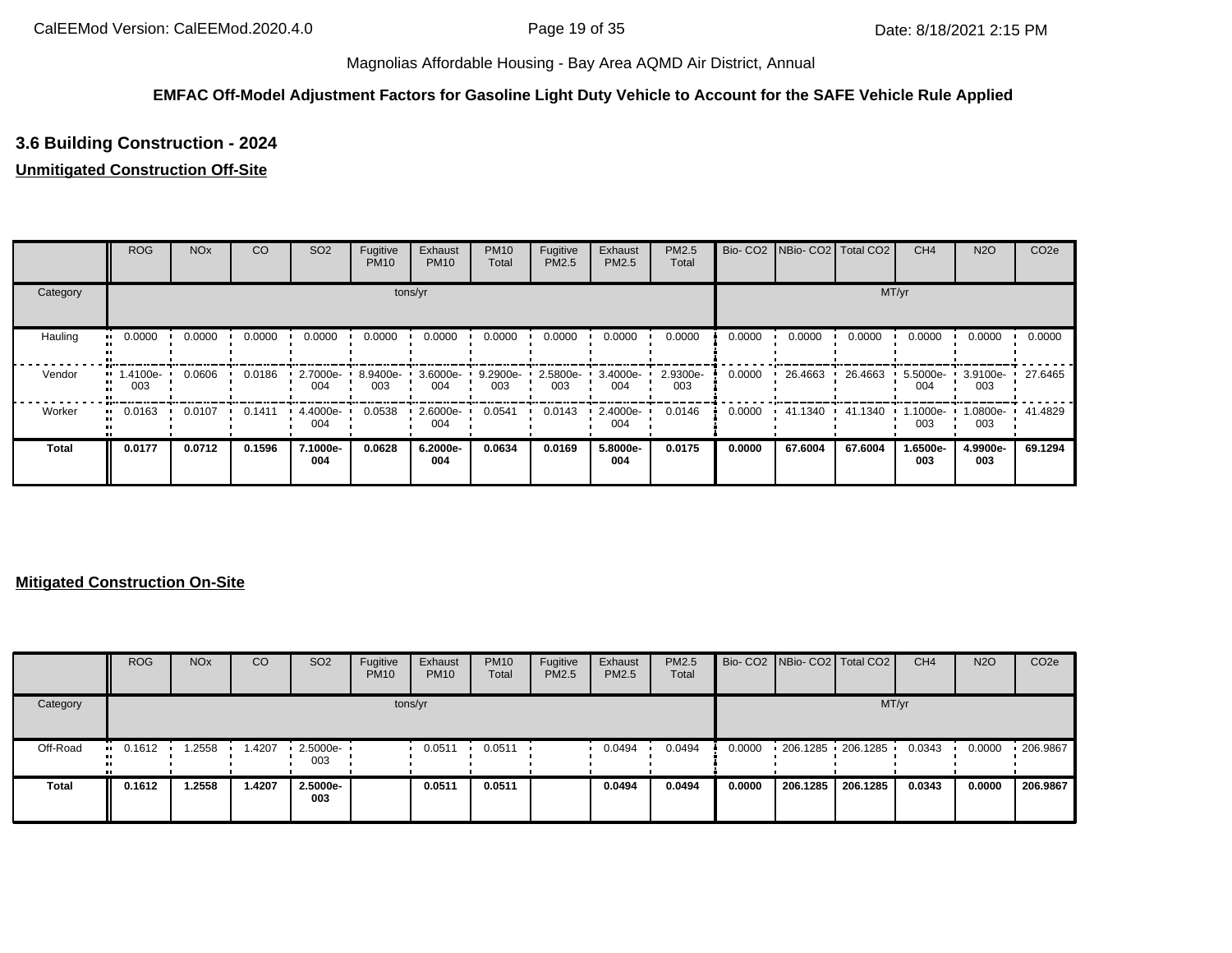Magnolias Affordable Housing - Bay Area AQMD Air District, Annual

**EMFAC Off-Model Adjustment Factors for Gasoline Light Duty Vehicle to Account for the SAFE Vehicle Rule Applied**

### 3.6 Building Construction - 2024

**Unmitigated Construction Off-Site**

| | ROG | NOx | CO | SO2 | Fugitive PM10 | Exhaust PM10 | PM10 Total | Fugitive PM2.5 | Exhaust PM2.5 | PM2.5 Total | Bio- CO2 | NBio- CO2 | Total CO2 | CH4 | N2O | CO2e |
|---|---|---|---|---|---|---|---|---|---|---|---|---|---|---|---|---|
| Category | tons/yr | | | | | | | | | | MT/yr | | | | | |
| Hauling | 0.0000 | 0.0000 | 0.0000 | 0.0000 | 0.0000 | 0.0000 | 0.0000 | 0.0000 | 0.0000 | 0.0000 | 0.0000 | 0.0000 | 0.0000 | 0.0000 | 0.0000 | 0.0000 |
| Vendor | 1.4100e-003 | 0.0606 | 0.0186 | 2.7000e-004 | 8.9400e-003 | 3.6000e-004 | 9.2900e-003 | 2.5800e-003 | 3.4000e-004 | 2.9300e-003 | 0.0000 | 26.4663 | 26.4663 | 5.5000e-004 | 3.9100e-003 | 27.6465 |
| Worker | 0.0163 | 0.0107 | 0.1411 | 4.4000e-004 | 0.0538 | 2.6000e-004 | 0.0541 | 0.0143 | 2.4000e-004 | 0.0146 | 0.0000 | 41.1340 | 41.1340 | 1.1000e-003 | 1.0800e-003 | 41.4829 |
| **Total** | **0.0177** | **0.0712** | **0.1596** | **7.1000e-004** | **0.0628** | **6.2000e-004** | **0.0634** | **0.0169** | **5.8000e-004** | **0.0175** | **0.0000** | **67.6004** | **67.6004** | **1.6500e-003** | **4.9900e-003** | **69.1294** |

**Mitigated Construction On-Site**

| | ROG | NOx | CO | SO2 | Fugitive PM10 | Exhaust PM10 | PM10 Total | Fugitive PM2.5 | Exhaust PM2.5 | PM2.5 Total | Bio- CO2 | NBio- CO2 | Total CO2 | CH4 | N2O | CO2e |
|---|---|---|---|---|---|---|---|---|---|---|---|---|---|---|---|---|
| Category | tons/yr | | | | | | | | | | MT/yr | | | | | |
| Off-Road | 0.1612 | 1.2558 | 1.4207 | 2.5000e-003 | | 0.0511 | 0.0511 | | 0.0494 | 0.0494 | 0.0000 | 206.1285 | 206.1285 | 0.0343 | 0.0000 | 206.9867 |
| **Total** | **0.1612** | **1.2558** | **1.4207** | **2.5000e-003** | | **0.0511** | **0.0511** | | **0.0494** | **0.0494** | **0.0000** | **206.1285** | **206.1285** | **0.0343** | **0.0000** | **206.9867** |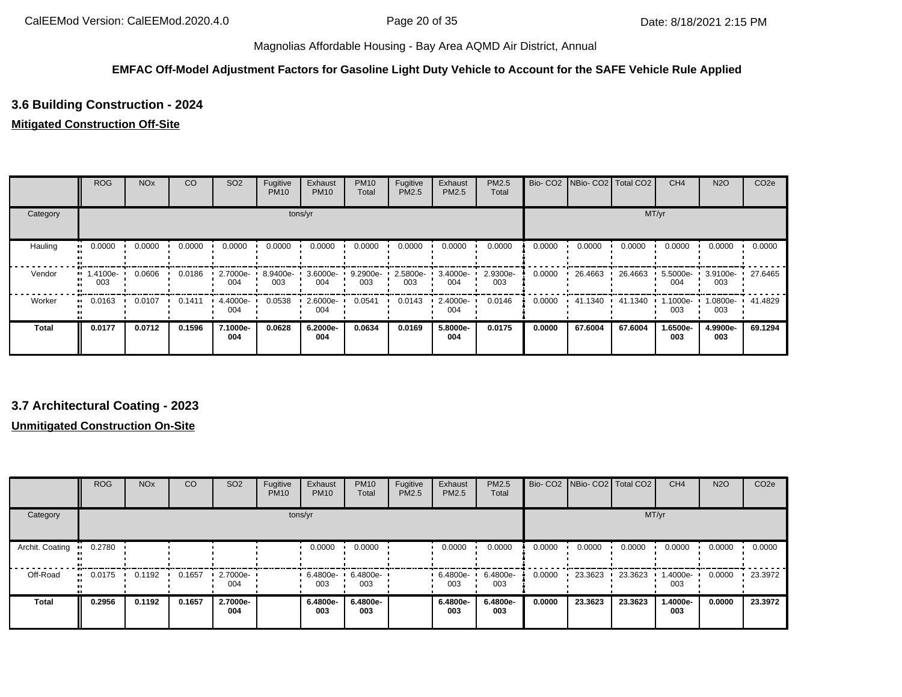Magnolias Affordable Housing - Bay Area AQMD Air District, Annual

**EMFAC Off-Model Adjustment Factors for Gasoline Light Duty Vehicle to Account for the SAFE Vehicle Rule Applied**

### 3.6 Building Construction - 2024

**Mitigated Construction Off-Site**

| | ROG | NOx | CO | SO2 | Fugitive PM10 | Exhaust PM10 | PM10 Total | Fugitive PM2.5 | Exhaust PM2.5 | PM2.5 Total | Bio- CO2 | NBio- CO2 | Total CO2 | CH4 | N2O | CO2e |
|---|---|---|---|---|---|---|---|---|---|---|---|---|---|---|---|---|
| Category | tons/yr | | | | | | | | | | MT/yr | | | | | |
| Hauling | 0.0000 | 0.0000 | 0.0000 | 0.0000 | 0.0000 | 0.0000 | 0.0000 | 0.0000 | 0.0000 | 0.0000 | 0.0000 | 0.0000 | 0.0000 | 0.0000 | 0.0000 | 0.0000 |
| Vendor | 1.4100e-003 | 0.0606 | 0.0186 | 2.7000e-004 | 8.9400e-003 | 3.6000e-004 | 9.2900e-003 | 2.5800e-003 | 3.4000e-004 | 2.9300e-003 | 0.0000 | 26.4663 | 26.4663 | 5.5000e-004 | 3.9100e-003 | 27.6465 |
| Worker | 0.0163 | 0.0107 | 0.1411 | 4.4000e-004 | 0.0538 | 2.6000e-004 | 0.0541 | 0.0143 | 2.4000e-004 | 0.0146 | 0.0000 | 41.1340 | 41.1340 | 1.1000e-003 | 1.0800e-003 | 41.4829 |
| **Total** | **0.0177** | **0.0712** | **0.1596** | **7.1000e-004** | **0.0628** | **6.2000e-004** | **0.0634** | **0.0169** | **5.8000e-004** | **0.0175** | **0.0000** | **67.6004** | **67.6004** | **1.6500e-003** | **4.9900e-003** | **69.1294** |

### 3.7 Architectural Coating - 2023

**Unmitigated Construction On-Site**

| | ROG | NOx | CO | SO2 | Fugitive PM10 | Exhaust PM10 | PM10 Total | Fugitive PM2.5 | Exhaust PM2.5 | PM2.5 Total | Bio- CO2 | NBio- CO2 | Total CO2 | CH4 | N2O | CO2e |
|---|---|---|---|---|---|---|---|---|---|---|---|---|---|---|---|---|
| Category | tons/yr | | | | | | | | | | MT/yr | | | | | |
| Archit. Coating | 0.2780 | | | | | 0.0000 | 0.0000 | | 0.0000 | 0.0000 | 0.0000 | 0.0000 | 0.0000 | 0.0000 | 0.0000 | 0.0000 |
| Off-Road | 0.0175 | 0.1192 | 0.1657 | 2.7000e-004 | | 6.4800e-003 | 6.4800e-003 | | 6.4800e-003 | 6.4800e-003 | 0.0000 | 23.3623 | 23.3623 | 1.4000e-003 | 0.0000 | 23.3972 |
| **Total** | **0.2956** | **0.1192** | **0.1657** | **2.7000e-004** | | **6.4800e-003** | **6.4800e-003** | | **6.4800e-003** | **6.4800e-003** | **0.0000** | **23.3623** | **23.3623** | **1.4000e-003** | **0.0000** | **23.3972** |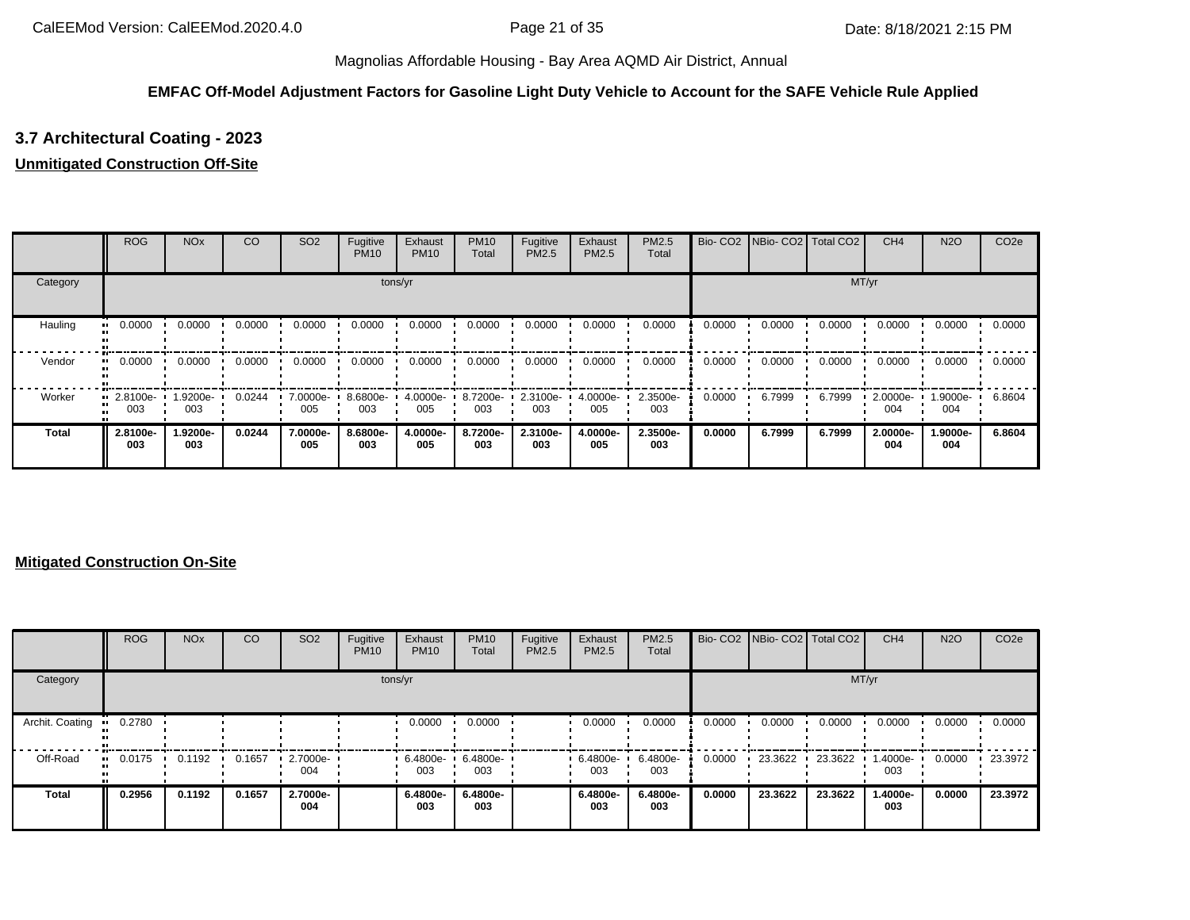Magnolias Affordable Housing - Bay Area AQMD Air District, Annual

**EMFAC Off-Model Adjustment Factors for Gasoline Light Duty Vehicle to Account for the SAFE Vehicle Rule Applied**

### 3.7 Architectural Coating - 2023

**Unmitigated Construction Off-Site**

| | ROG | NOx | CO | SO2 | Fugitive PM10 | Exhaust PM10 | PM10 Total | Fugitive PM2.5 | Exhaust PM2.5 | PM2.5 Total | Bio- CO2 | NBio- CO2 | Total CO2 | CH4 | N2O | CO2e |
|---|---|---|---|---|---|---|---|---|---|---|---|---|---|---|---|---|
| Category | tons/yr | | | | | | | | | | MT/yr | | | | | |
| Hauling | 0.0000 | 0.0000 | 0.0000 | 0.0000 | 0.0000 | 0.0000 | 0.0000 | 0.0000 | 0.0000 | 0.0000 | 0.0000 | 0.0000 | 0.0000 | 0.0000 | 0.0000 | 0.0000 |
| Vendor | 0.0000 | 0.0000 | 0.0000 | 0.0000 | 0.0000 | 0.0000 | 0.0000 | 0.0000 | 0.0000 | 0.0000 | 0.0000 | 0.0000 | 0.0000 | 0.0000 | 0.0000 | 0.0000 |
| Worker | 2.8100e-003 | 1.9200e-003 | 0.0244 | 7.0000e-005 | 8.6800e-003 | 4.0000e-005 | 8.7200e-003 | 2.3100e-003 | 4.0000e-005 | 2.3500e-003 | 0.0000 | 6.7999 | 6.7999 | 2.0000e-004 | 1.9000e-004 | 6.8604 |
| **Total** | **2.8100e-003** | **1.9200e-003** | **0.0244** | **7.0000e-005** | **8.6800e-003** | **4.0000e-005** | **8.7200e-003** | **2.3100e-003** | **4.0000e-005** | **2.3500e-003** | **0.0000** | **6.7999** | **6.7999** | **2.0000e-004** | **1.9000e-004** | **6.8604** |

**Mitigated Construction On-Site**

| | ROG | NOx | CO | SO2 | Fugitive PM10 | Exhaust PM10 | PM10 Total | Fugitive PM2.5 | Exhaust PM2.5 | PM2.5 Total | Bio- CO2 | NBio- CO2 | Total CO2 | CH4 | N2O | CO2e |
|---|---|---|---|---|---|---|---|---|---|---|---|---|---|---|---|---|
| Category | tons/yr | | | | | | | | | | MT/yr | | | | | |
| Archit. Coating | 0.2780 | | | | | 0.0000 | 0.0000 | | 0.0000 | 0.0000 | 0.0000 | 0.0000 | 0.0000 | 0.0000 | 0.0000 | 0.0000 |
| Off-Road | 0.0175 | 0.1192 | 0.1657 | 2.7000e-004 | | 6.4800e-003 | 6.4800e-003 | | 6.4800e-003 | 6.4800e-003 | 0.0000 | 23.3622 | 23.3622 | 1.4000e-003 | 0.0000 | 23.3972 |
| **Total** | **0.2956** | **0.1192** | **0.1657** | **2.7000e-004** | | **6.4800e-003** | **6.4800e-003** | | **6.4800e-003** | **6.4800e-003** | **0.0000** | **23.3622** | **23.3622** | **1.4000e-003** | **0.0000** | **23.3972** |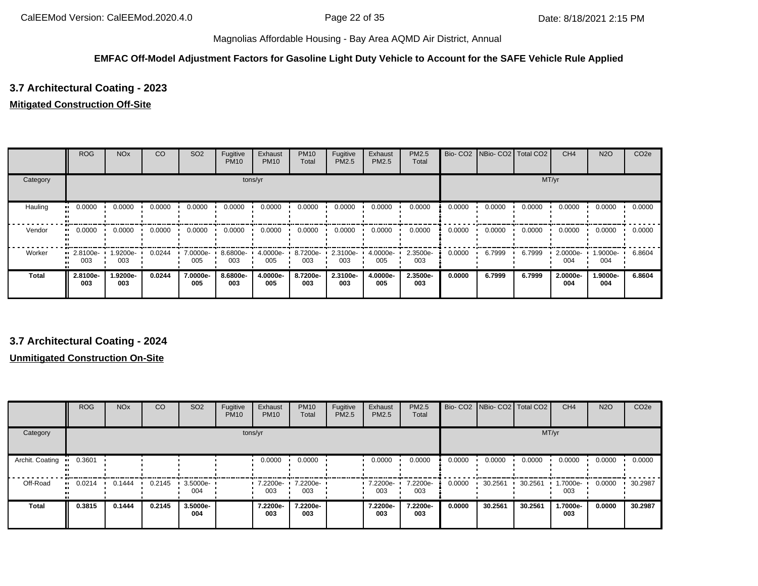Magnolias Affordable Housing - Bay Area AQMD Air District, Annual

**EMFAC Off-Model Adjustment Factors for Gasoline Light Duty Vehicle to Account for the SAFE Vehicle Rule Applied**

### 3.7 Architectural Coating - 2023

**Mitigated Construction Off-Site**

| | ROG | NOx | CO | SO2 | Fugitive PM10 | Exhaust PM10 | PM10 Total | Fugitive PM2.5 | Exhaust PM2.5 | PM2.5 Total | Bio- CO2 | NBio- CO2 | Total CO2 | CH4 | N2O | CO2e |
|---|---|---|---|---|---|---|---|---|---|---|---|---|---|---|---|---|
| Category | tons/yr | | | | | | | | | | MT/yr | | | | | |
| Hauling | 0.0000 | 0.0000 | 0.0000 | 0.0000 | 0.0000 | 0.0000 | 0.0000 | 0.0000 | 0.0000 | 0.0000 | 0.0000 | 0.0000 | 0.0000 | 0.0000 | 0.0000 | 0.0000 |
| Vendor | 0.0000 | 0.0000 | 0.0000 | 0.0000 | 0.0000 | 0.0000 | 0.0000 | 0.0000 | 0.0000 | 0.0000 | 0.0000 | 0.0000 | 0.0000 | 0.0000 | 0.0000 | 0.0000 |
| Worker | 2.8100e-003 | 1.9200e-003 | 0.0244 | 7.0000e-005 | 8.6800e-003 | 4.0000e-005 | 8.7200e-003 | 2.3100e-003 | 4.0000e-005 | 2.3500e-003 | 0.0000 | 6.7999 | 6.7999 | 2.0000e-004 | 1.9000e-004 | 6.8604 |
| **Total** | **2.8100e-003** | **1.9200e-003** | **0.0244** | **7.0000e-005** | **8.6800e-003** | **4.0000e-005** | **8.7200e-003** | **2.3100e-003** | **4.0000e-005** | **2.3500e-003** | **0.0000** | **6.7999** | **6.7999** | **2.0000e-004** | **1.9000e-004** | **6.8604** |

### 3.7 Architectural Coating - 2024

**Unmitigated Construction On-Site**

| | ROG | NOx | CO | SO2 | Fugitive PM10 | Exhaust PM10 | PM10 Total | Fugitive PM2.5 | Exhaust PM2.5 | PM2.5 Total | Bio- CO2 | NBio- CO2 | Total CO2 | CH4 | N2O | CO2e |
|---|---|---|---|---|---|---|---|---|---|---|---|---|---|---|---|---|
| Category | tons/yr | | | | | | | | | | MT/yr | | | | | |
| Archit. Coating | 0.3601 | | | | | 0.0000 | 0.0000 | | 0.0000 | 0.0000 | 0.0000 | 0.0000 | 0.0000 | 0.0000 | 0.0000 | 0.0000 |
| Off-Road | 0.0214 | 0.1444 | 0.2145 | 3.5000e-004 | | 7.2200e-003 | 7.2200e-003 | | 7.2200e-003 | 7.2200e-003 | 0.0000 | 30.2561 | 30.2561 | 1.7000e-003 | 0.0000 | 30.2987 |
| **Total** | **0.3815** | **0.1444** | **0.2145** | **3.5000e-004** | | **7.2200e-003** | **7.2200e-003** | | **7.2200e-003** | **7.2200e-003** | **0.0000** | **30.2561** | **30.2561** | **1.7000e-003** | **0.0000** | **30.2987** |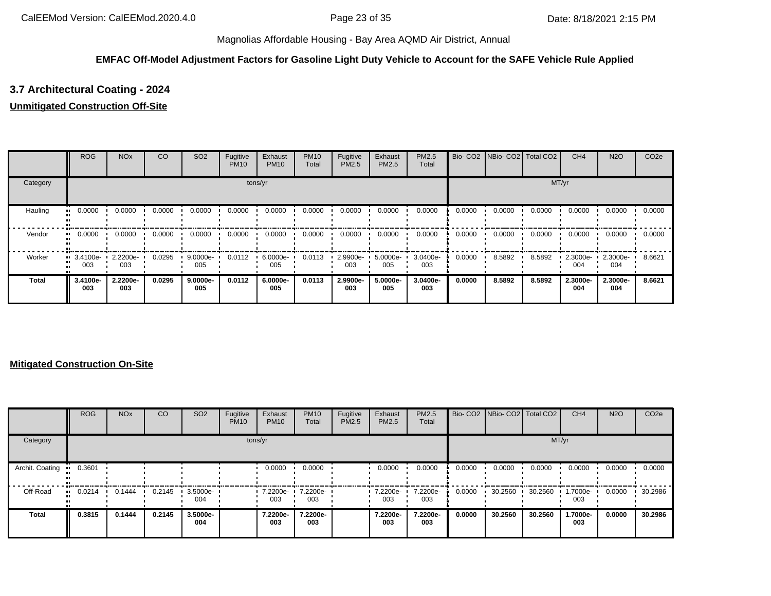## EMFAC Off-Model Adjustment Factors for Gasoline Light Duty Vehicle to Account for the SAFE Vehicle Rule Applied

### 3.7 Architectural Coating - 2024

**Unmitigated Construction Off-Site**

| | ROG | NOx | CO | SO2 | Fugitive PM10 | Exhaust PM10 | PM10 Total | Fugitive PM2.5 | Exhaust PM2.5 | PM2.5 Total | Bio- CO2 | NBio- CO2 | Total CO2 | CH4 | N2O | CO2e |
|---|---|---|---|---|---|---|---|---|---|---|---|---|---|---|---|---|
| Category | tons/yr | | | | | | | | | | MT/yr | | | | | |
| Hauling | 0.0000 | 0.0000 | 0.0000 | 0.0000 | 0.0000 | 0.0000 | 0.0000 | 0.0000 | 0.0000 | 0.0000 | 0.0000 | 0.0000 | 0.0000 | 0.0000 | 0.0000 | 0.0000 |
| Vendor | 0.0000 | 0.0000 | 0.0000 | 0.0000 | 0.0000 | 0.0000 | 0.0000 | 0.0000 | 0.0000 | 0.0000 | 0.0000 | 0.0000 | 0.0000 | 0.0000 | 0.0000 | 0.0000 |
| Worker | 3.4100e-003 | 2.2200e-003 | 0.0295 | 9.0000e-005 | 0.0112 | 6.0000e-005 | 0.0113 | 2.9900e-003 | 5.0000e-005 | 3.0400e-003 | 0.0000 | 8.5892 | 8.5892 | 2.3000e-004 | 2.3000e-004 | 8.6621 |
| **Total** | **3.4100e-003** | **2.2200e-003** | **0.0295** | **9.0000e-005** | **0.0112** | **6.0000e-005** | **0.0113** | **2.9900e-003** | **5.0000e-005** | **3.0400e-003** | **0.0000** | **8.5892** | **8.5892** | **2.3000e-004** | **2.3000e-004** | **8.6621** |

**Mitigated Construction On-Site**

| | ROG | NOx | CO | SO2 | Fugitive PM10 | Exhaust PM10 | PM10 Total | Fugitive PM2.5 | Exhaust PM2.5 | PM2.5 Total | Bio- CO2 | NBio- CO2 | Total CO2 | CH4 | N2O | CO2e |
|---|---|---|---|---|---|---|---|---|---|---|---|---|---|---|---|---|
| Category | tons/yr | | | | | | | | | | MT/yr | | | | | |
| Archit. Coating | 0.3601 | | | | | 0.0000 | 0.0000 | | 0.0000 | 0.0000 | 0.0000 | 0.0000 | 0.0000 | 0.0000 | 0.0000 | 0.0000 |
| Off-Road | 0.0214 | 0.1444 | 0.2145 | 3.5000e-004 | | 7.2200e-003 | 7.2200e-003 | | 7.2200e-003 | 7.2200e-003 | 0.0000 | 30.2560 | 30.2560 | 1.7000e-003 | 0.0000 | 30.2986 |
| **Total** | **0.3815** | **0.1444** | **0.2145** | **3.5000e-004** | | **7.2200e-003** | **7.2200e-003** | | **7.2200e-003** | **7.2200e-003** | **0.0000** | **30.2560** | **30.2560** | **1.7000e-003** | **0.0000** | **30.2986** |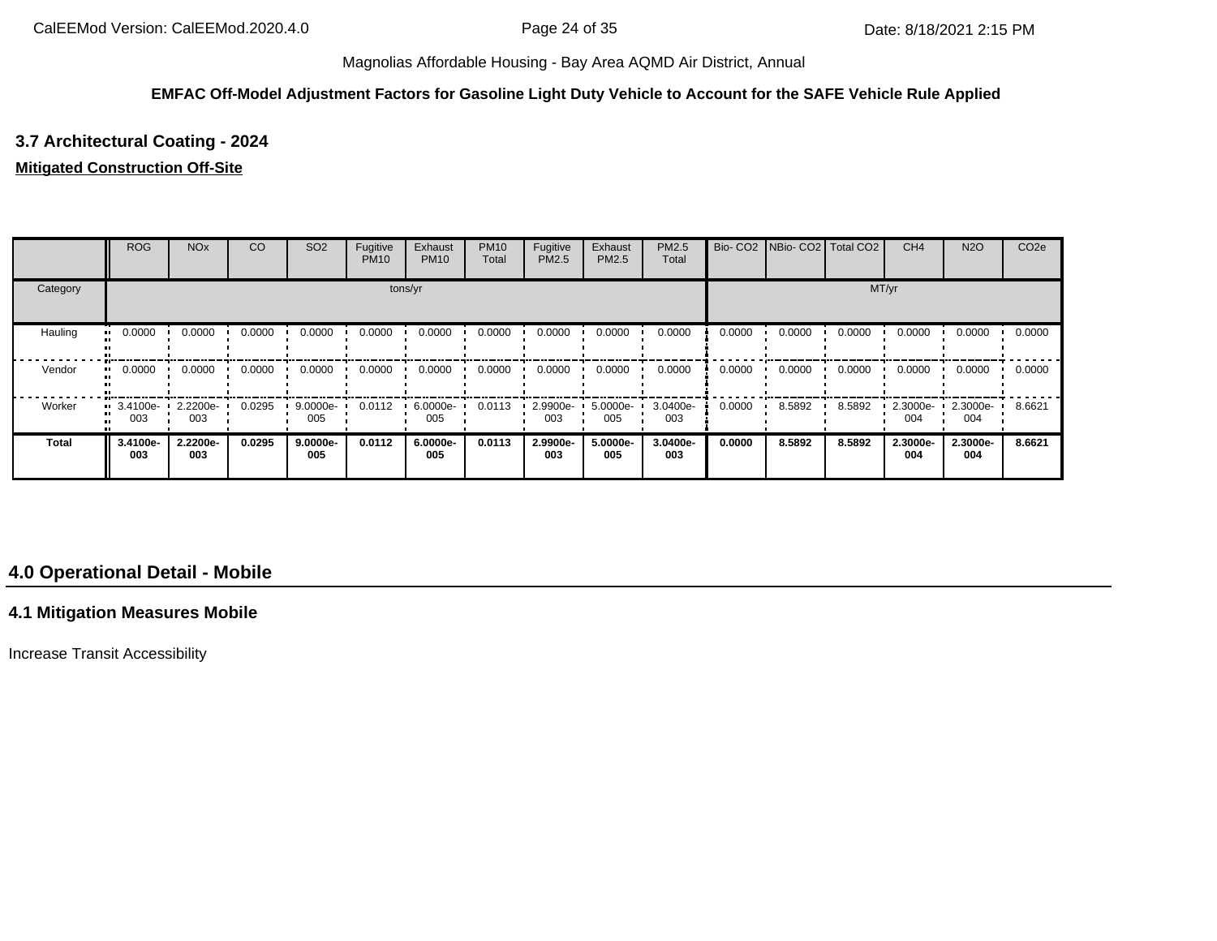Magnolias Affordable Housing - Bay Area AQMD Air District, Annual

**EMFAC Off-Model Adjustment Factors for Gasoline Light Duty Vehicle to Account for the SAFE Vehicle Rule Applied**

### 3.7 Architectural Coating - 2024

**Mitigated Construction Off-Site**

| | ROG | NOx | CO | SO2 | Fugitive PM10 | Exhaust PM10 | PM10 Total | Fugitive PM2.5 | Exhaust PM2.5 | PM2.5 Total | Bio- CO2 | NBio- CO2 | Total CO2 | CH4 | N2O | CO2e |
|---|---|---|---|---|---|---|---|---|---|---|---|---|---|---|---|---|
| Category | tons/yr | | | | | | | | | | MT/yr | | | | | |
| Hauling | 0.0000 | 0.0000 | 0.0000 | 0.0000 | 0.0000 | 0.0000 | 0.0000 | 0.0000 | 0.0000 | 0.0000 | 0.0000 | 0.0000 | 0.0000 | 0.0000 | 0.0000 | 0.0000 |
| Vendor | 0.0000 | 0.0000 | 0.0000 | 0.0000 | 0.0000 | 0.0000 | 0.0000 | 0.0000 | 0.0000 | 0.0000 | 0.0000 | 0.0000 | 0.0000 | 0.0000 | 0.0000 | 0.0000 |
| Worker | 3.4100e-003 | 2.2200e-003 | 0.0295 | 9.0000e-005 | 0.0112 | 6.0000e-005 | 0.0113 | 2.9900e-003 | 5.0000e-005 | 3.0400e-003 | 0.0000 | 8.5892 | 8.5892 | 2.3000e-004 | 2.3000e-004 | 8.6621 |
| **Total** | **3.4100e-003** | **2.2200e-003** | **0.0295** | **9.0000e-005** | **0.0112** | **6.0000e-005** | **0.0113** | **2.9900e-003** | **5.0000e-005** | **3.0400e-003** | **0.0000** | **8.5892** | **8.5892** | **2.3000e-004** | **2.3000e-004** | **8.6621** |

## 4.0 Operational Detail - Mobile

### 4.1 Mitigation Measures Mobile

Increase Transit Accessibility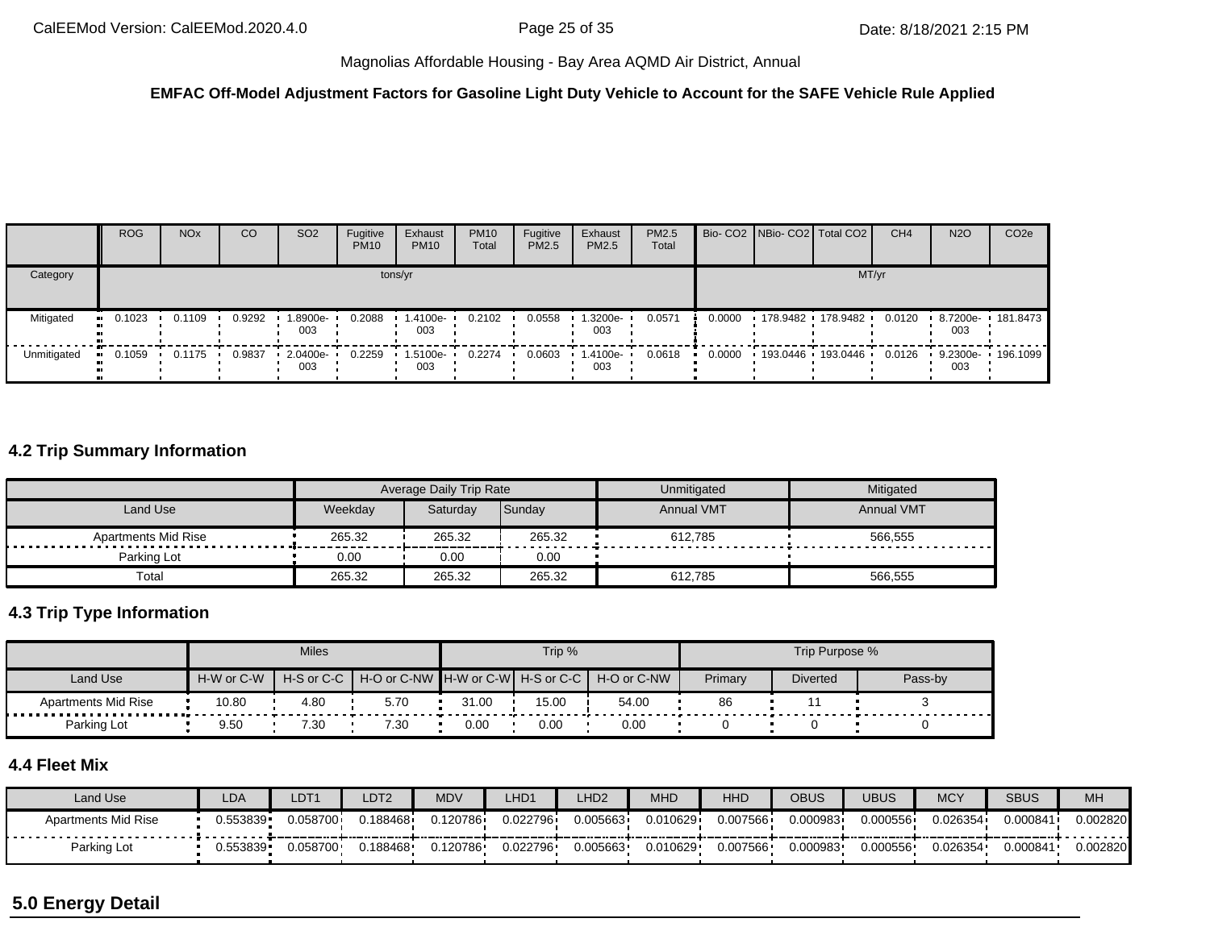Magnolias Affordable Housing - Bay Area AQMD Air District, Annual

**EMFAC Off-Model Adjustment Factors for Gasoline Light Duty Vehicle to Account for the SAFE Vehicle Rule Applied**

| | ROG | NOx | CO | SO2 | Fugitive PM10 | Exhaust PM10 | PM10 Total | Fugitive PM2.5 | Exhaust PM2.5 | PM2.5 Total | Bio- CO2 | NBio- CO2 | Total CO2 | CH4 | N2O | CO2e |
|---|---|---|---|---|---|---|---|---|---|---|---|---|---|---|---|---|
| Category | tons/yr | | | | | | | | | | MT/yr | | | | | |
| Mitigated | 0.1023 | 0.1109 | 0.9292 | 1.8900e-003 | 0.2088 | 1.4100e-003 | 0.2102 | 0.0558 | 1.3200e-003 | 0.0571 | 0.0000 | 178.9482 | 178.9482 | 0.0120 | 8.7200e-003 | 181.8473 |
| Unmitigated | 0.1059 | 0.1175 | 0.9837 | 2.0400e-003 | 0.2259 | 1.5100e-003 | 0.2274 | 0.0603 | 1.4100e-003 | 0.0618 | 0.0000 | 193.0446 | 193.0446 | 0.0126 | 9.2300e-003 | 196.1099 |

## 4.2 Trip Summary Information

| | Average Daily Trip Rate | | | Unmitigated | Mitigated |
|---|---|---|---|---|---|
| Land Use | Weekday | Saturday | Sunday | Annual VMT | Annual VMT |
| Apartments Mid Rise | 265.32 | 265.32 | 265.32 | 612,785 | 566,555 |
| Parking Lot | 0.00 | 0.00 | 0.00 | | |
| Total | 265.32 | 265.32 | 265.32 | 612,785 | 566,555 |

## 4.3 Trip Type Information

| | Miles | | | Trip % | | | Trip Purpose % | | |
|---|---|---|---|---|---|---|---|---|---|
| Land Use | H-W or C-W | H-S or C-C | H-O or C-NW | H-W or C-W | H-S or C-C | H-O or C-NW | Primary | Diverted | Pass-by |
| Apartments Mid Rise | 10.80 | 4.80 | 5.70 | 31.00 | 15.00 | 54.00 | 86 | 11 | 3 |
| Parking Lot | 9.50 | 7.30 | 7.30 | 0.00 | 0.00 | 0.00 | 0 | 0 | 0 |

## 4.4 Fleet Mix

| Land Use | LDA | LDT1 | LDT2 | MDV | LHD1 | LHD2 | MHD | HHD | OBUS | UBUS | MCY | SBUS | MH |
|---|---|---|---|---|---|---|---|---|---|---|---|---|---|
| Apartments Mid Rise | 0.553839 | 0.058700 | 0.188468 | 0.120786 | 0.022796 | 0.005663 | 0.010629 | 0.007566 | 0.000983 | 0.000556 | 0.026354 | 0.000841 | 0.002820 |
| Parking Lot | 0.553839 | 0.058700 | 0.188468 | 0.120786 | 0.022796 | 0.005663 | 0.010629 | 0.007566 | 0.000983 | 0.000556 | 0.026354 | 0.000841 | 0.002820 |

# 5.0 Energy Detail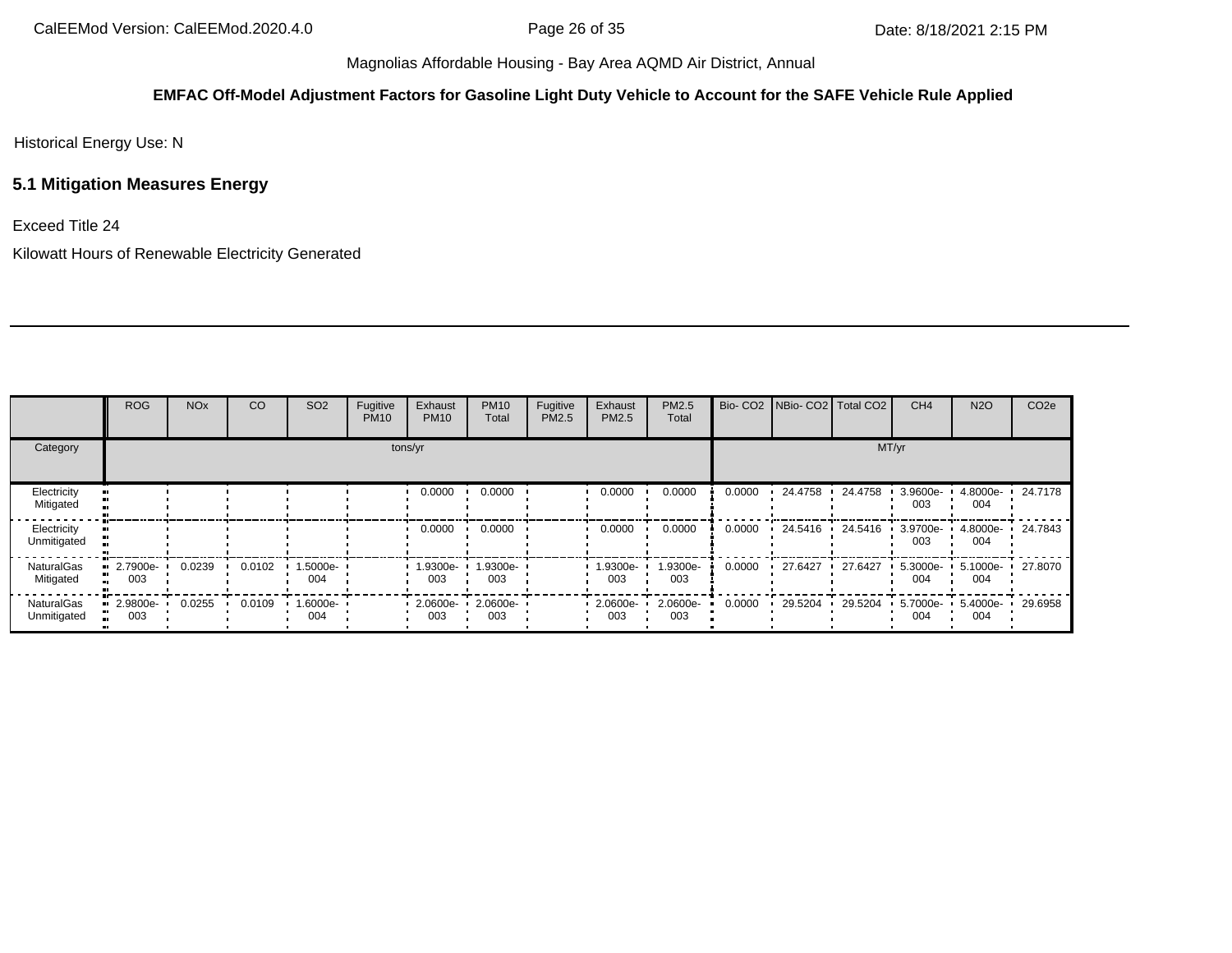Historical Energy Use: N

## 5.1 Mitigation Measures Energy

Exceed Title 24

Kilowatt Hours of Renewable Electricity Generated

| | ROG | NOx | CO | SO2 | Fugitive PM10 | Exhaust PM10 | PM10 Total | Fugitive PM2.5 | Exhaust PM2.5 | PM2.5 Total | Bio- CO2 | NBio- CO2 | Total CO2 | CH4 | N2O | CO2e |
|---|---|---|---|---|---|---|---|---|---|---|---|---|---|---|---|---|
| Category | tons/yr | | | | | | | | | | MT/yr | | | | | |
| Electricity Mitigated | | | | | | 0.0000 | 0.0000 | | 0.0000 | 0.0000 | 0.0000 | 24.4758 | 24.4758 | 3.9600e-003 | 4.8000e-004 | 24.7178 |
| Electricity Unmitigated | | | | | | 0.0000 | 0.0000 | | 0.0000 | 0.0000 | 0.0000 | 24.5416 | 24.5416 | 3.9700e-003 | 4.8000e-004 | 24.7843 |
| NaturalGas Mitigated | 2.7900e-003 | 0.0239 | 0.0102 | 1.5000e-004 | | 1.9300e-003 | 1.9300e-003 | | 1.9300e-003 | 1.9300e-003 | 0.0000 | 27.6427 | 27.6427 | 5.3000e-004 | 5.1000e-004 | 27.8070 |
| NaturalGas Unmitigated | 2.9800e-003 | 0.0255 | 0.0109 | 1.6000e-004 | | 2.0600e-003 | 2.0600e-003 | | 2.0600e-003 | 2.0600e-003 | 0.0000 | 29.5204 | 29.5204 | 5.7000e-004 | 5.4000e-004 | 29.6958 |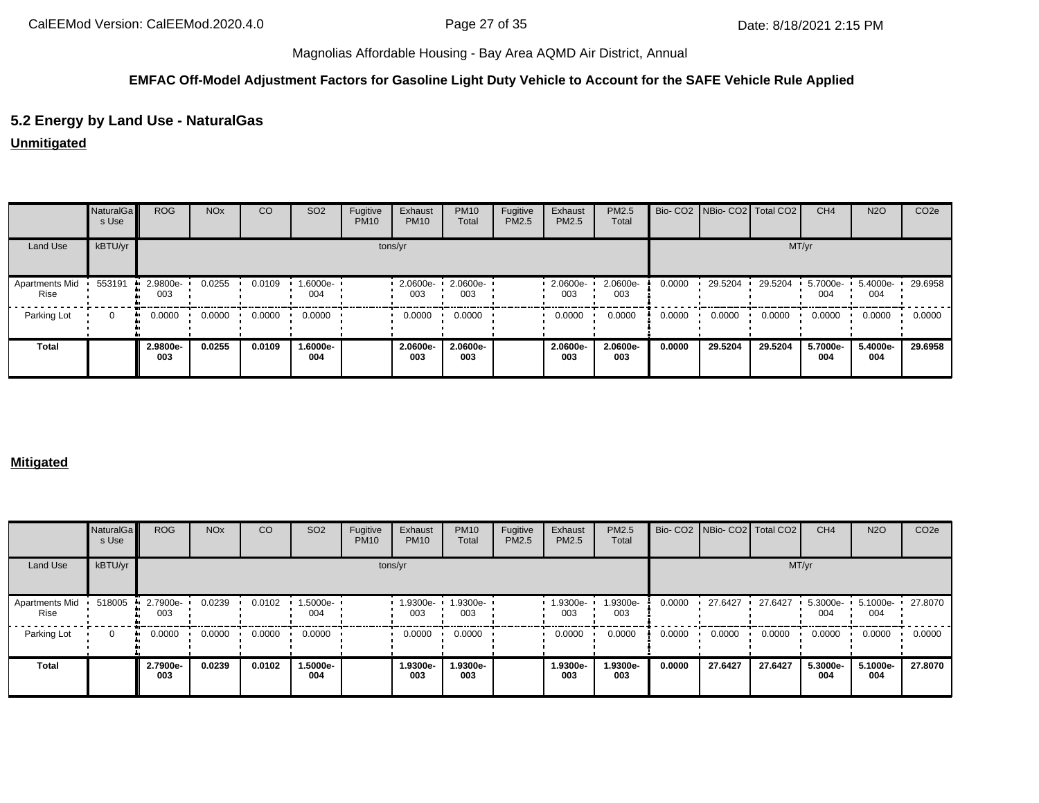Magnolias Affordable Housing - Bay Area AQMD Air District, Annual

**EMFAC Off-Model Adjustment Factors for Gasoline Light Duty Vehicle to Account for the SAFE Vehicle Rule Applied**

## 5.2 Energy by Land Use - NaturalGas

**Unmitigated**

| | NaturalGas Use | ROG | NOx | CO | SO2 | Fugitive PM10 | Exhaust PM10 | PM10 Total | Fugitive PM2.5 | Exhaust PM2.5 | PM2.5 Total | Bio- CO2 | NBio- CO2 | Total CO2 | CH4 | N2O | CO2e |
|---|---|---|---|---|---|---|---|---|---|---|---|---|---|---|---|---|---|
| Land Use | kBTU/yr | tons/yr | | | | | | | | | | MT/yr | | | | | |
| Apartments Mid Rise | 553191 | 2.9800e-003 | 0.0255 | 0.0109 | 1.6000e-004 | | 2.0600e-003 | 2.0600e-003 | | 2.0600e-003 | 2.0600e-003 | 0.0000 | 29.5204 | 29.5204 | 5.7000e-004 | 5.4000e-004 | 29.6958 |
| Parking Lot | 0 | 0.0000 | 0.0000 | 0.0000 | 0.0000 | | 0.0000 | 0.0000 | | 0.0000 | 0.0000 | 0.0000 | 0.0000 | 0.0000 | 0.0000 | 0.0000 | 0.0000 |
| **Total** | | **2.9800e-003** | **0.0255** | **0.0109** | **1.6000e-004** | | **2.0600e-003** | **2.0600e-003** | | **2.0600e-003** | **2.0600e-003** | **0.0000** | **29.5204** | **29.5204** | **5.7000e-004** | **5.4000e-004** | **29.6958** |

**Mitigated**

| | NaturalGas Use | ROG | NOx | CO | SO2 | Fugitive PM10 | Exhaust PM10 | PM10 Total | Fugitive PM2.5 | Exhaust PM2.5 | PM2.5 Total | Bio- CO2 | NBio- CO2 | Total CO2 | CH4 | N2O | CO2e |
|---|---|---|---|---|---|---|---|---|---|---|---|---|---|---|---|---|---|
| Land Use | kBTU/yr | tons/yr | | | | | | | | | | MT/yr | | | | | |
| Apartments Mid Rise | 518005 | 2.7900e-003 | 0.0239 | 0.0102 | 1.5000e-004 | | 1.9300e-003 | 1.9300e-003 | | 1.9300e-003 | 1.9300e-003 | 0.0000 | 27.6427 | 27.6427 | 5.3000e-004 | 5.1000e-004 | 27.8070 |
| Parking Lot | 0 | 0.0000 | 0.0000 | 0.0000 | 0.0000 | | 0.0000 | 0.0000 | | 0.0000 | 0.0000 | 0.0000 | 0.0000 | 0.0000 | 0.0000 | 0.0000 | 0.0000 |
| **Total** | | **2.7900e-003** | **0.0239** | **0.0102** | **1.5000e-004** | | **1.9300e-003** | **1.9300e-003** | | **1.9300e-003** | **1.9300e-003** | **0.0000** | **27.6427** | **27.6427** | **5.3000e-004** | **5.1000e-004** | **27.8070** |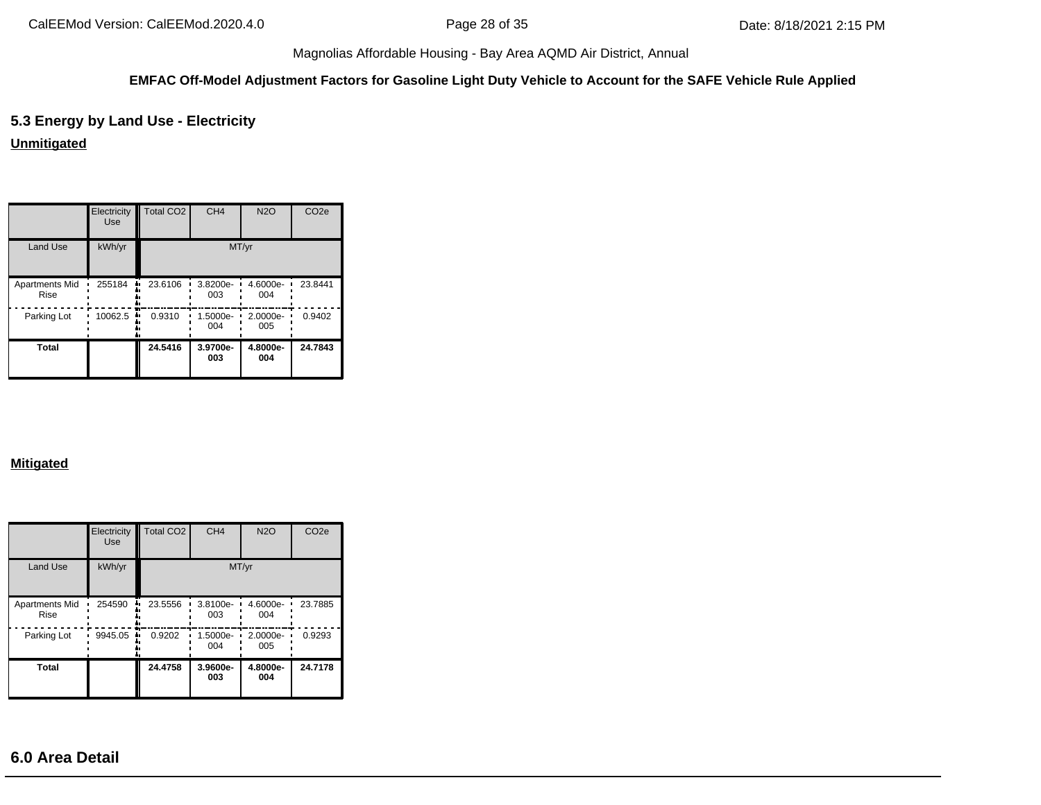Magnolias Affordable Housing - Bay Area AQMD Air District, Annual

**EMFAC Off-Model Adjustment Factors for Gasoline Light Duty Vehicle to Account for the SAFE Vehicle Rule Applied**

## 5.3 Energy by Land Use - Electricity

**Unmitigated**

| | Electricity Use | Total CO2 | CH4 | N2O | CO2e |
|---|---|---|---|---|---|
| Land Use | kWh/yr | MT/yr | | | |
| Apartments Mid Rise | 255184 | 23.6106 | 3.8200e-003 | 4.6000e-004 | 23.8441 |
| Parking Lot | 10062.5 | 0.9310 | 1.5000e-004 | 2.0000e-005 | 0.9402 |
| **Total** | | **24.5416** | **3.9700e-003** | **4.8000e-004** | **24.7843** |

**Mitigated**

| | Electricity Use | Total CO2 | CH4 | N2O | CO2e |
|---|---|---|---|---|---|
| Land Use | kWh/yr | MT/yr | | | |
| Apartments Mid Rise | 254590 | 23.5556 | 3.8100e-003 | 4.6000e-004 | 23.7885 |
| Parking Lot | 9945.05 | 0.9202 | 1.5000e-004 | 2.0000e-005 | 0.9293 |
| **Total** | | **24.4758** | **3.9600e-003** | **4.8000e-004** | **24.7178** |

## 6.0 Area Detail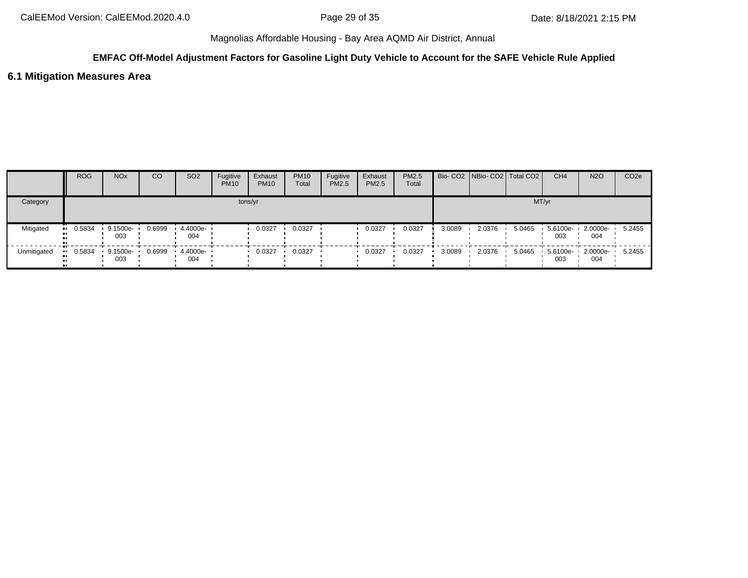Magnolias Affordable Housing - Bay Area AQMD Air District, Annual

**EMFAC Off-Model Adjustment Factors for Gasoline Light Duty Vehicle to Account for the SAFE Vehicle Rule Applied**

## 6.1 Mitigation Measures Area

| | ROG | NOx | CO | SO2 | Fugitive PM10 | Exhaust PM10 | PM10 Total | Fugitive PM2.5 | Exhaust PM2.5 | PM2.5 Total | Bio- CO2 | NBio- CO2 | Total CO2 | CH4 | N2O | CO2e |
|---|---|---|---|---|---|---|---|---|---|---|---|---|---|---|---|---|
| Category | tons/yr | | | | | | | | | | MT/yr | | | | | |
| Mitigated | 0.5834 | 9.1500e-003 | 0.6999 | 4.4000e-004 | | 0.0327 | 0.0327 | | 0.0327 | 0.0327 | 3.0089 | 2.0376 | 5.0465 | 5.6100e-003 | 2.0000e-004 | 5.2455 |
| Unmitigated | 0.5834 | 9.1500e-003 | 0.6999 | 4.4000e-004 | | 0.0327 | 0.0327 | | 0.0327 | 0.0327 | 3.0089 | 2.0376 | 5.0465 | 5.6100e-003 | 2.0000e-004 | 5.2455 |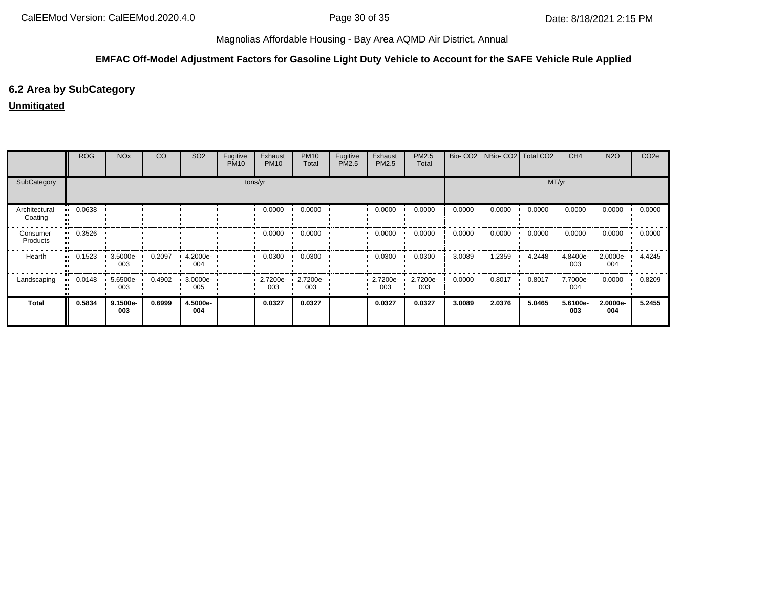## 6.2 Area by SubCategory

**Unmitigated**

| | ROG | NOx | CO | SO2 | Fugitive PM10 | Exhaust PM10 | PM10 Total | Fugitive PM2.5 | Exhaust PM2.5 | PM2.5 Total | Bio- CO2 | NBio- CO2 | Total CO2 | CH4 | N2O | CO2e |
|---|---|---|---|---|---|---|---|---|---|---|---|---|---|---|---|---|
| SubCategory | tons/yr | | | | | | | | | | MT/yr | | | | | |
| Architectural Coating | 0.0638 | | | | | 0.0000 | 0.0000 | | 0.0000 | 0.0000 | 0.0000 | 0.0000 | 0.0000 | 0.0000 | 0.0000 | 0.0000 |
| Consumer Products | 0.3526 | | | | | 0.0000 | 0.0000 | | 0.0000 | 0.0000 | 0.0000 | 0.0000 | 0.0000 | 0.0000 | 0.0000 | 0.0000 |
| Hearth | 0.1523 | 3.5000e-003 | 0.2097 | 4.2000e-004 | | 0.0300 | 0.0300 | | 0.0300 | 0.0300 | 3.0089 | 1.2359 | 4.2448 | 4.8400e-003 | 2.0000e-004 | 4.4245 |
| Landscaping | 0.0148 | 5.6500e-003 | 0.4902 | 3.0000e-005 | | 2.7200e-003 | 2.7200e-003 | | 2.7200e-003 | 2.7200e-003 | 0.0000 | 0.8017 | 0.8017 | 7.7000e-004 | 0.0000 | 0.8209 |
| **Total** | **0.5834** | **9.1500e-003** | **0.6999** | **4.5000e-004** | | **0.0327** | **0.0327** | | **0.0327** | **0.0327** | **3.0089** | **2.0376** | **5.0465** | **5.6100e-003** | **2.0000e-004** | **5.2455** |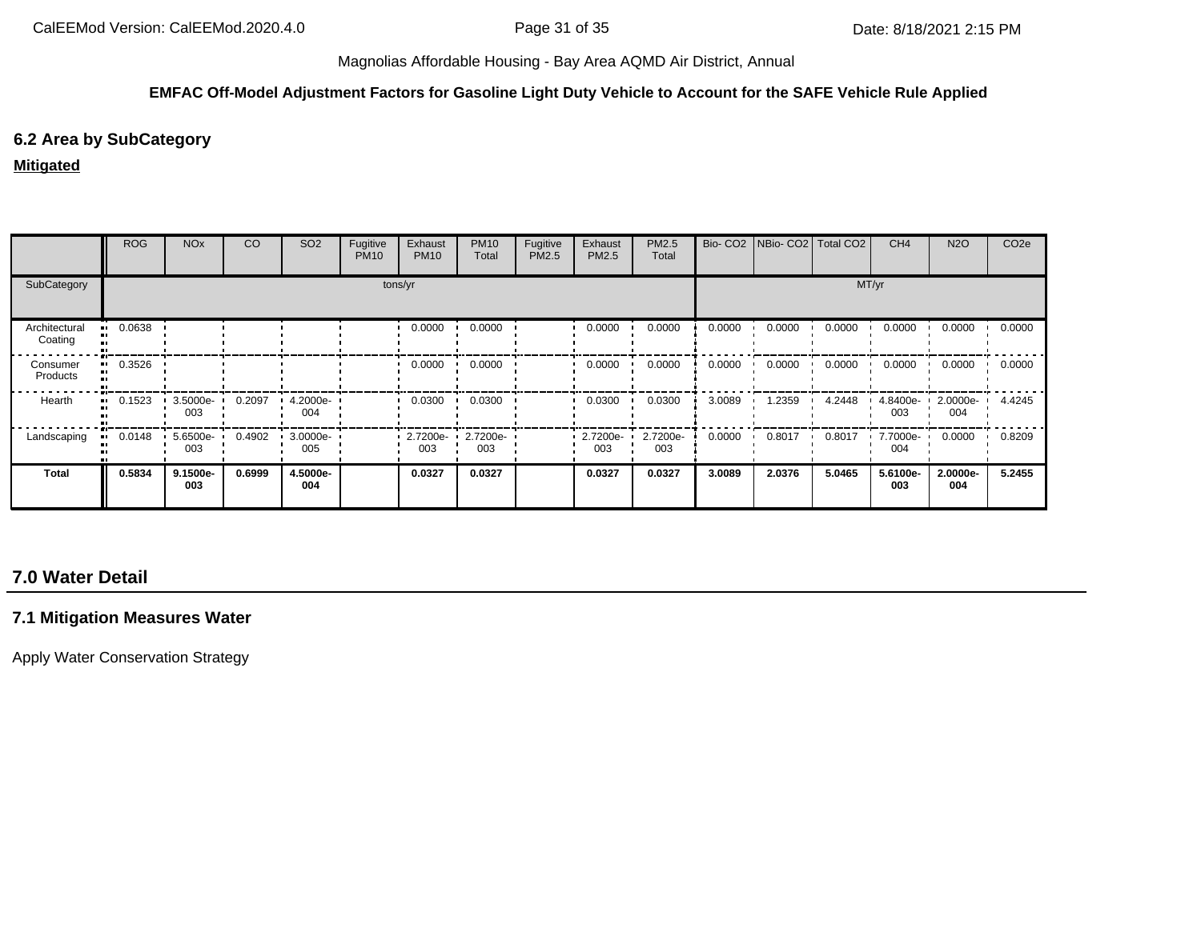Magnolias Affordable Housing - Bay Area AQMD Air District, Annual

**EMFAC Off-Model Adjustment Factors for Gasoline Light Duty Vehicle to Account for the SAFE Vehicle Rule Applied**

## 6.2 Area by SubCategory

**Mitigated**

| | ROG | NOx | CO | SO2 | Fugitive PM10 | Exhaust PM10 | PM10 Total | Fugitive PM2.5 | Exhaust PM2.5 | PM2.5 Total | Bio- CO2 | NBio- CO2 | Total CO2 | CH4 | N2O | CO2e |
|---|---|---|---|---|---|---|---|---|---|---|---|---|---|---|---|---|
| SubCategory | tons/yr | | | | | | | | | | MT/yr | | | | | |
| Architectural Coating | 0.0638 | | | | | 0.0000 | 0.0000 | | 0.0000 | 0.0000 | 0.0000 | 0.0000 | 0.0000 | 0.0000 | 0.0000 | 0.0000 |
| Consumer Products | 0.3526 | | | | | 0.0000 | 0.0000 | | 0.0000 | 0.0000 | 0.0000 | 0.0000 | 0.0000 | 0.0000 | 0.0000 | 0.0000 |
| Hearth | 0.1523 | 3.5000e-003 | 0.2097 | 4.2000e-004 | | 0.0300 | 0.0300 | | 0.0300 | 0.0300 | 3.0089 | 1.2359 | 4.2448 | 4.8400e-003 | 2.0000e-004 | 4.4245 |
| Landscaping | 0.0148 | 5.6500e-003 | 0.4902 | 3.0000e-005 | | 2.7200e-003 | 2.7200e-003 | | 2.7200e-003 | 2.7200e-003 | 0.0000 | 0.8017 | 0.8017 | 7.7000e-004 | 0.0000 | 0.8209 |
| **Total** | **0.5834** | **9.1500e-003** | **0.6999** | **4.5000e-004** | | **0.0327** | **0.0327** | | **0.0327** | **0.0327** | **3.0089** | **2.0376** | **5.0465** | **5.6100e-003** | **2.0000e-004** | **5.2455** |

## 7.0 Water Detail

### 7.1 Mitigation Measures Water

Apply Water Conservation Strategy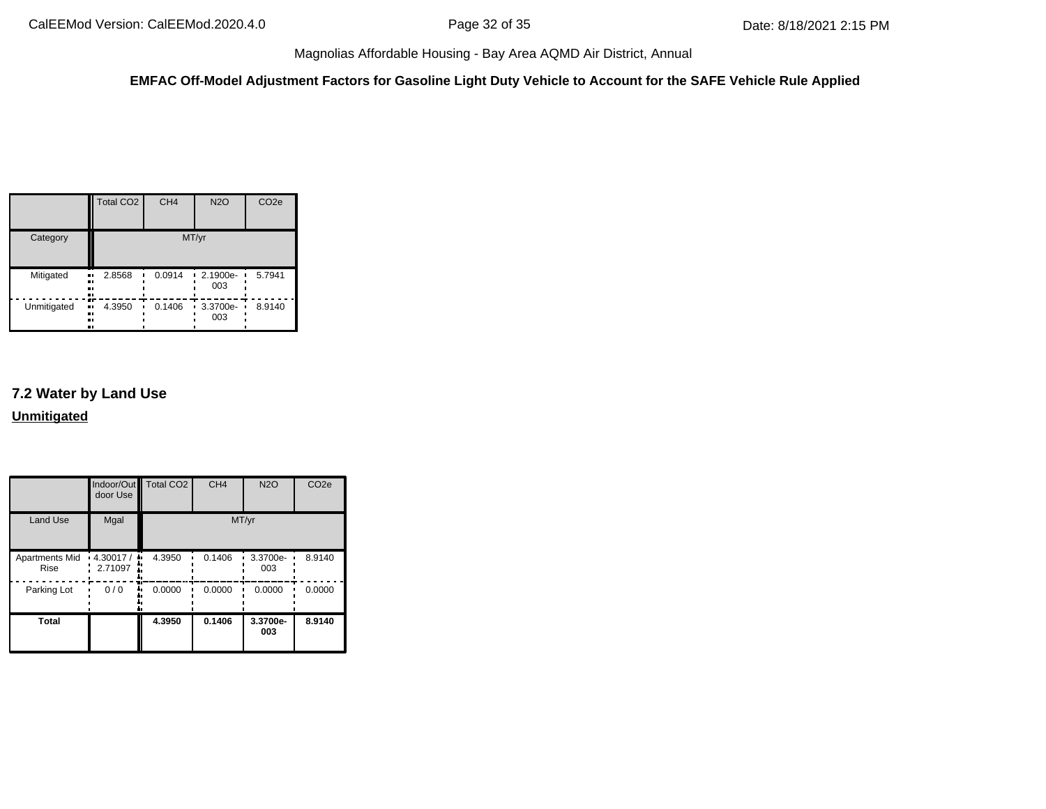|  | Total CO2 | CH4 | N2O | CO2e |
|---|---|---|---|---|
| Category | MT/yr | | | |
| Mitigated | 2.8568 | 0.0914 | 2.1900e-003 | 5.7941 |
| Unmitigated | 4.3950 | 0.1406 | 3.3700e-003 | 8.9140 |

## 7.2 Water by Land Use

**Unmitigated**

|  | Indoor/Outdoor Use | Total CO2 | CH4 | N2O | CO2e |
|---|---|---|---|---|---|
| Land Use | Mgal | MT/yr | | | |
| Apartments Mid Rise | 4.30017 / 2.71097 | 4.3950 | 0.1406 | 3.3700e-003 | 8.9140 |
| Parking Lot | 0 / 0 | 0.0000 | 0.0000 | 0.0000 | 0.0000 |
| **Total** | | **4.3950** | **0.1406** | **3.3700e-003** | **8.9140** |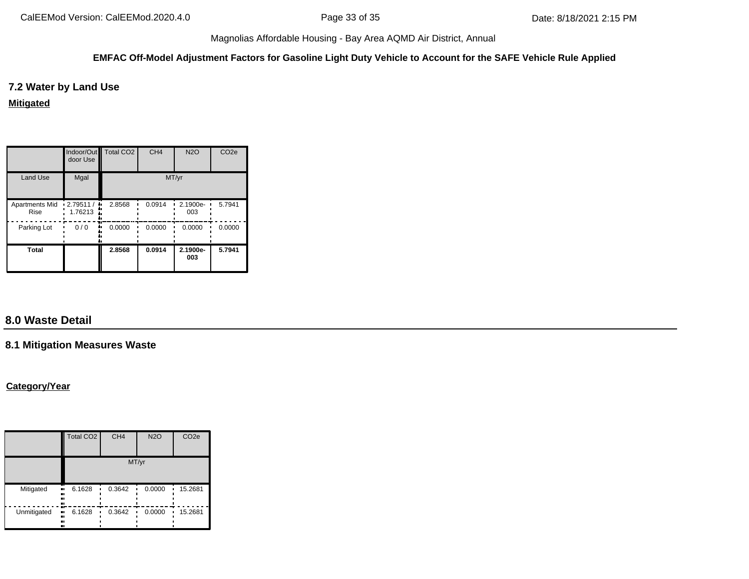### 7.2 Water by Land Use

**Mitigated**

| | Indoor/Outdoor Use | Total CO2 | CH4 | N2O | CO2e |
|---|---|---|---|---|---|
| Land Use | Mgal | MT/yr | | | |
| Apartments Mid Rise | 2.79511 / 1.76213 | 2.8568 | 0.0914 | 2.1900e-003 | 5.7941 |
| Parking Lot | 0 / 0 | 0.0000 | 0.0000 | 0.0000 | 0.0000 |
| **Total** | | **2.8568** | **0.0914** | **2.1900e-003** | **5.7941** |

## 8.0 Waste Detail

### 8.1 Mitigation Measures Waste

**Category/Year**

| | Total CO2 | CH4 | N2O | CO2e |
|---|---|---|---|---|
| | MT/yr | | | |
| Mitigated | 6.1628 | 0.3642 | 0.0000 | 15.2681 |
| Unmitigated | 6.1628 | 0.3642 | 0.0000 | 15.2681 |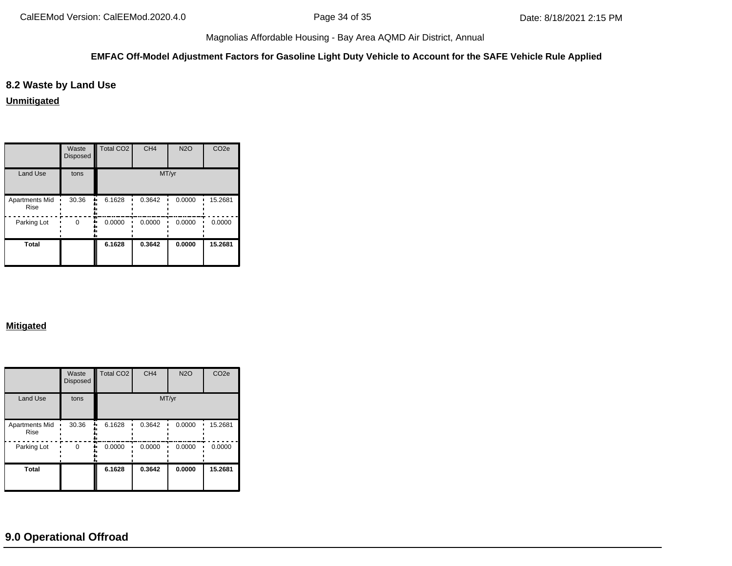## 8.2 Waste by Land Use

**Unmitigated**

| | Waste Disposed | Total CO2 | CH4 | N2O | CO2e |
|---|---|---|---|---|---|
| Land Use | tons | MT/yr | | | |
| Apartments Mid Rise | 30.36 | 6.1628 | 0.3642 | 0.0000 | 15.2681 |
| Parking Lot | 0 | 0.0000 | 0.0000 | 0.0000 | 0.0000 |
| **Total** | | **6.1628** | **0.3642** | **0.0000** | **15.2681** |

**Mitigated**

| | Waste Disposed | Total CO2 | CH4 | N2O | CO2e |
|---|---|---|---|---|---|
| Land Use | tons | MT/yr | | | |
| Apartments Mid Rise | 30.36 | 6.1628 | 0.3642 | 0.0000 | 15.2681 |
| Parking Lot | 0 | 0.0000 | 0.0000 | 0.0000 | 0.0000 |
| **Total** | | **6.1628** | **0.3642** | **0.0000** | **15.2681** |

## 9.0 Operational Offroad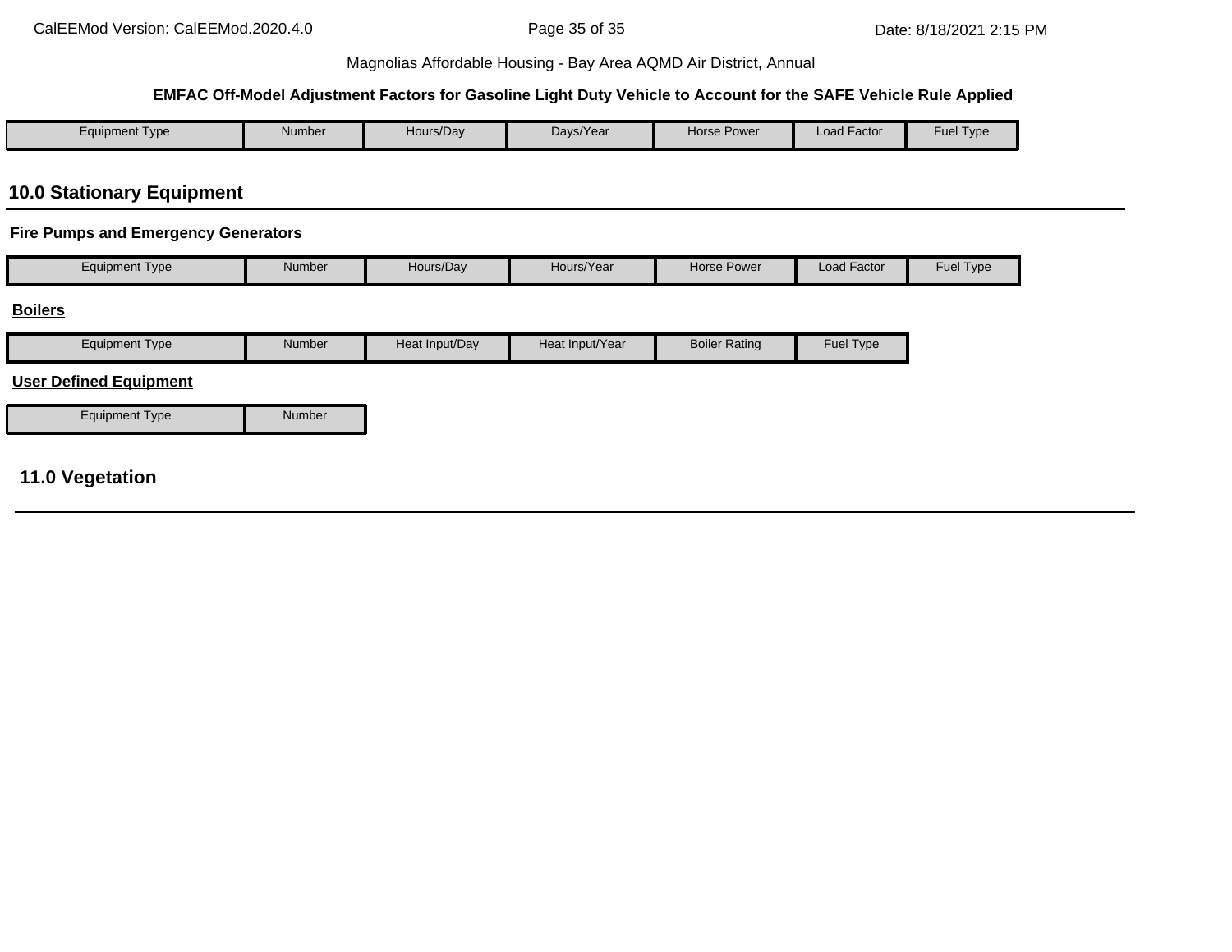**EMFAC Off-Model Adjustment Factors for Gasoline Light Duty Vehicle to Account for the SAFE Vehicle Rule Applied**

| Equipment Type | Number | Hours/Day | Days/Year | Horse Power | Load Factor | Fuel Type |
|---|---|---|---|---|---|---|

## 10.0 Stationary Equipment

**Fire Pumps and Emergency Generators**

| Equipment Type | Number | Hours/Day | Hours/Year | Horse Power | Load Factor | Fuel Type |
|---|---|---|---|---|---|---|

**Boilers**

| Equipment Type | Number | Heat Input/Day | Heat Input/Year | Boiler Rating | Fuel Type |
|---|---|---|---|---|---|

**User Defined Equipment**

| Equipment Type | Number |
|---|---|

## 11.0 Vegetation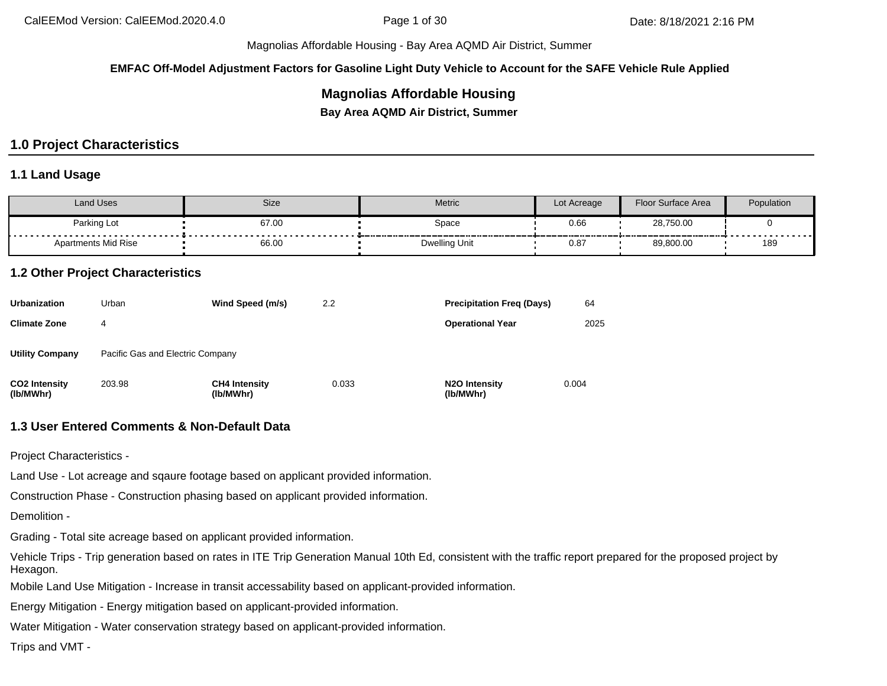Magnolias Affordable Housing - Bay Area AQMD Air District, Summer

**EMFAC Off-Model Adjustment Factors for Gasoline Light Duty Vehicle to Account for the SAFE Vehicle Rule Applied**

# Magnolias Affordable Housing

**Bay Area AQMD Air District, Summer**

## 1.0 Project Characteristics

### 1.1 Land Usage

| Land Uses | Size | Metric | Lot Acreage | Floor Surface Area | Population |
|---|---|---|---|---|---|
| Parking Lot | 67.00 | Space | 0.66 | 28,750.00 | 0 |
| Apartments Mid Rise | 66.00 | Dwelling Unit | 0.87 | 89,800.00 | 189 |

### 1.2 Other Project Characteristics

| | | | | | |
|---|---|---|---|---|---|
| **Urbanization** | Urban | **Wind Speed (m/s)** | 2.2 | **Precipitation Freq (Days)** | 64 |
| **Climate Zone** | 4 | | | **Operational Year** | 2025 |
| **Utility Company** | Pacific Gas and Electric Company | | | | |
| **CO2 Intensity (lb/MWhr)** | 203.98 | **CH4 Intensity (lb/MWhr)** | 0.033 | **N2O Intensity (lb/MWhr)** | 0.004 |

### 1.3 User Entered Comments & Non-Default Data

Project Characteristics -

Land Use - Lot acreage and sqaure footage based on applicant provided information.

Construction Phase - Construction phasing based on applicant provided information.

Demolition -

Grading - Total site acreage based on applicant provided information.

Vehicle Trips - Trip generation based on rates in ITE Trip Generation Manual 10th Ed, consistent with the traffic report prepared for the proposed project by Hexagon.

Mobile Land Use Mitigation - Increase in transit accessability based on applicant-provided information.

Energy Mitigation - Energy mitigation based on applicant-provided information.

Water Mitigation - Water conservation strategy based on applicant-provided information.

Trips and VMT -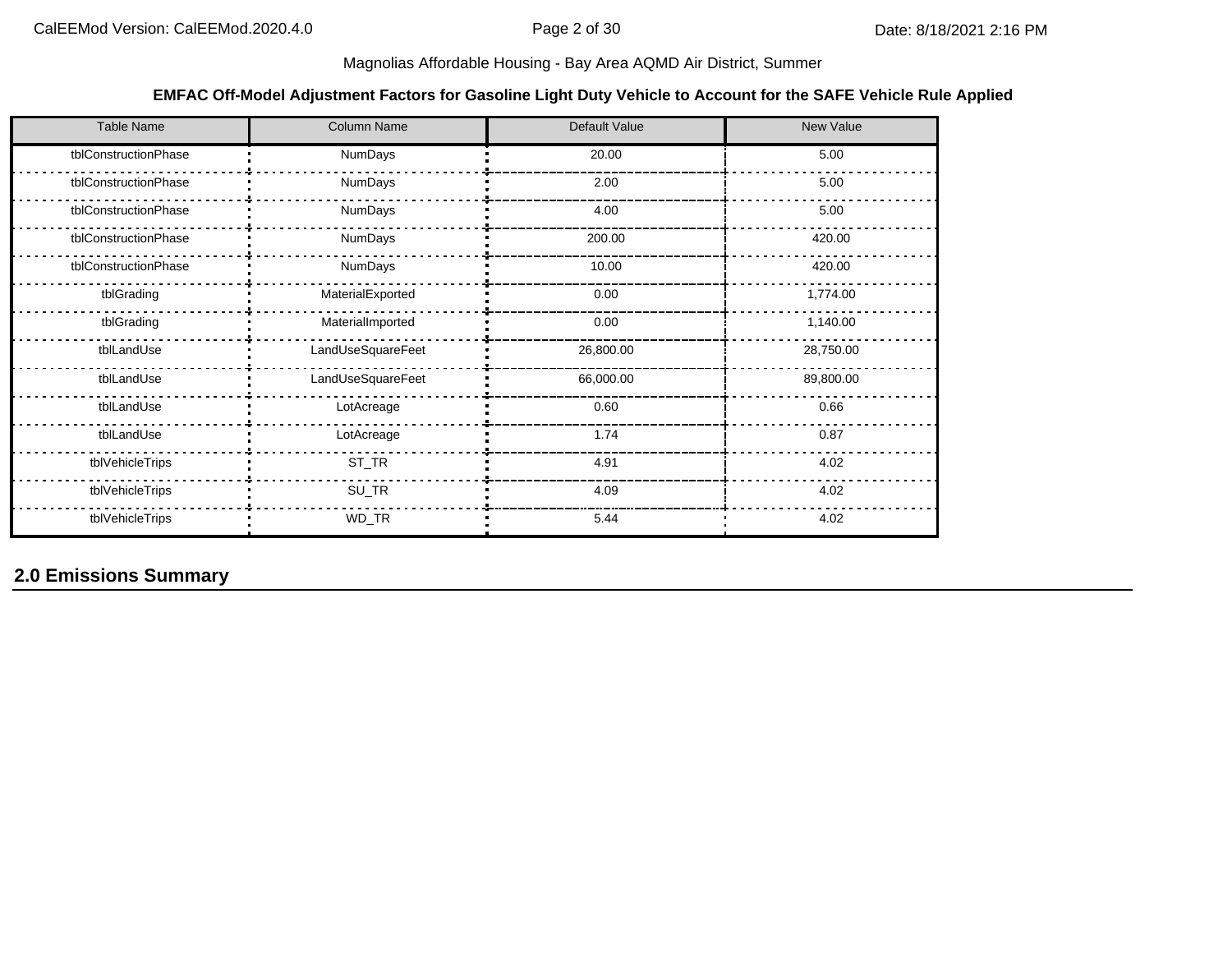Magnolias Affordable Housing - Bay Area AQMD Air District, Summer

**EMFAC Off-Model Adjustment Factors for Gasoline Light Duty Vehicle to Account for the SAFE Vehicle Rule Applied**

| Table Name | Column Name | Default Value | New Value |
|---|---|---|---|
| tblConstructionPhase | NumDays | 20.00 | 5.00 |
| tblConstructionPhase | NumDays | 2.00 | 5.00 |
| tblConstructionPhase | NumDays | 4.00 | 5.00 |
| tblConstructionPhase | NumDays | 200.00 | 420.00 |
| tblConstructionPhase | NumDays | 10.00 | 420.00 |
| tblGrading | MaterialExported | 0.00 | 1,774.00 |
| tblGrading | MaterialImported | 0.00 | 1,140.00 |
| tblLandUse | LandUseSquareFeet | 26,800.00 | 28,750.00 |
| tblLandUse | LandUseSquareFeet | 66,000.00 | 89,800.00 |
| tblLandUse | LotAcreage | 0.60 | 0.66 |
| tblLandUse | LotAcreage | 1.74 | 0.87 |
| tblVehicleTrips | ST_TR | 4.91 | 4.02 |
| tblVehicleTrips | SU_TR | 4.09 | 4.02 |
| tblVehicleTrips | WD_TR | 5.44 | 4.02 |

## 2.0 Emissions Summary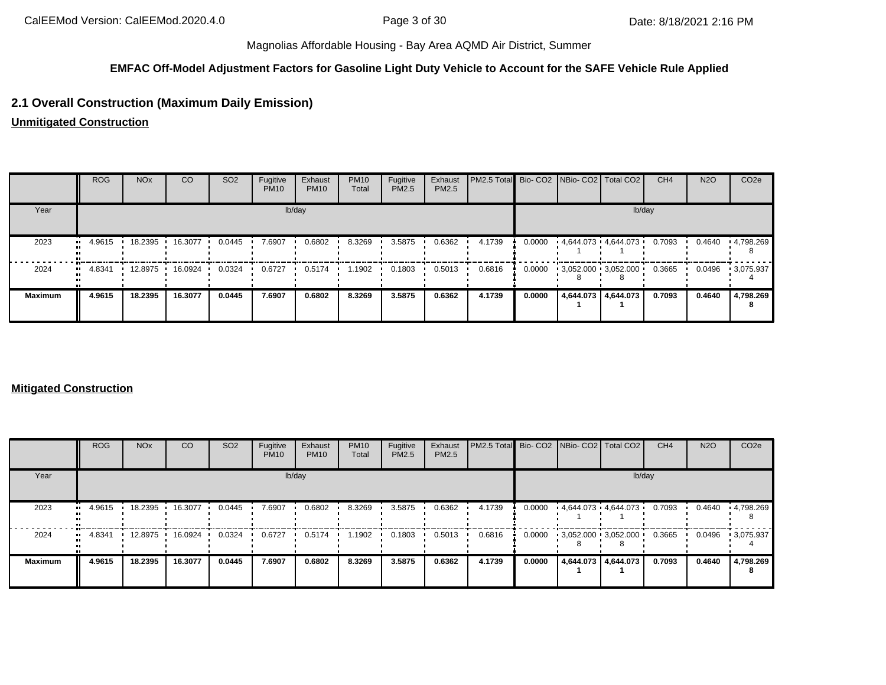Magnolias Affordable Housing - Bay Area AQMD Air District, Summer

**EMFAC Off-Model Adjustment Factors for Gasoline Light Duty Vehicle to Account for the SAFE Vehicle Rule Applied**

## 2.1 Overall Construction (Maximum Daily Emission)

**Unmitigated Construction**

| | ROG | NOx | CO | SO2 | Fugitive PM10 | Exhaust PM10 | PM10 Total | Fugitive PM2.5 | Exhaust PM2.5 | PM2.5 Total | Bio- CO2 | NBio- CO2 | Total CO2 | CH4 | N2O | CO2e |
|---|---|---|---|---|---|---|---|---|---|---|---|---|---|---|---|---|
| Year | lb/day | | | | | | | | | | lb/day | | | | | |
| 2023 | 4.9615 | 18.2395 | 16.3077 | 0.0445 | 7.6907 | 0.6802 | 8.3269 | 3.5875 | 0.6362 | 4.1739 | 0.0000 | 4,644.0731 | 4,644.0731 | 0.7093 | 0.4640 | 4,798.2698 |
| 2024 | 4.8341 | 12.8975 | 16.0924 | 0.0324 | 0.6727 | 0.5174 | 1.1902 | 0.1803 | 0.5013 | 0.6816 | 0.0000 | 3,052.0008 | 3,052.0008 | 0.3665 | 0.0496 | 3,075.9374 |
| **Maximum** | **4.9615** | **18.2395** | **16.3077** | **0.0445** | **7.6907** | **0.6802** | **8.3269** | **3.5875** | **0.6362** | **4.1739** | **0.0000** | **4,644.0731** | **4,644.0731** | **0.7093** | **0.4640** | **4,798.2698** |

**Mitigated Construction**

| | ROG | NOx | CO | SO2 | Fugitive PM10 | Exhaust PM10 | PM10 Total | Fugitive PM2.5 | Exhaust PM2.5 | PM2.5 Total | Bio- CO2 | NBio- CO2 | Total CO2 | CH4 | N2O | CO2e |
|---|---|---|---|---|---|---|---|---|---|---|---|---|---|---|---|---|
| Year | lb/day | | | | | | | | | | lb/day | | | | | |
| 2023 | 4.9615 | 18.2395 | 16.3077 | 0.0445 | 7.6907 | 0.6802 | 8.3269 | 3.5875 | 0.6362 | 4.1739 | 0.0000 | 4,644.0731 | 4,644.0731 | 0.7093 | 0.4640 | 4,798.2698 |
| 2024 | 4.8341 | 12.8975 | 16.0924 | 0.0324 | 0.6727 | 0.5174 | 1.1902 | 0.1803 | 0.5013 | 0.6816 | 0.0000 | 3,052.0008 | 3,052.0008 | 0.3665 | 0.0496 | 3,075.9374 |
| **Maximum** | **4.9615** | **18.2395** | **16.3077** | **0.0445** | **7.6907** | **0.6802** | **8.3269** | **3.5875** | **0.6362** | **4.1739** | **0.0000** | **4,644.0731** | **4,644.0731** | **0.7093** | **0.4640** | **4,798.2698** |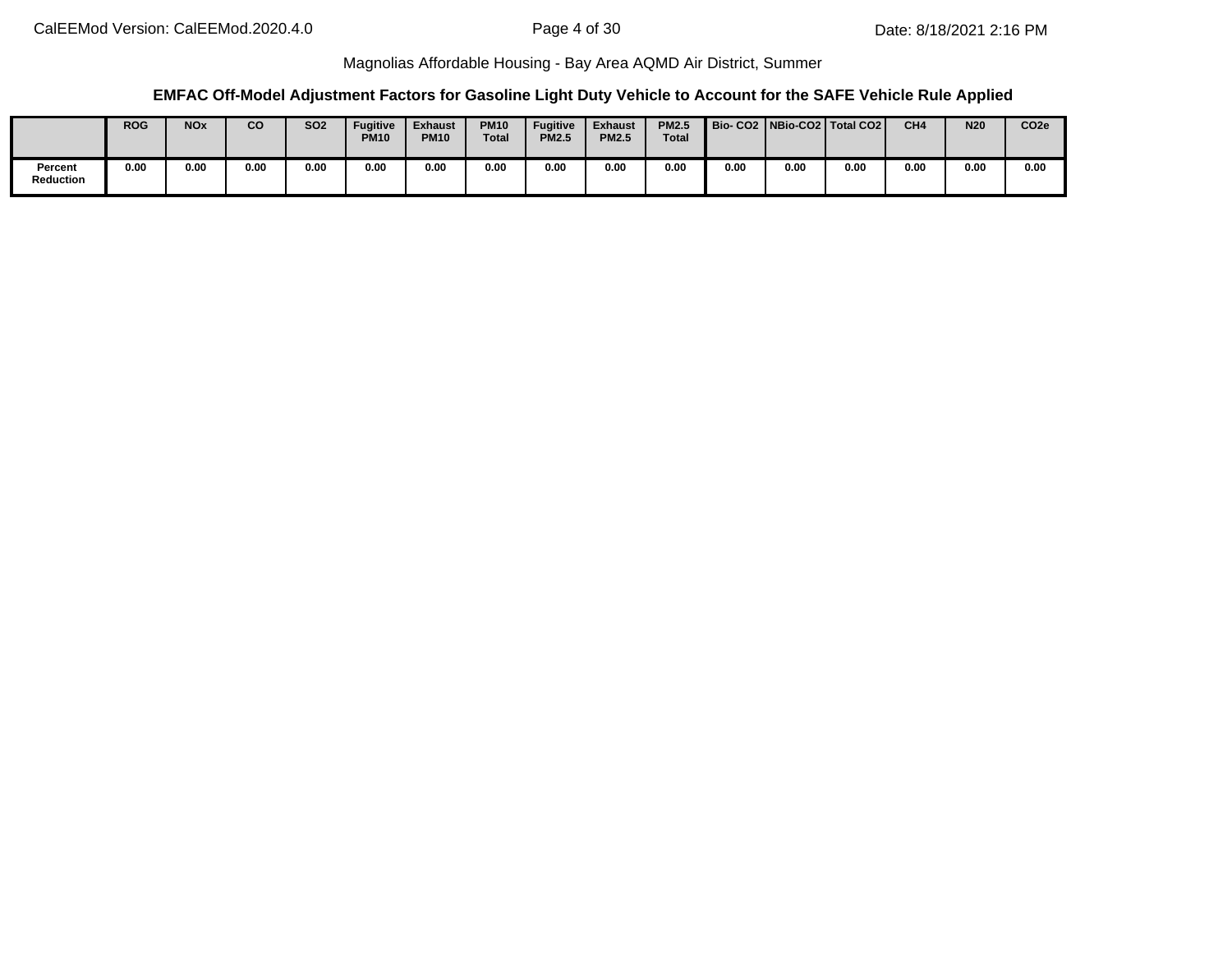Magnolias Affordable Housing - Bay Area AQMD Air District, Summer

### EMFAC Off-Model Adjustment Factors for Gasoline Light Duty Vehicle to Account for the SAFE Vehicle Rule Applied

| | ROG | NOx | CO | SO2 | Fugitive PM10 | Exhaust PM10 | PM10 Total | Fugitive PM2.5 | Exhaust PM2.5 | PM2.5 Total | Bio- CO2 | NBio-CO2 | Total CO2 | CH4 | N20 | CO2e |
|---|---|---|---|---|---|---|---|---|---|---|---|---|---|---|---|---|
| Percent Reduction | 0.00 | 0.00 | 0.00 | 0.00 | 0.00 | 0.00 | 0.00 | 0.00 | 0.00 | 0.00 | 0.00 | 0.00 | 0.00 | 0.00 | 0.00 | 0.00 |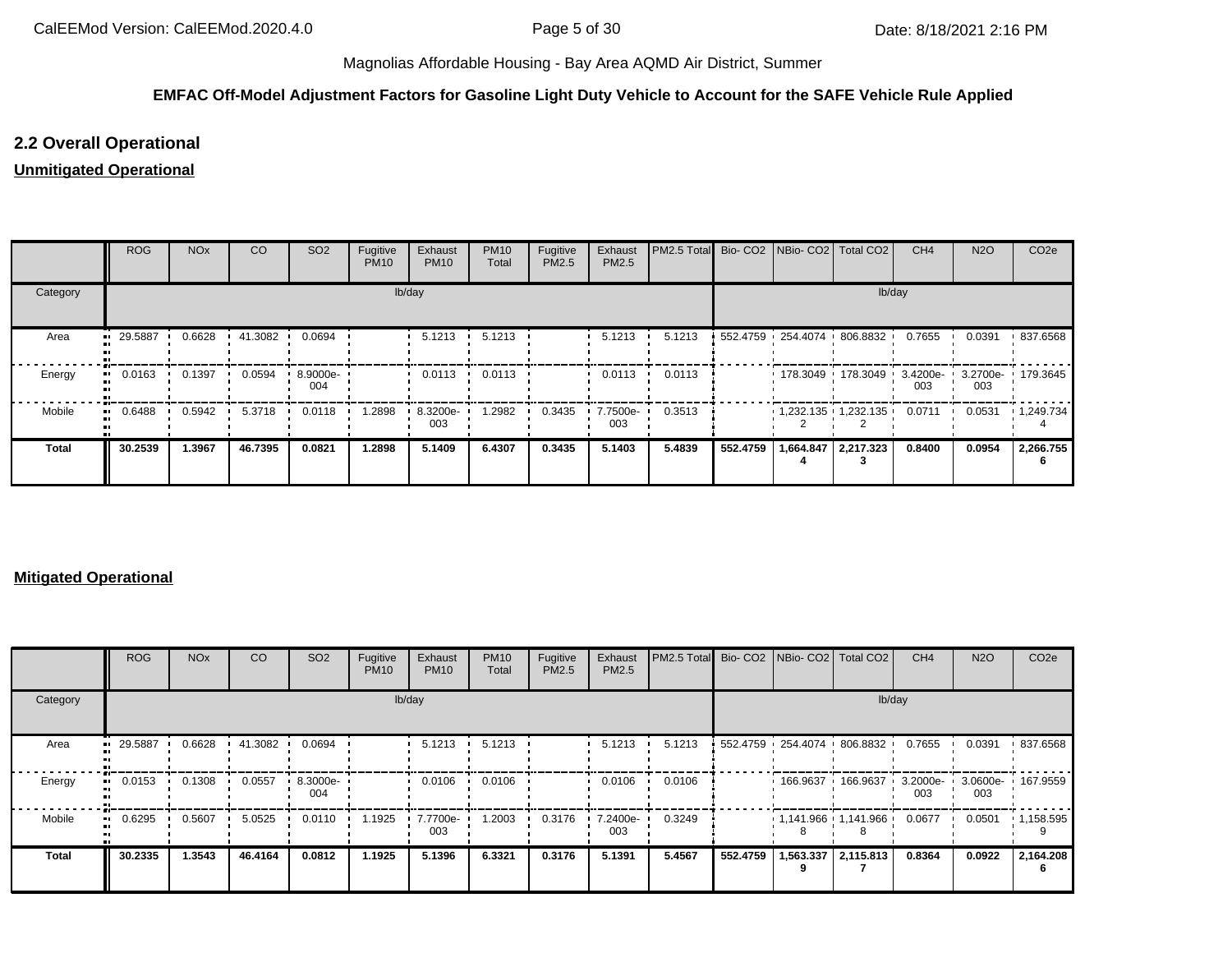Magnolias Affordable Housing - Bay Area AQMD Air District, Summer

**EMFAC Off-Model Adjustment Factors for Gasoline Light Duty Vehicle to Account for the SAFE Vehicle Rule Applied**

## 2.2 Overall Operational

**Unmitigated Operational**

| | ROG | NOx | CO | SO2 | Fugitive PM10 | Exhaust PM10 | PM10 Total | Fugitive PM2.5 | Exhaust PM2.5 | PM2.5 Total | Bio- CO2 | NBio- CO2 | Total CO2 | CH4 | N2O | CO2e |
|---|---|---|---|---|---|---|---|---|---|---|---|---|---|---|---|---|
| Category | lb/day | | | | | | | | | | lb/day | | | | | |
| Area | 29.5887 | 0.6628 | 41.3082 | 0.0694 | | 5.1213 | 5.1213 | | 5.1213 | 5.1213 | 552.4759 | 254.4074 | 806.8832 | 0.7655 | 0.0391 | 837.6568 |
| Energy | 0.0163 | 0.1397 | 0.0594 | 8.9000e-004 | | 0.0113 | 0.0113 | | 0.0113 | 0.0113 | | 178.3049 | 178.3049 | 3.4200e-003 | 3.2700e-003 | 179.3645 |
| Mobile | 0.6488 | 0.5942 | 5.3718 | 0.0118 | 1.2898 | 8.3200e-003 | 1.2982 | 0.3435 | 7.7500e-003 | 0.3513 | | 1,232.1352 | 1,232.1352 | 0.0711 | 0.0531 | 1,249.7344 |
| **Total** | **30.2539** | **1.3967** | **46.7395** | **0.0821** | **1.2898** | **5.1409** | **6.4307** | **0.3435** | **5.1403** | **5.4839** | **552.4759** | **1,664.8474** | **2,217.3233** | **0.8400** | **0.0954** | **2,266.7556** |

**Mitigated Operational**

| | ROG | NOx | CO | SO2 | Fugitive PM10 | Exhaust PM10 | PM10 Total | Fugitive PM2.5 | Exhaust PM2.5 | PM2.5 Total | Bio- CO2 | NBio- CO2 | Total CO2 | CH4 | N2O | CO2e |
|---|---|---|---|---|---|---|---|---|---|---|---|---|---|---|---|---|
| Category | lb/day | | | | | | | | | | lb/day | | | | | |
| Area | 29.5887 | 0.6628 | 41.3082 | 0.0694 | | 5.1213 | 5.1213 | | 5.1213 | 5.1213 | 552.4759 | 254.4074 | 806.8832 | 0.7655 | 0.0391 | 837.6568 |
| Energy | 0.0153 | 0.1308 | 0.0557 | 8.3000e-004 | | 0.0106 | 0.0106 | | 0.0106 | 0.0106 | | 166.9637 | 166.9637 | 3.2000e-003 | 3.0600e-003 | 167.9559 |
| Mobile | 0.6295 | 0.5607 | 5.0525 | 0.0110 | 1.1925 | 7.7700e-003 | 1.2003 | 0.3176 | 7.2400e-003 | 0.3249 | | 1,141.9668 | 1,141.9668 | 0.0677 | 0.0501 | 1,158.5959 |
| **Total** | **30.2335** | **1.3543** | **46.4164** | **0.0812** | **1.1925** | **5.1396** | **6.3321** | **0.3176** | **5.1391** | **5.4567** | **552.4759** | **1,563.3379** | **2,115.8137** | **0.8364** | **0.0922** | **2,164.2086** |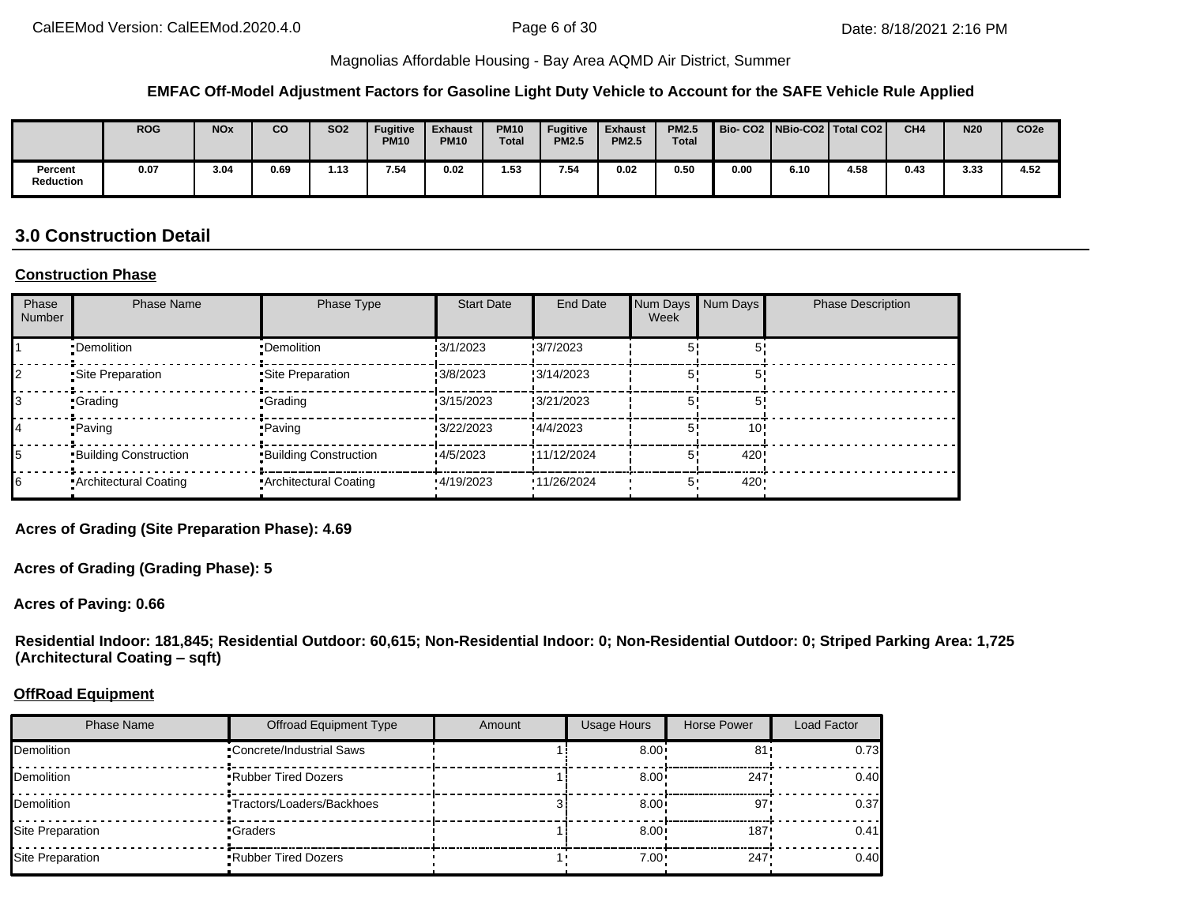Magnolias Affordable Housing - Bay Area AQMD Air District, Summer

**EMFAC Off-Model Adjustment Factors for Gasoline Light Duty Vehicle to Account for the SAFE Vehicle Rule Applied**

| | ROG | NOx | CO | SO2 | Fugitive PM10 | Exhaust PM10 | PM10 Total | Fugitive PM2.5 | Exhaust PM2.5 | PM2.5 Total | Bio- CO2 | NBio-CO2 | Total CO2 | CH4 | N20 | CO2e |
|---|---|---|---|---|---|---|---|---|---|---|---|---|---|---|---|---|
| Percent Reduction | 0.07 | 3.04 | 0.69 | 1.13 | 7.54 | 0.02 | 1.53 | 7.54 | 0.02 | 0.50 | 0.00 | 6.10 | 4.58 | 0.43 | 3.33 | 4.52 |

## 3.0 Construction Detail

**Construction Phase**

| Phase Number | Phase Name | Phase Type | Start Date | End Date | Num Days Week | Num Days | Phase Description |
|---|---|---|---|---|---|---|---|
| 1 | Demolition | Demolition | 3/1/2023 | 3/7/2023 | 5 | 5 | |
| 2 | Site Preparation | Site Preparation | 3/8/2023 | 3/14/2023 | 5 | 5 | |
| 3 | Grading | Grading | 3/15/2023 | 3/21/2023 | 5 | 5 | |
| 4 | Paving | Paving | 3/22/2023 | 4/4/2023 | 5 | 10 | |
| 5 | Building Construction | Building Construction | 4/5/2023 | 11/12/2024 | 5 | 420 | |
| 6 | Architectural Coating | Architectural Coating | 4/19/2023 | 11/26/2024 | 5 | 420 | |

**Acres of Grading (Site Preparation Phase): 4.69**

**Acres of Grading (Grading Phase): 5**

**Acres of Paving: 0.66**

**Residential Indoor: 181,845; Residential Outdoor: 60,615; Non-Residential Indoor: 0; Non-Residential Outdoor: 0; Striped Parking Area: 1,725 (Architectural Coating – sqft)**

**OffRoad Equipment**

| Phase Name | Offroad Equipment Type | Amount | Usage Hours | Horse Power | Load Factor |
|---|---|---|---|---|---|
| Demolition | Concrete/Industrial Saws | 1 | 8.00 | 81 | 0.73 |
| Demolition | Rubber Tired Dozers | 1 | 8.00 | 247 | 0.40 |
| Demolition | Tractors/Loaders/Backhoes | 3 | 8.00 | 97 | 0.37 |
| Site Preparation | Graders | 1 | 8.00 | 187 | 0.41 |
| Site Preparation | Rubber Tired Dozers | 1 | 7.00 | 247 | 0.40 |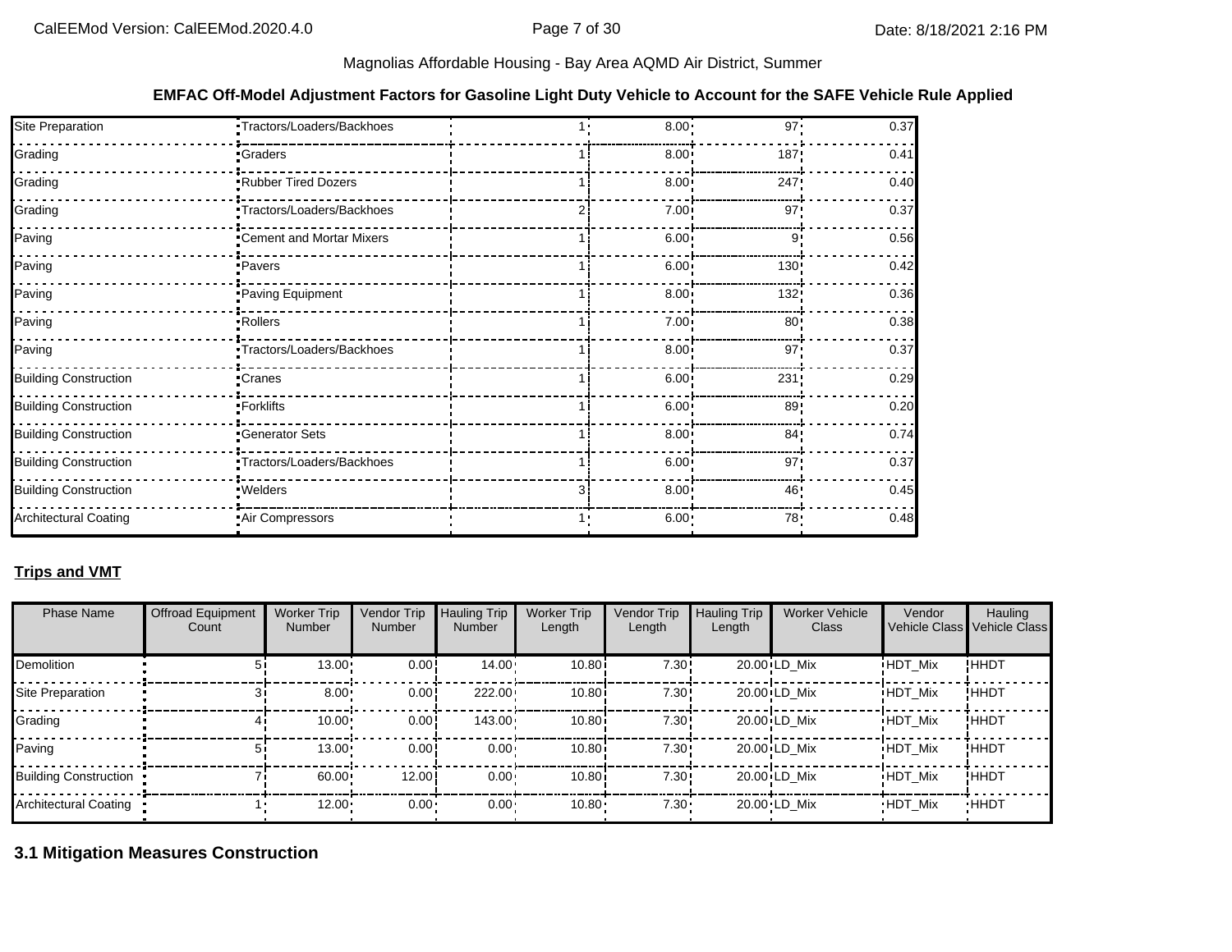Magnolias Affordable Housing - Bay Area AQMD Air District, Summer

**EMFAC Off-Model Adjustment Factors for Gasoline Light Duty Vehicle to Account for the SAFE Vehicle Rule Applied**

| | | | | | |
|---|---|---|---|---|---|
| Site Preparation | Tractors/Loaders/Backhoes | 1 | 8.00 | 97 | 0.37 |
| Grading | Graders | 1 | 8.00 | 187 | 0.41 |
| Grading | Rubber Tired Dozers | 1 | 8.00 | 247 | 0.40 |
| Grading | Tractors/Loaders/Backhoes | 2 | 7.00 | 97 | 0.37 |
| Paving | Cement and Mortar Mixers | 1 | 6.00 | 9 | 0.56 |
| Paving | Pavers | 1 | 6.00 | 130 | 0.42 |
| Paving | Paving Equipment | 1 | 8.00 | 132 | 0.36 |
| Paving | Rollers | 1 | 7.00 | 80 | 0.38 |
| Paving | Tractors/Loaders/Backhoes | 1 | 8.00 | 97 | 0.37 |
| Building Construction | Cranes | 1 | 6.00 | 231 | 0.29 |
| Building Construction | Forklifts | 1 | 6.00 | 89 | 0.20 |
| Building Construction | Generator Sets | 1 | 8.00 | 84 | 0.74 |
| Building Construction | Tractors/Loaders/Backhoes | 1 | 6.00 | 97 | 0.37 |
| Building Construction | Welders | 3 | 8.00 | 46 | 0.45 |
| Architectural Coating | Air Compressors | 1 | 6.00 | 78 | 0.48 |

**Trips and VMT**

| Phase Name | Offroad Equipment Count | Worker Trip Number | Vendor Trip Number | Hauling Trip Number | Worker Trip Length | Vendor Trip Length | Hauling Trip Length | Worker Vehicle Class | Vendor Vehicle Class | Hauling Vehicle Class |
|---|---|---|---|---|---|---|---|---|---|---|
| Demolition | 5 | 13.00 | 0.00 | 14.00 | 10.80 | 7.30 | 20.00 | LD_Mix | HDT_Mix | HHDT |
| Site Preparation | 3 | 8.00 | 0.00 | 222.00 | 10.80 | 7.30 | 20.00 | LD_Mix | HDT_Mix | HHDT |
| Grading | 4 | 10.00 | 0.00 | 143.00 | 10.80 | 7.30 | 20.00 | LD_Mix | HDT_Mix | HHDT |
| Paving | 5 | 13.00 | 0.00 | 0.00 | 10.80 | 7.30 | 20.00 | LD_Mix | HDT_Mix | HHDT |
| Building Construction | 7 | 60.00 | 12.00 | 0.00 | 10.80 | 7.30 | 20.00 | LD_Mix | HDT_Mix | HHDT |
| Architectural Coating | 1 | 12.00 | 0.00 | 0.00 | 10.80 | 7.30 | 20.00 | LD_Mix | HDT_Mix | HHDT |

## 3.1 Mitigation Measures Construction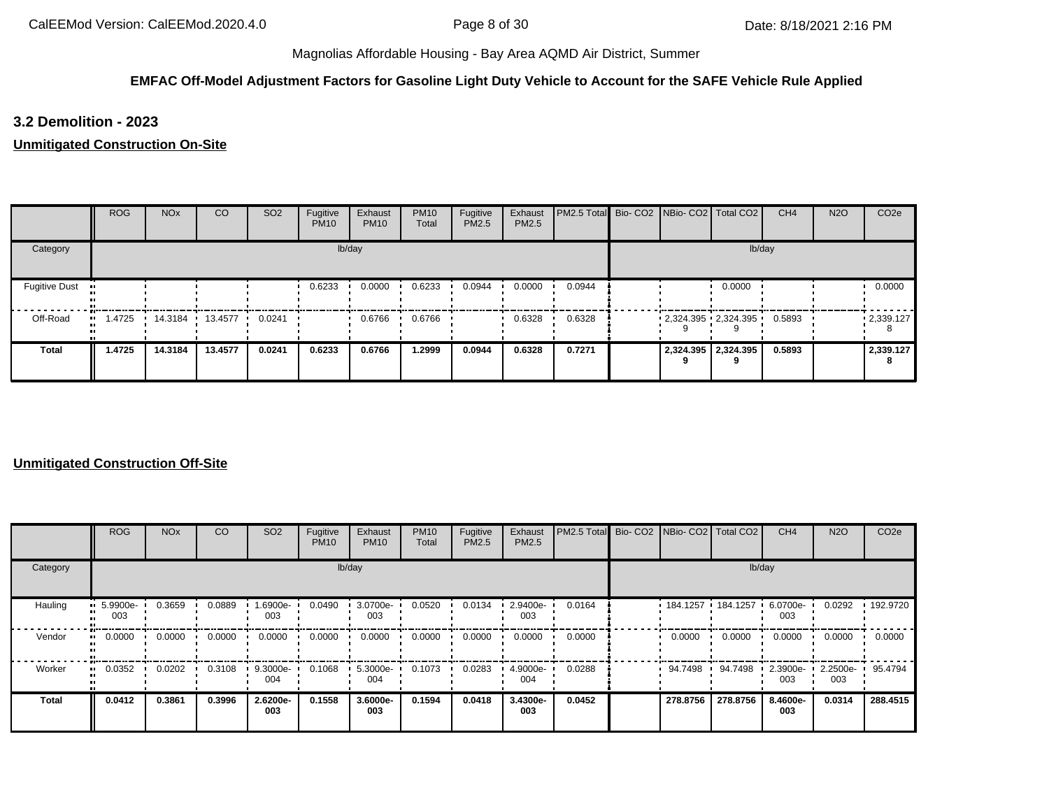Magnolias Affordable Housing - Bay Area AQMD Air District, Summer

**EMFAC Off-Model Adjustment Factors for Gasoline Light Duty Vehicle to Account for the SAFE Vehicle Rule Applied**

## 3.2 Demolition - 2023

**Unmitigated Construction On-Site**

| | ROG | NOx | CO | SO2 | Fugitive PM10 | Exhaust PM10 | PM10 Total | Fugitive PM2.5 | Exhaust PM2.5 | PM2.5 Total | Bio- CO2 | NBio- CO2 | Total CO2 | CH4 | N2O | CO2e |
|---|---|---|---|---|---|---|---|---|---|---|---|---|---|---|---|---|
| Category | lb/day | | | | | | | | | | lb/day | | | | | |
| Fugitive Dust | | | | | 0.6233 | 0.0000 | 0.6233 | 0.0944 | 0.0000 | 0.0944 | | | 0.0000 | | | 0.0000 |
| Off-Road | 1.4725 | 14.3184 | 13.4577 | 0.0241 | | 0.6766 | 0.6766 | | 0.6328 | 0.6328 | | 2,324.3959 | 2,324.3959 | 0.5893 | | 2,339.1278 |
| **Total** | **1.4725** | **14.3184** | **13.4577** | **0.0241** | **0.6233** | **0.6766** | **1.2999** | **0.0944** | **0.6328** | **0.7271** | | **2,324.3959** | **2,324.3959** | **0.5893** | | **2,339.1278** |

**Unmitigated Construction Off-Site**

| | ROG | NOx | CO | SO2 | Fugitive PM10 | Exhaust PM10 | PM10 Total | Fugitive PM2.5 | Exhaust PM2.5 | PM2.5 Total | Bio- CO2 | NBio- CO2 | Total CO2 | CH4 | N2O | CO2e |
|---|---|---|---|---|---|---|---|---|---|---|---|---|---|---|---|---|
| Category | lb/day | | | | | | | | | | lb/day | | | | | |
| Hauling | 5.9900e-003 | 0.3659 | 0.0889 | 1.6900e-003 | 0.0490 | 3.0700e-003 | 0.0520 | 0.0134 | 2.9400e-003 | 0.0164 | | 184.1257 | 184.1257 | 6.0700e-003 | 0.0292 | 192.9720 |
| Vendor | 0.0000 | 0.0000 | 0.0000 | 0.0000 | 0.0000 | 0.0000 | 0.0000 | 0.0000 | 0.0000 | 0.0000 | | 0.0000 | 0.0000 | 0.0000 | 0.0000 | 0.0000 |
| Worker | 0.0352 | 0.0202 | 0.3108 | 9.3000e-004 | 0.1068 | 5.3000e-004 | 0.1073 | 0.0283 | 4.9000e-004 | 0.0288 | | 94.7498 | 94.7498 | 2.3900e-003 | 2.2500e-003 | 95.4794 |
| **Total** | **0.0412** | **0.3861** | **0.3996** | **2.6200e-003** | **0.1558** | **3.6000e-003** | **0.1594** | **0.0418** | **3.4300e-003** | **0.0452** | | **278.8756** | **278.8756** | **8.4600e-003** | **0.0314** | **288.4515** |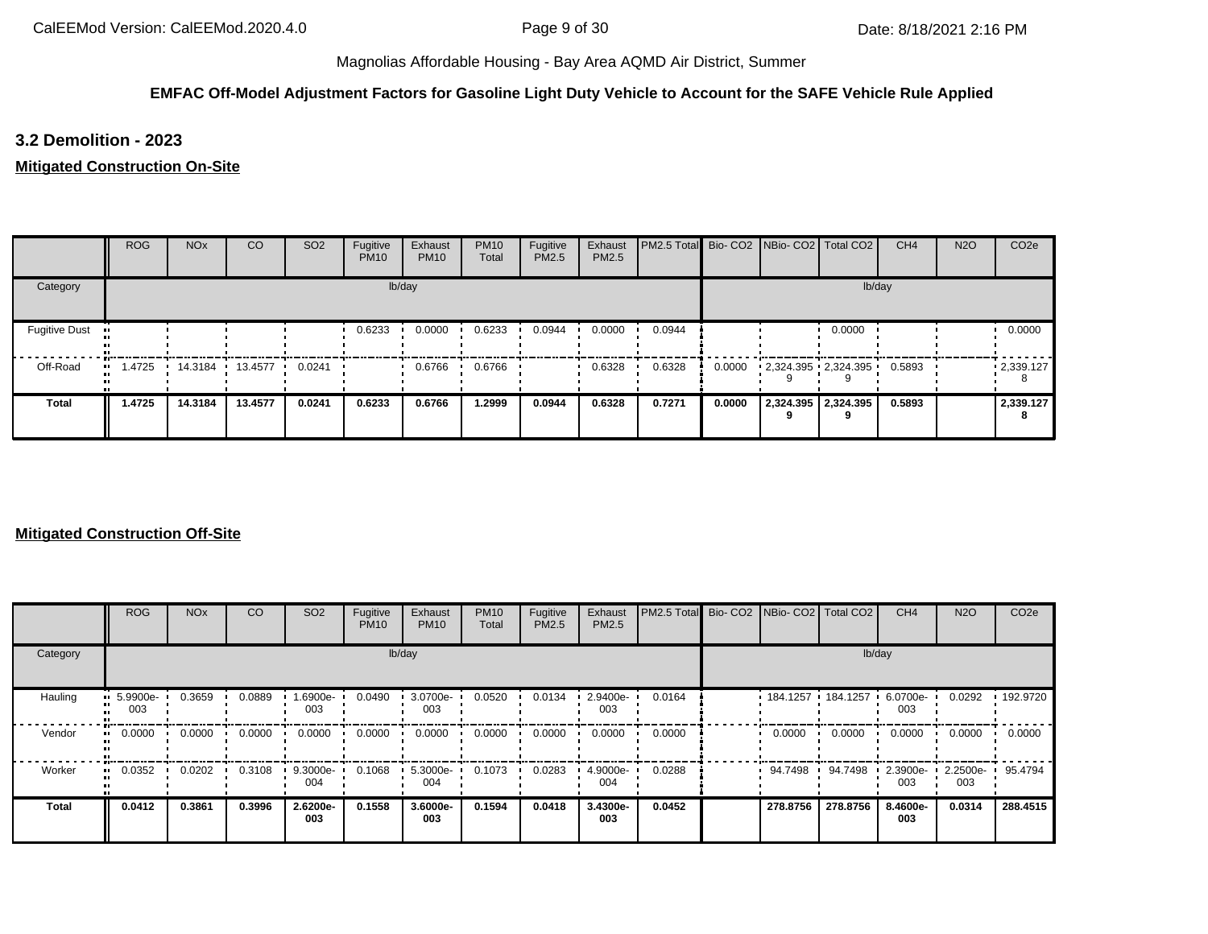Magnolias Affordable Housing - Bay Area AQMD Air District, Summer

**EMFAC Off-Model Adjustment Factors for Gasoline Light Duty Vehicle to Account for the SAFE Vehicle Rule Applied**

## 3.2 Demolition - 2023

**Mitigated Construction On-Site**

| | ROG | NOx | CO | SO2 | Fugitive PM10 | Exhaust PM10 | PM10 Total | Fugitive PM2.5 | Exhaust PM2.5 | PM2.5 Total | Bio- CO2 | NBio- CO2 | Total CO2 | CH4 | N2O | CO2e |
|---|---|---|---|---|---|---|---|---|---|---|---|---|---|---|---|---|
| Category | lb/day | | | | | | | | | | lb/day | | | | | |
| Fugitive Dust | | | | | 0.6233 | 0.0000 | 0.6233 | 0.0944 | 0.0000 | 0.0944 | | | 0.0000 | | | 0.0000 |
| Off-Road | 1.4725 | 14.3184 | 13.4577 | 0.0241 | | 0.6766 | 0.6766 | | 0.6328 | 0.6328 | 0.0000 | 2,324.3959 | 2,324.3959 | 0.5893 | | 2,339.1278 |
| **Total** | **1.4725** | **14.3184** | **13.4577** | **0.0241** | **0.6233** | **0.6766** | **1.2999** | **0.0944** | **0.6328** | **0.7271** | **0.0000** | **2,324.3959** | **2,324.3959** | **0.5893** | | **2,339.1278** |

**Mitigated Construction Off-Site**

| | ROG | NOx | CO | SO2 | Fugitive PM10 | Exhaust PM10 | PM10 Total | Fugitive PM2.5 | Exhaust PM2.5 | PM2.5 Total | Bio- CO2 | NBio- CO2 | Total CO2 | CH4 | N2O | CO2e |
|---|---|---|---|---|---|---|---|---|---|---|---|---|---|---|---|---|
| Category | lb/day | | | | | | | | | | lb/day | | | | | |
| Hauling | 5.9900e-003 | 0.3659 | 0.0889 | 1.6900e-003 | 0.0490 | 3.0700e-003 | 0.0520 | 0.0134 | 2.9400e-003 | 0.0164 | | 184.1257 | 184.1257 | 6.0700e-003 | 0.0292 | 192.9720 |
| Vendor | 0.0000 | 0.0000 | 0.0000 | 0.0000 | 0.0000 | 0.0000 | 0.0000 | 0.0000 | 0.0000 | 0.0000 | | 0.0000 | 0.0000 | 0.0000 | 0.0000 | 0.0000 |
| Worker | 0.0352 | 0.0202 | 0.3108 | 9.3000e-004 | 0.1068 | 5.3000e-004 | 0.1073 | 0.0283 | 4.9000e-004 | 0.0288 | | 94.7498 | 94.7498 | 2.3900e-003 | 2.2500e-003 | 95.4794 |
| **Total** | **0.0412** | **0.3861** | **0.3996** | **2.6200e-003** | **0.1558** | **3.6000e-003** | **0.1594** | **0.0418** | **3.4300e-003** | **0.0452** | | **278.8756** | **278.8756** | **8.4600e-003** | **0.0314** | **288.4515** |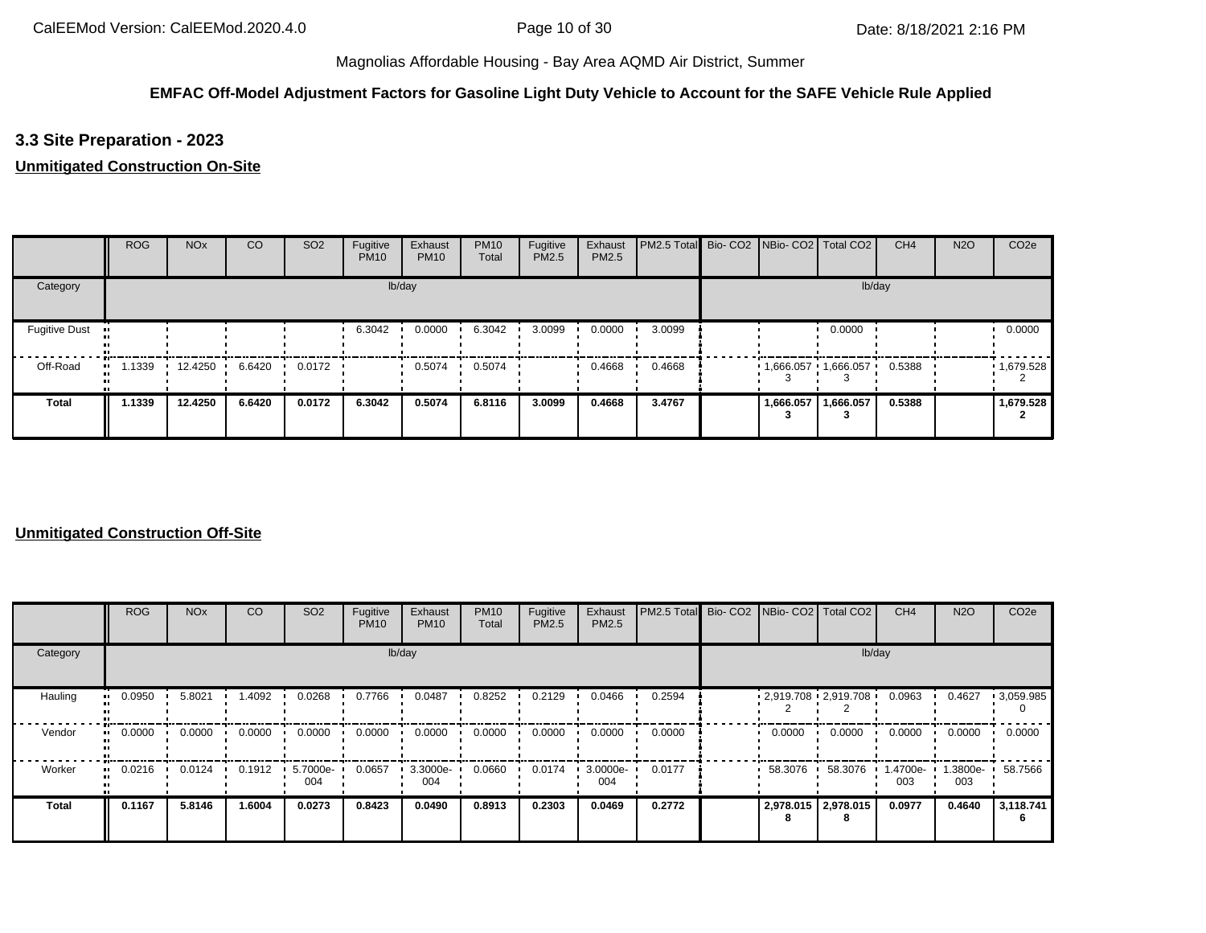Magnolias Affordable Housing - Bay Area AQMD Air District, Summer

**EMFAC Off-Model Adjustment Factors for Gasoline Light Duty Vehicle to Account for the SAFE Vehicle Rule Applied**

## 3.3 Site Preparation - 2023

### Unmitigated Construction On-Site

| | ROG | NOx | CO | SO2 | Fugitive PM10 | Exhaust PM10 | PM10 Total | Fugitive PM2.5 | Exhaust PM2.5 | PM2.5 Total | Bio- CO2 | NBio- CO2 | Total CO2 | CH4 | N2O | CO2e |
|---|---|---|---|---|---|---|---|---|---|---|---|---|---|---|---|---|
| Category | lb/day | | | | | | | | | | lb/day | | | | | |
| Fugitive Dust | | | | | 6.3042 | 0.0000 | 6.3042 | 3.0099 | 0.0000 | 3.0099 | | | 0.0000 | | | 0.0000 |
| Off-Road | 1.1339 | 12.4250 | 6.6420 | 0.0172 | | 0.5074 | 0.5074 | | 0.4668 | 0.4668 | | 1,666.0573 | 1,666.0573 | 0.5388 | | 1,679.5282 |
| **Total** | **1.1339** | **12.4250** | **6.6420** | **0.0172** | **6.3042** | **0.5074** | **6.8116** | **3.0099** | **0.4668** | **3.4767** | | **1,666.0573** | **1,666.0573** | **0.5388** | | **1,679.5282** |

### Unmitigated Construction Off-Site

| | ROG | NOx | CO | SO2 | Fugitive PM10 | Exhaust PM10 | PM10 Total | Fugitive PM2.5 | Exhaust PM2.5 | PM2.5 Total | Bio- CO2 | NBio- CO2 | Total CO2 | CH4 | N2O | CO2e |
|---|---|---|---|---|---|---|---|---|---|---|---|---|---|---|---|---|
| Category | lb/day | | | | | | | | | | lb/day | | | | | |
| Hauling | 0.0950 | 5.8021 | 1.4092 | 0.0268 | 0.7766 | 0.0487 | 0.8252 | 0.2129 | 0.0466 | 0.2594 | | 2,919.7082 | 2,919.7082 | 0.0963 | 0.4627 | 3,059.9850 |
| Vendor | 0.0000 | 0.0000 | 0.0000 | 0.0000 | 0.0000 | 0.0000 | 0.0000 | 0.0000 | 0.0000 | 0.0000 | | 0.0000 | 0.0000 | 0.0000 | 0.0000 | 0.0000 |
| Worker | 0.0216 | 0.0124 | 0.1912 | 5.7000e-004 | 0.0657 | 3.3000e-004 | 0.0660 | 0.0174 | 3.0000e-004 | 0.0177 | | 58.3076 | 58.3076 | 1.4700e-003 | 1.3800e-003 | 58.7566 |
| **Total** | **0.1167** | **5.8146** | **1.6004** | **0.0273** | **0.8423** | **0.0490** | **0.8913** | **0.2303** | **0.0469** | **0.2772** | | **2,978.0158** | **2,978.0158** | **0.0977** | **0.4640** | **3,118.7416** |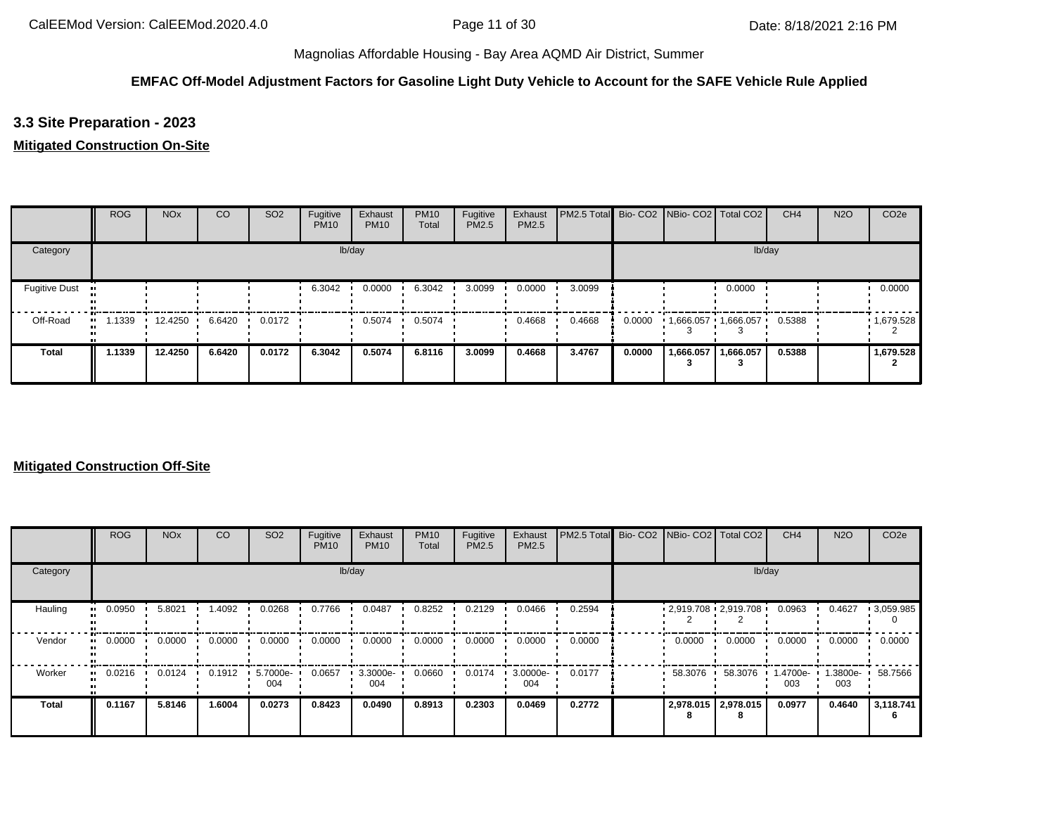Magnolias Affordable Housing - Bay Area AQMD Air District, Summer

**EMFAC Off-Model Adjustment Factors for Gasoline Light Duty Vehicle to Account for the SAFE Vehicle Rule Applied**

## 3.3 Site Preparation - 2023

**Mitigated Construction On-Site**

| | ROG | NOx | CO | SO2 | Fugitive PM10 | Exhaust PM10 | PM10 Total | Fugitive PM2.5 | Exhaust PM2.5 | PM2.5 Total | Bio- CO2 | NBio- CO2 | Total CO2 | CH4 | N2O | CO2e |
|---|---|---|---|---|---|---|---|---|---|---|---|---|---|---|---|---|
| Category | lb/day | | | | | | | | | | lb/day | | | | | |
| Fugitive Dust | | | | | 6.3042 | 0.0000 | 6.3042 | 3.0099 | 0.0000 | 3.0099 | | | 0.0000 | | | 0.0000 |
| Off-Road | 1.1339 | 12.4250 | 6.6420 | 0.0172 | | 0.5074 | 0.5074 | | 0.4668 | 0.4668 | 0.0000 | 1,666.0573 | 1,666.0573 | 0.5388 | | 1,679.5282 |
| **Total** | **1.1339** | **12.4250** | **6.6420** | **0.0172** | **6.3042** | **0.5074** | **6.8116** | **3.0099** | **0.4668** | **3.4767** | **0.0000** | **1,666.0573** | **1,666.0573** | **0.5388** | | **1,679.5282** |

**Mitigated Construction Off-Site**

| | ROG | NOx | CO | SO2 | Fugitive PM10 | Exhaust PM10 | PM10 Total | Fugitive PM2.5 | Exhaust PM2.5 | PM2.5 Total | Bio- CO2 | NBio- CO2 | Total CO2 | CH4 | N2O | CO2e |
|---|---|---|---|---|---|---|---|---|---|---|---|---|---|---|---|---|
| Category | lb/day | | | | | | | | | | lb/day | | | | | |
| Hauling | 0.0950 | 5.8021 | 1.4092 | 0.0268 | 0.7766 | 0.0487 | 0.8252 | 0.2129 | 0.0466 | 0.2594 | | 2,919.7082 | 2,919.7082 | 0.0963 | 0.4627 | 3,059.9850 |
| Vendor | 0.0000 | 0.0000 | 0.0000 | 0.0000 | 0.0000 | 0.0000 | 0.0000 | 0.0000 | 0.0000 | 0.0000 | | 0.0000 | 0.0000 | 0.0000 | 0.0000 | 0.0000 |
| Worker | 0.0216 | 0.0124 | 0.1912 | 5.7000e-004 | 0.0657 | 3.3000e-004 | 0.0660 | 0.0174 | 3.0000e-004 | 0.0177 | | 58.3076 | 58.3076 | 1.4700e-003 | 1.3800e-003 | 58.7566 |
| **Total** | **0.1167** | **5.8146** | **1.6004** | **0.0273** | **0.8423** | **0.0490** | **0.8913** | **0.2303** | **0.0469** | **0.2772** | | **2,978.0158** | **2,978.0158** | **0.0977** | **0.4640** | **3,118.7416** |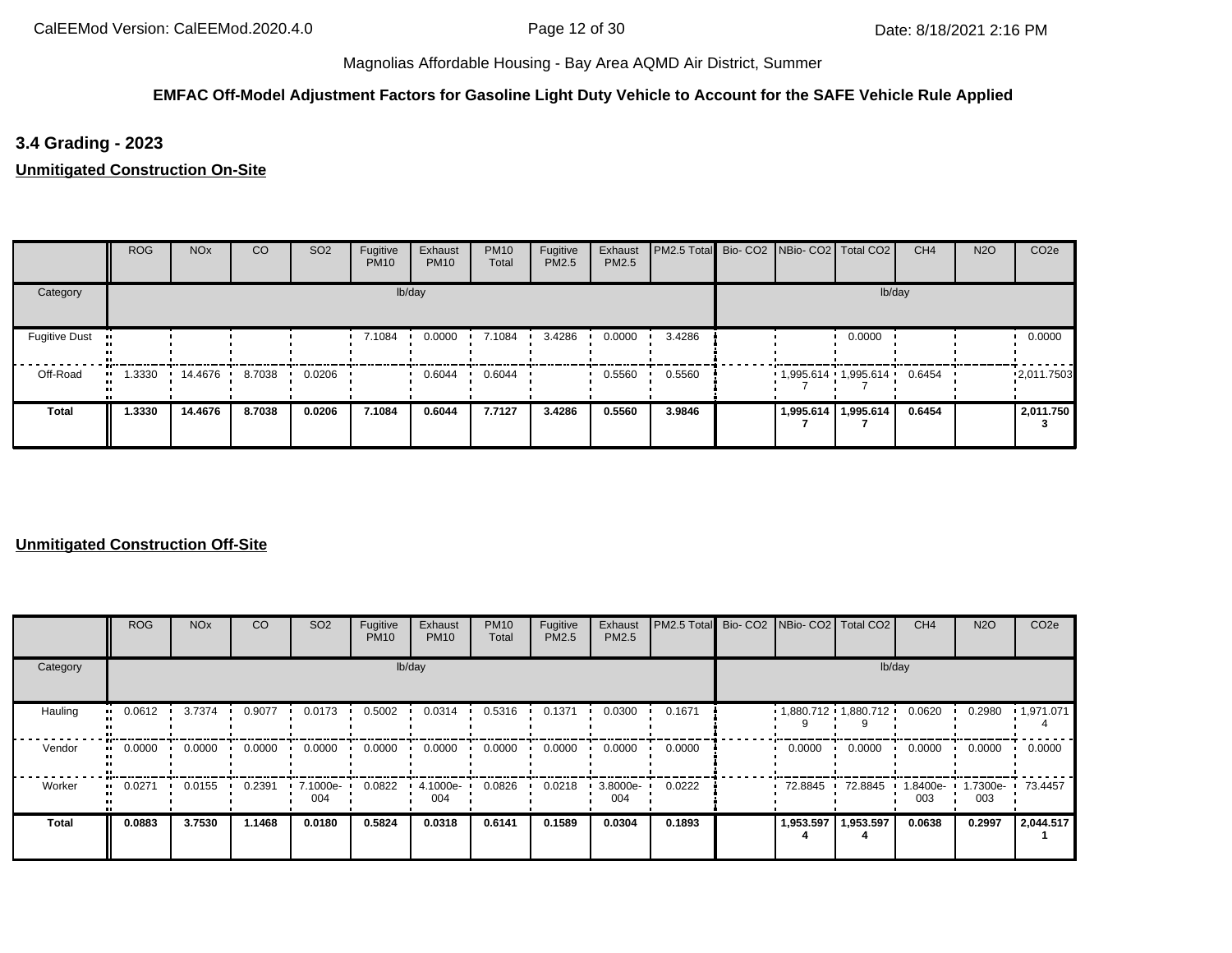Magnolias Affordable Housing - Bay Area AQMD Air District, Summer

**EMFAC Off-Model Adjustment Factors for Gasoline Light Duty Vehicle to Account for the SAFE Vehicle Rule Applied**

### 3.4 Grading - 2023

**Unmitigated Construction On-Site**

| | ROG | NOx | CO | SO2 | Fugitive PM10 | Exhaust PM10 | PM10 Total | Fugitive PM2.5 | Exhaust PM2.5 | PM2.5 Total | Bio- CO2 | NBio- CO2 | Total CO2 | CH4 | N2O | CO2e |
|---|---|---|---|---|---|---|---|---|---|---|---|---|---|---|---|---|
| Category | lb/day | | | | | | | | | | lb/day | | | | | |
| Fugitive Dust | | | | | 7.1084 | 0.0000 | 7.1084 | 3.4286 | 0.0000 | 3.4286 | | | 0.0000 | | | 0.0000 |
| Off-Road | 1.3330 | 14.4676 | 8.7038 | 0.0206 | | 0.6044 | 0.6044 | | 0.5560 | 0.5560 | | 1,995.6147 | 1,995.6147 | 0.6454 | | 2,011.7503 |
| **Total** | **1.3330** | **14.4676** | **8.7038** | **0.0206** | **7.1084** | **0.6044** | **7.7127** | **3.4286** | **0.5560** | **3.9846** | | **1,995.6147** | **1,995.6147** | **0.6454** | | **2,011.7503** |

**Unmitigated Construction Off-Site**

| | ROG | NOx | CO | SO2 | Fugitive PM10 | Exhaust PM10 | PM10 Total | Fugitive PM2.5 | Exhaust PM2.5 | PM2.5 Total | Bio- CO2 | NBio- CO2 | Total CO2 | CH4 | N2O | CO2e |
|---|---|---|---|---|---|---|---|---|---|---|---|---|---|---|---|---|
| Category | lb/day | | | | | | | | | | lb/day | | | | | |
| Hauling | 0.0612 | 3.7374 | 0.9077 | 0.0173 | 0.5002 | 0.0314 | 0.5316 | 0.1371 | 0.0300 | 0.1671 | | 1,880.7129 | 1,880.7129 | 0.0620 | 0.2980 | 1,971.0714 |
| Vendor | 0.0000 | 0.0000 | 0.0000 | 0.0000 | 0.0000 | 0.0000 | 0.0000 | 0.0000 | 0.0000 | 0.0000 | | 0.0000 | 0.0000 | 0.0000 | 0.0000 | 0.0000 |
| Worker | 0.0271 | 0.0155 | 0.2391 | 7.1000e-004 | 0.0822 | 4.1000e-004 | 0.0826 | 0.0218 | 3.8000e-004 | 0.0222 | | 72.8845 | 72.8845 | 1.8400e-003 | 1.7300e-003 | 73.4457 |
| **Total** | **0.0883** | **3.7530** | **1.1468** | **0.0180** | **0.5824** | **0.0318** | **0.6141** | **0.1589** | **0.0304** | **0.1893** | | **1,953.5974** | **1,953.5974** | **0.0638** | **0.2997** | **2,044.5171** |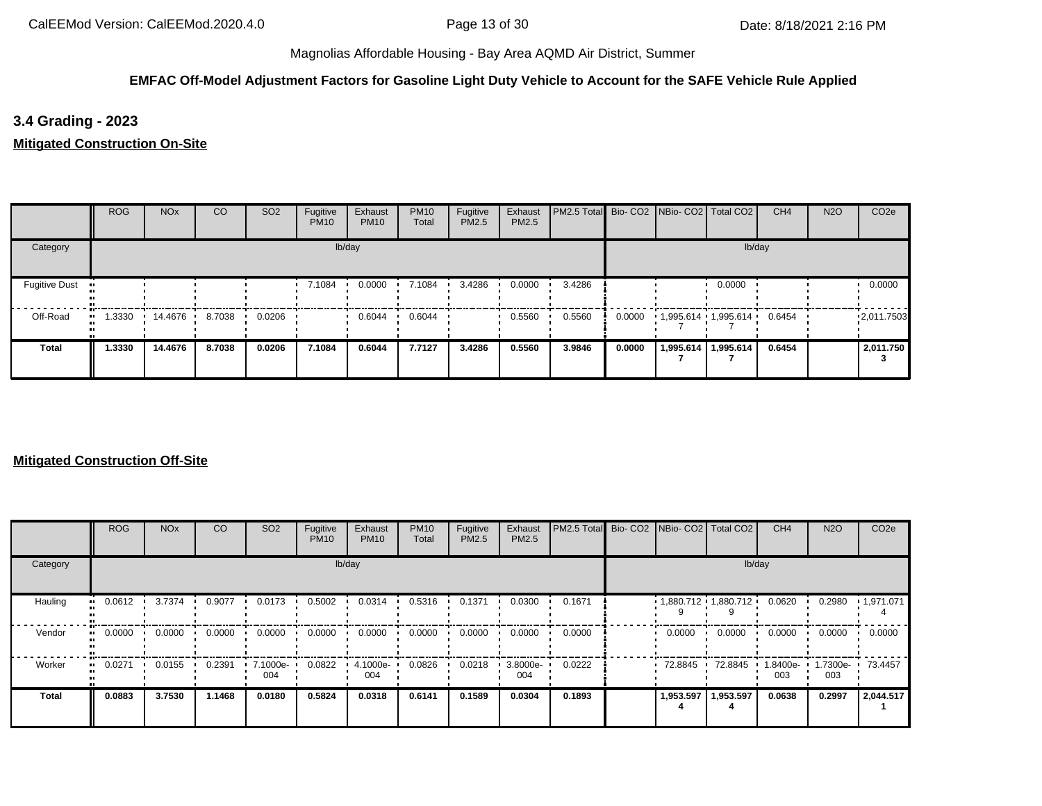Magnolias Affordable Housing - Bay Area AQMD Air District, Summer

**EMFAC Off-Model Adjustment Factors for Gasoline Light Duty Vehicle to Account for the SAFE Vehicle Rule Applied**

## 3.4 Grading - 2023

**Mitigated Construction On-Site**

| | ROG | NOx | CO | SO2 | Fugitive PM10 | Exhaust PM10 | PM10 Total | Fugitive PM2.5 | Exhaust PM2.5 | PM2.5 Total | Bio- CO2 | NBio- CO2 | Total CO2 | CH4 | N2O | CO2e |
|---|---|---|---|---|---|---|---|---|---|---|---|---|---|---|---|---|
| Category | lb/day | | | | | | | | | | lb/day | | | | | |
| Fugitive Dust | | | | | 7.1084 | 0.0000 | 7.1084 | 3.4286 | 0.0000 | 3.4286 | | | 0.0000 | | | 0.0000 |
| Off-Road | 1.3330 | 14.4676 | 8.7038 | 0.0206 | | 0.6044 | 0.6044 | | 0.5560 | 0.5560 | 0.0000 | 1,995.6147 | 1,995.6147 | 0.6454 | | 2,011.7503 |
| **Total** | **1.3330** | **14.4676** | **8.7038** | **0.0206** | **7.1084** | **0.6044** | **7.7127** | **3.4286** | **0.5560** | **3.9846** | **0.0000** | **1,995.6147** | **1,995.6147** | **0.6454** | | **2,011.7503** |

**Mitigated Construction Off-Site**

| | ROG | NOx | CO | SO2 | Fugitive PM10 | Exhaust PM10 | PM10 Total | Fugitive PM2.5 | Exhaust PM2.5 | PM2.5 Total | Bio- CO2 | NBio- CO2 | Total CO2 | CH4 | N2O | CO2e |
|---|---|---|---|---|---|---|---|---|---|---|---|---|---|---|---|---|
| Category | lb/day | | | | | | | | | | lb/day | | | | | |
| Hauling | 0.0612 | 3.7374 | 0.9077 | 0.0173 | 0.5002 | 0.0314 | 0.5316 | 0.1371 | 0.0300 | 0.1671 | | 1,880.7129 | 1,880.7129 | 0.0620 | 0.2980 | 1,971.0714 |
| Vendor | 0.0000 | 0.0000 | 0.0000 | 0.0000 | 0.0000 | 0.0000 | 0.0000 | 0.0000 | 0.0000 | 0.0000 | | 0.0000 | 0.0000 | 0.0000 | 0.0000 | 0.0000 |
| Worker | 0.0271 | 0.0155 | 0.2391 | 7.1000e-004 | 0.0822 | 4.1000e-004 | 0.0826 | 0.0218 | 3.8000e-004 | 0.0222 | | 72.8845 | 72.8845 | 1.8400e-003 | 1.7300e-003 | 73.4457 |
| **Total** | **0.0883** | **3.7530** | **1.1468** | **0.0180** | **0.5824** | **0.0318** | **0.6141** | **0.1589** | **0.0304** | **0.1893** | | **1,953.5974** | **1,953.5974** | **0.0638** | **0.2997** | **2,044.5171** |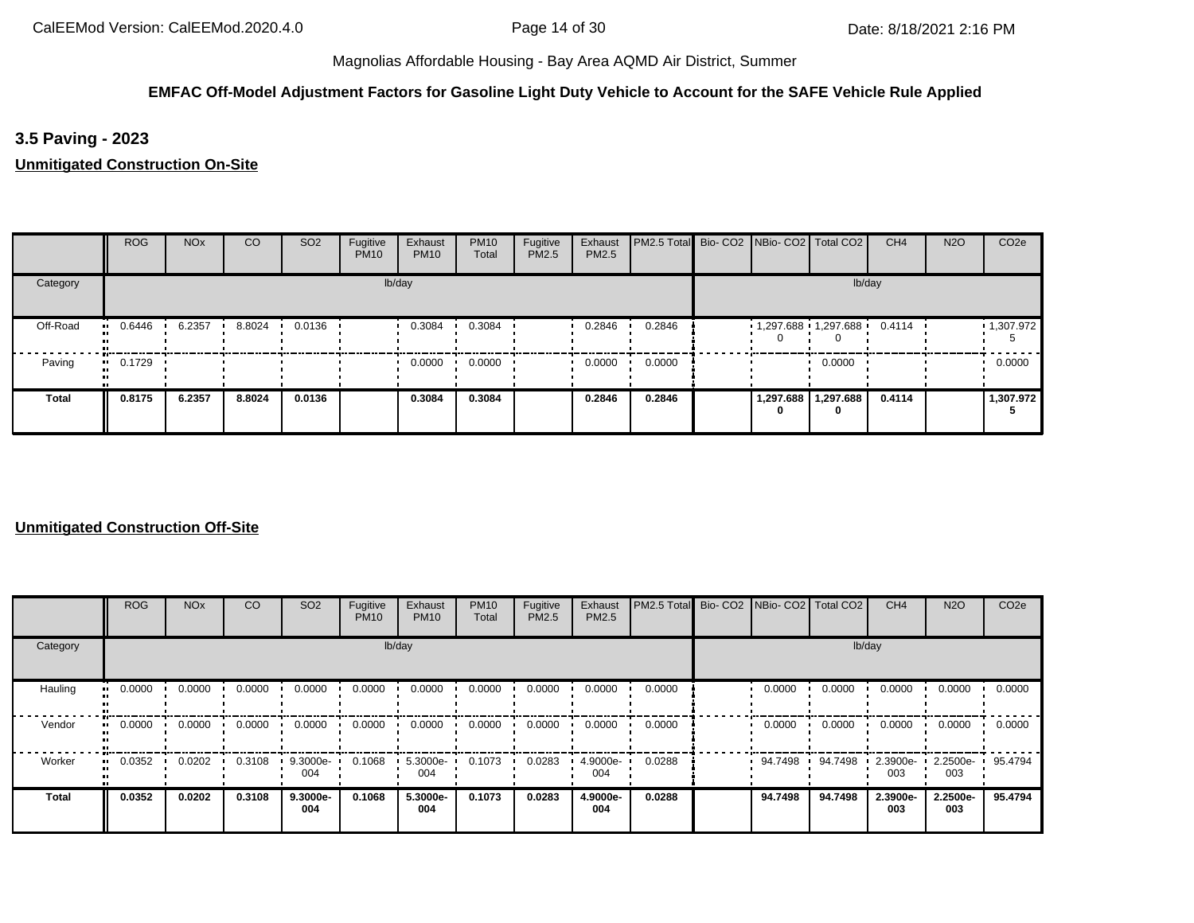Magnolias Affordable Housing - Bay Area AQMD Air District, Summer

**EMFAC Off-Model Adjustment Factors for Gasoline Light Duty Vehicle to Account for the SAFE Vehicle Rule Applied**

## 3.5 Paving - 2023

**Unmitigated Construction On-Site**

| | ROG | NOx | CO | SO2 | Fugitive PM10 | Exhaust PM10 | PM10 Total | Fugitive PM2.5 | Exhaust PM2.5 | PM2.5 Total | Bio- CO2 | NBio- CO2 | Total CO2 | CH4 | N2O | CO2e |
|---|---|---|---|---|---|---|---|---|---|---|---|---|---|---|---|---|
| Category | lb/day | | | | | | | | | | lb/day | | | | | |
| Off-Road | 0.6446 | 6.2357 | 8.8024 | 0.0136 | | 0.3084 | 0.3084 | | 0.2846 | 0.2846 | | 1,297.6880 | 1,297.6880 | 0.4114 | | 1,307.9725 |
| Paving | 0.1729 | | | | | 0.0000 | 0.0000 | | 0.0000 | 0.0000 | | | 0.0000 | | | 0.0000 |
| **Total** | **0.8175** | **6.2357** | **8.8024** | **0.0136** | | **0.3084** | **0.3084** | | **0.2846** | **0.2846** | | **1,297.6880** | **1,297.6880** | **0.4114** | | **1,307.9725** |

**Unmitigated Construction Off-Site**

| | ROG | NOx | CO | SO2 | Fugitive PM10 | Exhaust PM10 | PM10 Total | Fugitive PM2.5 | Exhaust PM2.5 | PM2.5 Total | Bio- CO2 | NBio- CO2 | Total CO2 | CH4 | N2O | CO2e |
|---|---|---|---|---|---|---|---|---|---|---|---|---|---|---|---|---|
| Category | lb/day | | | | | | | | | | lb/day | | | | | |
| Hauling | 0.0000 | 0.0000 | 0.0000 | 0.0000 | 0.0000 | 0.0000 | 0.0000 | 0.0000 | 0.0000 | 0.0000 | | 0.0000 | 0.0000 | 0.0000 | 0.0000 | 0.0000 |
| Vendor | 0.0000 | 0.0000 | 0.0000 | 0.0000 | 0.0000 | 0.0000 | 0.0000 | 0.0000 | 0.0000 | 0.0000 | | 0.0000 | 0.0000 | 0.0000 | 0.0000 | 0.0000 |
| Worker | 0.0352 | 0.0202 | 0.3108 | 9.3000e-004 | 0.1068 | 5.3000e-004 | 0.1073 | 0.0283 | 4.9000e-004 | 0.0288 | | 94.7498 | 94.7498 | 2.3900e-003 | 2.2500e-003 | 95.4794 |
| **Total** | **0.0352** | **0.0202** | **0.3108** | **9.3000e-004** | **0.1068** | **5.3000e-004** | **0.1073** | **0.0283** | **4.9000e-004** | **0.0288** | | **94.7498** | **94.7498** | **2.3900e-003** | **2.2500e-003** | **95.4794** |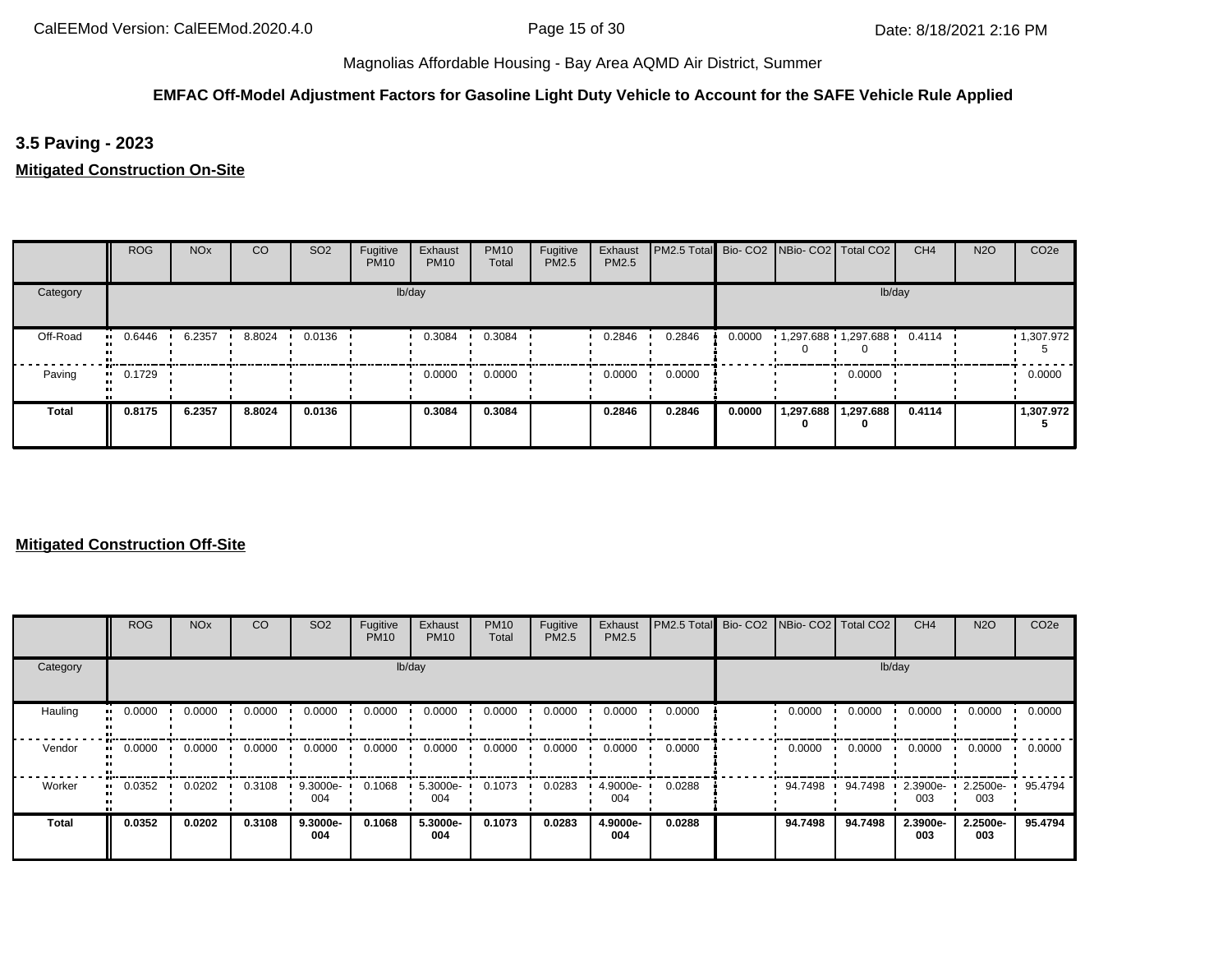Magnolias Affordable Housing - Bay Area AQMD Air District, Summer

**EMFAC Off-Model Adjustment Factors for Gasoline Light Duty Vehicle to Account for the SAFE Vehicle Rule Applied**

### 3.5 Paving - 2023

**Mitigated Construction On-Site**

| | ROG | NOx | CO | SO2 | Fugitive PM10 | Exhaust PM10 | PM10 Total | Fugitive PM2.5 | Exhaust PM2.5 | PM2.5 Total | Bio- CO2 | NBio- CO2 | Total CO2 | CH4 | N2O | CO2e |
|---|---|---|---|---|---|---|---|---|---|---|---|---|---|---|---|---|
| Category | lb/day | | | | | | | | | | lb/day | | | | | |
| Off-Road | 0.6446 | 6.2357 | 8.8024 | 0.0136 | | 0.3084 | 0.3084 | | 0.2846 | 0.2846 | 0.0000 | 1,297.6880 | 1,297.6880 | 0.4114 | | 1,307.9725 |
| Paving | 0.1729 | | | | | 0.0000 | 0.0000 | | 0.0000 | 0.0000 | | | 0.0000 | | | 0.0000 |
| **Total** | **0.8175** | **6.2357** | **8.8024** | **0.0136** | | **0.3084** | **0.3084** | | **0.2846** | **0.2846** | **0.0000** | **1,297.6880** | **1,297.6880** | **0.4114** | | **1,307.9725** |

**Mitigated Construction Off-Site**

| | ROG | NOx | CO | SO2 | Fugitive PM10 | Exhaust PM10 | PM10 Total | Fugitive PM2.5 | Exhaust PM2.5 | PM2.5 Total | Bio- CO2 | NBio- CO2 | Total CO2 | CH4 | N2O | CO2e |
|---|---|---|---|---|---|---|---|---|---|---|---|---|---|---|---|---|
| Category | lb/day | | | | | | | | | | lb/day | | | | | |
| Hauling | 0.0000 | 0.0000 | 0.0000 | 0.0000 | 0.0000 | 0.0000 | 0.0000 | 0.0000 | 0.0000 | 0.0000 | | 0.0000 | 0.0000 | 0.0000 | 0.0000 | 0.0000 |
| Vendor | 0.0000 | 0.0000 | 0.0000 | 0.0000 | 0.0000 | 0.0000 | 0.0000 | 0.0000 | 0.0000 | 0.0000 | | 0.0000 | 0.0000 | 0.0000 | 0.0000 | 0.0000 |
| Worker | 0.0352 | 0.0202 | 0.3108 | 9.3000e-004 | 0.1068 | 5.3000e-004 | 0.1073 | 0.0283 | 4.9000e-004 | 0.0288 | | 94.7498 | 94.7498 | 2.3900e-003 | 2.2500e-003 | 95.4794 |
| **Total** | **0.0352** | **0.0202** | **0.3108** | **9.3000e-004** | **0.1068** | **5.3000e-004** | **0.1073** | **0.0283** | **4.9000e-004** | **0.0288** | | **94.7498** | **94.7498** | **2.3900e-003** | **2.2500e-003** | **95.4794** |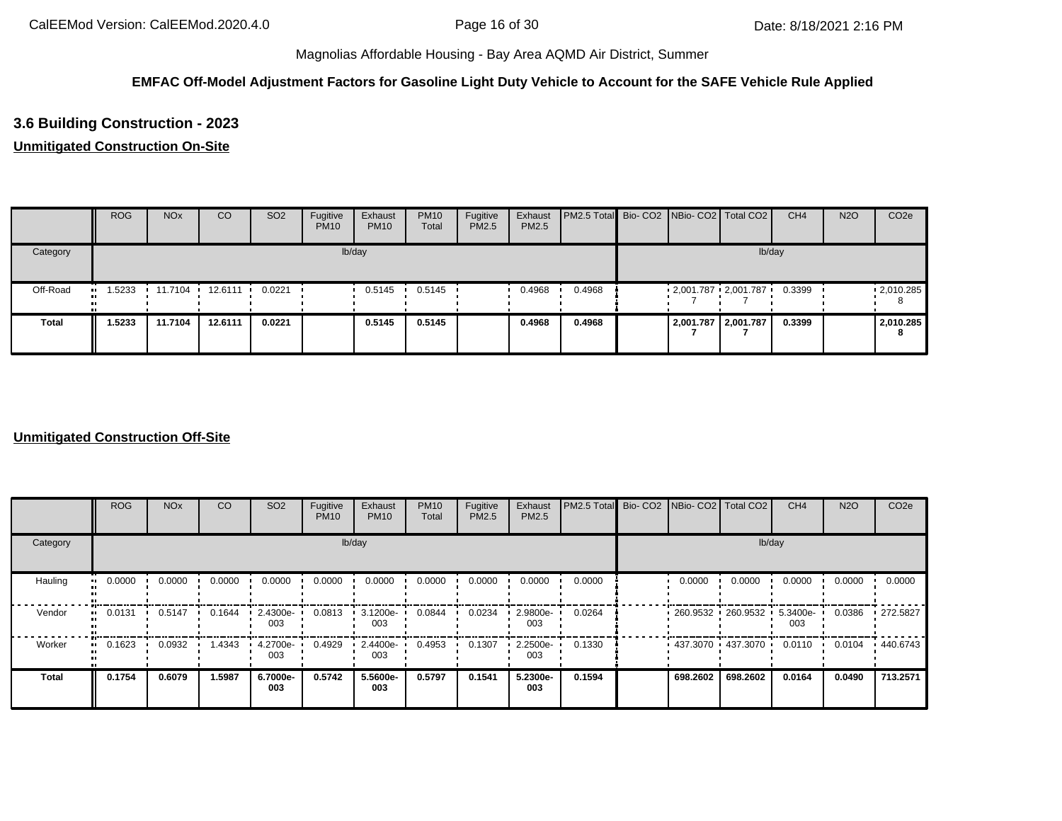Magnolias Affordable Housing - Bay Area AQMD Air District, Summer

**EMFAC Off-Model Adjustment Factors for Gasoline Light Duty Vehicle to Account for the SAFE Vehicle Rule Applied**

### 3.6 Building Construction - 2023

**Unmitigated Construction On-Site**

| | ROG | NOx | CO | SO2 | Fugitive PM10 | Exhaust PM10 | PM10 Total | Fugitive PM2.5 | Exhaust PM2.5 | PM2.5 Total | Bio- CO2 | NBio- CO2 | Total CO2 | CH4 | N2O | CO2e |
|---|---|---|---|---|---|---|---|---|---|---|---|---|---|---|---|---|
| Category | lb/day | | | | | | | | | | lb/day | | | | | |
| Off-Road | 1.5233 | 11.7104 | 12.6111 | 0.0221 | | 0.5145 | 0.5145 | | 0.4968 | 0.4968 | | 2,001.7877 | 2,001.7877 | 0.3399 | | 2,010.2858 |
| **Total** | **1.5233** | **11.7104** | **12.6111** | **0.0221** | | **0.5145** | **0.5145** | | **0.4968** | **0.4968** | | **2,001.7877** | **2,001.7877** | **0.3399** | | **2,010.2858** |

**Unmitigated Construction Off-Site**

| | ROG | NOx | CO | SO2 | Fugitive PM10 | Exhaust PM10 | PM10 Total | Fugitive PM2.5 | Exhaust PM2.5 | PM2.5 Total | Bio- CO2 | NBio- CO2 | Total CO2 | CH4 | N2O | CO2e |
|---|---|---|---|---|---|---|---|---|---|---|---|---|---|---|---|---|
| Category | lb/day | | | | | | | | | | lb/day | | | | | |
| Hauling | 0.0000 | 0.0000 | 0.0000 | 0.0000 | 0.0000 | 0.0000 | 0.0000 | 0.0000 | 0.0000 | 0.0000 | | 0.0000 | 0.0000 | 0.0000 | 0.0000 | 0.0000 |
| Vendor | 0.0131 | 0.5147 | 0.1644 | 2.4300e-003 | 0.0813 | 3.1200e-003 | 0.0844 | 0.0234 | 2.9800e-003 | 0.0264 | | 260.9532 | 260.9532 | 5.3400e-003 | 0.0386 | 272.5827 |
| Worker | 0.1623 | 0.0932 | 1.4343 | 4.2700e-003 | 0.4929 | 2.4400e-003 | 0.4953 | 0.1307 | 2.2500e-003 | 0.1330 | | 437.3070 | 437.3070 | 0.0110 | 0.0104 | 440.6743 |
| **Total** | **0.1754** | **0.6079** | **1.5987** | **6.7000e-003** | **0.5742** | **5.5600e-003** | **0.5797** | **0.1541** | **5.2300e-003** | **0.1594** | | **698.2602** | **698.2602** | **0.0164** | **0.0490** | **713.2571** |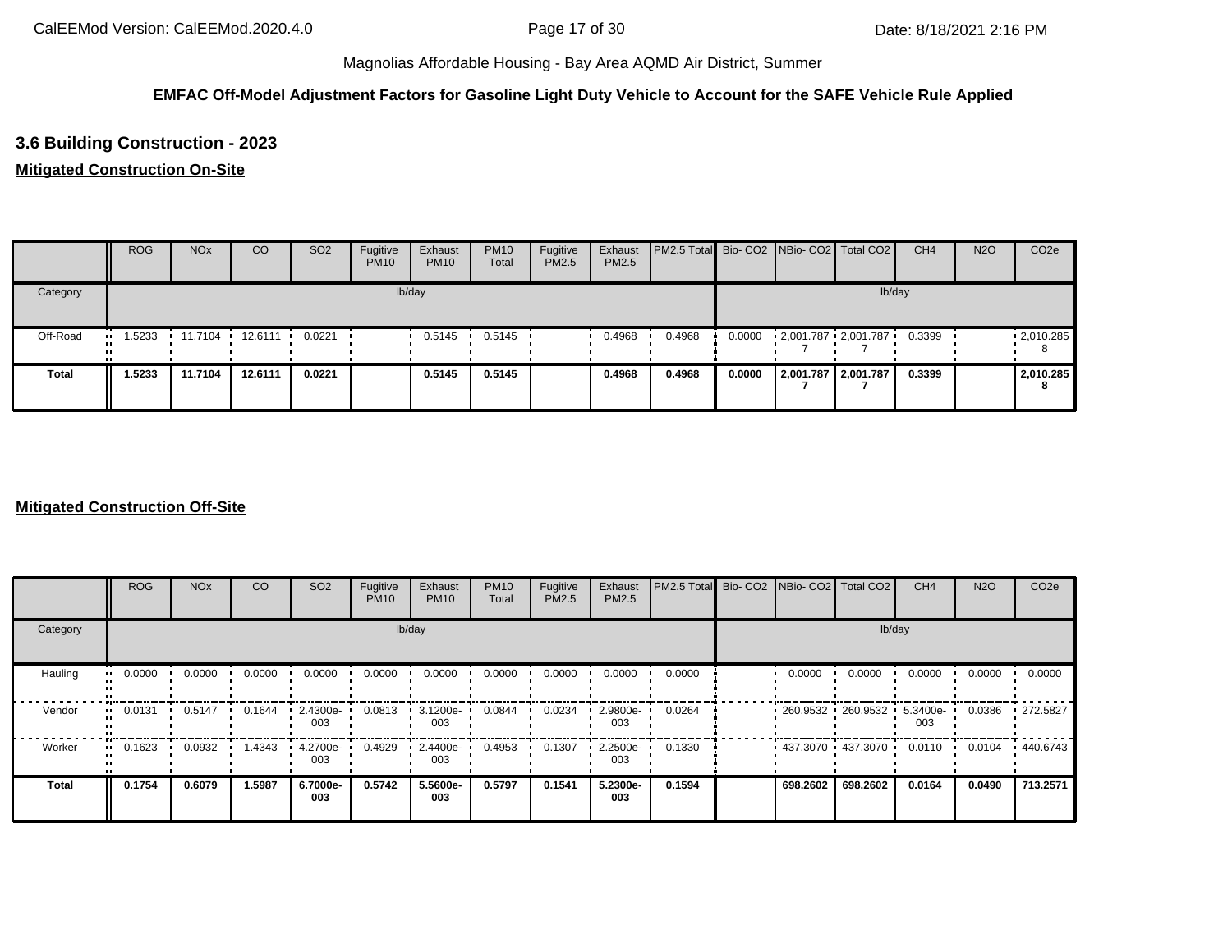Magnolias Affordable Housing - Bay Area AQMD Air District, Summer

**EMFAC Off-Model Adjustment Factors for Gasoline Light Duty Vehicle to Account for the SAFE Vehicle Rule Applied**

## 3.6 Building Construction - 2023

### Mitigated Construction On-Site

| | ROG | NOx | CO | SO2 | Fugitive PM10 | Exhaust PM10 | PM10 Total | Fugitive PM2.5 | Exhaust PM2.5 | PM2.5 Total | Bio- CO2 | NBio- CO2 | Total CO2 | CH4 | N2O | CO2e |
|---|---|---|---|---|---|---|---|---|---|---|---|---|---|---|---|---|
| Category | lb/day | | | | | | | | | | lb/day | | | | | |
| Off-Road | 1.5233 | 11.7104 | 12.6111 | 0.0221 | | 0.5145 | 0.5145 | | 0.4968 | 0.4968 | 0.0000 | 2,001.787 7 | 2,001.787 7 | 0.3399 | | 2,010.285 8 |
| **Total** | **1.5233** | **11.7104** | **12.6111** | **0.0221** | | **0.5145** | **0.5145** | | **0.4968** | **0.4968** | **0.0000** | **2,001.787 7** | **2,001.787 7** | **0.3399** | | **2,010.285 8** |

### Mitigated Construction Off-Site

| | ROG | NOx | CO | SO2 | Fugitive PM10 | Exhaust PM10 | PM10 Total | Fugitive PM2.5 | Exhaust PM2.5 | PM2.5 Total | Bio- CO2 | NBio- CO2 | Total CO2 | CH4 | N2O | CO2e |
|---|---|---|---|---|---|---|---|---|---|---|---|---|---|---|---|---|
| Category | lb/day | | | | | | | | | | lb/day | | | | | |
| Hauling | 0.0000 | 0.0000 | 0.0000 | 0.0000 | 0.0000 | 0.0000 | 0.0000 | 0.0000 | 0.0000 | 0.0000 | | 0.0000 | 0.0000 | 0.0000 | 0.0000 | 0.0000 |
| Vendor | 0.0131 | 0.5147 | 0.1644 | 2.4300e-003 | 0.0813 | 3.1200e-003 | 0.0844 | 0.0234 | 2.9800e-003 | 0.0264 | | 260.9532 | 260.9532 | 5.3400e-003 | 0.0386 | 272.5827 |
| Worker | 0.1623 | 0.0932 | 1.4343 | 4.2700e-003 | 0.4929 | 2.4400e-003 | 0.4953 | 0.1307 | 2.2500e-003 | 0.1330 | | 437.3070 | 437.3070 | 0.0110 | 0.0104 | 440.6743 |
| **Total** | **0.1754** | **0.6079** | **1.5987** | **6.7000e-003** | **0.5742** | **5.5600e-003** | **0.5797** | **0.1541** | **5.2300e-003** | **0.1594** | | **698.2602** | **698.2602** | **0.0164** | **0.0490** | **713.2571** |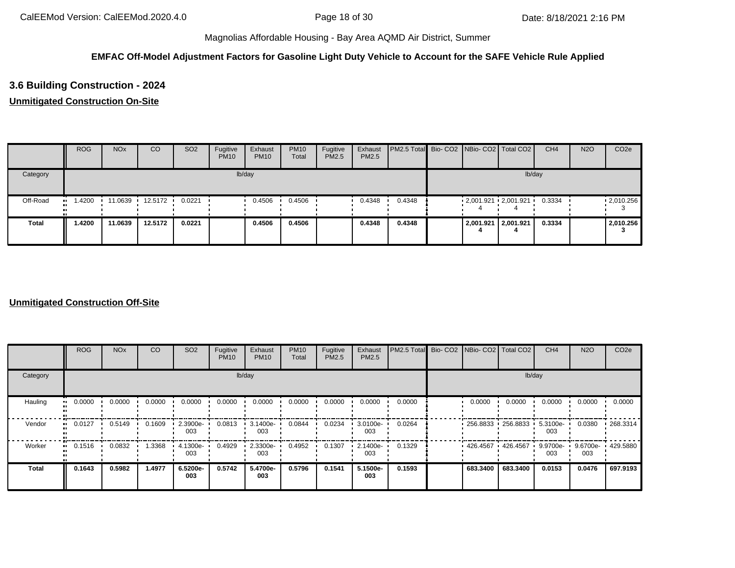Magnolias Affordable Housing - Bay Area AQMD Air District, Summer

**EMFAC Off-Model Adjustment Factors for Gasoline Light Duty Vehicle to Account for the SAFE Vehicle Rule Applied**

## 3.6 Building Construction - 2024

**Unmitigated Construction On-Site**

| | ROG | NOx | CO | SO2 | Fugitive PM10 | Exhaust PM10 | PM10 Total | Fugitive PM2.5 | Exhaust PM2.5 | PM2.5 Total | Bio- CO2 | NBio- CO2 | Total CO2 | CH4 | N2O | CO2e |
|---|---|---|---|---|---|---|---|---|---|---|---|---|---|---|---|---|
| Category | lb/day | | | | | | | | | | lb/day | | | | | |
| Off-Road | 1.4200 | 11.0639 | 12.5172 | 0.0221 | | 0.4506 | 0.4506 | | 0.4348 | 0.4348 | | 2,001.9214 | 2,001.9214 | 0.3334 | | 2,010.2563 |
| **Total** | **1.4200** | **11.0639** | **12.5172** | **0.0221** | | **0.4506** | **0.4506** | | **0.4348** | **0.4348** | | **2,001.9214** | **2,001.9214** | **0.3334** | | **2,010.2563** |

**Unmitigated Construction Off-Site**

| | ROG | NOx | CO | SO2 | Fugitive PM10 | Exhaust PM10 | PM10 Total | Fugitive PM2.5 | Exhaust PM2.5 | PM2.5 Total | Bio- CO2 | NBio- CO2 | Total CO2 | CH4 | N2O | CO2e |
|---|---|---|---|---|---|---|---|---|---|---|---|---|---|---|---|---|
| Category | lb/day | | | | | | | | | | lb/day | | | | | |
| Hauling | 0.0000 | 0.0000 | 0.0000 | 0.0000 | 0.0000 | 0.0000 | 0.0000 | 0.0000 | 0.0000 | 0.0000 | | 0.0000 | 0.0000 | 0.0000 | 0.0000 | 0.0000 |
| Vendor | 0.0127 | 0.5149 | 0.1609 | 2.3900e-003 | 0.0813 | 3.1400e-003 | 0.0844 | 0.0234 | 3.0100e-003 | 0.0264 | | 256.8833 | 256.8833 | 5.3100e-003 | 0.0380 | 268.3314 |
| Worker | 0.1516 | 0.0832 | 1.3368 | 4.1300e-003 | 0.4929 | 2.3300e-003 | 0.4952 | 0.1307 | 2.1400e-003 | 0.1329 | | 426.4567 | 426.4567 | 9.9700e-003 | 9.6700e-003 | 429.5880 |
| **Total** | **0.1643** | **0.5982** | **1.4977** | **6.5200e-003** | **0.5742** | **5.4700e-003** | **0.5796** | **0.1541** | **5.1500e-003** | **0.1593** | | **683.3400** | **683.3400** | **0.0153** | **0.0476** | **697.9193** |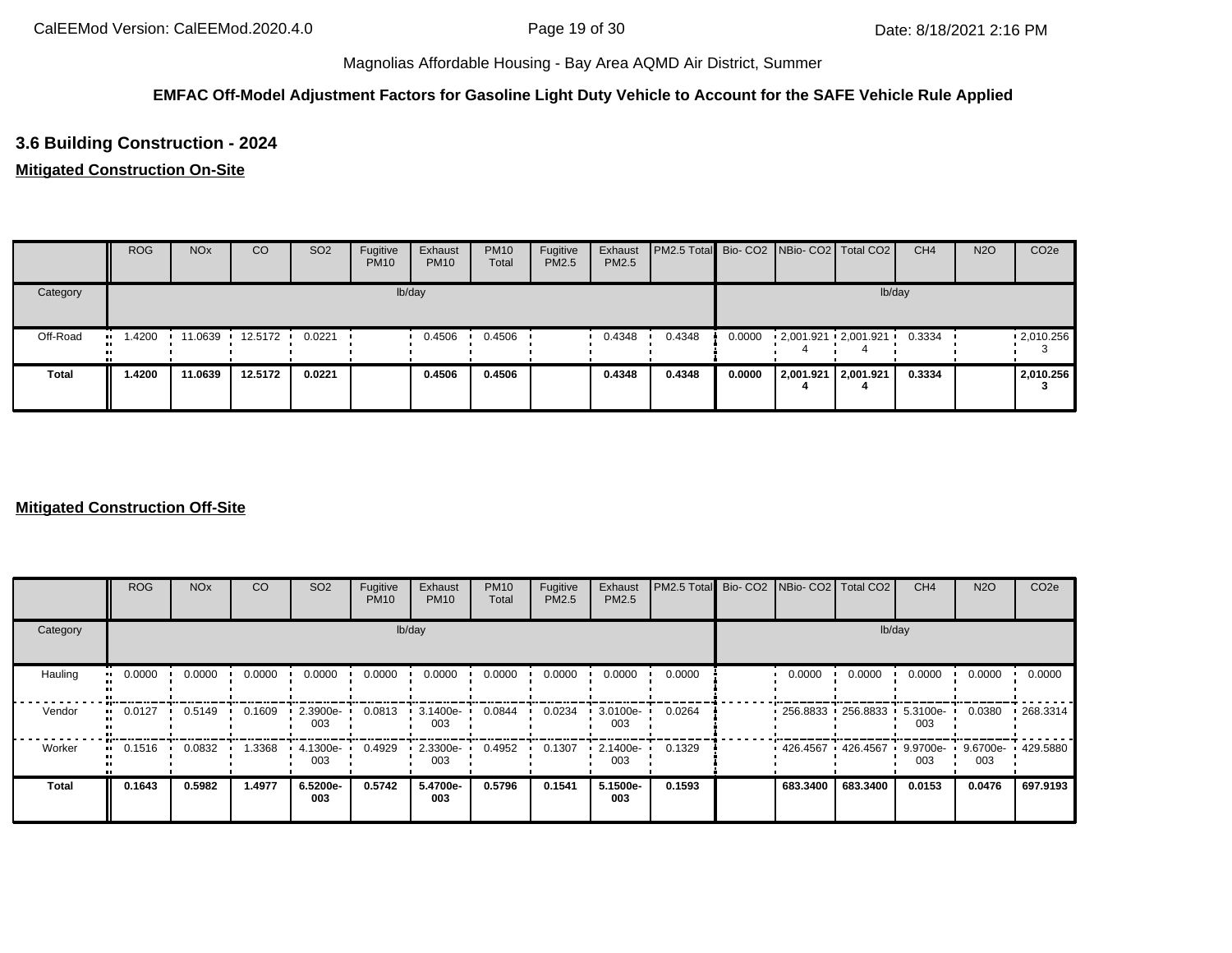Magnolias Affordable Housing - Bay Area AQMD Air District, Summer

**EMFAC Off-Model Adjustment Factors for Gasoline Light Duty Vehicle to Account for the SAFE Vehicle Rule Applied**

## 3.6 Building Construction - 2024

**Mitigated Construction On-Site**

| | ROG | NOx | CO | SO2 | Fugitive PM10 | Exhaust PM10 | PM10 Total | Fugitive PM2.5 | Exhaust PM2.5 | PM2.5 Total | Bio- CO2 | NBio- CO2 | Total CO2 | CH4 | N2O | CO2e |
|---|---|---|---|---|---|---|---|---|---|---|---|---|---|---|---|---|
| Category | lb/day | | | | | | | | | | lb/day | | | | | |
| Off-Road | 1.4200 | 11.0639 | 12.5172 | 0.0221 | | 0.4506 | 0.4506 | | 0.4348 | 0.4348 | 0.0000 | 2,001.9214 | 2,001.9214 | 0.3334 | | 2,010.2563 |
| **Total** | **1.4200** | **11.0639** | **12.5172** | **0.0221** | | **0.4506** | **0.4506** | | **0.4348** | **0.4348** | **0.0000** | **2,001.9214** | **2,001.9214** | **0.3334** | | **2,010.2563** |

**Mitigated Construction Off-Site**

| | ROG | NOx | CO | SO2 | Fugitive PM10 | Exhaust PM10 | PM10 Total | Fugitive PM2.5 | Exhaust PM2.5 | PM2.5 Total | Bio- CO2 | NBio- CO2 | Total CO2 | CH4 | N2O | CO2e |
|---|---|---|---|---|---|---|---|---|---|---|---|---|---|---|---|---|
| Category | lb/day | | | | | | | | | | lb/day | | | | | |
| Hauling | 0.0000 | 0.0000 | 0.0000 | 0.0000 | 0.0000 | 0.0000 | 0.0000 | 0.0000 | 0.0000 | 0.0000 | | 0.0000 | 0.0000 | 0.0000 | 0.0000 | 0.0000 |
| Vendor | 0.0127 | 0.5149 | 0.1609 | 2.3900e-003 | 0.0813 | 3.1400e-003 | 0.0844 | 0.0234 | 3.0100e-003 | 0.0264 | | 256.8833 | 256.8833 | 5.3100e-003 | 0.0380 | 268.3314 |
| Worker | 0.1516 | 0.0832 | 1.3368 | 4.1300e-003 | 0.4929 | 2.3300e-003 | 0.4952 | 0.1307 | 2.1400e-003 | 0.1329 | | 426.4567 | 426.4567 | 9.9700e-003 | 9.6700e-003 | 429.5880 |
| **Total** | **0.1643** | **0.5982** | **1.4977** | **6.5200e-003** | **0.5742** | **5.4700e-003** | **0.5796** | **0.1541** | **5.1500e-003** | **0.1593** | | **683.3400** | **683.3400** | **0.0153** | **0.0476** | **697.9193** |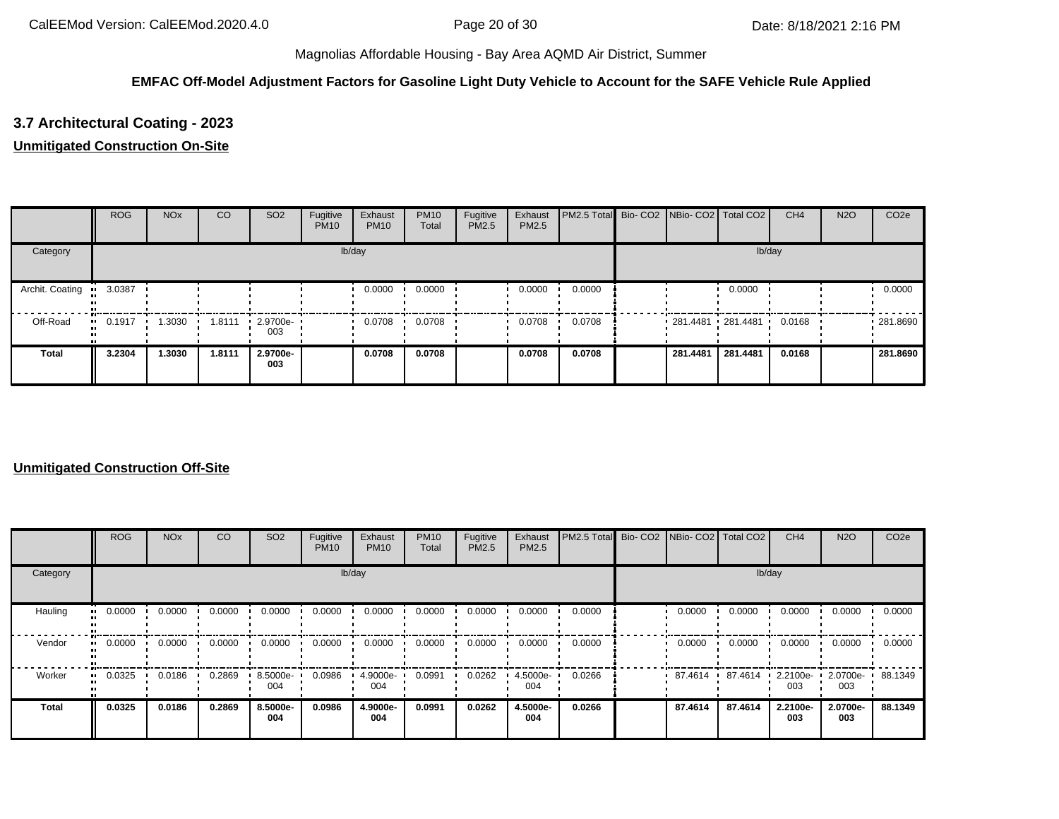Magnolias Affordable Housing - Bay Area AQMD Air District, Summer

**EMFAC Off-Model Adjustment Factors for Gasoline Light Duty Vehicle to Account for the SAFE Vehicle Rule Applied**

### 3.7 Architectural Coating - 2023

**Unmitigated Construction On-Site**

| | ROG | NOx | CO | SO2 | Fugitive PM10 | Exhaust PM10 | PM10 Total | Fugitive PM2.5 | Exhaust PM2.5 | PM2.5 Total | Bio- CO2 | NBio- CO2 | Total CO2 | CH4 | N2O | CO2e |
|---|---|---|---|---|---|---|---|---|---|---|---|---|---|---|---|---|
| Category | lb/day | | | | | | | | | | lb/day | | | | | |
| Archit. Coating | 3.0387 | | | | | 0.0000 | 0.0000 | | 0.0000 | 0.0000 | | | 0.0000 | | | 0.0000 |
| Off-Road | 0.1917 | 1.3030 | 1.8111 | 2.9700e-003 | | 0.0708 | 0.0708 | | 0.0708 | 0.0708 | | 281.4481 | 281.4481 | 0.0168 | | 281.8690 |
| **Total** | **3.2304** | **1.3030** | **1.8111** | **2.9700e-003** | | **0.0708** | **0.0708** | | **0.0708** | **0.0708** | | **281.4481** | **281.4481** | **0.0168** | | **281.8690** |

**Unmitigated Construction Off-Site**

| | ROG | NOx | CO | SO2 | Fugitive PM10 | Exhaust PM10 | PM10 Total | Fugitive PM2.5 | Exhaust PM2.5 | PM2.5 Total | Bio- CO2 | NBio- CO2 | Total CO2 | CH4 | N2O | CO2e |
|---|---|---|---|---|---|---|---|---|---|---|---|---|---|---|---|---|
| Category | lb/day | | | | | | | | | | lb/day | | | | | |
| Hauling | 0.0000 | 0.0000 | 0.0000 | 0.0000 | 0.0000 | 0.0000 | 0.0000 | 0.0000 | 0.0000 | 0.0000 | | 0.0000 | 0.0000 | 0.0000 | 0.0000 | 0.0000 |
| Vendor | 0.0000 | 0.0000 | 0.0000 | 0.0000 | 0.0000 | 0.0000 | 0.0000 | 0.0000 | 0.0000 | 0.0000 | | 0.0000 | 0.0000 | 0.0000 | 0.0000 | 0.0000 |
| Worker | 0.0325 | 0.0186 | 0.2869 | 8.5000e-004 | 0.0986 | 4.9000e-004 | 0.0991 | 0.0262 | 4.5000e-004 | 0.0266 | | 87.4614 | 87.4614 | 2.2100e-003 | 2.0700e-003 | 88.1349 |
| **Total** | **0.0325** | **0.0186** | **0.2869** | **8.5000e-004** | **0.0986** | **4.9000e-004** | **0.0991** | **0.0262** | **4.5000e-004** | **0.0266** | | **87.4614** | **87.4614** | **2.2100e-003** | **2.0700e-003** | **88.1349** |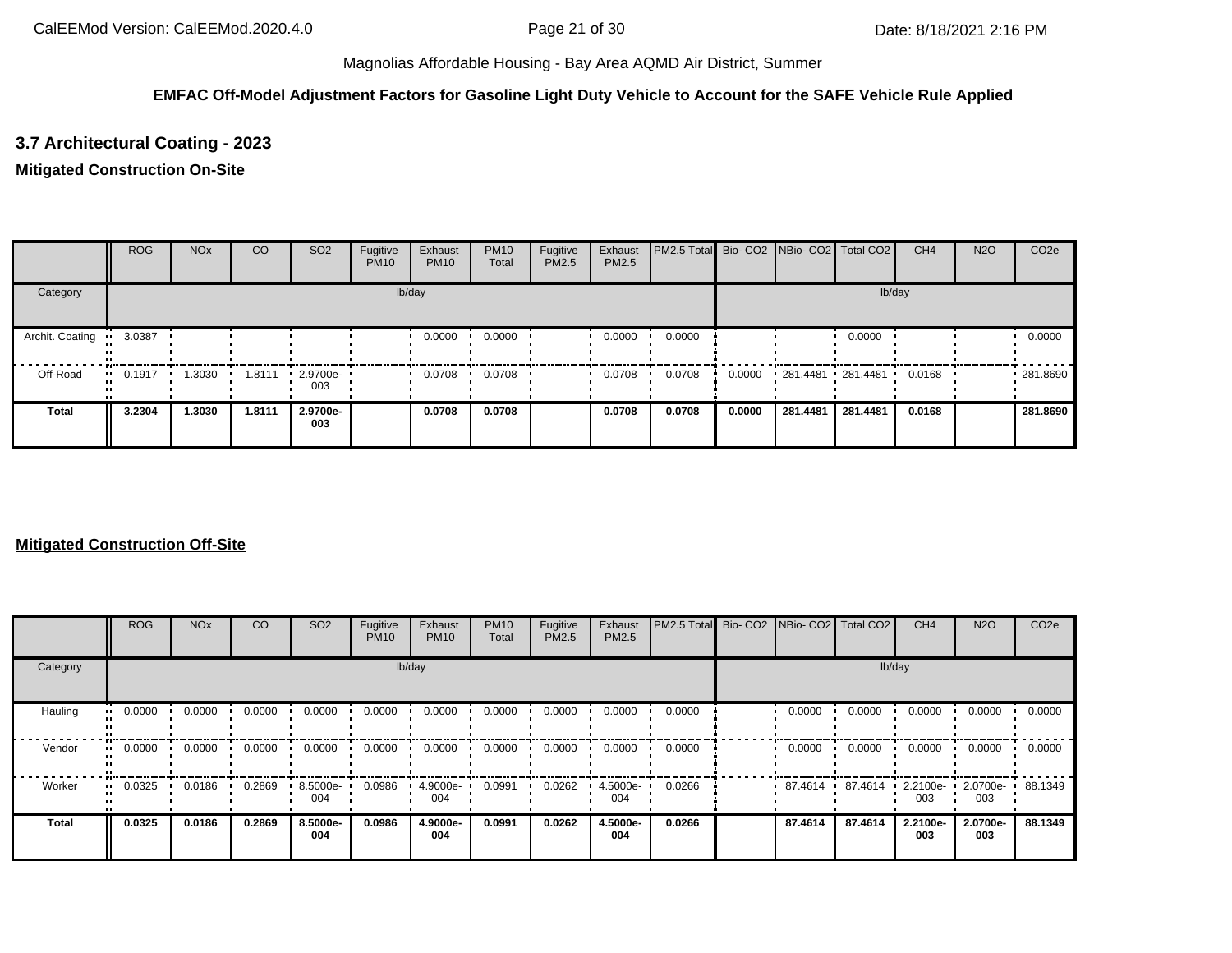Magnolias Affordable Housing - Bay Area AQMD Air District, Summer

**EMFAC Off-Model Adjustment Factors for Gasoline Light Duty Vehicle to Account for the SAFE Vehicle Rule Applied**

## 3.7 Architectural Coating - 2023

**Mitigated Construction On-Site**

| | ROG | NOx | CO | SO2 | Fugitive PM10 | Exhaust PM10 | PM10 Total | Fugitive PM2.5 | Exhaust PM2.5 | PM2.5 Total | Bio- CO2 | NBio- CO2 | Total CO2 | CH4 | N2O | CO2e |
|---|---|---|---|---|---|---|---|---|---|---|---|---|---|---|---|---|
| Category | lb/day | | | | | | | | | | lb/day | | | | | |
| Archit. Coating | 3.0387 | | | | | 0.0000 | 0.0000 | | 0.0000 | 0.0000 | | | 0.0000 | | | 0.0000 |
| Off-Road | 0.1917 | 1.3030 | 1.8111 | 2.9700e-003 | | 0.0708 | 0.0708 | | 0.0708 | 0.0708 | 0.0000 | 281.4481 | 281.4481 | 0.0168 | | 281.8690 |
| **Total** | **3.2304** | **1.3030** | **1.8111** | **2.9700e-003** | | **0.0708** | **0.0708** | | **0.0708** | **0.0708** | **0.0000** | **281.4481** | **281.4481** | **0.0168** | | **281.8690** |

**Mitigated Construction Off-Site**

| | ROG | NOx | CO | SO2 | Fugitive PM10 | Exhaust PM10 | PM10 Total | Fugitive PM2.5 | Exhaust PM2.5 | PM2.5 Total | Bio- CO2 | NBio- CO2 | Total CO2 | CH4 | N2O | CO2e |
|---|---|---|---|---|---|---|---|---|---|---|---|---|---|---|---|---|
| Category | lb/day | | | | | | | | | | lb/day | | | | | |
| Hauling | 0.0000 | 0.0000 | 0.0000 | 0.0000 | 0.0000 | 0.0000 | 0.0000 | 0.0000 | 0.0000 | 0.0000 | | 0.0000 | 0.0000 | 0.0000 | 0.0000 | 0.0000 |
| Vendor | 0.0000 | 0.0000 | 0.0000 | 0.0000 | 0.0000 | 0.0000 | 0.0000 | 0.0000 | 0.0000 | 0.0000 | | 0.0000 | 0.0000 | 0.0000 | 0.0000 | 0.0000 |
| Worker | 0.0325 | 0.0186 | 0.2869 | 8.5000e-004 | 0.0986 | 4.9000e-004 | 0.0991 | 0.0262 | 4.5000e-004 | 0.0266 | | 87.4614 | 87.4614 | 2.2100e-003 | 2.0700e-003 | 88.1349 |
| **Total** | **0.0325** | **0.0186** | **0.2869** | **8.5000e-004** | **0.0986** | **4.9000e-004** | **0.0991** | **0.0262** | **4.5000e-004** | **0.0266** | | **87.4614** | **87.4614** | **2.2100e-003** | **2.0700e-003** | **88.1349** |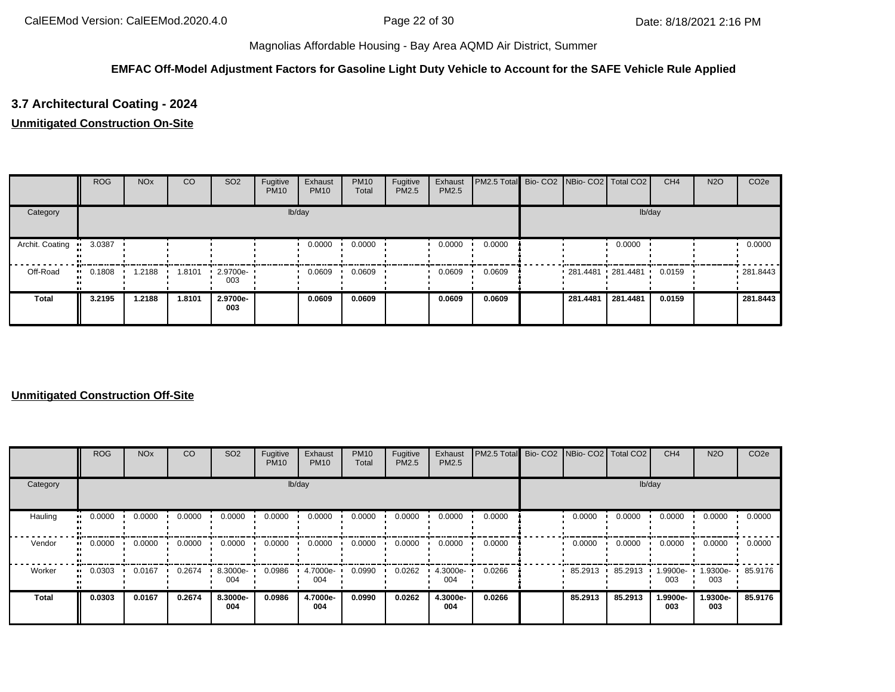Magnolias Affordable Housing - Bay Area AQMD Air District, Summer

**EMFAC Off-Model Adjustment Factors for Gasoline Light Duty Vehicle to Account for the SAFE Vehicle Rule Applied**

## 3.7 Architectural Coating - 2024

**Unmitigated Construction On-Site**

| | ROG | NOx | CO | SO2 | Fugitive PM10 | Exhaust PM10 | PM10 Total | Fugitive PM2.5 | Exhaust PM2.5 | PM2.5 Total | Bio- CO2 | NBio- CO2 | Total CO2 | CH4 | N2O | CO2e |
|---|---|---|---|---|---|---|---|---|---|---|---|---|---|---|---|---|
| Category | lb/day | | | | | | | | | | lb/day | | | | | |
| Archit. Coating | 3.0387 | | | | | 0.0000 | 0.0000 | | 0.0000 | 0.0000 | | | 0.0000 | | | 0.0000 |
| Off-Road | 0.1808 | 1.2188 | 1.8101 | 2.9700e-003 | | 0.0609 | 0.0609 | | 0.0609 | 0.0609 | | 281.4481 | 281.4481 | 0.0159 | | 281.8443 |
| **Total** | **3.2195** | **1.2188** | **1.8101** | **2.9700e-003** | | **0.0609** | **0.0609** | | **0.0609** | **0.0609** | | **281.4481** | **281.4481** | **0.0159** | | **281.8443** |

**Unmitigated Construction Off-Site**

| | ROG | NOx | CO | SO2 | Fugitive PM10 | Exhaust PM10 | PM10 Total | Fugitive PM2.5 | Exhaust PM2.5 | PM2.5 Total | Bio- CO2 | NBio- CO2 | Total CO2 | CH4 | N2O | CO2e |
|---|---|---|---|---|---|---|---|---|---|---|---|---|---|---|---|---|
| Category | lb/day | | | | | | | | | | lb/day | | | | | |
| Hauling | 0.0000 | 0.0000 | 0.0000 | 0.0000 | 0.0000 | 0.0000 | 0.0000 | 0.0000 | 0.0000 | 0.0000 | | 0.0000 | 0.0000 | 0.0000 | 0.0000 | 0.0000 |
| Vendor | 0.0000 | 0.0000 | 0.0000 | 0.0000 | 0.0000 | 0.0000 | 0.0000 | 0.0000 | 0.0000 | 0.0000 | | 0.0000 | 0.0000 | 0.0000 | 0.0000 | 0.0000 |
| Worker | 0.0303 | 0.0167 | 0.2674 | 8.3000e-004 | 0.0986 | 4.7000e-004 | 0.0990 | 0.0262 | 4.3000e-004 | 0.0266 | | 85.2913 | 85.2913 | 1.9900e-003 | 1.9300e-003 | 85.9176 |
| **Total** | **0.0303** | **0.0167** | **0.2674** | **8.3000e-004** | **0.0986** | **4.7000e-004** | **0.0990** | **0.0262** | **4.3000e-004** | **0.0266** | | **85.2913** | **85.2913** | **1.9900e-003** | **1.9300e-003** | **85.9176** |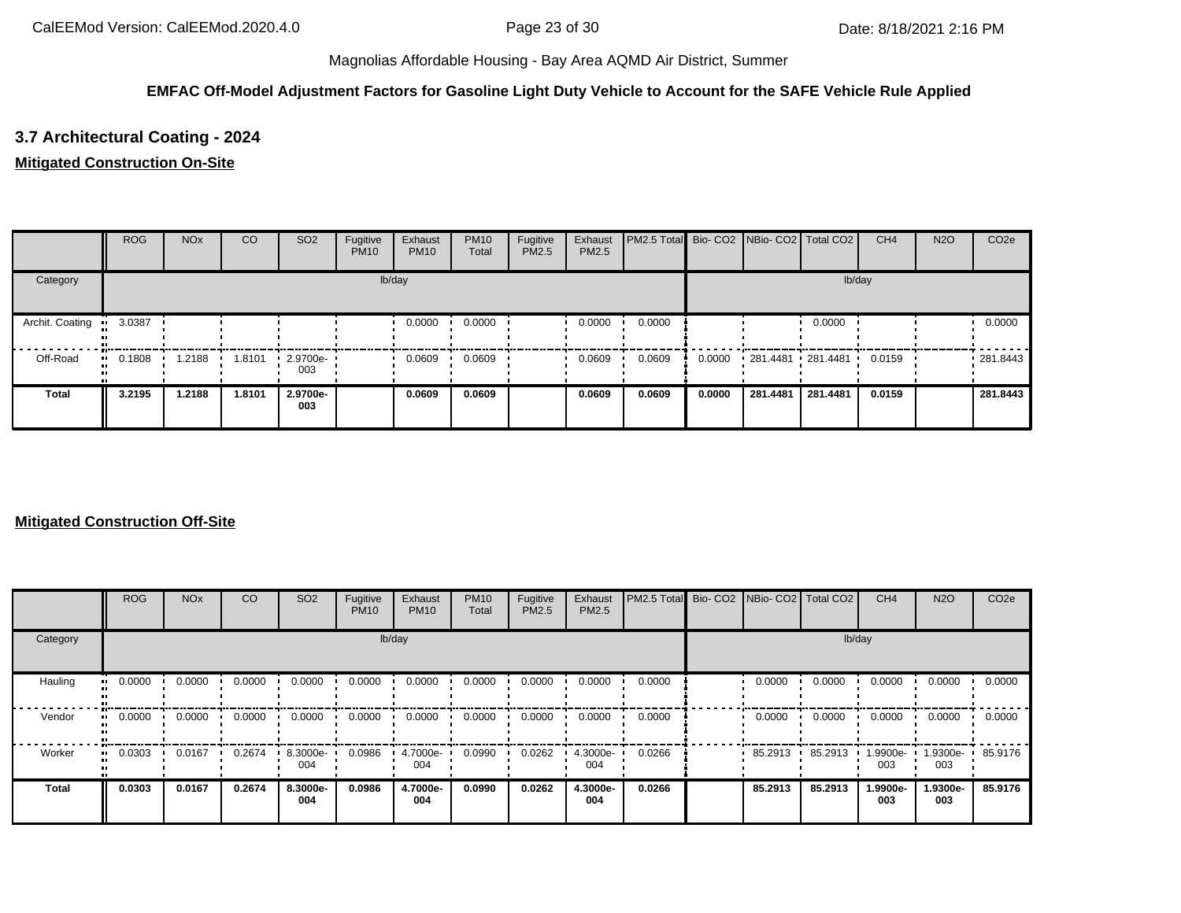Magnolias Affordable Housing - Bay Area AQMD Air District, Summer

**EMFAC Off-Model Adjustment Factors for Gasoline Light Duty Vehicle to Account for the SAFE Vehicle Rule Applied**

### 3.7 Architectural Coating - 2024

**Mitigated Construction On-Site**

| | ROG | NOx | CO | SO2 | Fugitive PM10 | Exhaust PM10 | PM10 Total | Fugitive PM2.5 | Exhaust PM2.5 | PM2.5 Total | Bio- CO2 | NBio- CO2 | Total CO2 | CH4 | N2O | CO2e |
|---|---|---|---|---|---|---|---|---|---|---|---|---|---|---|---|---|
| Category | lb/day | | | | | | | | | | lb/day | | | | | |
| Archit. Coating | 3.0387 | | | | | 0.0000 | 0.0000 | | 0.0000 | 0.0000 | | | 0.0000 | | | 0.0000 |
| Off-Road | 0.1808 | 1.2188 | 1.8101 | 2.9700e-003 | | 0.0609 | 0.0609 | | 0.0609 | 0.0609 | 0.0000 | 281.4481 | 281.4481 | 0.0159 | | 281.8443 |
| **Total** | **3.2195** | **1.2188** | **1.8101** | **2.9700e-003** | | **0.0609** | **0.0609** | | **0.0609** | **0.0609** | **0.0000** | **281.4481** | **281.4481** | **0.0159** | | **281.8443** |

**Mitigated Construction Off-Site**

| | ROG | NOx | CO | SO2 | Fugitive PM10 | Exhaust PM10 | PM10 Total | Fugitive PM2.5 | Exhaust PM2.5 | PM2.5 Total | Bio- CO2 | NBio- CO2 | Total CO2 | CH4 | N2O | CO2e |
|---|---|---|---|---|---|---|---|---|---|---|---|---|---|---|---|---|
| Category | lb/day | | | | | | | | | | lb/day | | | | | |
| Hauling | 0.0000 | 0.0000 | 0.0000 | 0.0000 | 0.0000 | 0.0000 | 0.0000 | 0.0000 | 0.0000 | 0.0000 | | 0.0000 | 0.0000 | 0.0000 | 0.0000 | 0.0000 |
| Vendor | 0.0000 | 0.0000 | 0.0000 | 0.0000 | 0.0000 | 0.0000 | 0.0000 | 0.0000 | 0.0000 | 0.0000 | | 0.0000 | 0.0000 | 0.0000 | 0.0000 | 0.0000 |
| Worker | 0.0303 | 0.0167 | 0.2674 | 8.3000e-004 | 0.0986 | 4.7000e-004 | 0.0990 | 0.0262 | 4.3000e-004 | 0.0266 | | 85.2913 | 85.2913 | 1.9900e-003 | 1.9300e-003 | 85.9176 |
| **Total** | **0.0303** | **0.0167** | **0.2674** | **8.3000e-004** | **0.0986** | **4.7000e-004** | **0.0990** | **0.0262** | **4.3000e-004** | **0.0266** | | **85.2913** | **85.2913** | **1.9900e-003** | **1.9300e-003** | **85.9176** |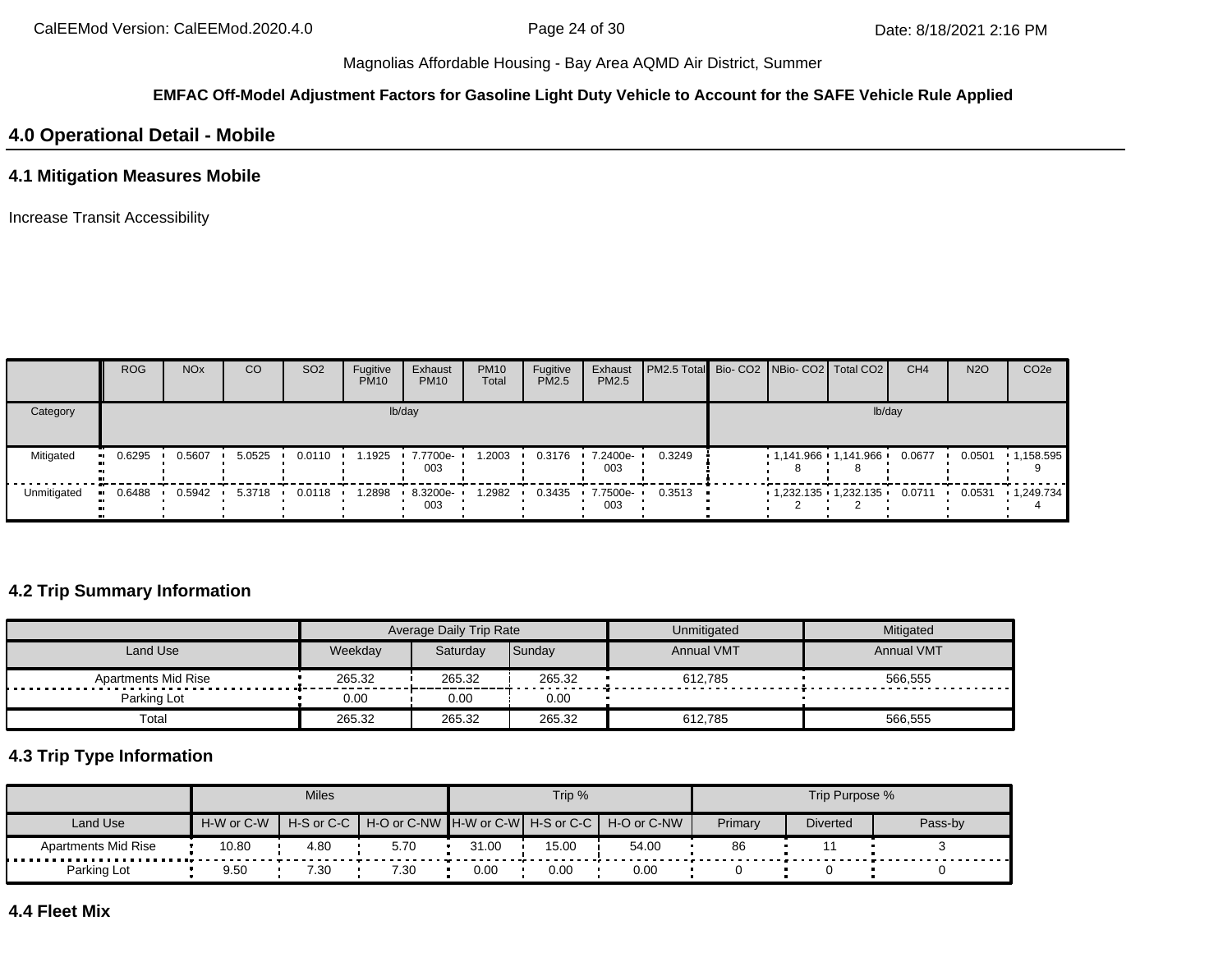Magnolias Affordable Housing - Bay Area AQMD Air District, Summer

**EMFAC Off-Model Adjustment Factors for Gasoline Light Duty Vehicle to Account for the SAFE Vehicle Rule Applied**

## 4.0 Operational Detail - Mobile

### 4.1 Mitigation Measures Mobile

Increase Transit Accessibility

| | ROG | NOx | CO | SO2 | Fugitive PM10 | Exhaust PM10 | PM10 Total | Fugitive PM2.5 | Exhaust PM2.5 | PM2.5 Total | Bio- CO2 | NBio- CO2 | Total CO2 | CH4 | N2O | CO2e |
|---|---|---|---|---|---|---|---|---|---|---|---|---|---|---|---|---|
| Category | lb/day | | | | | | | | | | lb/day | | | | | |
| Mitigated | 0.6295 | 0.5607 | 5.0525 | 0.0110 | 1.1925 | 7.7700e-003 | 1.2003 | 0.3176 | 7.2400e-003 | 0.3249 | | 1,141.9668 | 1,141.9668 | 0.0677 | 0.0501 | 1,158.5959 |
| Unmitigated | 0.6488 | 0.5942 | 5.3718 | 0.0118 | 1.2898 | 8.3200e-003 | 1.2982 | 0.3435 | 7.7500e-003 | 0.3513 | | 1,232.1352 | 1,232.1352 | 0.0711 | 0.0531 | 1,249.7344 |

### 4.2 Trip Summary Information

| | Average Daily Trip Rate | | | Unmitigated | Mitigated |
|---|---|---|---|---|---|
| Land Use | Weekday | Saturday | Sunday | Annual VMT | Annual VMT |
| Apartments Mid Rise | 265.32 | 265.32 | 265.32 | 612,785 | 566,555 |
| Parking Lot | 0.00 | 0.00 | 0.00 | | |
| Total | 265.32 | 265.32 | 265.32 | 612,785 | 566,555 |

### 4.3 Trip Type Information

| | Miles | | | Trip % | | | Trip Purpose % | | |
|---|---|---|---|---|---|---|---|---|---|
| Land Use | H-W or C-W | H-S or C-C | H-O or C-NW | H-W or C-W | H-S or C-C | H-O or C-NW | Primary | Diverted | Pass-by |
| Apartments Mid Rise | 10.80 | 4.80 | 5.70 | 31.00 | 15.00 | 54.00 | 86 | 11 | 3 |
| Parking Lot | 9.50 | 7.30 | 7.30 | 0.00 | 0.00 | 0.00 | 0 | 0 | 0 |

### 4.4 Fleet Mix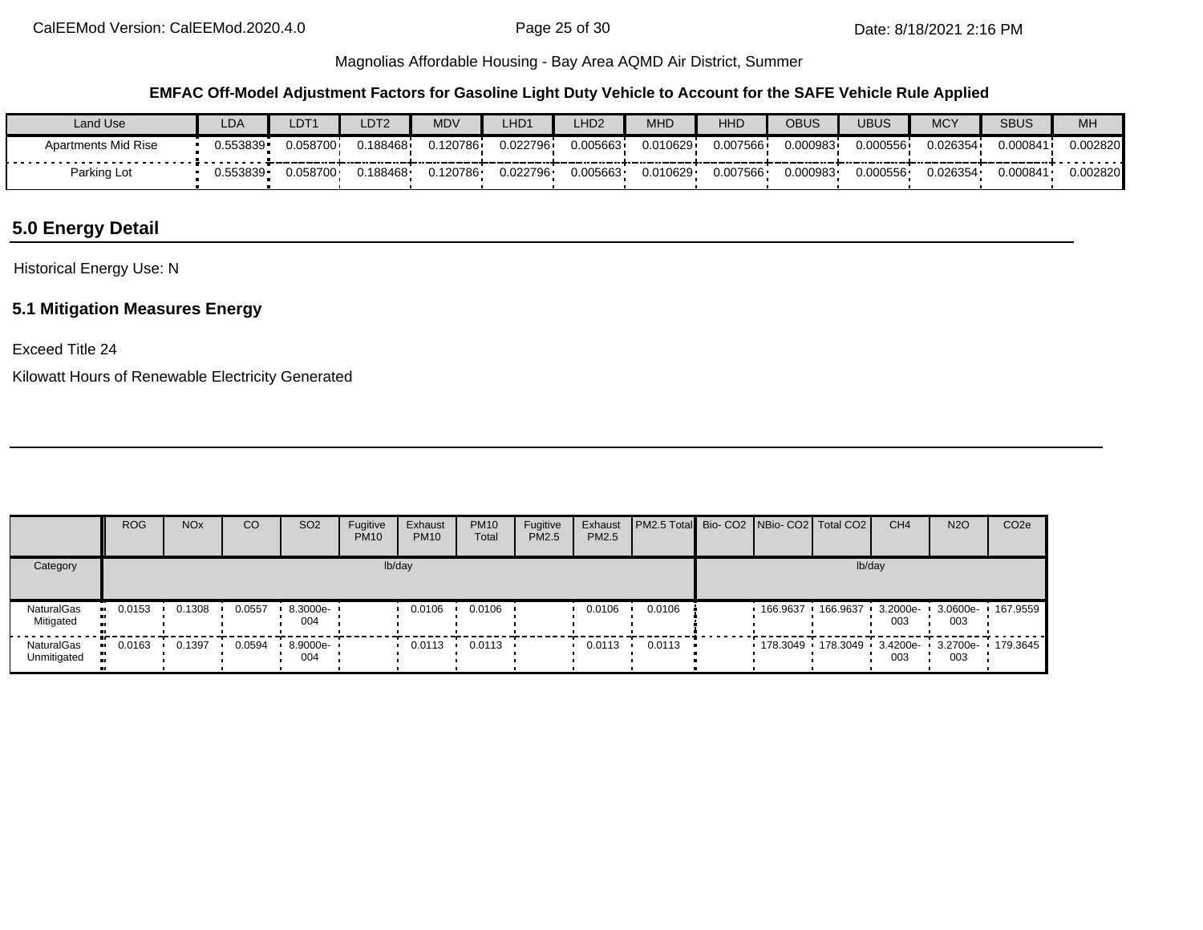Magnolias Affordable Housing - Bay Area AQMD Air District, Summer

**EMFAC Off-Model Adjustment Factors for Gasoline Light Duty Vehicle to Account for the SAFE Vehicle Rule Applied**

| Land Use | LDA | LDT1 | LDT2 | MDV | LHD1 | LHD2 | MHD | HHD | OBUS | UBUS | MCY | SBUS | MH |
|---|---|---|---|---|---|---|---|---|---|---|---|---|---|
| Apartments Mid Rise | 0.553839 | 0.058700 | 0.188468 | 0.120786 | 0.022796 | 0.005663 | 0.010629 | 0.007566 | 0.000983 | 0.000556 | 0.026354 | 0.000841 | 0.002820 |
| Parking Lot | 0.553839 | 0.058700 | 0.188468 | 0.120786 | 0.022796 | 0.005663 | 0.010629 | 0.007566 | 0.000983 | 0.000556 | 0.026354 | 0.000841 | 0.002820 |

## 5.0 Energy Detail

Historical Energy Use: N

### 5.1 Mitigation Measures Energy

Exceed Title 24

Kilowatt Hours of Renewable Electricity Generated

| | ROG | NOx | CO | SO2 | Fugitive PM10 | Exhaust PM10 | PM10 Total | Fugitive PM2.5 | Exhaust PM2.5 | PM2.5 Total | Bio- CO2 | NBio- CO2 | Total CO2 | CH4 | N2O | CO2e |
|---|---|---|---|---|---|---|---|---|---|---|---|---|---|---|---|---|
| Category | lb/day | | | | | | | | | | lb/day | | | | | |
| NaturalGas Mitigated | 0.0153 | 0.1308 | 0.0557 | 8.3000e-004 | | 0.0106 | 0.0106 | | 0.0106 | 0.0106 | | 166.9637 | 166.9637 | 3.2000e-003 | 3.0600e-003 | 167.9559 |
| NaturalGas Unmitigated | 0.0163 | 0.1397 | 0.0594 | 8.9000e-004 | | 0.0113 | 0.0113 | | 0.0113 | 0.0113 | | 178.3049 | 178.3049 | 3.4200e-003 | 3.2700e-003 | 179.3645 |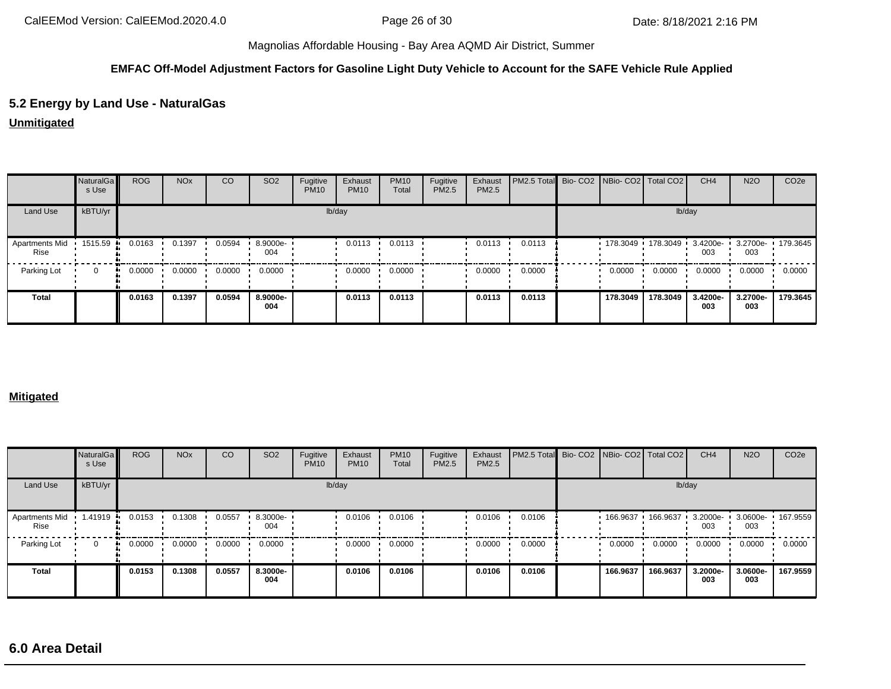Magnolias Affordable Housing - Bay Area AQMD Air District, Summer

**EMFAC Off-Model Adjustment Factors for Gasoline Light Duty Vehicle to Account for the SAFE Vehicle Rule Applied**

## 5.2 Energy by Land Use - NaturalGas

**Unmitigated**

| | NaturalGas Use | ROG | NOx | CO | SO2 | Fugitive PM10 | Exhaust PM10 | PM10 Total | Fugitive PM2.5 | Exhaust PM2.5 | PM2.5 Total | Bio- CO2 | NBio- CO2 | Total CO2 | CH4 | N2O | CO2e |
|---|---|---|---|---|---|---|---|---|---|---|---|---|---|---|---|---|---|
| Land Use | kBTU/yr | lb/day | | | | | | | | | | lb/day | | | | | |
| Apartments Mid Rise | 1515.59 | 0.0163 | 0.1397 | 0.0594 | 8.9000e-004 | | 0.0113 | 0.0113 | | 0.0113 | 0.0113 | | 178.3049 | 178.3049 | 3.4200e-003 | 3.2700e-003 | 179.3645 |
| Parking Lot | 0 | 0.0000 | 0.0000 | 0.0000 | 0.0000 | | 0.0000 | 0.0000 | | 0.0000 | 0.0000 | | 0.0000 | 0.0000 | 0.0000 | 0.0000 | 0.0000 |
| **Total** | | **0.0163** | **0.1397** | **0.0594** | **8.9000e-004** | | **0.0113** | **0.0113** | | **0.0113** | **0.0113** | | **178.3049** | **178.3049** | **3.4200e-003** | **3.2700e-003** | **179.3645** |

**Mitigated**

| | NaturalGas Use | ROG | NOx | CO | SO2 | Fugitive PM10 | Exhaust PM10 | PM10 Total | Fugitive PM2.5 | Exhaust PM2.5 | PM2.5 Total | Bio- CO2 | NBio- CO2 | Total CO2 | CH4 | N2O | CO2e |
|---|---|---|---|---|---|---|---|---|---|---|---|---|---|---|---|---|---|
| Land Use | kBTU/yr | lb/day | | | | | | | | | | lb/day | | | | | |
| Apartments Mid Rise | 1.41919 | 0.0153 | 0.1308 | 0.0557 | 8.3000e-004 | | 0.0106 | 0.0106 | | 0.0106 | 0.0106 | | 166.9637 | 166.9637 | 3.2000e-003 | 3.0600e-003 | 167.9559 |
| Parking Lot | 0 | 0.0000 | 0.0000 | 0.0000 | 0.0000 | | 0.0000 | 0.0000 | | 0.0000 | 0.0000 | | 0.0000 | 0.0000 | 0.0000 | 0.0000 | 0.0000 |
| **Total** | | **0.0153** | **0.1308** | **0.0557** | **8.3000e-004** | | **0.0106** | **0.0106** | | **0.0106** | **0.0106** | | **166.9637** | **166.9637** | **3.2000e-003** | **3.0600e-003** | **167.9559** |

## 6.0 Area Detail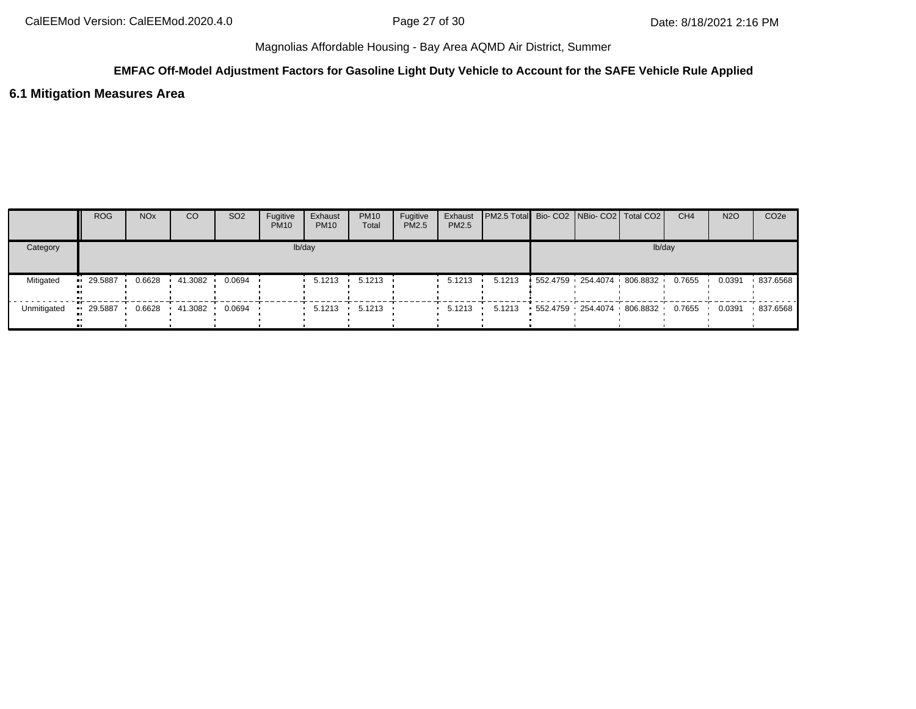Magnolias Affordable Housing - Bay Area AQMD Air District, Summer

**EMFAC Off-Model Adjustment Factors for Gasoline Light Duty Vehicle to Account for the SAFE Vehicle Rule Applied**

## 6.1 Mitigation Measures Area

| | ROG | NOx | CO | SO2 | Fugitive PM10 | Exhaust PM10 | PM10 Total | Fugitive PM2.5 | Exhaust PM2.5 | PM2.5 Total | Bio- CO2 | NBio- CO2 | Total CO2 | CH4 | N2O | CO2e |
|---|---|---|---|---|---|---|---|---|---|---|---|---|---|---|---|---|
| Category | lb/day | | | | | | | | | | lb/day | | | | | |
| Mitigated | 29.5887 | 0.6628 | 41.3082 | 0.0694 | | 5.1213 | 5.1213 | | 5.1213 | 5.1213 | 552.4759 | 254.4074 | 806.8832 | 0.7655 | 0.0391 | 837.6568 |
| Unmitigated | 29.5887 | 0.6628 | 41.3082 | 0.0694 | | 5.1213 | 5.1213 | | 5.1213 | 5.1213 | 552.4759 | 254.4074 | 806.8832 | 0.7655 | 0.0391 | 837.6568 |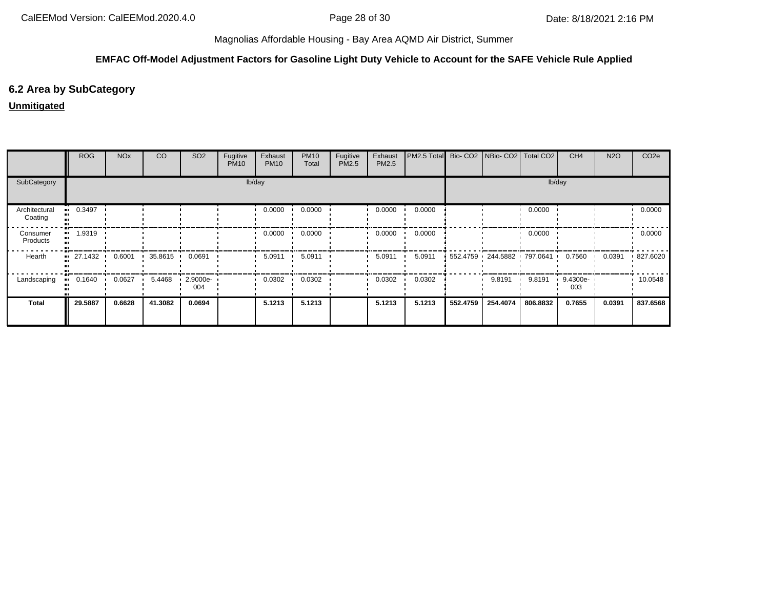Magnolias Affordable Housing - Bay Area AQMD Air District, Summer

**EMFAC Off-Model Adjustment Factors for Gasoline Light Duty Vehicle to Account for the SAFE Vehicle Rule Applied**

## 6.2 Area by SubCategory

**Unmitigated**

| | ROG | NOx | CO | SO2 | Fugitive PM10 | Exhaust PM10 | PM10 Total | Fugitive PM2.5 | Exhaust PM2.5 | PM2.5 Total | Bio- CO2 | NBio- CO2 | Total CO2 | CH4 | N2O | CO2e |
|---|---|---|---|---|---|---|---|---|---|---|---|---|---|---|---|---|
| SubCategory | lb/day | | | | | | | | | | lb/day | | | | | |
| Architectural Coating | 0.3497 | | | | | 0.0000 | 0.0000 | | 0.0000 | 0.0000 | | | 0.0000 | | | 0.0000 |
| Consumer Products | 1.9319 | | | | | 0.0000 | 0.0000 | | 0.0000 | 0.0000 | | | 0.0000 | | | 0.0000 |
| Hearth | 27.1432 | 0.6001 | 35.8615 | 0.0691 | | 5.0911 | 5.0911 | | 5.0911 | 5.0911 | 552.4759 | 244.5882 | 797.0641 | 0.7560 | 0.0391 | 827.6020 |
| Landscaping | 0.1640 | 0.0627 | 5.4468 | 2.9000e-004 | | 0.0302 | 0.0302 | | 0.0302 | 0.0302 | | 9.8191 | 9.8191 | 9.4300e-003 | | 10.0548 |
| **Total** | **29.5887** | **0.6628** | **41.3082** | **0.0694** | | **5.1213** | **5.1213** | | **5.1213** | **5.1213** | **552.4759** | **254.4074** | **806.8832** | **0.7655** | **0.0391** | **837.6568** |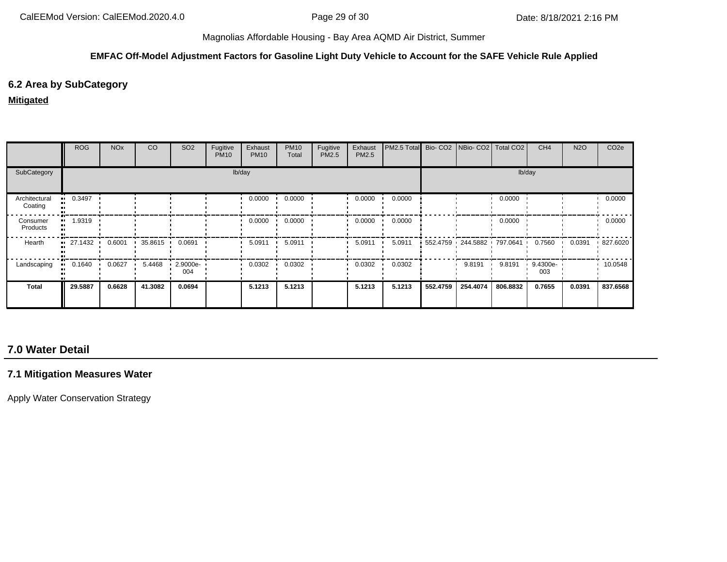Magnolias Affordable Housing - Bay Area AQMD Air District, Summer

**EMFAC Off-Model Adjustment Factors for Gasoline Light Duty Vehicle to Account for the SAFE Vehicle Rule Applied**

## 6.2 Area by SubCategory

**Mitigated**

| | ROG | NOx | CO | SO2 | Fugitive PM10 | Exhaust PM10 | PM10 Total | Fugitive PM2.5 | Exhaust PM2.5 | PM2.5 Total | Bio- CO2 | NBio- CO2 | Total CO2 | CH4 | N2O | CO2e |
|---|---|---|---|---|---|---|---|---|---|---|---|---|---|---|---|---|
| SubCategory | lb/day | | | | | | | | | | lb/day | | | | | |
| Architectural Coating | 0.3497 | | | | | 0.0000 | 0.0000 | | 0.0000 | 0.0000 | | | 0.0000 | | | 0.0000 |
| Consumer Products | 1.9319 | | | | | 0.0000 | 0.0000 | | 0.0000 | 0.0000 | | | 0.0000 | | | 0.0000 |
| Hearth | 27.1432 | 0.6001 | 35.8615 | 0.0691 | | 5.0911 | 5.0911 | | 5.0911 | 5.0911 | 552.4759 | 244.5882 | 797.0641 | 0.7560 | 0.0391 | 827.6020 |
| Landscaping | 0.1640 | 0.0627 | 5.4468 | 2.9000e-004 | | 0.0302 | 0.0302 | | 0.0302 | 0.0302 | | 9.8191 | 9.8191 | 9.4300e-003 | | 10.0548 |
| **Total** | **29.5887** | **0.6628** | **41.3082** | **0.0694** | | **5.1213** | **5.1213** | | **5.1213** | **5.1213** | **552.4759** | **254.4074** | **806.8832** | **0.7655** | **0.0391** | **837.6568** |

# 7.0 Water Detail

## 7.1 Mitigation Measures Water

Apply Water Conservation Strategy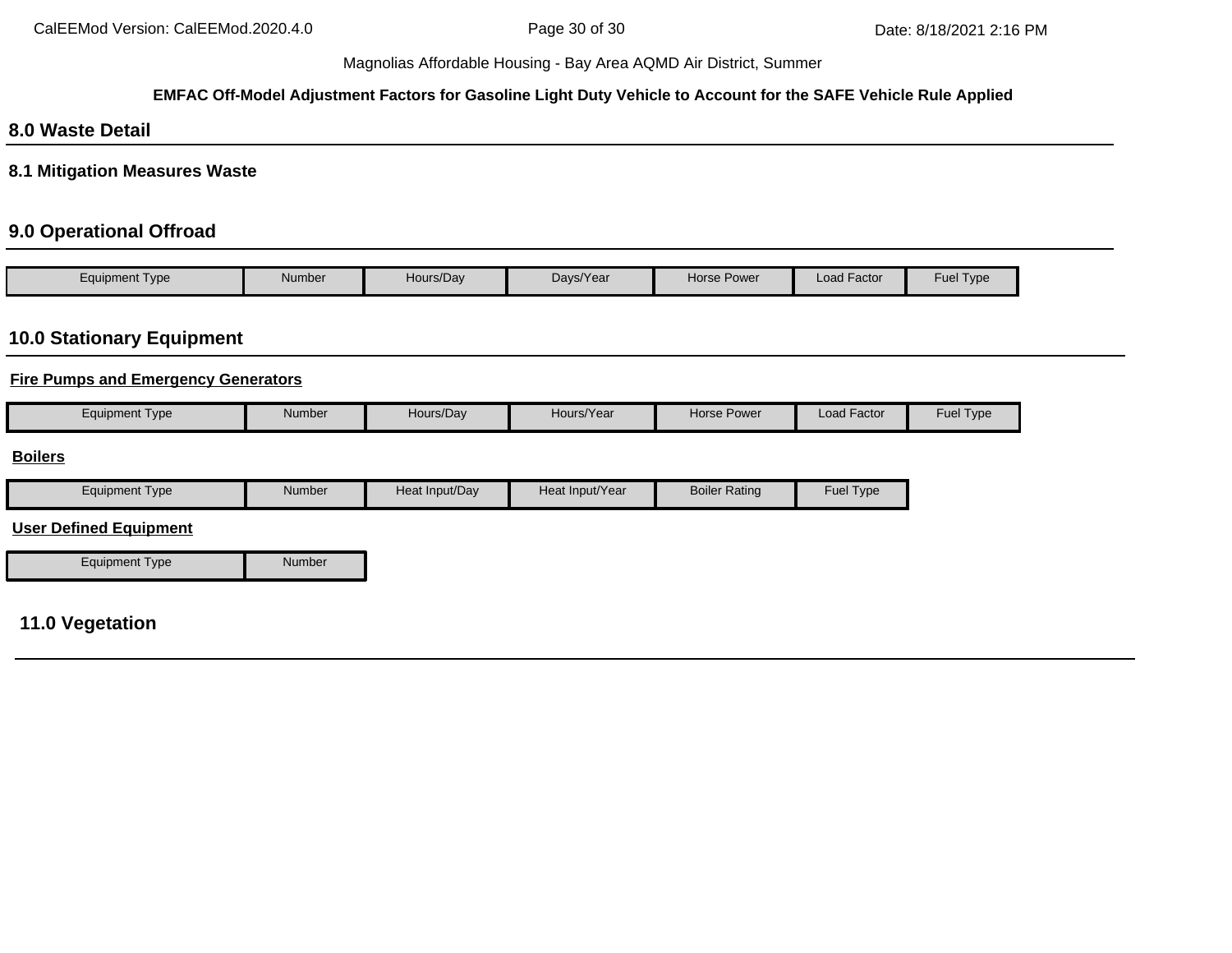## 8.0 Waste Detail

### 8.1 Mitigation Measures Waste

## 9.0 Operational Offroad

| Equipment Type | Number | Hours/Day | Days/Year | Horse Power | Load Factor | Fuel Type |
|---|---|---|---|---|---|---|

## 10.0 Stationary Equipment

**Fire Pumps and Emergency Generators**

| Equipment Type | Number | Hours/Day | Hours/Year | Horse Power | Load Factor | Fuel Type |
|---|---|---|---|---|---|---|

**Boilers**

| Equipment Type | Number | Heat Input/Day | Heat Input/Year | Boiler Rating | Fuel Type |
|---|---|---|---|---|---|

**User Defined Equipment**

| Equipment Type | Number |
|---|---|

## 11.0 Vegetation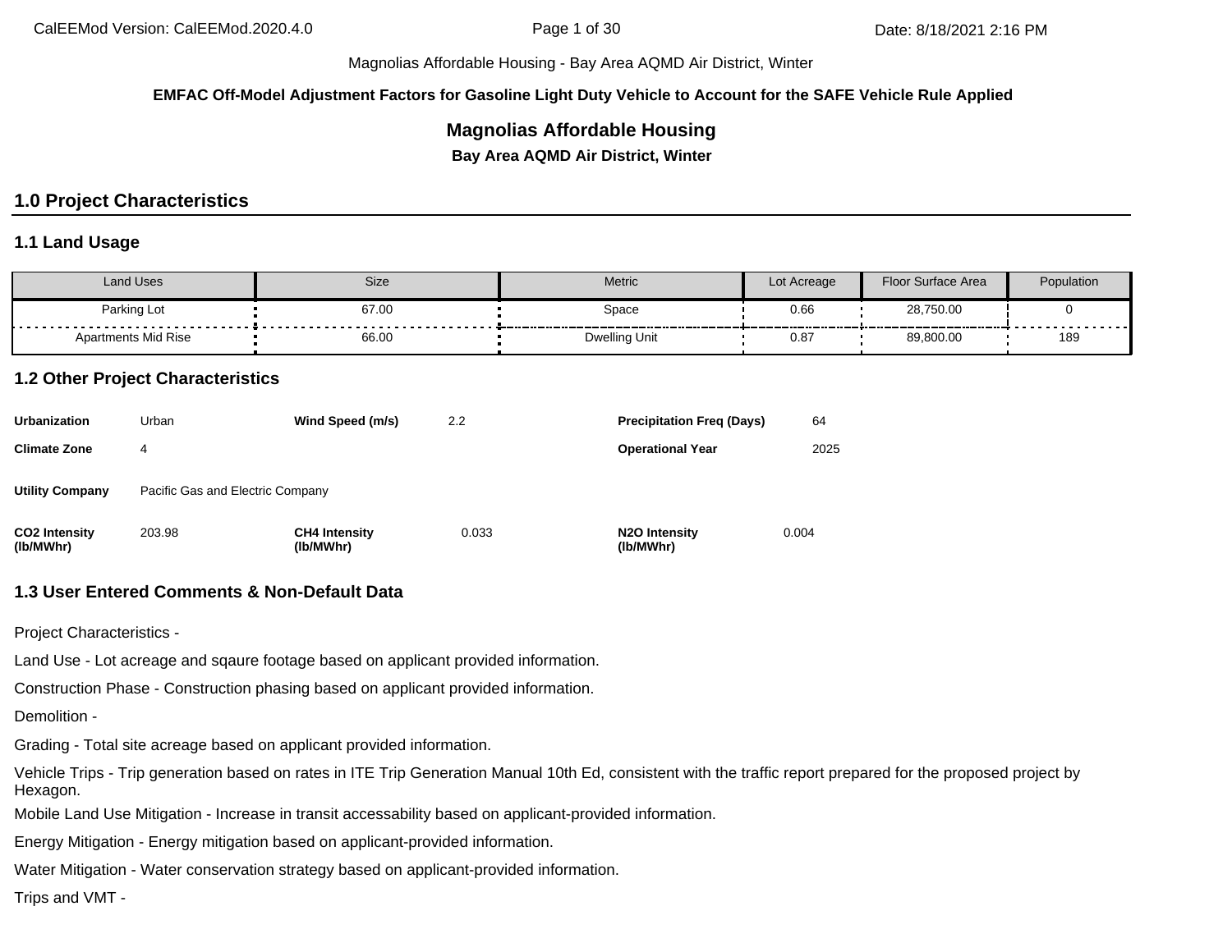Magnolias Affordable Housing - Bay Area AQMD Air District, Winter

**EMFAC Off-Model Adjustment Factors for Gasoline Light Duty Vehicle to Account for the SAFE Vehicle Rule Applied**

# Magnolias Affordable Housing

**Bay Area AQMD Air District, Winter**

## 1.0 Project Characteristics

### 1.1 Land Usage

| Land Uses | Size | Metric | Lot Acreage | Floor Surface Area | Population |
|---|---|---|---|---|---|
| Parking Lot | 67.00 | Space | 0.66 | 28,750.00 | 0 |
| Apartments Mid Rise | 66.00 | Dwelling Unit | 0.87 | 89,800.00 | 189 |

### 1.2 Other Project Characteristics

| | | | | | |
|---|---|---|---|---|---|
| **Urbanization** | Urban | **Wind Speed (m/s)** | 2.2 | **Precipitation Freq (Days)** | 64 |
| **Climate Zone** | 4 | | | **Operational Year** | 2025 |
| **Utility Company** | Pacific Gas and Electric Company | | | | |
| **$CO_2$ Intensity (lb/MWhr)** | 203.98 | **$CH_4$ Intensity (lb/MWhr)** | 0.033 | **$N_2O$ Intensity (lb/MWhr)** | 0.004 |

### 1.3 User Entered Comments & Non-Default Data

Project Characteristics -

Land Use - Lot acreage and sqaure footage based on applicant provided information.

Construction Phase - Construction phasing based on applicant provided information.

Demolition -

Grading - Total site acreage based on applicant provided information.

Vehicle Trips - Trip generation based on rates in ITE Trip Generation Manual 10th Ed, consistent with the traffic report prepared for the proposed project by Hexagon.

Mobile Land Use Mitigation - Increase in transit accessability based on applicant-provided information.

Energy Mitigation - Energy mitigation based on applicant-provided information.

Water Mitigation - Water conservation strategy based on applicant-provided information.

Trips and VMT -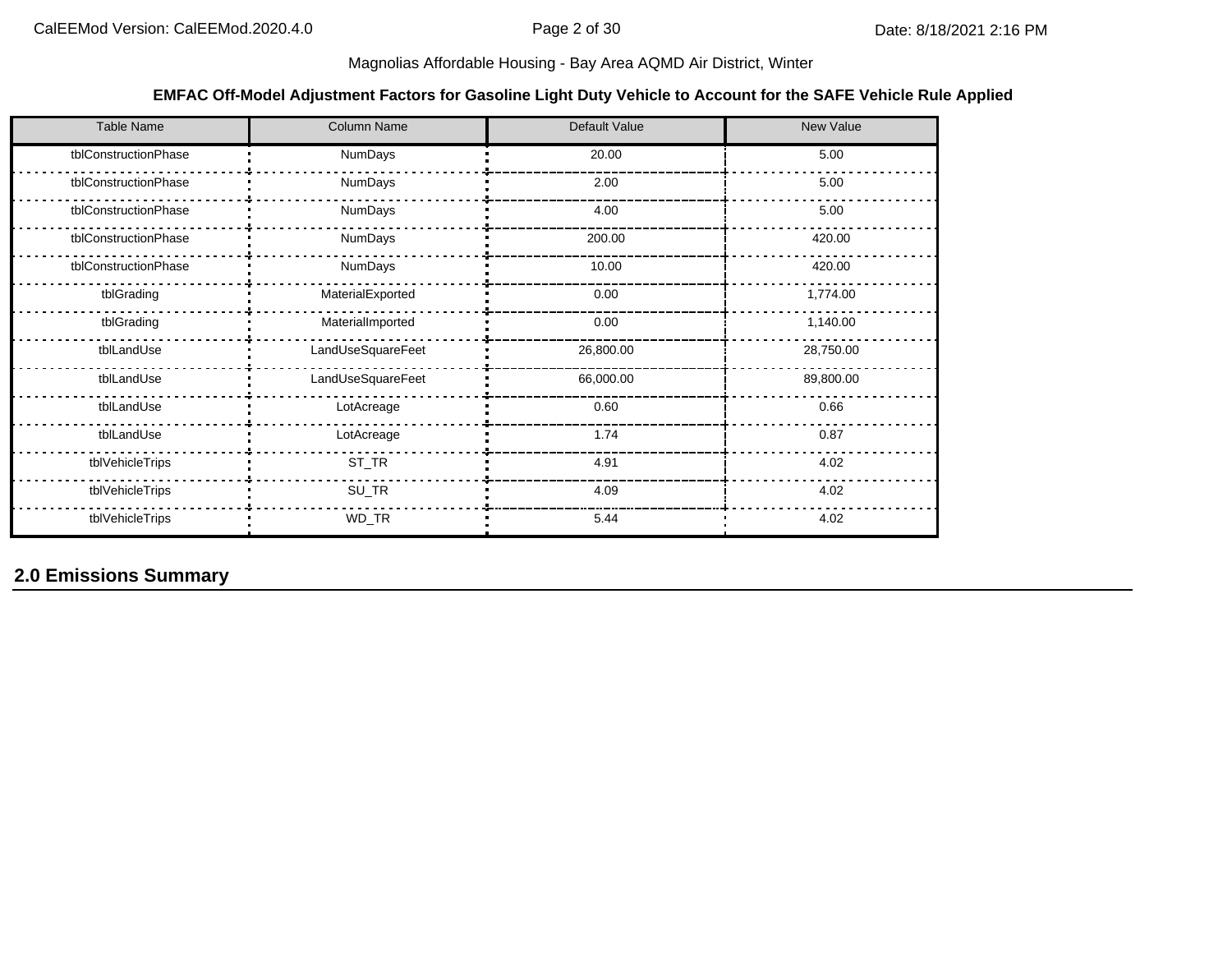Magnolias Affordable Housing - Bay Area AQMD Air District, Winter

**EMFAC Off-Model Adjustment Factors for Gasoline Light Duty Vehicle to Account for the SAFE Vehicle Rule Applied**

| Table Name | Column Name | Default Value | New Value |
|---|---|---|---|
| tblConstructionPhase | NumDays | 20.00 | 5.00 |
| tblConstructionPhase | NumDays | 2.00 | 5.00 |
| tblConstructionPhase | NumDays | 4.00 | 5.00 |
| tblConstructionPhase | NumDays | 200.00 | 420.00 |
| tblConstructionPhase | NumDays | 10.00 | 420.00 |
| tblGrading | MaterialExported | 0.00 | 1,774.00 |
| tblGrading | MaterialImported | 0.00 | 1,140.00 |
| tblLandUse | LandUseSquareFeet | 26,800.00 | 28,750.00 |
| tblLandUse | LandUseSquareFeet | 66,000.00 | 89,800.00 |
| tblLandUse | LotAcreage | 0.60 | 0.66 |
| tblLandUse | LotAcreage | 1.74 | 0.87 |
| tblVehicleTrips | ST_TR | 4.91 | 4.02 |
| tblVehicleTrips | SU_TR | 4.09 | 4.02 |
| tblVehicleTrips | WD_TR | 5.44 | 4.02 |

## 2.0 Emissions Summary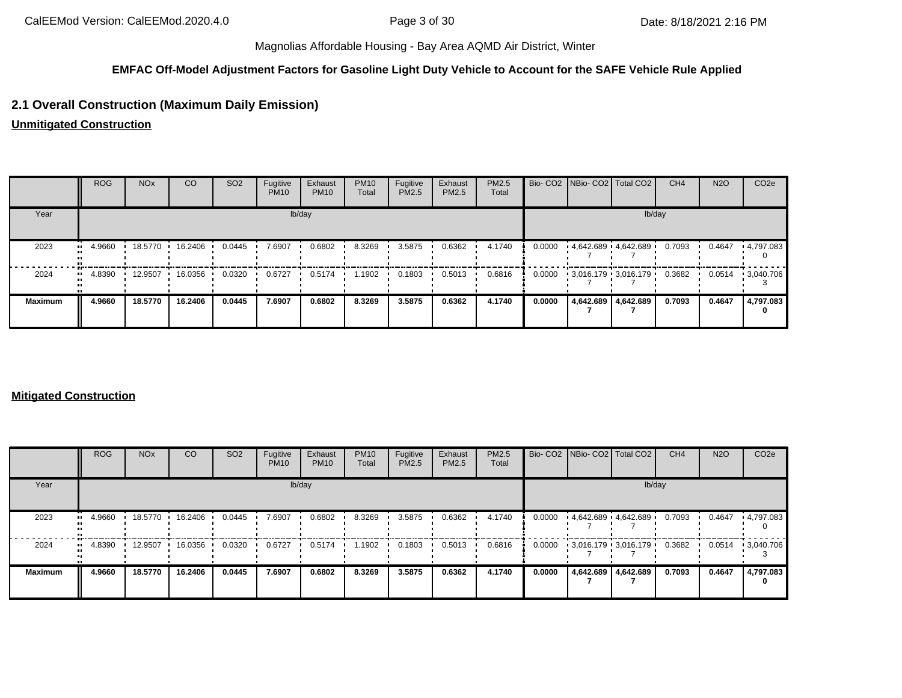Magnolias Affordable Housing - Bay Area AQMD Air District, Winter

**EMFAC Off-Model Adjustment Factors for Gasoline Light Duty Vehicle to Account for the SAFE Vehicle Rule Applied**

## 2.1 Overall Construction (Maximum Daily Emission)

**Unmitigated Construction**

| | ROG | NOx | CO | SO2 | Fugitive PM10 | Exhaust PM10 | PM10 Total | Fugitive PM2.5 | Exhaust PM2.5 | PM2.5 Total | Bio- CO2 | NBio- CO2 | Total CO2 | CH4 | N2O | CO2e |
|---|---|---|---|---|---|---|---|---|---|---|---|---|---|---|---|---|
| Year | lb/day | | | | | | | | | | lb/day | | | | | |
| 2023 | 4.9660 | 18.5770 | 16.2406 | 0.0445 | 7.6907 | 0.6802 | 8.3269 | 3.5875 | 0.6362 | 4.1740 | 0.0000 | 4,642.6897 | 4,642.6897 | 0.7093 | 0.4647 | 4,797.0830 |
| 2024 | 4.8390 | 12.9507 | 16.0356 | 0.0320 | 0.6727 | 0.5174 | 1.1902 | 0.1803 | 0.5013 | 0.6816 | 0.0000 | 3,016.1797 | 3,016.1797 | 0.3682 | 0.0514 | 3,040.7063 |
| **Maximum** | **4.9660** | **18.5770** | **16.2406** | **0.0445** | **7.6907** | **0.6802** | **8.3269** | **3.5875** | **0.6362** | **4.1740** | **0.0000** | **4,642.6897** | **4,642.6897** | **0.7093** | **0.4647** | **4,797.0830** |

**Mitigated Construction**

| | ROG | NOx | CO | SO2 | Fugitive PM10 | Exhaust PM10 | PM10 Total | Fugitive PM2.5 | Exhaust PM2.5 | PM2.5 Total | Bio- CO2 | NBio- CO2 | Total CO2 | CH4 | N2O | CO2e |
|---|---|---|---|---|---|---|---|---|---|---|---|---|---|---|---|---|
| Year | lb/day | | | | | | | | | | lb/day | | | | | |
| 2023 | 4.9660 | 18.5770 | 16.2406 | 0.0445 | 7.6907 | 0.6802 | 8.3269 | 3.5875 | 0.6362 | 4.1740 | 0.0000 | 4,642.6897 | 4,642.6897 | 0.7093 | 0.4647 | 4,797.0830 |
| 2024 | 4.8390 | 12.9507 | 16.0356 | 0.0320 | 0.6727 | 0.5174 | 1.1902 | 0.1803 | 0.5013 | 0.6816 | 0.0000 | 3,016.1797 | 3,016.1797 | 0.3682 | 0.0514 | 3,040.7063 |
| **Maximum** | **4.9660** | **18.5770** | **16.2406** | **0.0445** | **7.6907** | **0.6802** | **8.3269** | **3.5875** | **0.6362** | **4.1740** | **0.0000** | **4,642.6897** | **4,642.6897** | **0.7093** | **0.4647** | **4,797.0830** |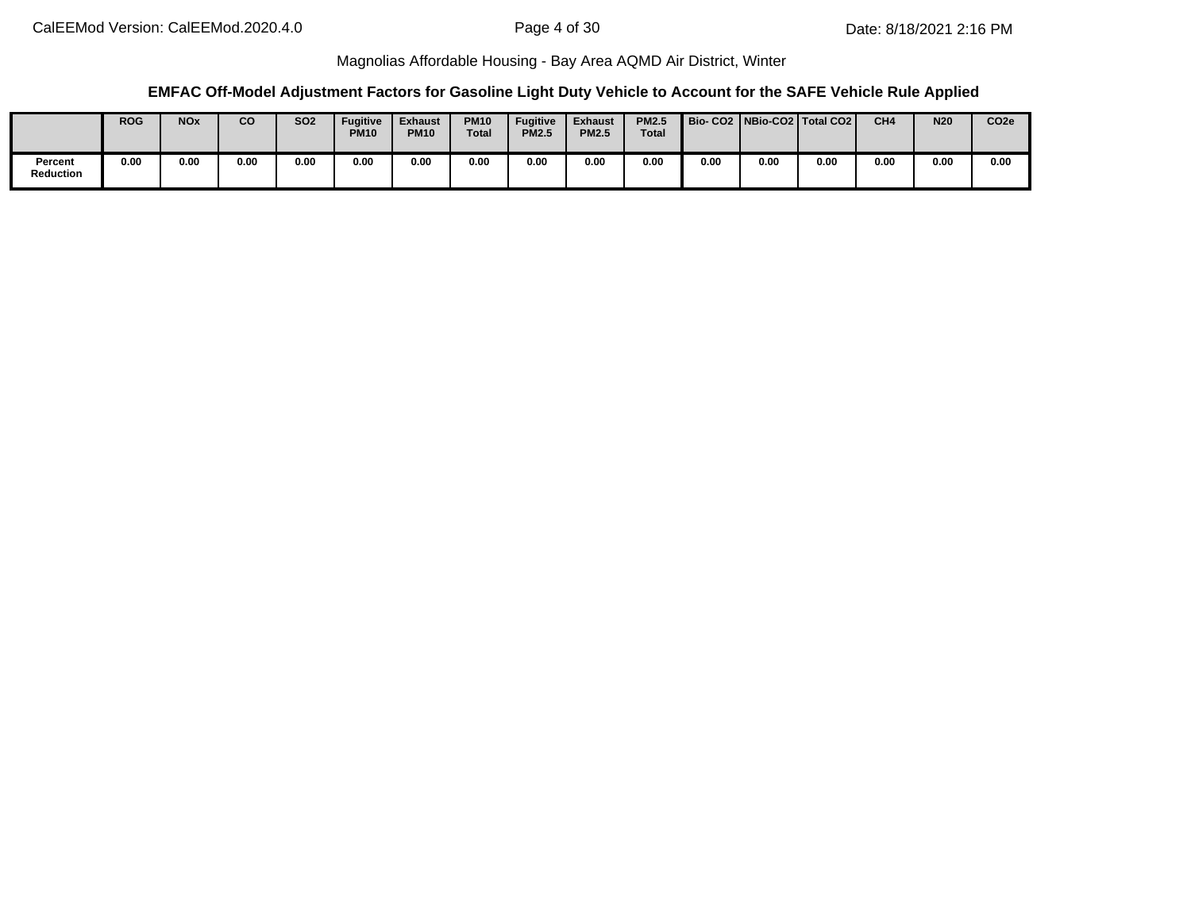Magnolias Affordable Housing - Bay Area AQMD Air District, Winter

**EMFAC Off-Model Adjustment Factors for Gasoline Light Duty Vehicle to Account for the SAFE Vehicle Rule Applied**

| | ROG | NOx | CO | SO2 | Fugitive PM10 | Exhaust PM10 | PM10 Total | Fugitive PM2.5 | Exhaust PM2.5 | PM2.5 Total | Bio- CO2 | NBio-CO2 | Total CO2 | CH4 | N20 | CO2e |
|---|---|---|---|---|---|---|---|---|---|---|---|---|---|---|---|---|
| Percent Reduction | 0.00 | 0.00 | 0.00 | 0.00 | 0.00 | 0.00 | 0.00 | 0.00 | 0.00 | 0.00 | 0.00 | 0.00 | 0.00 | 0.00 | 0.00 | 0.00 |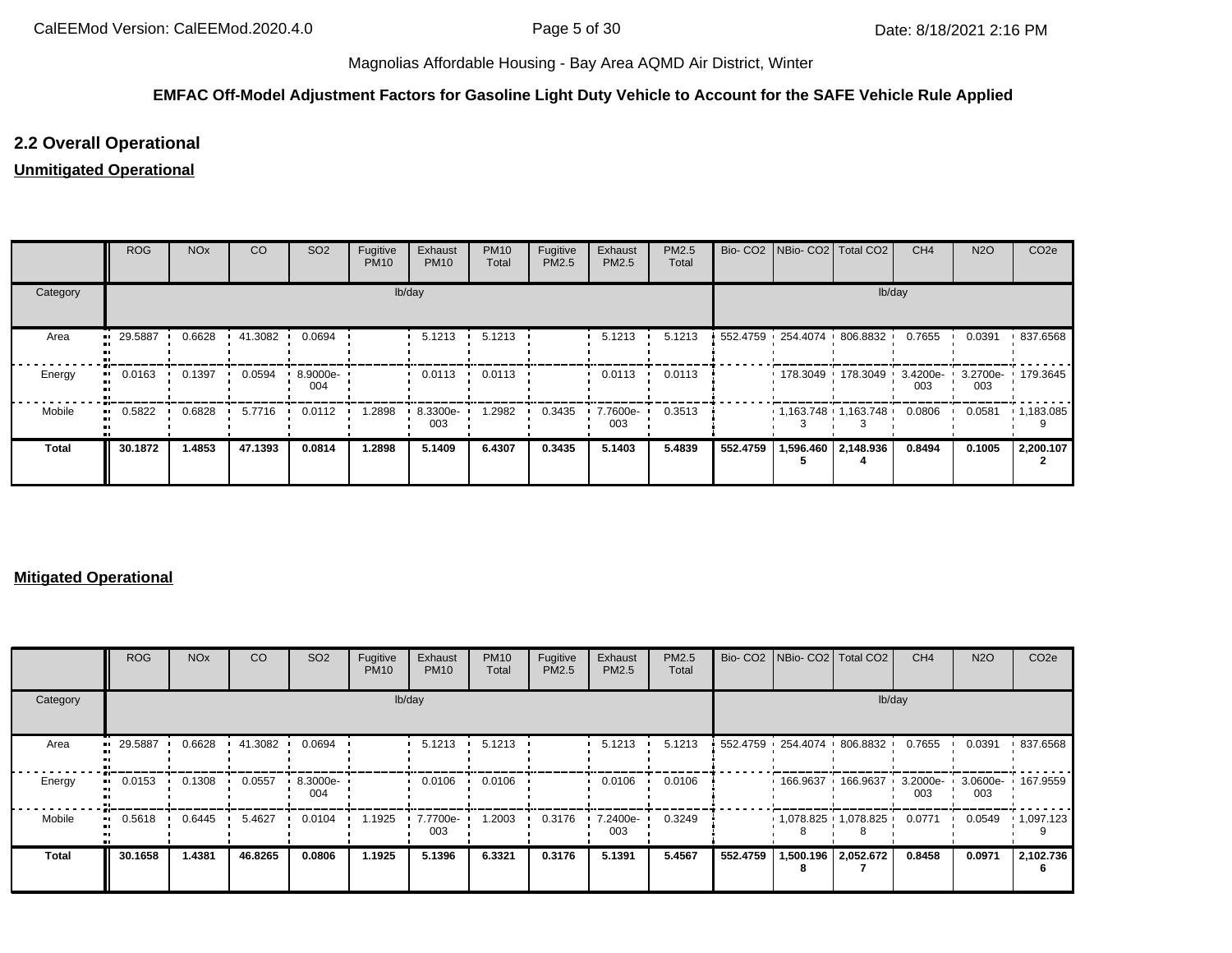Magnolias Affordable Housing - Bay Area AQMD Air District, Winter

**EMFAC Off-Model Adjustment Factors for Gasoline Light Duty Vehicle to Account for the SAFE Vehicle Rule Applied**

## 2.2 Overall Operational

**Unmitigated Operational**

| | ROG | NOx | CO | SO2 | Fugitive PM10 | Exhaust PM10 | PM10 Total | Fugitive PM2.5 | Exhaust PM2.5 | PM2.5 Total | Bio- CO2 | NBio- CO2 | Total CO2 | CH4 | N2O | CO2e |
|---|---|---|---|---|---|---|---|---|---|---|---|---|---|---|---|---|
| Category | lb/day | | | | | | | | | | lb/day | | | | | |
| Area | 29.5887 | 0.6628 | 41.3082 | 0.0694 | | 5.1213 | 5.1213 | | 5.1213 | 5.1213 | 552.4759 | 254.4074 | 806.8832 | 0.7655 | 0.0391 | 837.6568 |
| Energy | 0.0163 | 0.1397 | 0.0594 | 8.9000e-004 | | 0.0113 | 0.0113 | | 0.0113 | 0.0113 | | 178.3049 | 178.3049 | 3.4200e-003 | 3.2700e-003 | 179.3645 |
| Mobile | 0.5822 | 0.6828 | 5.7716 | 0.0112 | 1.2898 | 8.3300e-003 | 1.2982 | 0.3435 | 7.7600e-003 | 0.3513 | | 1,163.7483 | 1,163.7483 | 0.0806 | 0.0581 | 1,183.0859 |
| **Total** | **30.1872** | **1.4853** | **47.1393** | **0.0814** | **1.2898** | **5.1409** | **6.4307** | **0.3435** | **5.1403** | **5.4839** | **552.4759** | **1,596.4605** | **2,148.9364** | **0.8494** | **0.1005** | **2,200.1072** |

**Mitigated Operational**

| | ROG | NOx | CO | SO2 | Fugitive PM10 | Exhaust PM10 | PM10 Total | Fugitive PM2.5 | Exhaust PM2.5 | PM2.5 Total | Bio- CO2 | NBio- CO2 | Total CO2 | CH4 | N2O | CO2e |
|---|---|---|---|---|---|---|---|---|---|---|---|---|---|---|---|---|
| Category | lb/day | | | | | | | | | | lb/day | | | | | |
| Area | 29.5887 | 0.6628 | 41.3082 | 0.0694 | | 5.1213 | 5.1213 | | 5.1213 | 5.1213 | 552.4759 | 254.4074 | 806.8832 | 0.7655 | 0.0391 | 837.6568 |
| Energy | 0.0153 | 0.1308 | 0.0557 | 8.3000e-004 | | 0.0106 | 0.0106 | | 0.0106 | 0.0106 | | 166.9637 | 166.9637 | 3.2000e-003 | 3.0600e-003 | 167.9559 |
| Mobile | 0.5618 | 0.6445 | 5.4627 | 0.0104 | 1.1925 | 7.7700e-003 | 1.2003 | 0.3176 | 7.2400e-003 | 0.3249 | | 1,078.8258 | 1,078.8258 | 0.0771 | 0.0549 | 1,097.1239 |
| **Total** | **30.1658** | **1.4381** | **46.8265** | **0.0806** | **1.1925** | **5.1396** | **6.3321** | **0.3176** | **5.1391** | **5.4567** | **552.4759** | **1,500.1968** | **2,052.6727** | **0.8458** | **0.0971** | **2,102.7366** |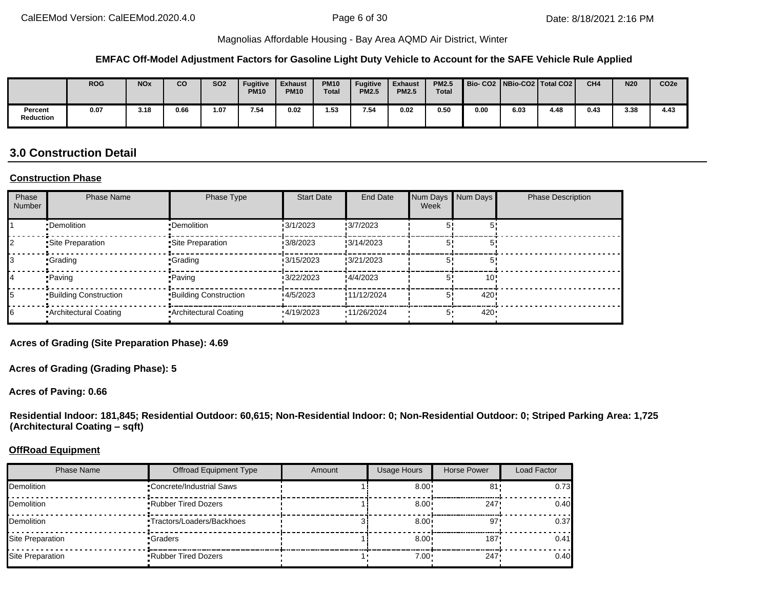Magnolias Affordable Housing - Bay Area AQMD Air District, Winter

**EMFAC Off-Model Adjustment Factors for Gasoline Light Duty Vehicle to Account for the SAFE Vehicle Rule Applied**

| | ROG | NOx | CO | SO2 | Fugitive PM10 | Exhaust PM10 | PM10 Total | Fugitive PM2.5 | Exhaust PM2.5 | PM2.5 Total | Bio- CO2 | NBio-CO2 | Total CO2 | CH4 | N20 | CO2e |
|---|---|---|---|---|---|---|---|---|---|---|---|---|---|---|---|---|
| Percent Reduction | 0.07 | 3.18 | 0.66 | 1.07 | 7.54 | 0.02 | 1.53 | 7.54 | 0.02 | 0.50 | 0.00 | 6.03 | 4.48 | 0.43 | 3.38 | 4.43 |

## 3.0 Construction Detail

### Construction Phase

| Phase Number | Phase Name | Phase Type | Start Date | End Date | Num Days Week | Num Days | Phase Description |
|---|---|---|---|---|---|---|---|
| 1 | Demolition | Demolition | 3/1/2023 | 3/7/2023 | 5 | 5 | |
| 2 | Site Preparation | Site Preparation | 3/8/2023 | 3/14/2023 | 5 | 5 | |
| 3 | Grading | Grading | 3/15/2023 | 3/21/2023 | 5 | 5 | |
| 4 | Paving | Paving | 3/22/2023 | 4/4/2023 | 5 | 10 | |
| 5 | Building Construction | Building Construction | 4/5/2023 | 11/12/2024 | 5 | 420 | |
| 6 | Architectural Coating | Architectural Coating | 4/19/2023 | 11/26/2024 | 5 | 420 | |

**Acres of Grading (Site Preparation Phase): 4.69**

**Acres of Grading (Grading Phase): 5**

**Acres of Paving: 0.66**

**Residential Indoor: 181,845; Residential Outdoor: 60,615; Non-Residential Indoor: 0; Non-Residential Outdoor: 0; Striped Parking Area: 1,725 (Architectural Coating – sqft)**

### OffRoad Equipment

| Phase Name | Offroad Equipment Type | Amount | Usage Hours | Horse Power | Load Factor |
|---|---|---|---|---|---|
| Demolition | Concrete/Industrial Saws | 1 | 8.00 | 81 | 0.73 |
| Demolition | Rubber Tired Dozers | 1 | 8.00 | 247 | 0.40 |
| Demolition | Tractors/Loaders/Backhoes | 3 | 8.00 | 97 | 0.37 |
| Site Preparation | Graders | 1 | 8.00 | 187 | 0.41 |
| Site Preparation | Rubber Tired Dozers | 1 | 7.00 | 247 | 0.40 |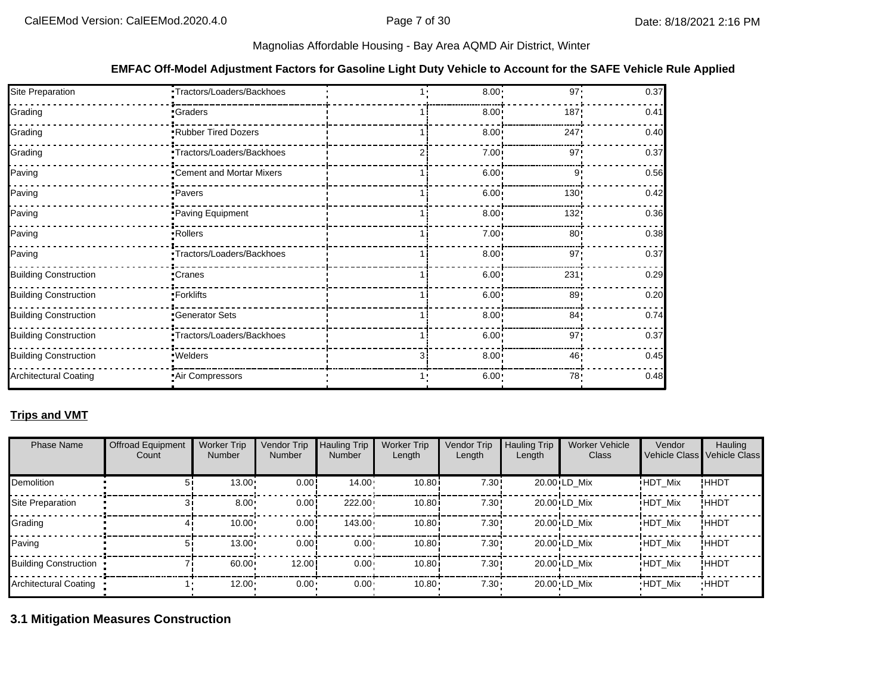Magnolias Affordable Housing - Bay Area AQMD Air District, Winter

**EMFAC Off-Model Adjustment Factors for Gasoline Light Duty Vehicle to Account for the SAFE Vehicle Rule Applied**

| | | | | | |
|---|---|---|---|---|---|
| Site Preparation | Tractors/Loaders/Backhoes | 1 | 8.00 | 97 | 0.37 |
| Grading | Graders | 1 | 8.00 | 187 | 0.41 |
| Grading | Rubber Tired Dozers | 1 | 8.00 | 247 | 0.40 |
| Grading | Tractors/Loaders/Backhoes | 2 | 7.00 | 97 | 0.37 |
| Paving | Cement and Mortar Mixers | 1 | 6.00 | 9 | 0.56 |
| Paving | Pavers | 1 | 6.00 | 130 | 0.42 |
| Paving | Paving Equipment | 1 | 8.00 | 132 | 0.36 |
| Paving | Rollers | 1 | 7.00 | 80 | 0.38 |
| Paving | Tractors/Loaders/Backhoes | 1 | 8.00 | 97 | 0.37 |
| Building Construction | Cranes | 1 | 6.00 | 231 | 0.29 |
| Building Construction | Forklifts | 1 | 6.00 | 89 | 0.20 |
| Building Construction | Generator Sets | 1 | 8.00 | 84 | 0.74 |
| Building Construction | Tractors/Loaders/Backhoes | 1 | 6.00 | 97 | 0.37 |
| Building Construction | Welders | 3 | 8.00 | 46 | 0.45 |
| Architectural Coating | Air Compressors | 1 | 6.00 | 78 | 0.48 |

**Trips and VMT**

| Phase Name | Offroad Equipment Count | Worker Trip Number | Vendor Trip Number | Hauling Trip Number | Worker Trip Length | Vendor Trip Length | Hauling Trip Length | Worker Vehicle Class | Vendor Vehicle Class | Hauling Vehicle Class |
|---|---|---|---|---|---|---|---|---|---|---|
| Demolition | 5 | 13.00 | 0.00 | 14.00 | 10.80 | 7.30 | 20.00 | LD_Mix | HDT_Mix | HHDT |
| Site Preparation | 3 | 8.00 | 0.00 | 222.00 | 10.80 | 7.30 | 20.00 | LD_Mix | HDT_Mix | HHDT |
| Grading | 4 | 10.00 | 0.00 | 143.00 | 10.80 | 7.30 | 20.00 | LD_Mix | HDT_Mix | HHDT |
| Paving | 5 | 13.00 | 0.00 | 0.00 | 10.80 | 7.30 | 20.00 | LD_Mix | HDT_Mix | HHDT |
| Building Construction | 7 | 60.00 | 12.00 | 0.00 | 10.80 | 7.30 | 20.00 | LD_Mix | HDT_Mix | HHDT |
| Architectural Coating | 1 | 12.00 | 0.00 | 0.00 | 10.80 | 7.30 | 20.00 | LD_Mix | HDT_Mix | HHDT |

## 3.1 Mitigation Measures Construction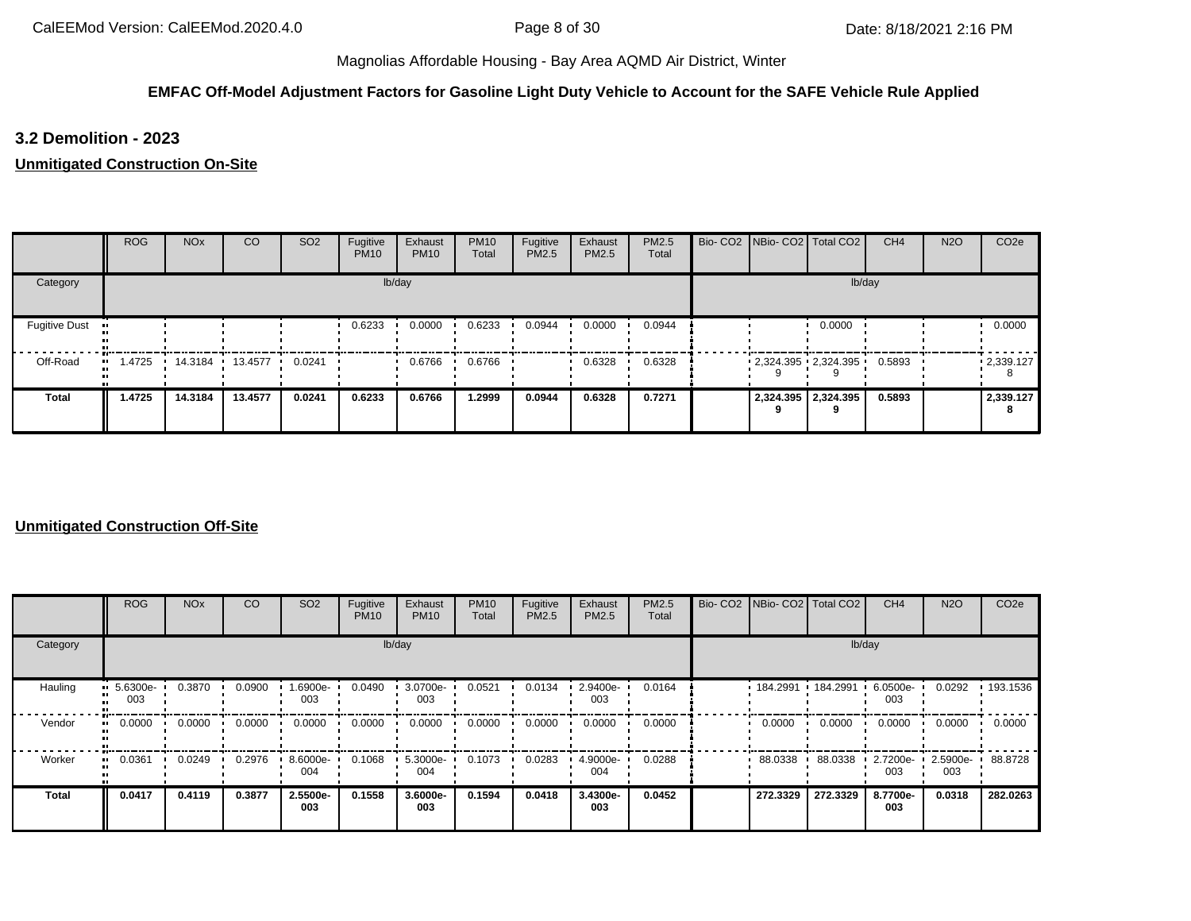Magnolias Affordable Housing - Bay Area AQMD Air District, Winter

**EMFAC Off-Model Adjustment Factors for Gasoline Light Duty Vehicle to Account for the SAFE Vehicle Rule Applied**

### 3.2 Demolition - 2023

**Unmitigated Construction On-Site**

| | ROG | NOx | CO | SO2 | Fugitive PM10 | Exhaust PM10 | PM10 Total | Fugitive PM2.5 | Exhaust PM2.5 | PM2.5 Total | Bio- CO2 | NBio- CO2 | Total CO2 | CH4 | N2O | CO2e |
|---|---|---|---|---|---|---|---|---|---|---|---|---|---|---|---|---|
| Category | lb/day | | | | | | | | | | lb/day | | | | | |
| Fugitive Dust | | | | | 0.6233 | 0.0000 | 0.6233 | 0.0944 | 0.0000 | 0.0944 | | | 0.0000 | | | 0.0000 |
| Off-Road | 1.4725 | 14.3184 | 13.4577 | 0.0241 | | 0.6766 | 0.6766 | | 0.6328 | 0.6328 | | 2,324.3959 | 2,324.3959 | 0.5893 | | 2,339.1278 |
| **Total** | **1.4725** | **14.3184** | **13.4577** | **0.0241** | **0.6233** | **0.6766** | **1.2999** | **0.0944** | **0.6328** | **0.7271** | | **2,324.3959** | **2,324.3959** | **0.5893** | | **2,339.1278** |

**Unmitigated Construction Off-Site**

| | ROG | NOx | CO | SO2 | Fugitive PM10 | Exhaust PM10 | PM10 Total | Fugitive PM2.5 | Exhaust PM2.5 | PM2.5 Total | Bio- CO2 | NBio- CO2 | Total CO2 | CH4 | N2O | CO2e |
|---|---|---|---|---|---|---|---|---|---|---|---|---|---|---|---|---|
| Category | lb/day | | | | | | | | | | lb/day | | | | | |
| Hauling | 5.6300e-003 | 0.3870 | 0.0900 | 1.6900e-003 | 0.0490 | 3.0700e-003 | 0.0521 | 0.0134 | 2.9400e-003 | 0.0164 | | 184.2991 | 184.2991 | 6.0500e-003 | 0.0292 | 193.1536 |
| Vendor | 0.0000 | 0.0000 | 0.0000 | 0.0000 | 0.0000 | 0.0000 | 0.0000 | 0.0000 | 0.0000 | 0.0000 | | 0.0000 | 0.0000 | 0.0000 | 0.0000 | 0.0000 |
| Worker | 0.0361 | 0.0249 | 0.2976 | 8.6000e-004 | 0.1068 | 5.3000e-004 | 0.1073 | 0.0283 | 4.9000e-004 | 0.0288 | | 88.0338 | 88.0338 | 2.7200e-003 | 2.5900e-003 | 88.8728 |
| **Total** | **0.0417** | **0.4119** | **0.3877** | **2.5500e-003** | **0.1558** | **3.6000e-003** | **0.1594** | **0.0418** | **3.4300e-003** | **0.0452** | | **272.3329** | **272.3329** | **8.7700e-003** | **0.0318** | **282.0263** |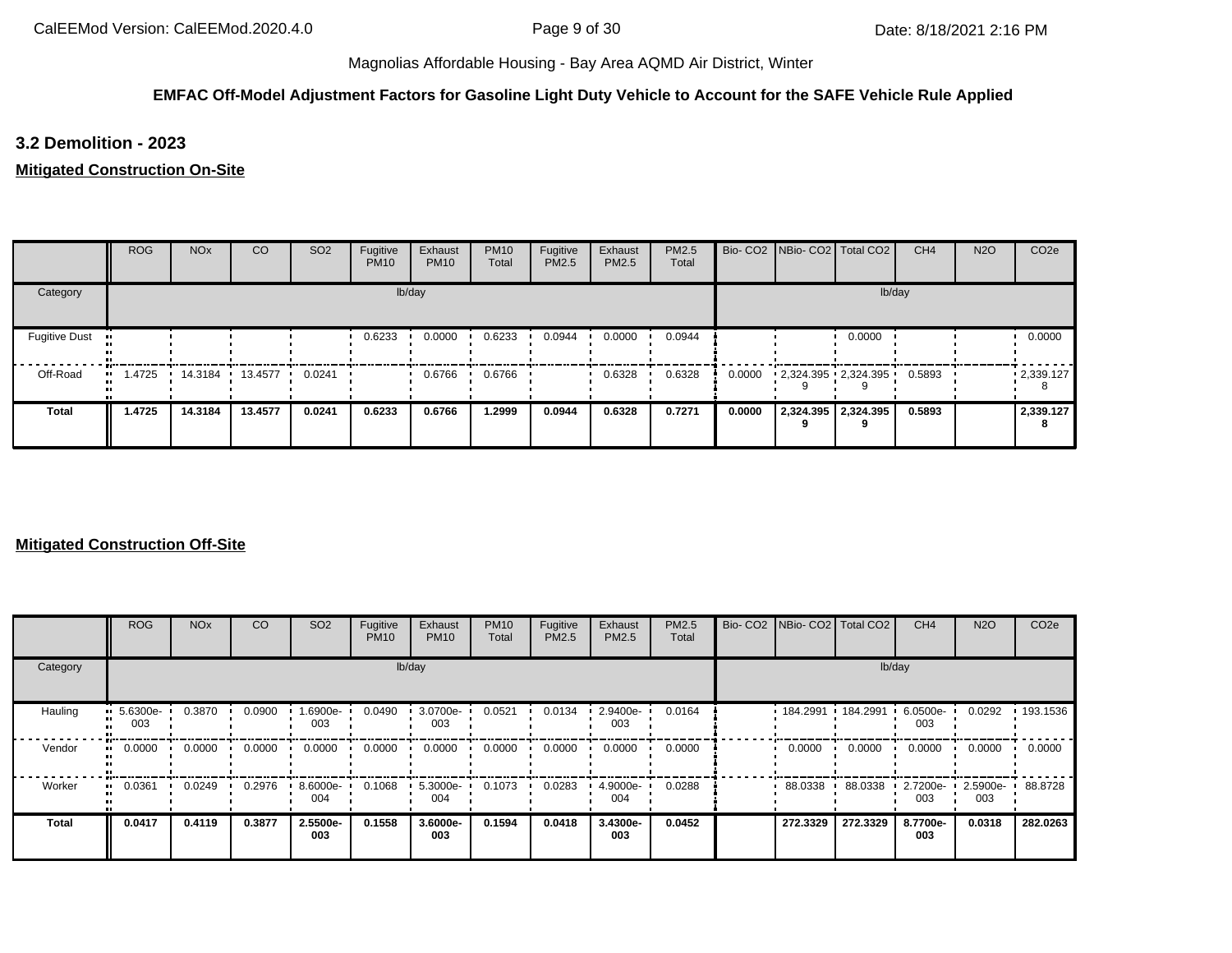Magnolias Affordable Housing - Bay Area AQMD Air District, Winter

**EMFAC Off-Model Adjustment Factors for Gasoline Light Duty Vehicle to Account for the SAFE Vehicle Rule Applied**

### 3.2 Demolition - 2023

**Mitigated Construction On-Site**

| | ROG | NOx | CO | SO2 | Fugitive PM10 | Exhaust PM10 | PM10 Total | Fugitive PM2.5 | Exhaust PM2.5 | PM2.5 Total | Bio- CO2 | NBio- CO2 | Total CO2 | CH4 | N2O | CO2e |
|---|---|---|---|---|---|---|---|---|---|---|---|---|---|---|---|---|
| Category | lb/day | | | | | | | | | | lb/day | | | | | |
| Fugitive Dust | | | | | 0.6233 | 0.0000 | 0.6233 | 0.0944 | 0.0000 | 0.0944 | | | 0.0000 | | | 0.0000 |
| Off-Road | 1.4725 | 14.3184 | 13.4577 | 0.0241 | | 0.6766 | 0.6766 | | 0.6328 | 0.6328 | 0.0000 | 2,324.3959 | 2,324.3959 | 0.5893 | | 2,339.1278 |
| **Total** | **1.4725** | **14.3184** | **13.4577** | **0.0241** | **0.6233** | **0.6766** | **1.2999** | **0.0944** | **0.6328** | **0.7271** | **0.0000** | **2,324.3959** | **2,324.3959** | **0.5893** | | **2,339.1278** |

**Mitigated Construction Off-Site**

| | ROG | NOx | CO | SO2 | Fugitive PM10 | Exhaust PM10 | PM10 Total | Fugitive PM2.5 | Exhaust PM2.5 | PM2.5 Total | Bio- CO2 | NBio- CO2 | Total CO2 | CH4 | N2O | CO2e |
|---|---|---|---|---|---|---|---|---|---|---|---|---|---|---|---|---|
| Category | lb/day | | | | | | | | | | lb/day | | | | | |
| Hauling | 5.6300e-003 | 0.3870 | 0.0900 | 1.6900e-003 | 0.0490 | 3.0700e-003 | 0.0521 | 0.0134 | 2.9400e-003 | 0.0164 | | 184.2991 | 184.2991 | 6.0500e-003 | 0.0292 | 193.1536 |
| Vendor | 0.0000 | 0.0000 | 0.0000 | 0.0000 | 0.0000 | 0.0000 | 0.0000 | 0.0000 | 0.0000 | 0.0000 | | 0.0000 | 0.0000 | 0.0000 | 0.0000 | 0.0000 |
| Worker | 0.0361 | 0.0249 | 0.2976 | 8.6000e-004 | 0.1068 | 5.3000e-004 | 0.1073 | 0.0283 | 4.9000e-004 | 0.0288 | | 88.0338 | 88.0338 | 2.7200e-003 | 2.5900e-003 | 88.8728 |
| **Total** | **0.0417** | **0.4119** | **0.3877** | **2.5500e-003** | **0.1558** | **3.6000e-003** | **0.1594** | **0.0418** | **3.4300e-003** | **0.0452** | | **272.3329** | **272.3329** | **8.7700e-003** | **0.0318** | **282.0263** |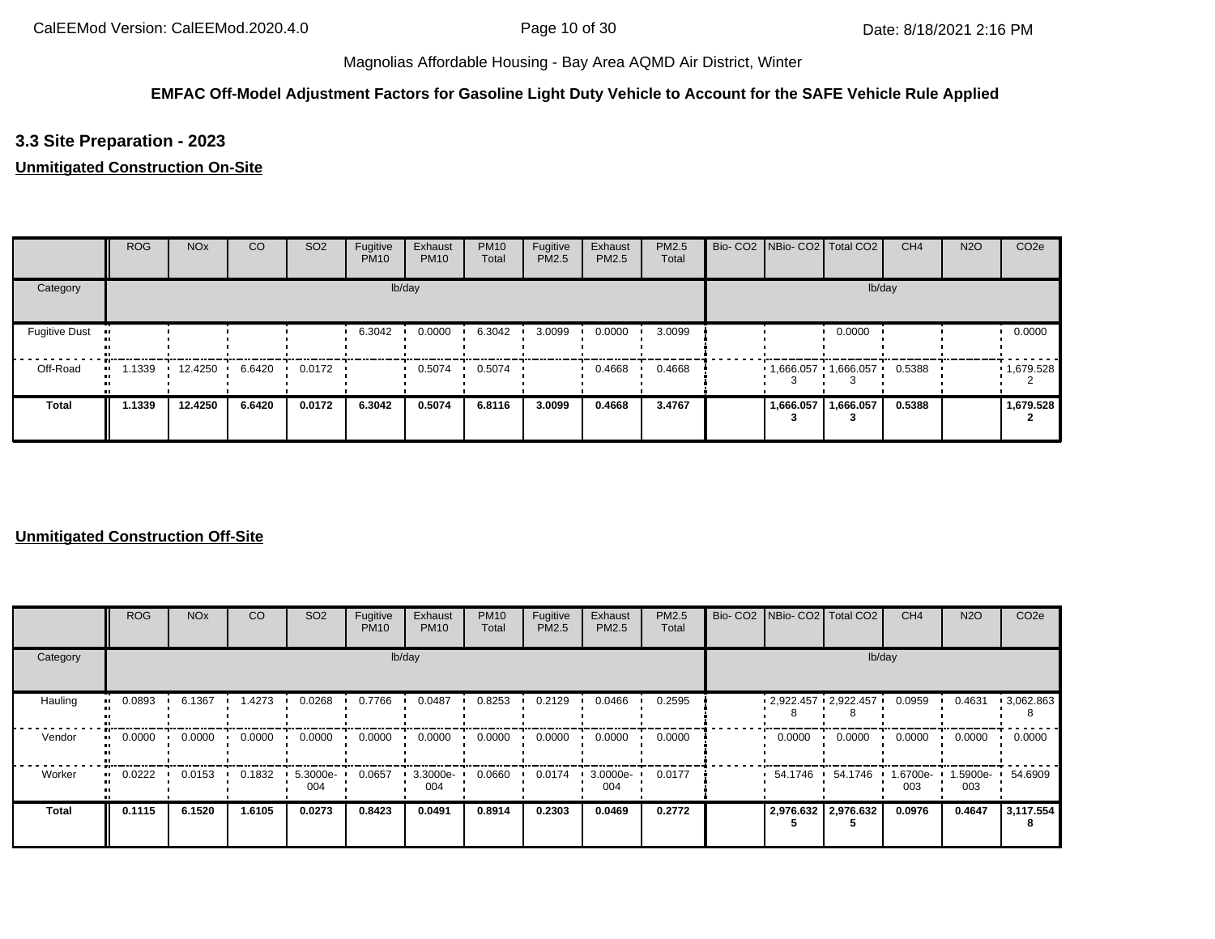Magnolias Affordable Housing - Bay Area AQMD Air District, Winter

**EMFAC Off-Model Adjustment Factors for Gasoline Light Duty Vehicle to Account for the SAFE Vehicle Rule Applied**

## 3.3 Site Preparation - 2023

### Unmitigated Construction On-Site

| | ROG | NOx | CO | SO2 | Fugitive PM10 | Exhaust PM10 | PM10 Total | Fugitive PM2.5 | Exhaust PM2.5 | PM2.5 Total | Bio- CO2 | NBio- CO2 | Total CO2 | CH4 | N2O | CO2e |
|---|---|---|---|---|---|---|---|---|---|---|---|---|---|---|---|---|
| Category | lb/day | | | | | | | | | | lb/day | | | | | |
| Fugitive Dust | | | | | 6.3042 | 0.0000 | 6.3042 | 3.0099 | 0.0000 | 3.0099 | | | 0.0000 | | | 0.0000 |
| Off-Road | 1.1339 | 12.4250 | 6.6420 | 0.0172 | | 0.5074 | 0.5074 | | 0.4668 | 0.4668 | | 1,666.0573 | 1,666.0573 | 0.5388 | | 1,679.5282 |
| **Total** | **1.1339** | **12.4250** | **6.6420** | **0.0172** | **6.3042** | **0.5074** | **6.8116** | **3.0099** | **0.4668** | **3.4767** | | **1,666.0573** | **1,666.0573** | **0.5388** | | **1,679.5282** |

### Unmitigated Construction Off-Site

| | ROG | NOx | CO | SO2 | Fugitive PM10 | Exhaust PM10 | PM10 Total | Fugitive PM2.5 | Exhaust PM2.5 | PM2.5 Total | Bio- CO2 | NBio- CO2 | Total CO2 | CH4 | N2O | CO2e |
|---|---|---|---|---|---|---|---|---|---|---|---|---|---|---|---|---|
| Category | lb/day | | | | | | | | | | lb/day | | | | | |
| Hauling | 0.0893 | 6.1367 | 1.4273 | 0.0268 | 0.7766 | 0.0487 | 0.8253 | 0.2129 | 0.0466 | 0.2595 | | 2,922.4578 | 2,922.4578 | 0.0959 | 0.4631 | 3,062.8638 |
| Vendor | 0.0000 | 0.0000 | 0.0000 | 0.0000 | 0.0000 | 0.0000 | 0.0000 | 0.0000 | 0.0000 | 0.0000 | | 0.0000 | 0.0000 | 0.0000 | 0.0000 | 0.0000 |
| Worker | 0.0222 | 0.0153 | 0.1832 | 5.3000e-004 | 0.0657 | 3.3000e-004 | 0.0660 | 0.0174 | 3.0000e-004 | 0.0177 | | 54.1746 | 54.1746 | 1.6700e-003 | 1.5900e-003 | 54.6909 |
| **Total** | **0.1115** | **6.1520** | **1.6105** | **0.0273** | **0.8423** | **0.0491** | **0.8914** | **0.2303** | **0.0469** | **0.2772** | | **2,976.6325** | **2,976.6325** | **0.0976** | **0.4647** | **3,117.5548** |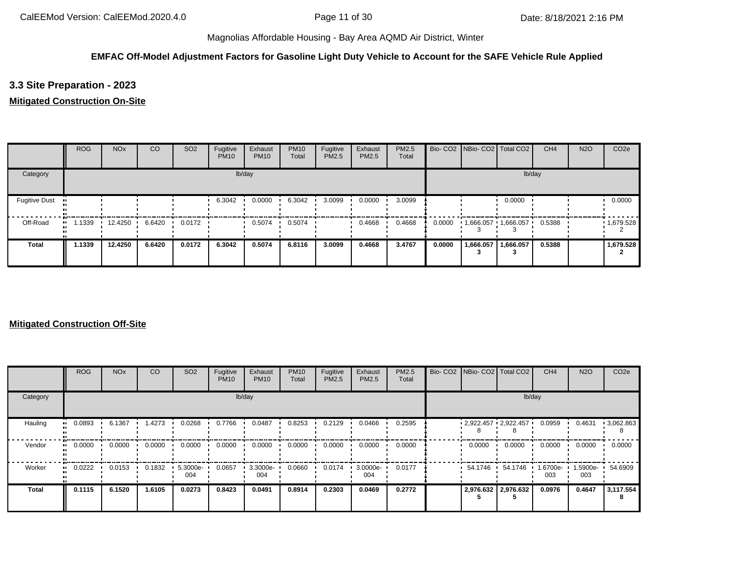Magnolias Affordable Housing - Bay Area AQMD Air District, Winter

**EMFAC Off-Model Adjustment Factors for Gasoline Light Duty Vehicle to Account for the SAFE Vehicle Rule Applied**

### 3.3 Site Preparation - 2023

**Mitigated Construction On-Site**

| | ROG | NOx | CO | SO2 | Fugitive PM10 | Exhaust PM10 | PM10 Total | Fugitive PM2.5 | Exhaust PM2.5 | PM2.5 Total | Bio- CO2 | NBio- CO2 | Total CO2 | CH4 | N2O | CO2e |
|---|---|---|---|---|---|---|---|---|---|---|---|---|---|---|---|---|
| Category | lb/day | | | | | | | | | | lb/day | | | | | |
| Fugitive Dust | | | | | 6.3042 | 0.0000 | 6.3042 | 3.0099 | 0.0000 | 3.0099 | | | 0.0000 | | | 0.0000 |
| Off-Road | 1.1339 | 12.4250 | 6.6420 | 0.0172 | | 0.5074 | 0.5074 | | 0.4668 | 0.4668 | 0.0000 | 1,666.0573 | 1,666.0573 | 0.5388 | | 1,679.5282 |
| **Total** | **1.1339** | **12.4250** | **6.6420** | **0.0172** | **6.3042** | **0.5074** | **6.8116** | **3.0099** | **0.4668** | **3.4767** | **0.0000** | **1,666.0573** | **1,666.0573** | **0.5388** | | **1,679.5282** |

**Mitigated Construction Off-Site**

| | ROG | NOx | CO | SO2 | Fugitive PM10 | Exhaust PM10 | PM10 Total | Fugitive PM2.5 | Exhaust PM2.5 | PM2.5 Total | Bio- CO2 | NBio- CO2 | Total CO2 | CH4 | N2O | CO2e |
|---|---|---|---|---|---|---|---|---|---|---|---|---|---|---|---|---|
| Category | lb/day | | | | | | | | | | lb/day | | | | | |
| Hauling | 0.0893 | 6.1367 | 1.4273 | 0.0268 | 0.7766 | 0.0487 | 0.8253 | 0.2129 | 0.0466 | 0.2595 | | 2,922.4578 | 2,922.4578 | 0.0959 | 0.4631 | 3,062.8638 |
| Vendor | 0.0000 | 0.0000 | 0.0000 | 0.0000 | 0.0000 | 0.0000 | 0.0000 | 0.0000 | 0.0000 | 0.0000 | | 0.0000 | 0.0000 | 0.0000 | 0.0000 | 0.0000 |
| Worker | 0.0222 | 0.0153 | 0.1832 | 5.3000e-004 | 0.0657 | 3.3000e-004 | 0.0660 | 0.0174 | 3.0000e-004 | 0.0177 | | 54.1746 | 54.1746 | 1.6700e-003 | 1.5900e-003 | 54.6909 |
| **Total** | **0.1115** | **6.1520** | **1.6105** | **0.0273** | **0.8423** | **0.0491** | **0.8914** | **0.2303** | **0.0469** | **0.2772** | | **2,976.6325** | **2,976.6325** | **0.0976** | **0.4647** | **3,117.5548** |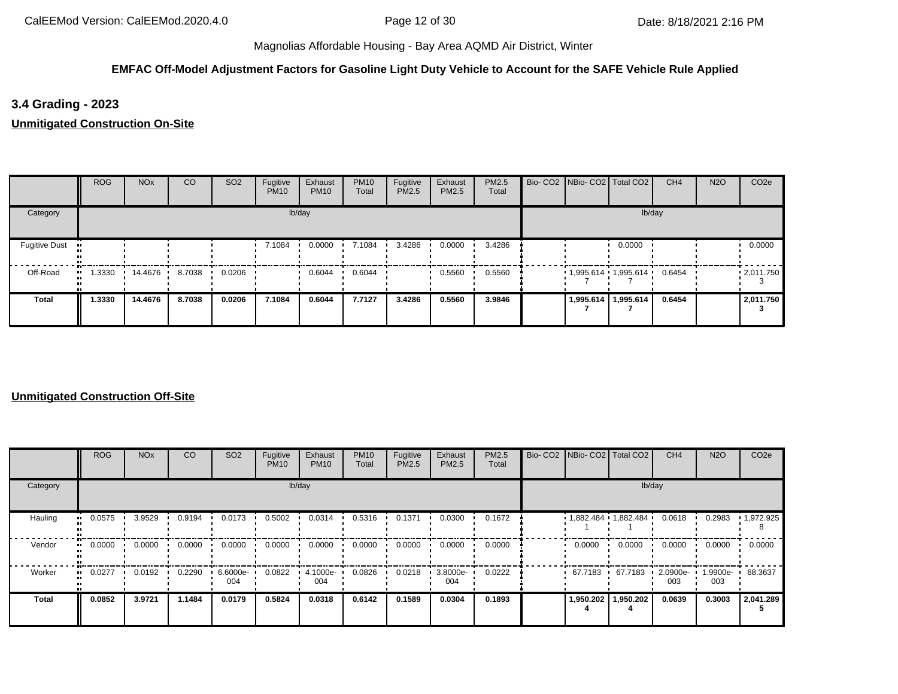Magnolias Affordable Housing - Bay Area AQMD Air District, Winter

**EMFAC Off-Model Adjustment Factors for Gasoline Light Duty Vehicle to Account for the SAFE Vehicle Rule Applied**

## 3.4 Grading - 2023

### Unmitigated Construction On-Site

| | ROG | NOx | CO | SO2 | Fugitive PM10 | Exhaust PM10 | PM10 Total | Fugitive PM2.5 | Exhaust PM2.5 | PM2.5 Total | Bio- CO2 | NBio- CO2 | Total CO2 | CH4 | N2O | CO2e |
|---|---|---|---|---|---|---|---|---|---|---|---|---|---|---|---|---|
| Category | lb/day | | | | | | | | | | lb/day | | | | | |
| Fugitive Dust | | | | | 7.1084 | 0.0000 | 7.1084 | 3.4286 | 0.0000 | 3.4286 | | | 0.0000 | | | 0.0000 |
| Off-Road | 1.3330 | 14.4676 | 8.7038 | 0.0206 | | 0.6044 | 0.6044 | | 0.5560 | 0.5560 | | 1,995.6147 | 1,995.6147 | 0.6454 | | 2,011.7503 |
| **Total** | **1.3330** | **14.4676** | **8.7038** | **0.0206** | **7.1084** | **0.6044** | **7.7127** | **3.4286** | **0.5560** | **3.9846** | | **1,995.6147** | **1,995.6147** | **0.6454** | | **2,011.7503** |

### Unmitigated Construction Off-Site

| | ROG | NOx | CO | SO2 | Fugitive PM10 | Exhaust PM10 | PM10 Total | Fugitive PM2.5 | Exhaust PM2.5 | PM2.5 Total | Bio- CO2 | NBio- CO2 | Total CO2 | CH4 | N2O | CO2e |
|---|---|---|---|---|---|---|---|---|---|---|---|---|---|---|---|---|
| Category | lb/day | | | | | | | | | | lb/day | | | | | |
| Hauling | 0.0575 | 3.9529 | 0.9194 | 0.0173 | 0.5002 | 0.0314 | 0.5316 | 0.1371 | 0.0300 | 0.1672 | | 1,882.4841 | 1,882.4841 | 0.0618 | 0.2983 | 1,972.9258 |
| Vendor | 0.0000 | 0.0000 | 0.0000 | 0.0000 | 0.0000 | 0.0000 | 0.0000 | 0.0000 | 0.0000 | 0.0000 | | 0.0000 | 0.0000 | 0.0000 | 0.0000 | 0.0000 |
| Worker | 0.0277 | 0.0192 | 0.2290 | 6.6000e-004 | 0.0822 | 4.1000e-004 | 0.0826 | 0.0218 | 3.8000e-004 | 0.0222 | | 67.7183 | 67.7183 | 2.0900e-003 | 1.9900e-003 | 68.3637 |
| **Total** | **0.0852** | **3.9721** | **1.1484** | **0.0179** | **0.5824** | **0.0318** | **0.6142** | **0.1589** | **0.0304** | **0.1893** | | **1,950.2024** | **1,950.2024** | **0.0639** | **0.3003** | **2,041.2895** |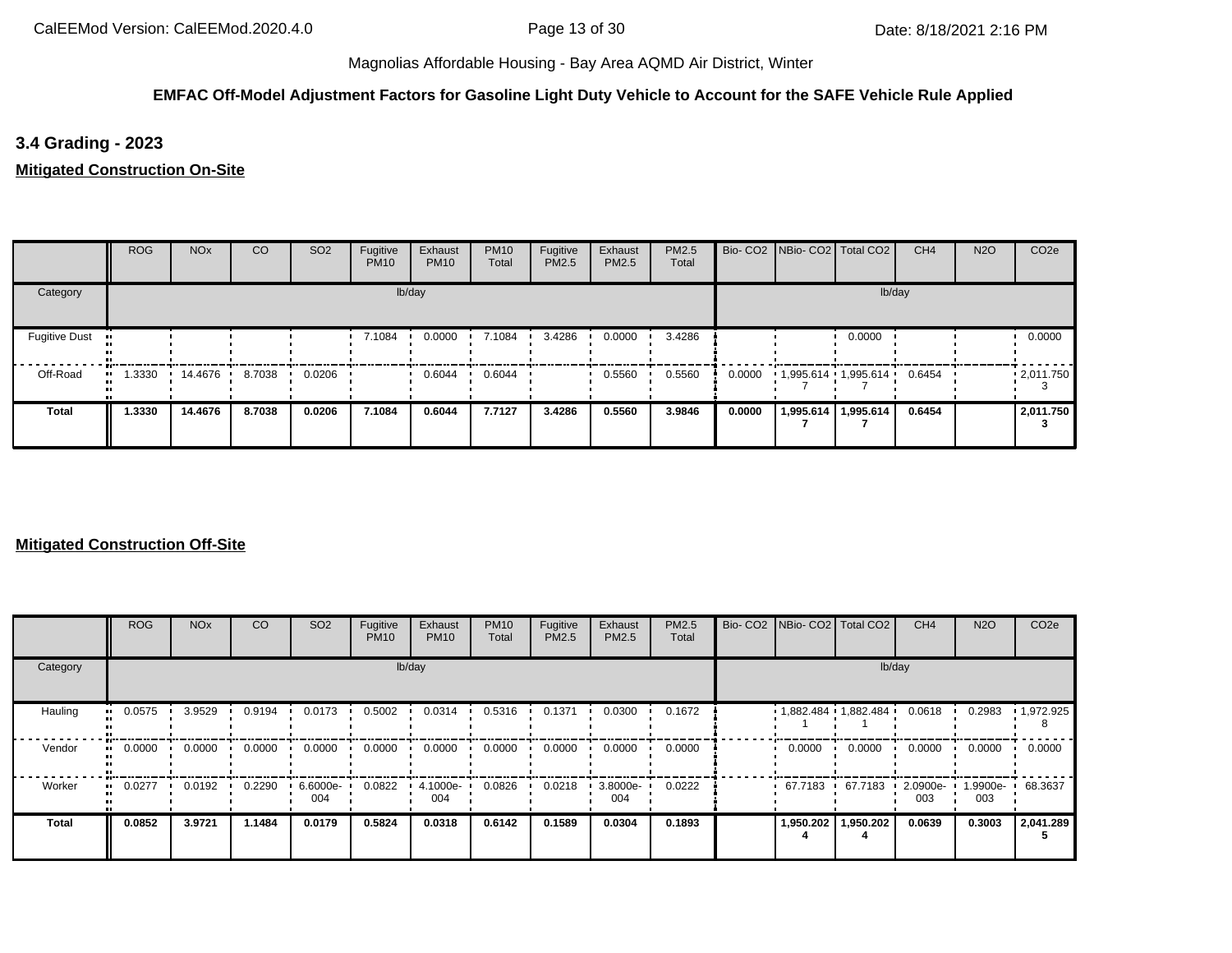Magnolias Affordable Housing - Bay Area AQMD Air District, Winter

**EMFAC Off-Model Adjustment Factors for Gasoline Light Duty Vehicle to Account for the SAFE Vehicle Rule Applied**

### 3.4 Grading - 2023

**Mitigated Construction On-Site**

| | ROG | NOx | CO | SO2 | Fugitive PM10 | Exhaust PM10 | PM10 Total | Fugitive PM2.5 | Exhaust PM2.5 | PM2.5 Total | Bio- CO2 | NBio- CO2 | Total CO2 | CH4 | N2O | CO2e |
|---|---|---|---|---|---|---|---|---|---|---|---|---|---|---|---|---|
| Category | lb/day | | | | | | | | | | lb/day | | | | | |
| Fugitive Dust | | | | | 7.1084 | 0.0000 | 7.1084 | 3.4286 | 0.0000 | 3.4286 | | | 0.0000 | | | 0.0000 |
| Off-Road | 1.3330 | 14.4676 | 8.7038 | 0.0206 | | 0.6044 | 0.6044 | | 0.5560 | 0.5560 | 0.0000 | 1,995.6147 | 1,995.6147 | 0.6454 | | 2,011.7503 |
| **Total** | **1.3330** | **14.4676** | **8.7038** | **0.0206** | **7.1084** | **0.6044** | **7.7127** | **3.4286** | **0.5560** | **3.9846** | **0.0000** | **1,995.6147** | **1,995.6147** | **0.6454** | | **2,011.7503** |

**Mitigated Construction Off-Site**

| | ROG | NOx | CO | SO2 | Fugitive PM10 | Exhaust PM10 | PM10 Total | Fugitive PM2.5 | Exhaust PM2.5 | PM2.5 Total | Bio- CO2 | NBio- CO2 | Total CO2 | CH4 | N2O | CO2e |
|---|---|---|---|---|---|---|---|---|---|---|---|---|---|---|---|---|
| Category | lb/day | | | | | | | | | | lb/day | | | | | |
| Hauling | 0.0575 | 3.9529 | 0.9194 | 0.0173 | 0.5002 | 0.0314 | 0.5316 | 0.1371 | 0.0300 | 0.1672 | | 1,882.4841 | 1,882.4841 | 0.0618 | 0.2983 | 1,972.9258 |
| Vendor | 0.0000 | 0.0000 | 0.0000 | 0.0000 | 0.0000 | 0.0000 | 0.0000 | 0.0000 | 0.0000 | 0.0000 | | 0.0000 | 0.0000 | 0.0000 | 0.0000 | 0.0000 |
| Worker | 0.0277 | 0.0192 | 0.2290 | 6.6000e-004 | 0.0822 | 4.1000e-004 | 0.0826 | 0.0218 | 3.8000e-004 | 0.0222 | | 67.7183 | 67.7183 | 2.0900e-003 | 1.9900e-003 | 68.3637 |
| **Total** | **0.0852** | **3.9721** | **1.1484** | **0.0179** | **0.5824** | **0.0318** | **0.6142** | **0.1589** | **0.0304** | **0.1893** | | **1,950.2024** | **1,950.2024** | **0.0639** | **0.3003** | **2,041.2895** |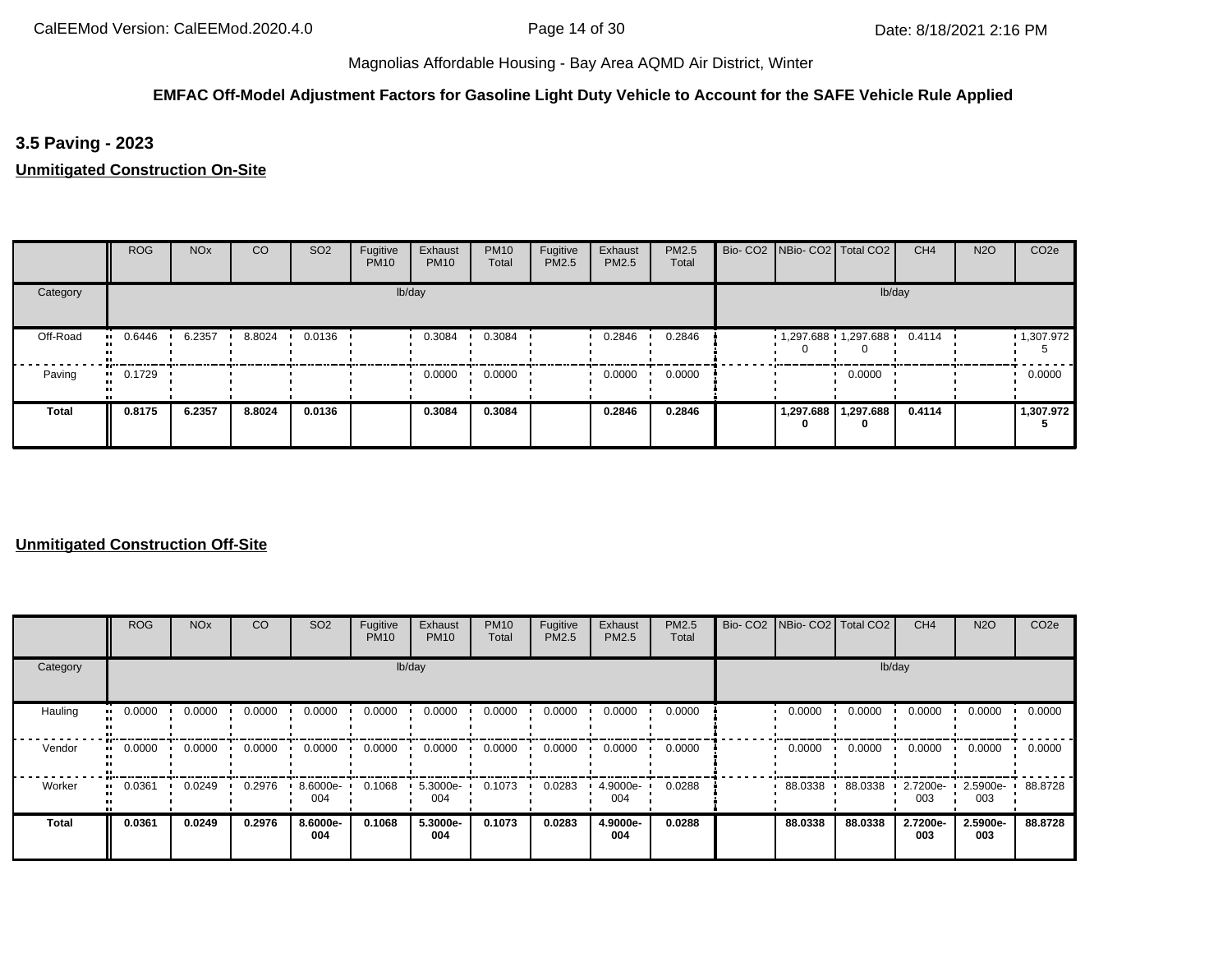Magnolias Affordable Housing - Bay Area AQMD Air District, Winter

**EMFAC Off-Model Adjustment Factors for Gasoline Light Duty Vehicle to Account for the SAFE Vehicle Rule Applied**

### 3.5 Paving - 2023

**Unmitigated Construction On-Site**

| | ROG | NOx | CO | SO2 | Fugitive PM10 | Exhaust PM10 | PM10 Total | Fugitive PM2.5 | Exhaust PM2.5 | PM2.5 Total | Bio- CO2 | NBio- CO2 | Total CO2 | CH4 | N2O | CO2e |
|---|---|---|---|---|---|---|---|---|---|---|---|---|---|---|---|---|
| Category | lb/day | | | | | | | | | | lb/day | | | | | |
| Off-Road | 0.6446 | 6.2357 | 8.8024 | 0.0136 | | 0.3084 | 0.3084 | | 0.2846 | 0.2846 | | 1,297.6880 | 1,297.6880 | 0.4114 | | 1,307.9725 |
| Paving | 0.1729 | | | | | 0.0000 | 0.0000 | | 0.0000 | 0.0000 | | | 0.0000 | | | 0.0000 |
| **Total** | **0.8175** | **6.2357** | **8.8024** | **0.0136** | | **0.3084** | **0.3084** | | **0.2846** | **0.2846** | | **1,297.6880** | **1,297.6880** | **0.4114** | | **1,307.9725** |

**Unmitigated Construction Off-Site**

| | ROG | NOx | CO | SO2 | Fugitive PM10 | Exhaust PM10 | PM10 Total | Fugitive PM2.5 | Exhaust PM2.5 | PM2.5 Total | Bio- CO2 | NBio- CO2 | Total CO2 | CH4 | N2O | CO2e |
|---|---|---|---|---|---|---|---|---|---|---|---|---|---|---|---|---|
| Category | lb/day | | | | | | | | | | lb/day | | | | | |
| Hauling | 0.0000 | 0.0000 | 0.0000 | 0.0000 | 0.0000 | 0.0000 | 0.0000 | 0.0000 | 0.0000 | 0.0000 | | 0.0000 | 0.0000 | 0.0000 | 0.0000 | 0.0000 |
| Vendor | 0.0000 | 0.0000 | 0.0000 | 0.0000 | 0.0000 | 0.0000 | 0.0000 | 0.0000 | 0.0000 | 0.0000 | | 0.0000 | 0.0000 | 0.0000 | 0.0000 | 0.0000 |
| Worker | 0.0361 | 0.0249 | 0.2976 | 8.6000e-004 | 0.1068 | 5.3000e-004 | 0.1073 | 0.0283 | 4.9000e-004 | 0.0288 | | 88.0338 | 88.0338 | 2.7200e-003 | 2.5900e-003 | 88.8728 |
| **Total** | **0.0361** | **0.0249** | **0.2976** | **8.6000e-004** | **0.1068** | **5.3000e-004** | **0.1073** | **0.0283** | **4.9000e-004** | **0.0288** | | **88.0338** | **88.0338** | **2.7200e-003** | **2.5900e-003** | **88.8728** |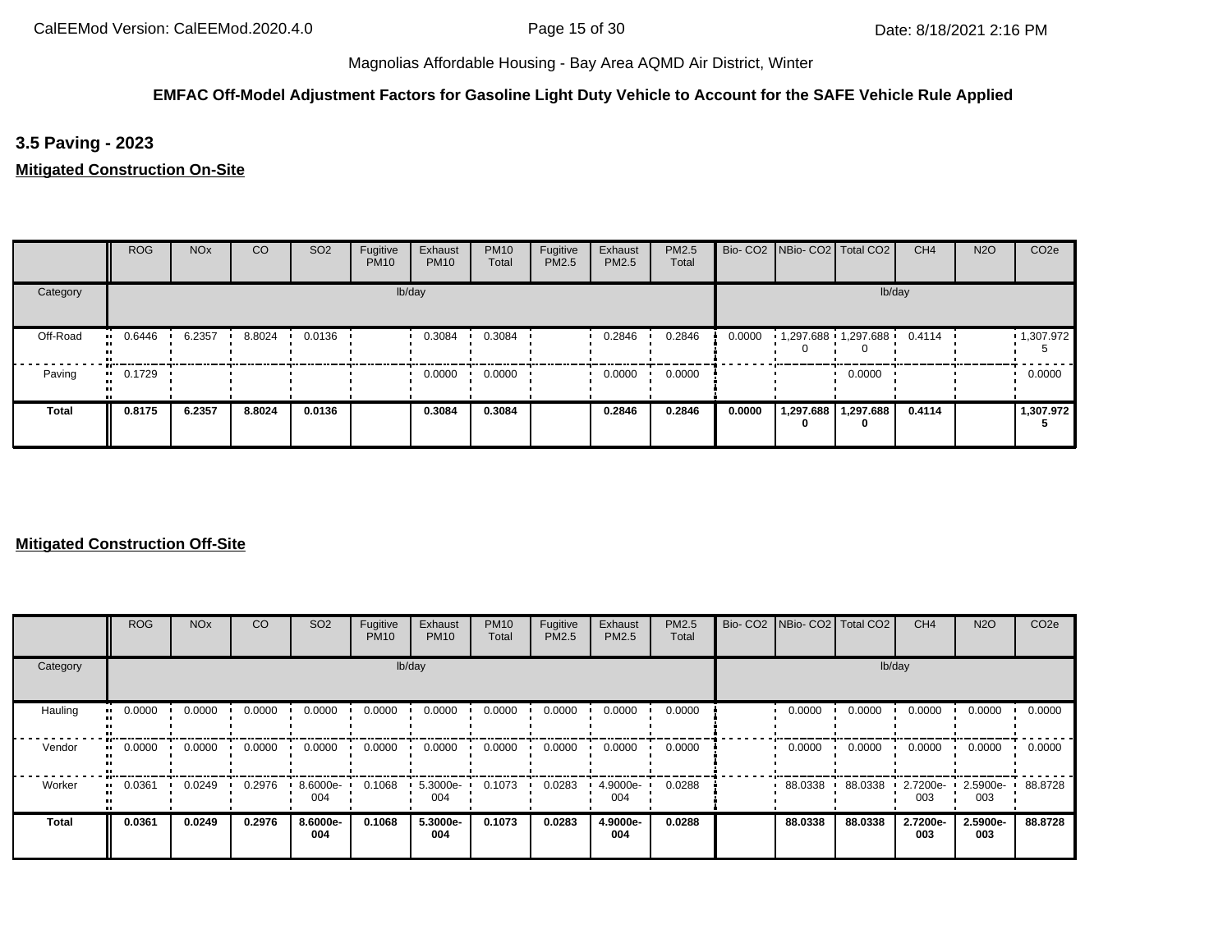Magnolias Affordable Housing - Bay Area AQMD Air District, Winter

**EMFAC Off-Model Adjustment Factors for Gasoline Light Duty Vehicle to Account for the SAFE Vehicle Rule Applied**

### 3.5 Paving - 2023

**Mitigated Construction On-Site**

| | ROG | NOx | CO | SO2 | Fugitive PM10 | Exhaust PM10 | PM10 Total | Fugitive PM2.5 | Exhaust PM2.5 | PM2.5 Total | Bio- CO2 | NBio- CO2 | Total CO2 | CH4 | N2O | CO2e |
|---|---|---|---|---|---|---|---|---|---|---|---|---|---|---|---|---|
| Category | lb/day | | | | | | | | | | lb/day | | | | | |
| Off-Road | 0.6446 | 6.2357 | 8.8024 | 0.0136 | | 0.3084 | 0.3084 | | 0.2846 | 0.2846 | 0.0000 | 1,297.6880 | 1,297.6880 | 0.4114 | | 1,307.9725 |
| Paving | 0.1729 | | | | | 0.0000 | 0.0000 | | 0.0000 | 0.0000 | | | 0.0000 | | | 0.0000 |
| **Total** | **0.8175** | **6.2357** | **8.8024** | **0.0136** | | **0.3084** | **0.3084** | | **0.2846** | **0.2846** | **0.0000** | **1,297.6880** | **1,297.6880** | **0.4114** | | **1,307.9725** |

**Mitigated Construction Off-Site**

| | ROG | NOx | CO | SO2 | Fugitive PM10 | Exhaust PM10 | PM10 Total | Fugitive PM2.5 | Exhaust PM2.5 | PM2.5 Total | Bio- CO2 | NBio- CO2 | Total CO2 | CH4 | N2O | CO2e |
|---|---|---|---|---|---|---|---|---|---|---|---|---|---|---|---|---|
| Category | lb/day | | | | | | | | | | lb/day | | | | | |
| Hauling | 0.0000 | 0.0000 | 0.0000 | 0.0000 | 0.0000 | 0.0000 | 0.0000 | 0.0000 | 0.0000 | 0.0000 | | 0.0000 | 0.0000 | 0.0000 | 0.0000 | 0.0000 |
| Vendor | 0.0000 | 0.0000 | 0.0000 | 0.0000 | 0.0000 | 0.0000 | 0.0000 | 0.0000 | 0.0000 | 0.0000 | | 0.0000 | 0.0000 | 0.0000 | 0.0000 | 0.0000 |
| Worker | 0.0361 | 0.0249 | 0.2976 | 8.6000e-004 | 0.1068 | 5.3000e-004 | 0.1073 | 0.0283 | 4.9000e-004 | 0.0288 | | 88.0338 | 88.0338 | 2.7200e-003 | 2.5900e-003 | 88.8728 |
| **Total** | **0.0361** | **0.0249** | **0.2976** | **8.6000e-004** | **0.1068** | **5.3000e-004** | **0.1073** | **0.0283** | **4.9000e-004** | **0.0288** | | **88.0338** | **88.0338** | **2.7200e-003** | **2.5900e-003** | **88.8728** |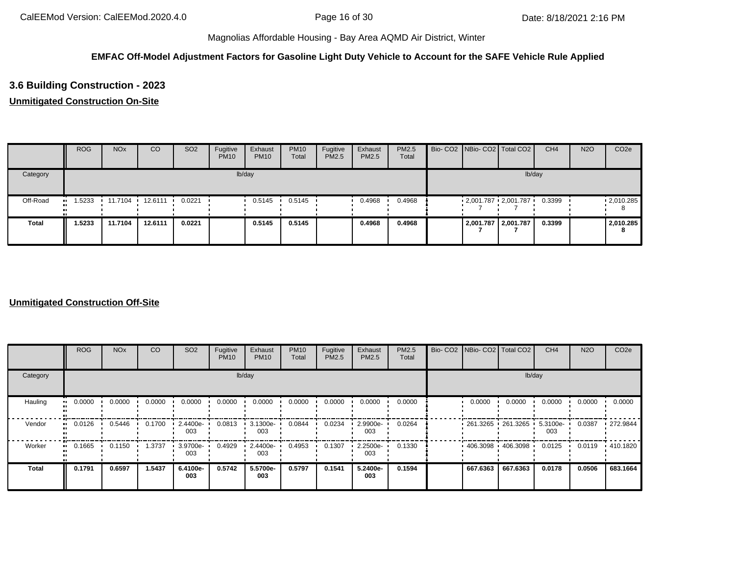Magnolias Affordable Housing - Bay Area AQMD Air District, Winter

**EMFAC Off-Model Adjustment Factors for Gasoline Light Duty Vehicle to Account for the SAFE Vehicle Rule Applied**

## 3.6 Building Construction - 2023

**Unmitigated Construction On-Site**

| | ROG | NOx | CO | SO2 | Fugitive PM10 | Exhaust PM10 | PM10 Total | Fugitive PM2.5 | Exhaust PM2.5 | PM2.5 Total | Bio- CO2 | NBio- CO2 | Total CO2 | CH4 | N2O | CO2e |
|---|---|---|---|---|---|---|---|---|---|---|---|---|---|---|---|---|
| Category | lb/day | | | | | | | | | | lb/day | | | | | |
| Off-Road | 1.5233 | 11.7104 | 12.6111 | 0.0221 | | 0.5145 | 0.5145 | | 0.4968 | 0.4968 | | 2,001.787 7 | 2,001.787 7 | 0.3399 | | 2,010.285 8 |
| **Total** | **1.5233** | **11.7104** | **12.6111** | **0.0221** | | **0.5145** | **0.5145** | | **0.4968** | **0.4968** | | **2,001.787 7** | **2,001.787 7** | **0.3399** | | **2,010.285 8** |

**Unmitigated Construction Off-Site**

| | ROG | NOx | CO | SO2 | Fugitive PM10 | Exhaust PM10 | PM10 Total | Fugitive PM2.5 | Exhaust PM2.5 | PM2.5 Total | Bio- CO2 | NBio- CO2 | Total CO2 | CH4 | N2O | CO2e |
|---|---|---|---|---|---|---|---|---|---|---|---|---|---|---|---|---|
| Category | lb/day | | | | | | | | | | lb/day | | | | | |
| Hauling | 0.0000 | 0.0000 | 0.0000 | 0.0000 | 0.0000 | 0.0000 | 0.0000 | 0.0000 | 0.0000 | 0.0000 | | 0.0000 | 0.0000 | 0.0000 | 0.0000 | 0.0000 |
| Vendor | 0.0126 | 0.5446 | 0.1700 | 2.4400e-003 | 0.0813 | 3.1300e-003 | 0.0844 | 0.0234 | 2.9900e-003 | 0.0264 | | 261.3265 | 261.3265 | 5.3100e-003 | 0.0387 | 272.9844 |
| Worker | 0.1665 | 0.1150 | 1.3737 | 3.9700e-003 | 0.4929 | 2.4400e-003 | 0.4953 | 0.1307 | 2.2500e-003 | 0.1330 | | 406.3098 | 406.3098 | 0.0125 | 0.0119 | 410.1820 |
| **Total** | **0.1791** | **0.6597** | **1.5437** | **6.4100e-003** | **0.5742** | **5.5700e-003** | **0.5797** | **0.1541** | **5.2400e-003** | **0.1594** | | **667.6363** | **667.6363** | **0.0178** | **0.0506** | **683.1664** |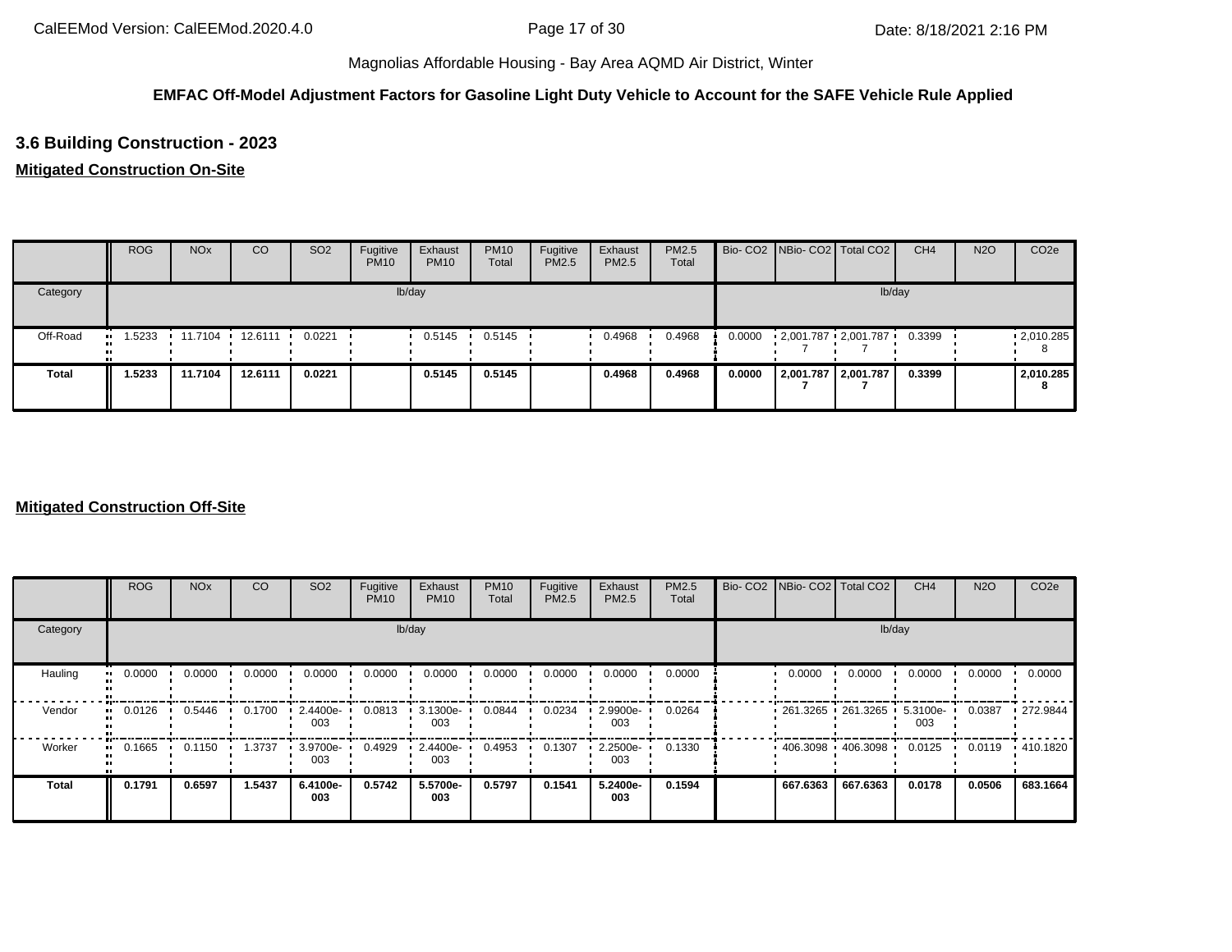Magnolias Affordable Housing - Bay Area AQMD Air District, Winter

**EMFAC Off-Model Adjustment Factors for Gasoline Light Duty Vehicle to Account for the SAFE Vehicle Rule Applied**

## 3.6 Building Construction - 2023

### Mitigated Construction On-Site

| | ROG | NOx | CO | SO2 | Fugitive PM10 | Exhaust PM10 | PM10 Total | Fugitive PM2.5 | Exhaust PM2.5 | PM2.5 Total | Bio- CO2 | NBio- CO2 | Total CO2 | CH4 | N2O | CO2e |
|---|---|---|---|---|---|---|---|---|---|---|---|---|---|---|---|---|
| Category | lb/day | | | | | | | | | | lb/day | | | | | |
| Off-Road | 1.5233 | 11.7104 | 12.6111 | 0.0221 | | 0.5145 | 0.5145 | | 0.4968 | 0.4968 | 0.0000 | 2,001.7877 | 2,001.7877 | 0.3399 | | 2,010.2858 |
| **Total** | **1.5233** | **11.7104** | **12.6111** | **0.0221** | | **0.5145** | **0.5145** | | **0.4968** | **0.4968** | **0.0000** | **2,001.7877** | **2,001.7877** | **0.3399** | | **2,010.2858** |

### Mitigated Construction Off-Site

| | ROG | NOx | CO | SO2 | Fugitive PM10 | Exhaust PM10 | PM10 Total | Fugitive PM2.5 | Exhaust PM2.5 | PM2.5 Total | Bio- CO2 | NBio- CO2 | Total CO2 | CH4 | N2O | CO2e |
|---|---|---|---|---|---|---|---|---|---|---|---|---|---|---|---|---|
| Category | lb/day | | | | | | | | | | lb/day | | | | | |
| Hauling | 0.0000 | 0.0000 | 0.0000 | 0.0000 | 0.0000 | 0.0000 | 0.0000 | 0.0000 | 0.0000 | 0.0000 | | 0.0000 | 0.0000 | 0.0000 | 0.0000 | 0.0000 |
| Vendor | 0.0126 | 0.5446 | 0.1700 | 2.4400e-003 | 0.0813 | 3.1300e-003 | 0.0844 | 0.0234 | 2.9900e-003 | 0.0264 | | 261.3265 | 261.3265 | 5.3100e-003 | 0.0387 | 272.9844 |
| Worker | 0.1665 | 0.1150 | 1.3737 | 3.9700e-003 | 0.4929 | 2.4400e-003 | 0.4953 | 0.1307 | 2.2500e-003 | 0.1330 | | 406.3098 | 406.3098 | 0.0125 | 0.0119 | 410.1820 |
| **Total** | **0.1791** | **0.6597** | **1.5437** | **6.4100e-003** | **0.5742** | **5.5700e-003** | **0.5797** | **0.1541** | **5.2400e-003** | **0.1594** | | **667.6363** | **667.6363** | **0.0178** | **0.0506** | **683.1664** |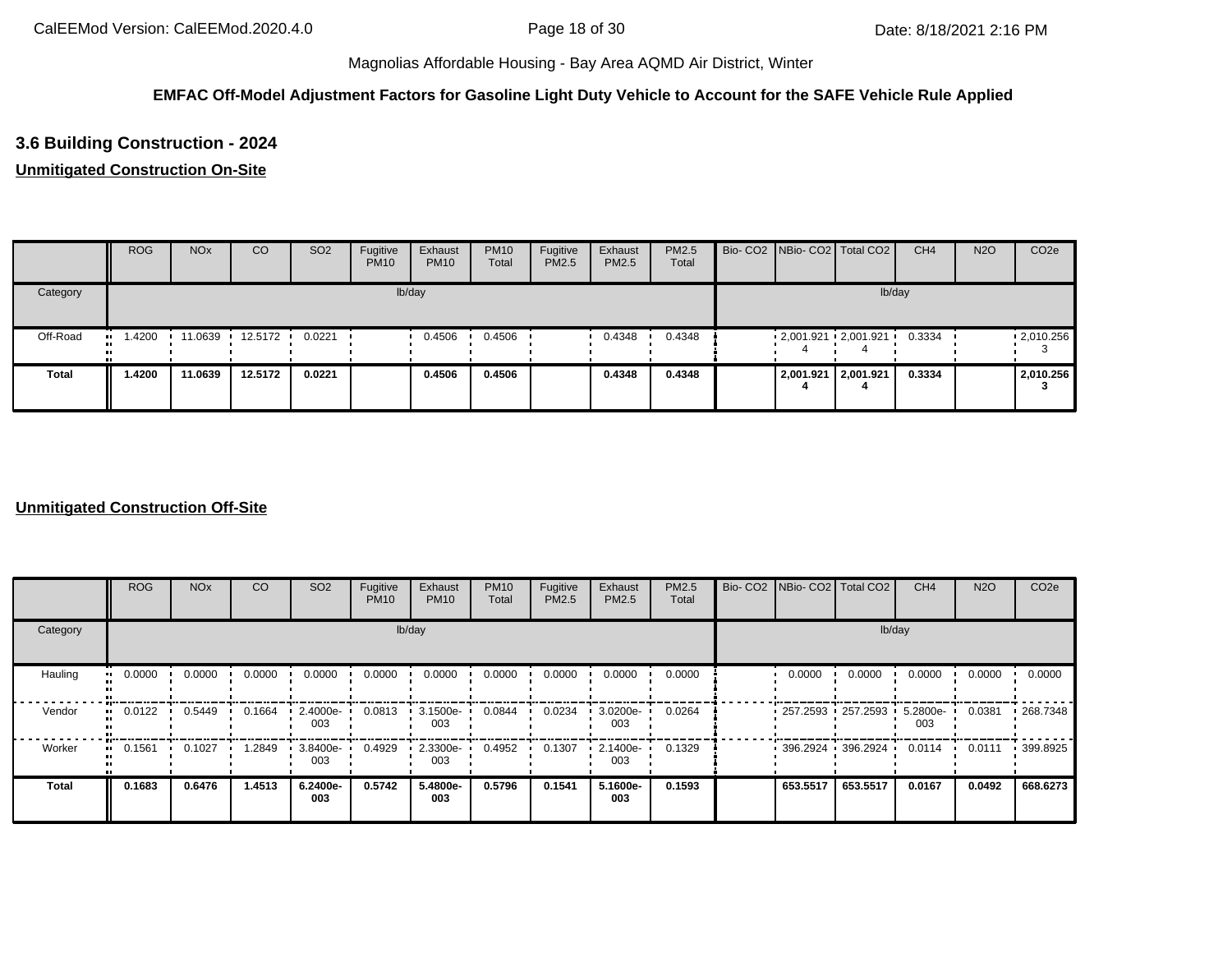Magnolias Affordable Housing - Bay Area AQMD Air District, Winter

**EMFAC Off-Model Adjustment Factors for Gasoline Light Duty Vehicle to Account for the SAFE Vehicle Rule Applied**

## 3.6 Building Construction - 2024

**Unmitigated Construction On-Site**

| | ROG | NOx | CO | SO2 | Fugitive PM10 | Exhaust PM10 | PM10 Total | Fugitive PM2.5 | Exhaust PM2.5 | PM2.5 Total | Bio- CO2 | NBio- CO2 | Total CO2 | CH4 | N2O | CO2e |
|---|---|---|---|---|---|---|---|---|---|---|---|---|---|---|---|---|
| Category | lb/day | | | | | | | | | | lb/day | | | | | |
| Off-Road | 1.4200 | 11.0639 | 12.5172 | 0.0221 | | 0.4506 | 0.4506 | | 0.4348 | 0.4348 | | 2,001.9214 | 2,001.9214 | 0.3334 | | 2,010.2563 |
| **Total** | **1.4200** | **11.0639** | **12.5172** | **0.0221** | | **0.4506** | **0.4506** | | **0.4348** | **0.4348** | | **2,001.9214** | **2,001.9214** | **0.3334** | | **2,010.2563** |

**Unmitigated Construction Off-Site**

| | ROG | NOx | CO | SO2 | Fugitive PM10 | Exhaust PM10 | PM10 Total | Fugitive PM2.5 | Exhaust PM2.5 | PM2.5 Total | Bio- CO2 | NBio- CO2 | Total CO2 | CH4 | N2O | CO2e |
|---|---|---|---|---|---|---|---|---|---|---|---|---|---|---|---|---|
| Category | lb/day | | | | | | | | | | lb/day | | | | | |
| Hauling | 0.0000 | 0.0000 | 0.0000 | 0.0000 | 0.0000 | 0.0000 | 0.0000 | 0.0000 | 0.0000 | 0.0000 | | 0.0000 | 0.0000 | 0.0000 | 0.0000 | 0.0000 |
| Vendor | 0.0122 | 0.5449 | 0.1664 | 2.4000e-003 | 0.0813 | 3.1500e-003 | 0.0844 | 0.0234 | 3.0200e-003 | 0.0264 | | 257.2593 | 257.2593 | 5.2800e-003 | 0.0381 | 268.7348 |
| Worker | 0.1561 | 0.1027 | 1.2849 | 3.8400e-003 | 0.4929 | 2.3300e-003 | 0.4952 | 0.1307 | 2.1400e-003 | 0.1329 | | 396.2924 | 396.2924 | 0.0114 | 0.0111 | 399.8925 |
| **Total** | **0.1683** | **0.6476** | **1.4513** | **6.2400e-003** | **0.5742** | **5.4800e-003** | **0.5796** | **0.1541** | **5.1600e-003** | **0.1593** | | **653.5517** | **653.5517** | **0.0167** | **0.0492** | **668.6273** |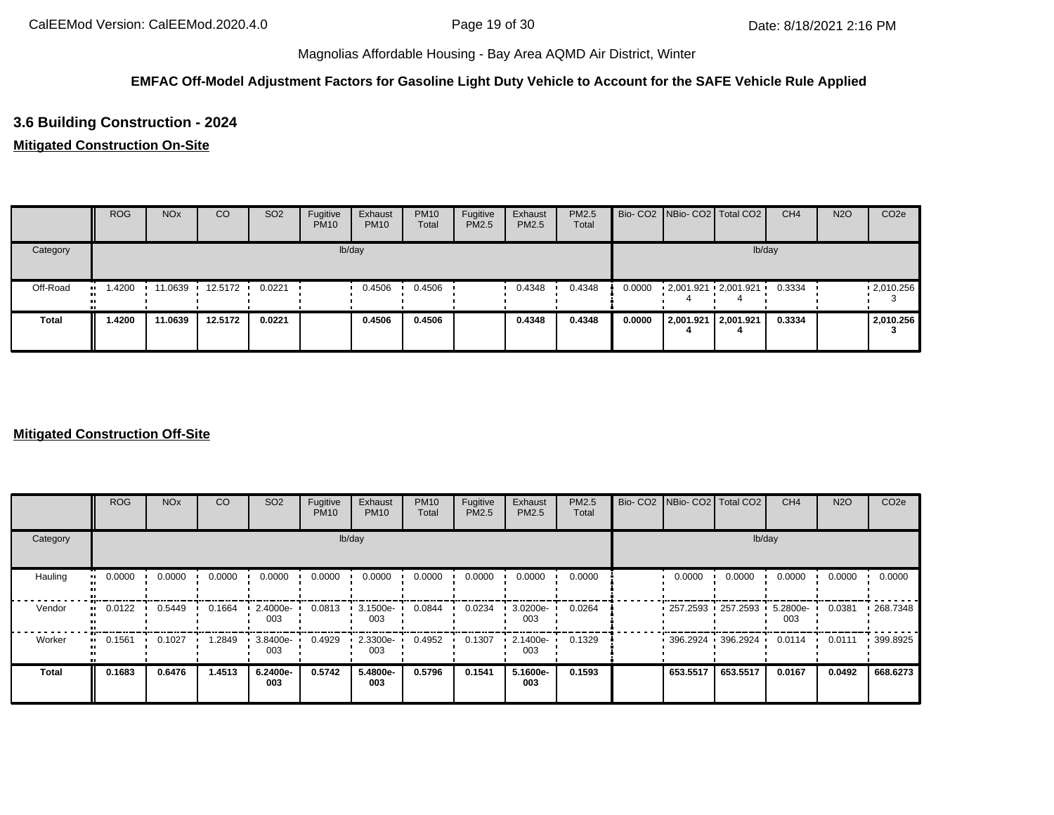Magnolias Affordable Housing - Bay Area AQMD Air District, Winter

**EMFAC Off-Model Adjustment Factors for Gasoline Light Duty Vehicle to Account for the SAFE Vehicle Rule Applied**

### 3.6 Building Construction - 2024

**Mitigated Construction On-Site**

| | ROG | NOx | CO | SO2 | Fugitive PM10 | Exhaust PM10 | PM10 Total | Fugitive PM2.5 | Exhaust PM2.5 | PM2.5 Total | Bio- CO2 | NBio- CO2 | Total CO2 | CH4 | N2O | CO2e |
|---|---|---|---|---|---|---|---|---|---|---|---|---|---|---|---|---|
| Category | | | | | lb/day | | | | | | | | | lb/day | | |
| Off-Road | 1.4200 | 11.0639 | 12.5172 | 0.0221 | | 0.4506 | 0.4506 | | 0.4348 | 0.4348 | 0.0000 | 2,001.921 4 | 2,001.921 4 | 0.3334 | | 2,010.256 3 |
| **Total** | **1.4200** | **11.0639** | **12.5172** | **0.0221** | | **0.4506** | **0.4506** | | **0.4348** | **0.4348** | **0.0000** | **2,001.921 4** | **2,001.921 4** | **0.3334** | | **2,010.256 3** |

**Mitigated Construction Off-Site**

| | ROG | NOx | CO | SO2 | Fugitive PM10 | Exhaust PM10 | PM10 Total | Fugitive PM2.5 | Exhaust PM2.5 | PM2.5 Total | Bio- CO2 | NBio- CO2 | Total CO2 | CH4 | N2O | CO2e |
|---|---|---|---|---|---|---|---|---|---|---|---|---|---|---|---|---|
| Category | | | | | lb/day | | | | | | | | | lb/day | | |
| Hauling | 0.0000 | 0.0000 | 0.0000 | 0.0000 | 0.0000 | 0.0000 | 0.0000 | 0.0000 | 0.0000 | 0.0000 | | 0.0000 | 0.0000 | 0.0000 | 0.0000 | 0.0000 |
| Vendor | 0.0122 | 0.5449 | 0.1664 | 2.4000e-003 | 0.0813 | 3.1500e-003 | 0.0844 | 0.0234 | 3.0200e-003 | 0.0264 | | 257.2593 | 257.2593 | 5.2800e-003 | 0.0381 | 268.7348 |
| Worker | 0.1561 | 0.1027 | 1.2849 | 3.8400e-003 | 0.4929 | 2.3300e-003 | 0.4952 | 0.1307 | 2.1400e-003 | 0.1329 | | 396.2924 | 396.2924 | 0.0114 | 0.0111 | 399.8925 |
| **Total** | **0.1683** | **0.6476** | **1.4513** | **6.2400e-003** | **0.5742** | **5.4800e-003** | **0.5796** | **0.1541** | **5.1600e-003** | **0.1593** | | **653.5517** | **653.5517** | **0.0167** | **0.0492** | **668.6273** |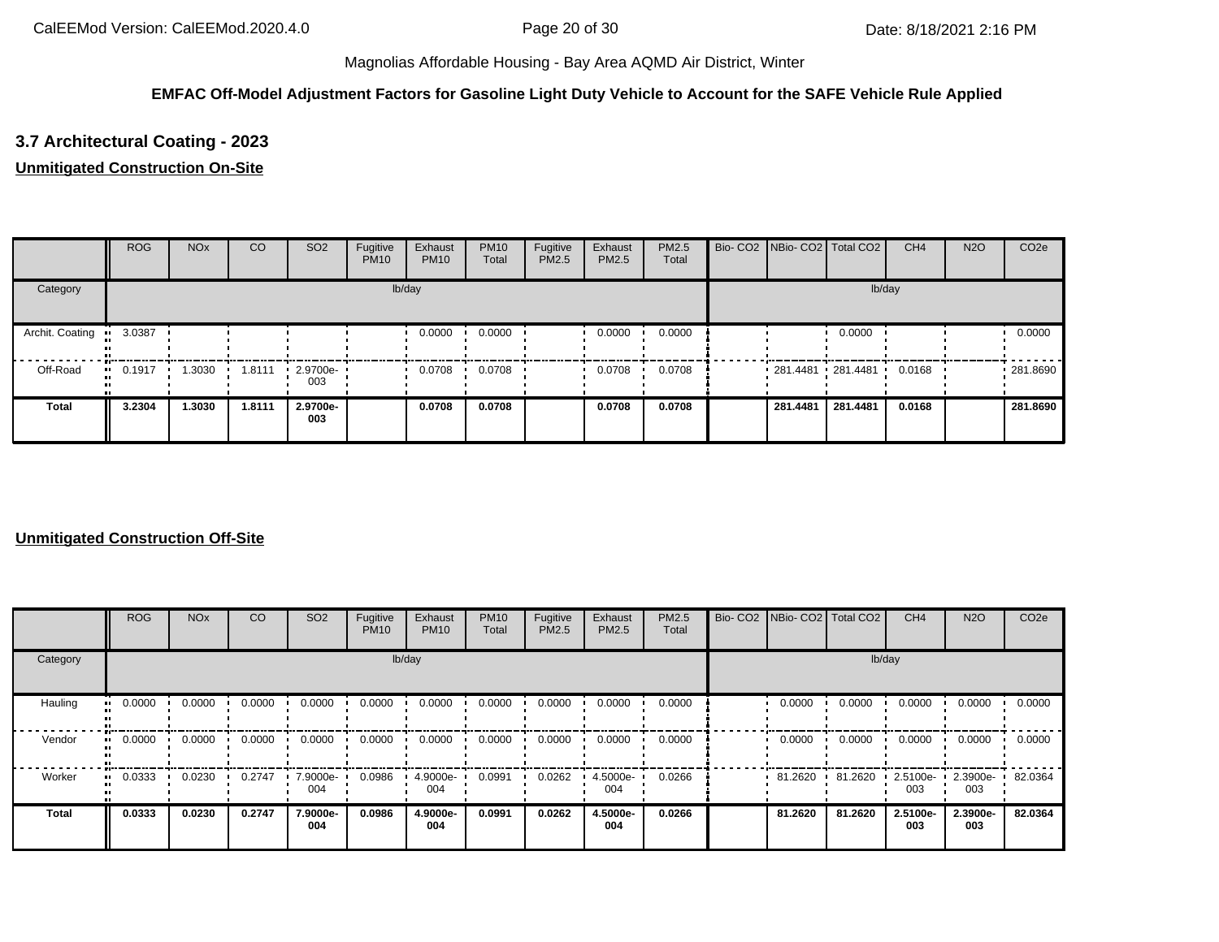Magnolias Affordable Housing - Bay Area AQMD Air District, Winter

**EMFAC Off-Model Adjustment Factors for Gasoline Light Duty Vehicle to Account for the SAFE Vehicle Rule Applied**

### 3.7 Architectural Coating - 2023

**Unmitigated Construction On-Site**

| | ROG | NOx | CO | SO2 | Fugitive PM10 | Exhaust PM10 | PM10 Total | Fugitive PM2.5 | Exhaust PM2.5 | PM2.5 Total | Bio- CO2 | NBio- CO2 | Total CO2 | CH4 | N2O | CO2e |
|---|---|---|---|---|---|---|---|---|---|---|---|---|---|---|---|---|
| Category | lb/day | | | | | | | | | | lb/day | | | | | |
| Archit. Coating | 3.0387 | | | | | 0.0000 | 0.0000 | | 0.0000 | 0.0000 | | | 0.0000 | | | 0.0000 |
| Off-Road | 0.1917 | 1.3030 | 1.8111 | 2.9700e-003 | | 0.0708 | 0.0708 | | 0.0708 | 0.0708 | | 281.4481 | 281.4481 | 0.0168 | | 281.8690 |
| **Total** | **3.2304** | **1.3030** | **1.8111** | **2.9700e-003** | | **0.0708** | **0.0708** | | **0.0708** | **0.0708** | | **281.4481** | **281.4481** | **0.0168** | | **281.8690** |

**Unmitigated Construction Off-Site**

| | ROG | NOx | CO | SO2 | Fugitive PM10 | Exhaust PM10 | PM10 Total | Fugitive PM2.5 | Exhaust PM2.5 | PM2.5 Total | Bio- CO2 | NBio- CO2 | Total CO2 | CH4 | N2O | CO2e |
|---|---|---|---|---|---|---|---|---|---|---|---|---|---|---|---|---|
| Category | lb/day | | | | | | | | | | lb/day | | | | | |
| Hauling | 0.0000 | 0.0000 | 0.0000 | 0.0000 | 0.0000 | 0.0000 | 0.0000 | 0.0000 | 0.0000 | 0.0000 | | 0.0000 | 0.0000 | 0.0000 | 0.0000 | 0.0000 |
| Vendor | 0.0000 | 0.0000 | 0.0000 | 0.0000 | 0.0000 | 0.0000 | 0.0000 | 0.0000 | 0.0000 | 0.0000 | | 0.0000 | 0.0000 | 0.0000 | 0.0000 | 0.0000 |
| Worker | 0.0333 | 0.0230 | 0.2747 | 7.9000e-004 | 0.0986 | 4.9000e-004 | 0.0991 | 0.0262 | 4.5000e-004 | 0.0266 | | 81.2620 | 81.2620 | 2.5100e-003 | 2.3900e-003 | 82.0364 |
| **Total** | **0.0333** | **0.0230** | **0.2747** | **7.9000e-004** | **0.0986** | **4.9000e-004** | **0.0991** | **0.0262** | **4.5000e-004** | **0.0266** | | **81.2620** | **81.2620** | **2.5100e-003** | **2.3900e-003** | **82.0364** |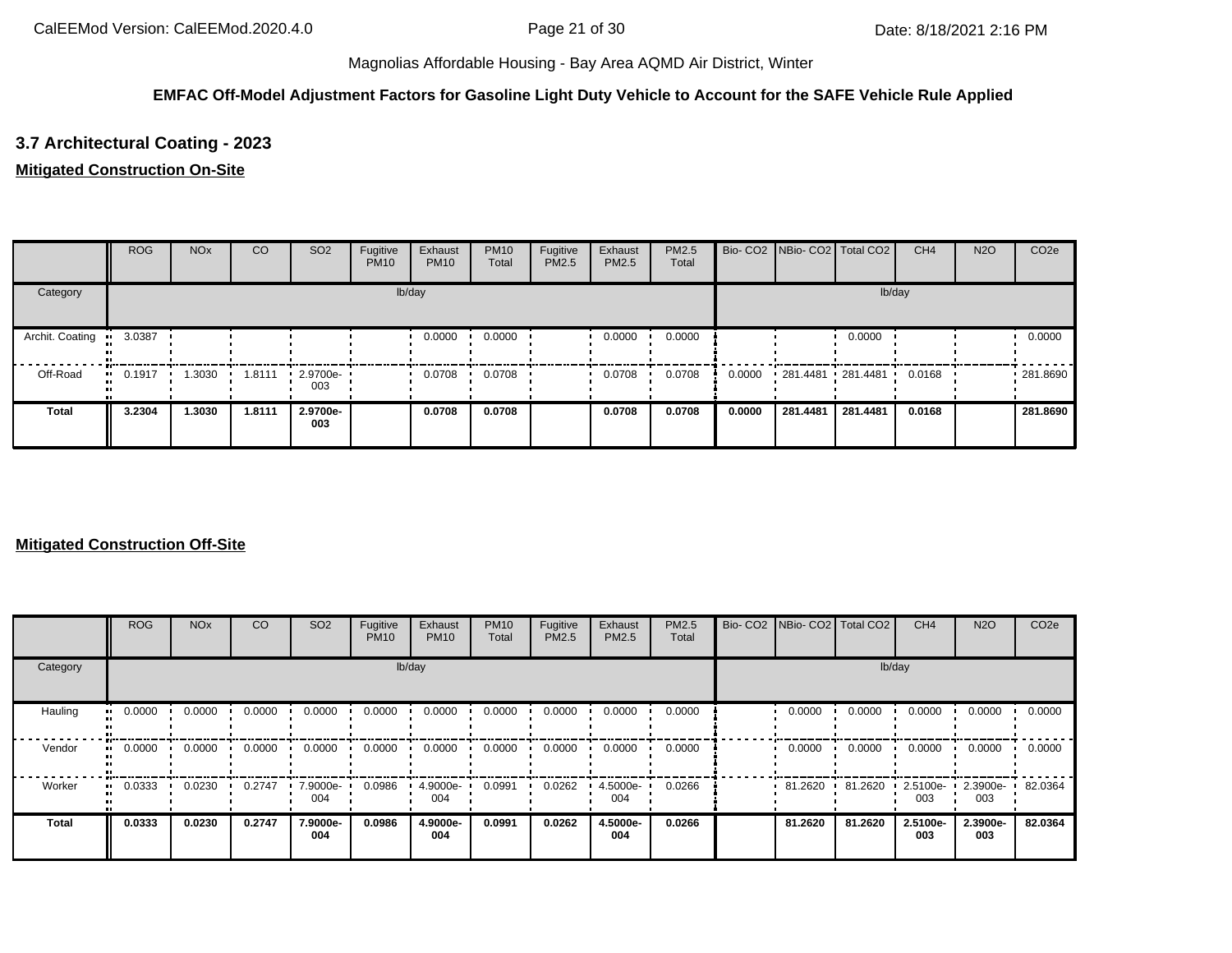Magnolias Affordable Housing - Bay Area AQMD Air District, Winter

**EMFAC Off-Model Adjustment Factors for Gasoline Light Duty Vehicle to Account for the SAFE Vehicle Rule Applied**

## 3.7 Architectural Coating - 2023

**Mitigated Construction On-Site**

| | ROG | NOx | CO | SO2 | Fugitive PM10 | Exhaust PM10 | PM10 Total | Fugitive PM2.5 | Exhaust PM2.5 | PM2.5 Total | Bio- CO2 | NBio- CO2 | Total CO2 | CH4 | N2O | CO2e |
|---|---|---|---|---|---|---|---|---|---|---|---|---|---|---|---|---|
| Category | lb/day | | | | | | | | | | lb/day | | | | | |
| Archit. Coating | 3.0387 | | | | | 0.0000 | 0.0000 | | 0.0000 | 0.0000 | | | 0.0000 | | | 0.0000 |
| Off-Road | 0.1917 | 1.3030 | 1.8111 | 2.9700e-003 | | 0.0708 | 0.0708 | | 0.0708 | 0.0708 | 0.0000 | 281.4481 | 281.4481 | 0.0168 | | 281.8690 |
| **Total** | **3.2304** | **1.3030** | **1.8111** | **2.9700e-003** | | **0.0708** | **0.0708** | | **0.0708** | **0.0708** | **0.0000** | **281.4481** | **281.4481** | **0.0168** | | **281.8690** |

**Mitigated Construction Off-Site**

| | ROG | NOx | CO | SO2 | Fugitive PM10 | Exhaust PM10 | PM10 Total | Fugitive PM2.5 | Exhaust PM2.5 | PM2.5 Total | Bio- CO2 | NBio- CO2 | Total CO2 | CH4 | N2O | CO2e |
|---|---|---|---|---|---|---|---|---|---|---|---|---|---|---|---|---|
| Category | lb/day | | | | | | | | | | lb/day | | | | | |
| Hauling | 0.0000 | 0.0000 | 0.0000 | 0.0000 | 0.0000 | 0.0000 | 0.0000 | 0.0000 | 0.0000 | 0.0000 | | 0.0000 | 0.0000 | 0.0000 | 0.0000 | 0.0000 |
| Vendor | 0.0000 | 0.0000 | 0.0000 | 0.0000 | 0.0000 | 0.0000 | 0.0000 | 0.0000 | 0.0000 | 0.0000 | | 0.0000 | 0.0000 | 0.0000 | 0.0000 | 0.0000 |
| Worker | 0.0333 | 0.0230 | 0.2747 | 7.9000e-004 | 0.0986 | 4.9000e-004 | 0.0991 | 0.0262 | 4.5000e-004 | 0.0266 | | 81.2620 | 81.2620 | 2.5100e-003 | 2.3900e-003 | 82.0364 |
| **Total** | **0.0333** | **0.0230** | **0.2747** | **7.9000e-004** | **0.0986** | **4.9000e-004** | **0.0991** | **0.0262** | **4.5000e-004** | **0.0266** | | **81.2620** | **81.2620** | **2.5100e-003** | **2.3900e-003** | **82.0364** |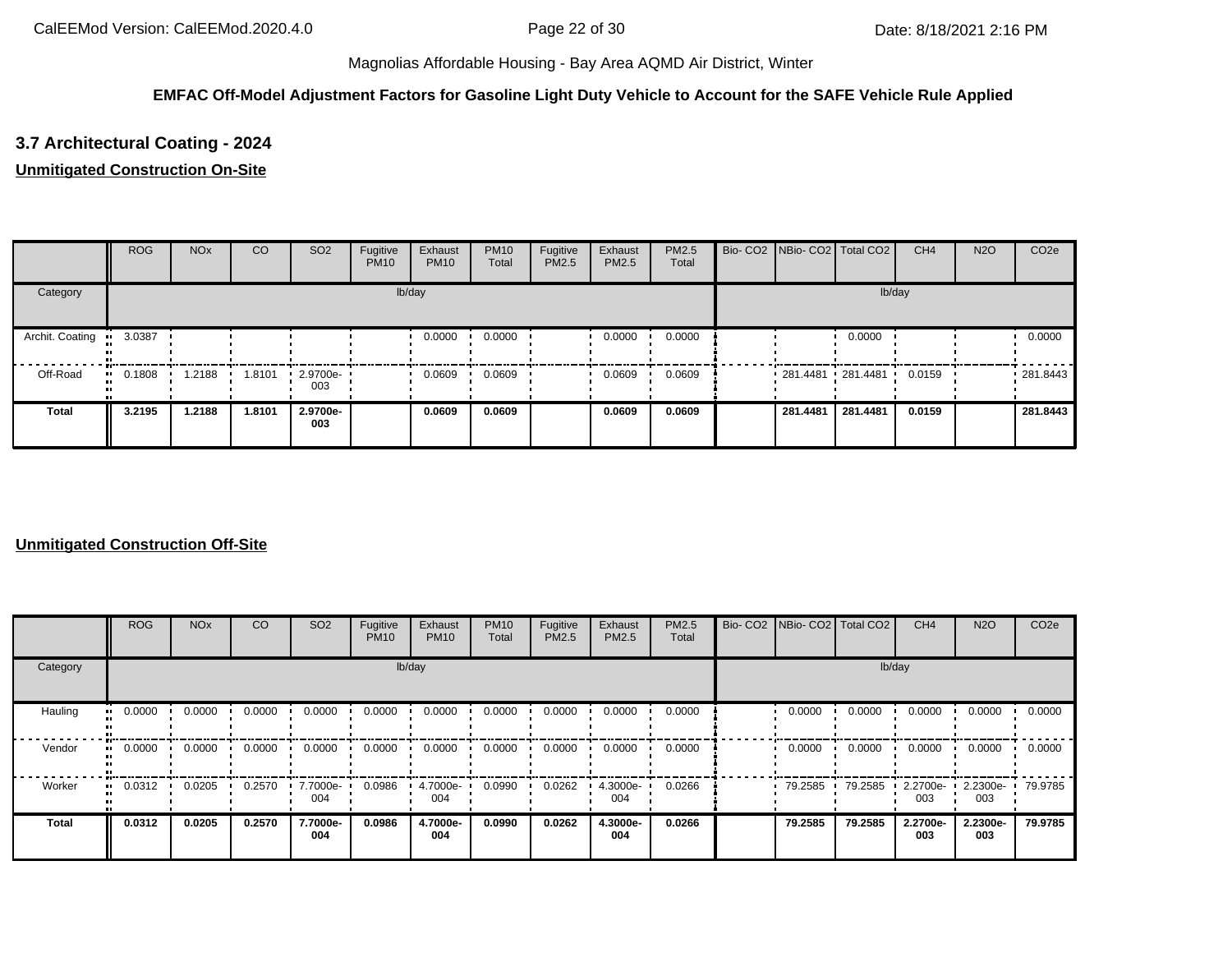Magnolias Affordable Housing - Bay Area AQMD Air District, Winter

**EMFAC Off-Model Adjustment Factors for Gasoline Light Duty Vehicle to Account for the SAFE Vehicle Rule Applied**

### 3.7 Architectural Coating - 2024

**Unmitigated Construction On-Site**

| | ROG | NOx | CO | SO2 | Fugitive PM10 | Exhaust PM10 | PM10 Total | Fugitive PM2.5 | Exhaust PM2.5 | PM2.5 Total | Bio- CO2 | NBio- CO2 | Total CO2 | CH4 | N2O | CO2e |
|---|---|---|---|---|---|---|---|---|---|---|---|---|---|---|---|---|
| Category | lb/day | | | | | | | | | | lb/day | | | | | |
| Archit. Coating | 3.0387 | | | | | 0.0000 | 0.0000 | | 0.0000 | 0.0000 | | | 0.0000 | | | 0.0000 |
| Off-Road | 0.1808 | 1.2188 | 1.8101 | 2.9700e-003 | | 0.0609 | 0.0609 | | 0.0609 | 0.0609 | | 281.4481 | 281.4481 | 0.0159 | | 281.8443 |
| **Total** | **3.2195** | **1.2188** | **1.8101** | **2.9700e-003** | | **0.0609** | **0.0609** | | **0.0609** | **0.0609** | | **281.4481** | **281.4481** | **0.0159** | | **281.8443** |

**Unmitigated Construction Off-Site**

| | ROG | NOx | CO | SO2 | Fugitive PM10 | Exhaust PM10 | PM10 Total | Fugitive PM2.5 | Exhaust PM2.5 | PM2.5 Total | Bio- CO2 | NBio- CO2 | Total CO2 | CH4 | N2O | CO2e |
|---|---|---|---|---|---|---|---|---|---|---|---|---|---|---|---|---|
| Category | lb/day | | | | | | | | | | lb/day | | | | | |
| Hauling | 0.0000 | 0.0000 | 0.0000 | 0.0000 | 0.0000 | 0.0000 | 0.0000 | 0.0000 | 0.0000 | 0.0000 | | 0.0000 | 0.0000 | 0.0000 | 0.0000 | 0.0000 |
| Vendor | 0.0000 | 0.0000 | 0.0000 | 0.0000 | 0.0000 | 0.0000 | 0.0000 | 0.0000 | 0.0000 | 0.0000 | | 0.0000 | 0.0000 | 0.0000 | 0.0000 | 0.0000 |
| Worker | 0.0312 | 0.0205 | 0.2570 | 7.7000e-004 | 0.0986 | 4.7000e-004 | 0.0990 | 0.0262 | 4.3000e-004 | 0.0266 | | 79.2585 | 79.2585 | 2.2700e-003 | 2.2300e-003 | 79.9785 |
| **Total** | **0.0312** | **0.0205** | **0.2570** | **7.7000e-004** | **0.0986** | **4.7000e-004** | **0.0990** | **0.0262** | **4.3000e-004** | **0.0266** | | **79.2585** | **79.2585** | **2.2700e-003** | **2.2300e-003** | **79.9785** |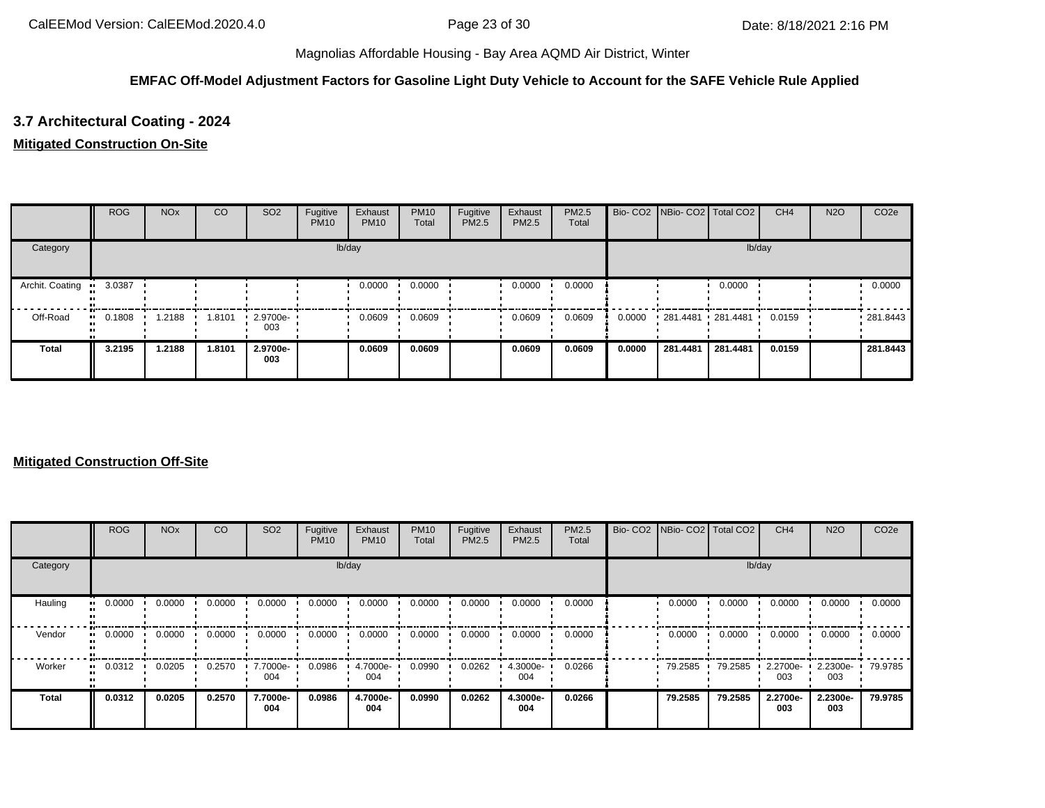Magnolias Affordable Housing - Bay Area AQMD Air District, Winter

**EMFAC Off-Model Adjustment Factors for Gasoline Light Duty Vehicle to Account for the SAFE Vehicle Rule Applied**

## 3.7 Architectural Coating - 2024

**Mitigated Construction On-Site**

| | ROG | NOx | CO | SO2 | Fugitive PM10 | Exhaust PM10 | PM10 Total | Fugitive PM2.5 | Exhaust PM2.5 | PM2.5 Total | Bio- CO2 | NBio- CO2 | Total CO2 | CH4 | N2O | CO2e |
|---|---|---|---|---|---|---|---|---|---|---|---|---|---|---|---|---|
| Category | lb/day | | | | | | | | | | lb/day | | | | | |
| Archit. Coating | 3.0387 | | | | | 0.0000 | 0.0000 | | 0.0000 | 0.0000 | | | 0.0000 | | | 0.0000 |
| Off-Road | 0.1808 | 1.2188 | 1.8101 | 2.9700e-003 | | 0.0609 | 0.0609 | | 0.0609 | 0.0609 | 0.0000 | 281.4481 | 281.4481 | 0.0159 | | 281.8443 |
| **Total** | **3.2195** | **1.2188** | **1.8101** | **2.9700e-003** | | **0.0609** | **0.0609** | | **0.0609** | **0.0609** | **0.0000** | **281.4481** | **281.4481** | **0.0159** | | **281.8443** |

**Mitigated Construction Off-Site**

| | ROG | NOx | CO | SO2 | Fugitive PM10 | Exhaust PM10 | PM10 Total | Fugitive PM2.5 | Exhaust PM2.5 | PM2.5 Total | Bio- CO2 | NBio- CO2 | Total CO2 | CH4 | N2O | CO2e |
|---|---|---|---|---|---|---|---|---|---|---|---|---|---|---|---|---|
| Category | lb/day | | | | | | | | | | lb/day | | | | | |
| Hauling | 0.0000 | 0.0000 | 0.0000 | 0.0000 | 0.0000 | 0.0000 | 0.0000 | 0.0000 | 0.0000 | 0.0000 | | 0.0000 | 0.0000 | 0.0000 | 0.0000 | 0.0000 |
| Vendor | 0.0000 | 0.0000 | 0.0000 | 0.0000 | 0.0000 | 0.0000 | 0.0000 | 0.0000 | 0.0000 | 0.0000 | | 0.0000 | 0.0000 | 0.0000 | 0.0000 | 0.0000 |
| Worker | 0.0312 | 0.0205 | 0.2570 | 7.7000e-004 | 0.0986 | 4.7000e-004 | 0.0990 | 0.0262 | 4.3000e-004 | 0.0266 | | 79.2585 | 79.2585 | 2.2700e-003 | 2.2300e-003 | 79.9785 |
| **Total** | **0.0312** | **0.0205** | **0.2570** | **7.7000e-004** | **0.0986** | **4.7000e-004** | **0.0990** | **0.0262** | **4.3000e-004** | **0.0266** | | **79.2585** | **79.2585** | **2.2700e-003** | **2.2300e-003** | **79.9785** |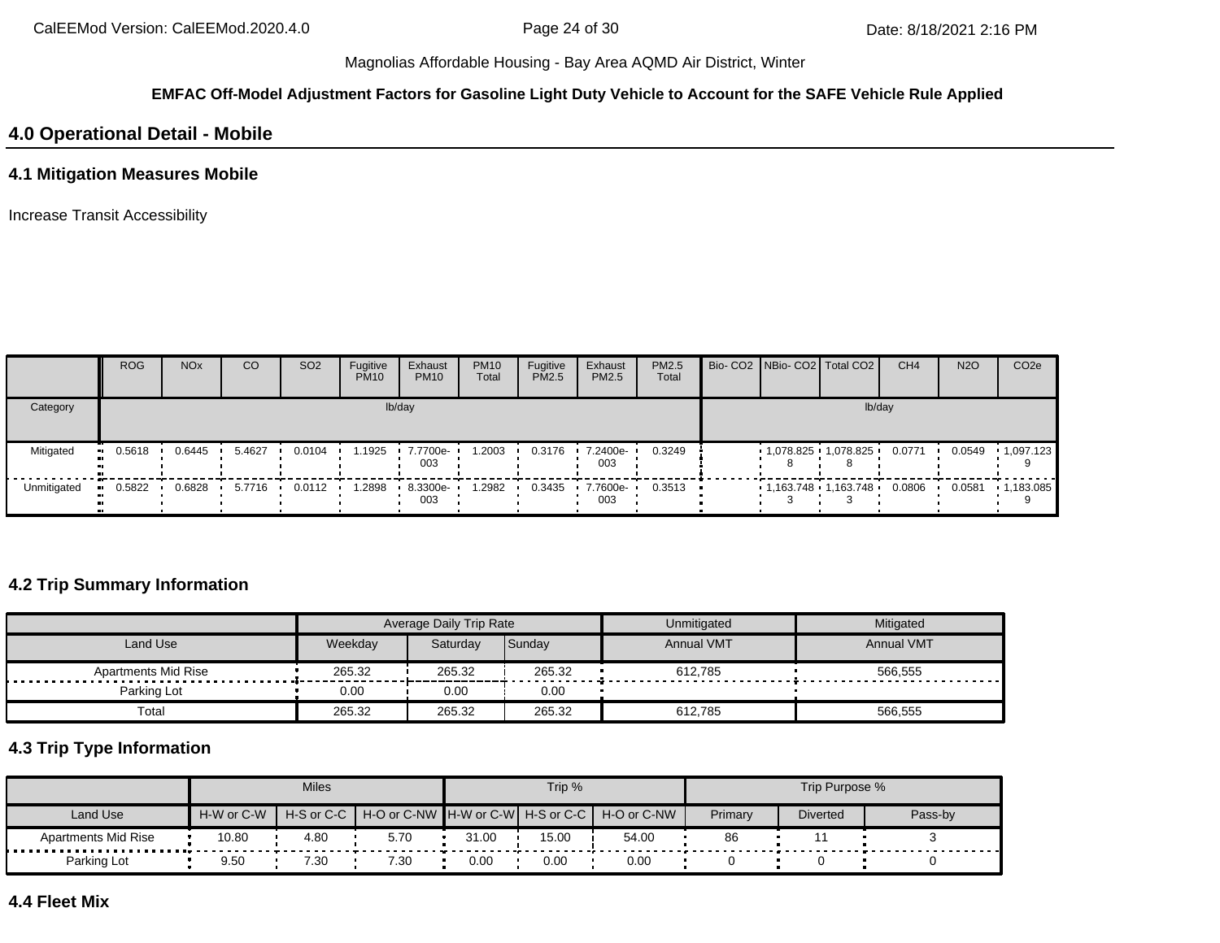Magnolias Affordable Housing - Bay Area AQMD Air District, Winter

**EMFAC Off-Model Adjustment Factors for Gasoline Light Duty Vehicle to Account for the SAFE Vehicle Rule Applied**

## 4.0 Operational Detail - Mobile

### 4.1 Mitigation Measures Mobile

Increase Transit Accessibility

| | ROG | NOx | CO | SO2 | Fugitive PM10 | Exhaust PM10 | PM10 Total | Fugitive PM2.5 | Exhaust PM2.5 | PM2.5 Total | Bio- CO2 | NBio- CO2 | Total CO2 | CH4 | N2O | CO2e |
|---|---|---|---|---|---|---|---|---|---|---|---|---|---|---|---|---|
| Category | lb/day | | | | | | | | | | lb/day | | | | | |
| Mitigated | 0.5618 | 0.6445 | 5.4627 | 0.0104 | 1.1925 | 7.7700e-003 | 1.2003 | 0.3176 | 7.2400e-003 | 0.3249 | | 1,078.825 8 | 1,078.825 8 | 0.0771 | 0.0549 | 1,097.123 9 |
| Unmitigated | 0.5822 | 0.6828 | 5.7716 | 0.0112 | 1.2898 | 8.3300e-003 | 1.2982 | 0.3435 | 7.7600e-003 | 0.3513 | | 1,163.748 3 | 1,163.748 3 | 0.0806 | 0.0581 | 1,183.085 9 |

### 4.2 Trip Summary Information

| | Average Daily Trip Rate | | | Unmitigated | Mitigated |
|---|---|---|---|---|---|
| Land Use | Weekday | Saturday | Sunday | Annual VMT | Annual VMT |
| Apartments Mid Rise | 265.32 | 265.32 | 265.32 | 612,785 | 566,555 |
| Parking Lot | 0.00 | 0.00 | 0.00 | | |
| Total | 265.32 | 265.32 | 265.32 | 612,785 | 566,555 |

### 4.3 Trip Type Information

| | Miles | | | Trip % | | | Trip Purpose % | | |
|---|---|---|---|---|---|---|---|---|---|
| Land Use | H-W or C-W | H-S or C-C | H-O or C-NW | H-W or C-W | H-S or C-C | H-O or C-NW | Primary | Diverted | Pass-by |
| Apartments Mid Rise | 10.80 | 4.80 | 5.70 | 31.00 | 15.00 | 54.00 | 86 | 11 | 3 |
| Parking Lot | 9.50 | 7.30 | 7.30 | 0.00 | 0.00 | 0.00 | 0 | 0 | 0 |

### 4.4 Fleet Mix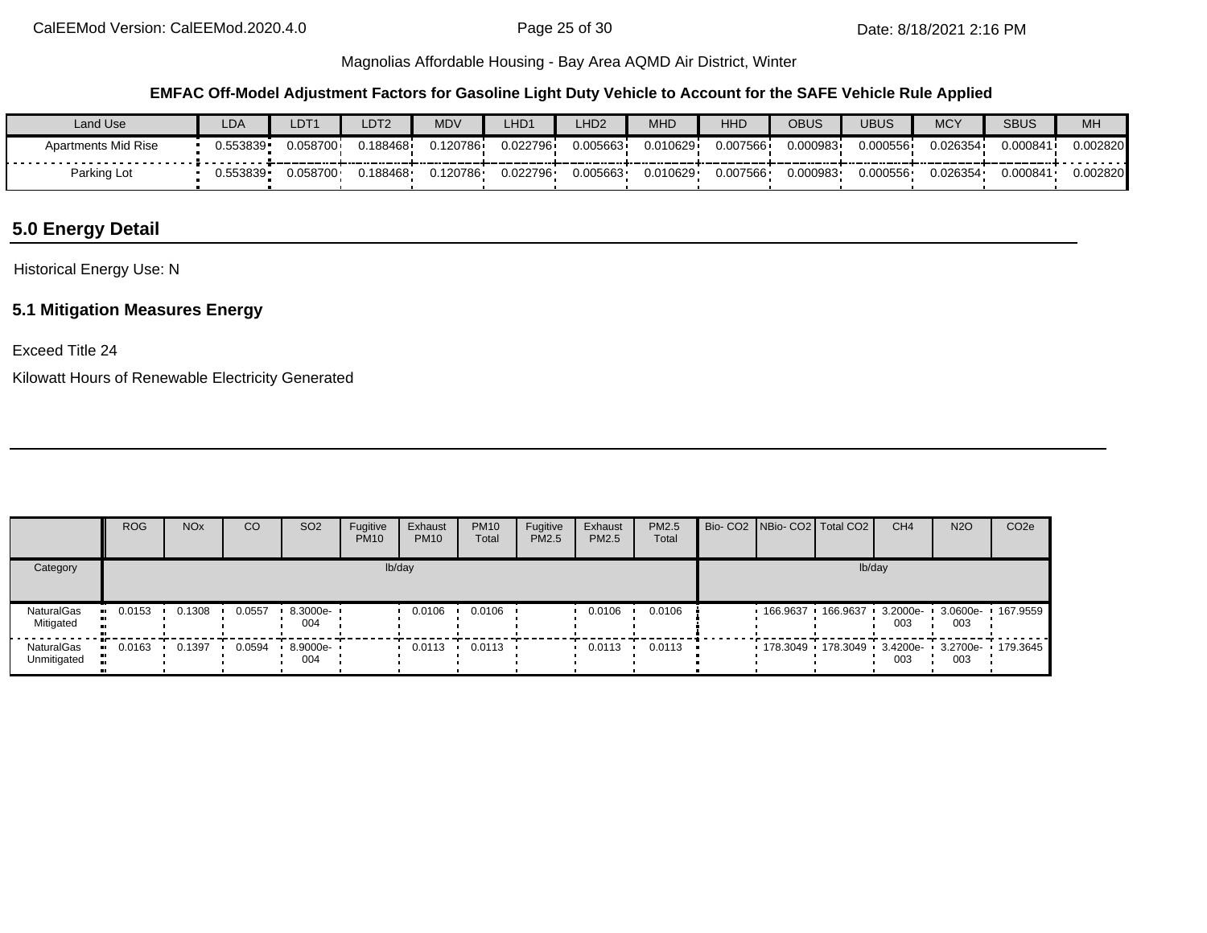Magnolias Affordable Housing - Bay Area AQMD Air District, Winter

**EMFAC Off-Model Adjustment Factors for Gasoline Light Duty Vehicle to Account for the SAFE Vehicle Rule Applied**

| Land Use | LDA | LDT1 | LDT2 | MDV | LHD1 | LHD2 | MHD | HHD | OBUS | UBUS | MCY | SBUS | MH |
|---|---|---|---|---|---|---|---|---|---|---|---|---|---|
| Apartments Mid Rise | 0.553839 | 0.058700 | 0.188468 | 0.120786 | 0.022796 | 0.005663 | 0.010629 | 0.007566 | 0.000983 | 0.000556 | 0.026354 | 0.000841 | 0.002820 |
| Parking Lot | 0.553839 | 0.058700 | 0.188468 | 0.120786 | 0.022796 | 0.005663 | 0.010629 | 0.007566 | 0.000983 | 0.000556 | 0.026354 | 0.000841 | 0.002820 |

## 5.0 Energy Detail

Historical Energy Use: N

### 5.1 Mitigation Measures Energy

Exceed Title 24

Kilowatt Hours of Renewable Electricity Generated

| | ROG | NOx | CO | SO2 | Fugitive PM10 | Exhaust PM10 | PM10 Total | Fugitive PM2.5 | Exhaust PM2.5 | PM2.5 Total | Bio- CO2 | NBio- CO2 | Total CO2 | CH4 | N2O | CO2e |
|---|---|---|---|---|---|---|---|---|---|---|---|---|---|---|---|---|
| Category | lb/day | | | | | | | | | | lb/day | | | | | |
| NaturalGas Mitigated | 0.0153 | 0.1308 | 0.0557 | 8.3000e-004 | | 0.0106 | 0.0106 | | 0.0106 | 0.0106 | | 166.9637 | 166.9637 | 3.2000e-003 | 3.0600e-003 | 167.9559 |
| NaturalGas Unmitigated | 0.0163 | 0.1397 | 0.0594 | 8.9000e-004 | | 0.0113 | 0.0113 | | 0.0113 | 0.0113 | | 178.3049 | 178.3049 | 3.4200e-003 | 3.2700e-003 | 179.3645 |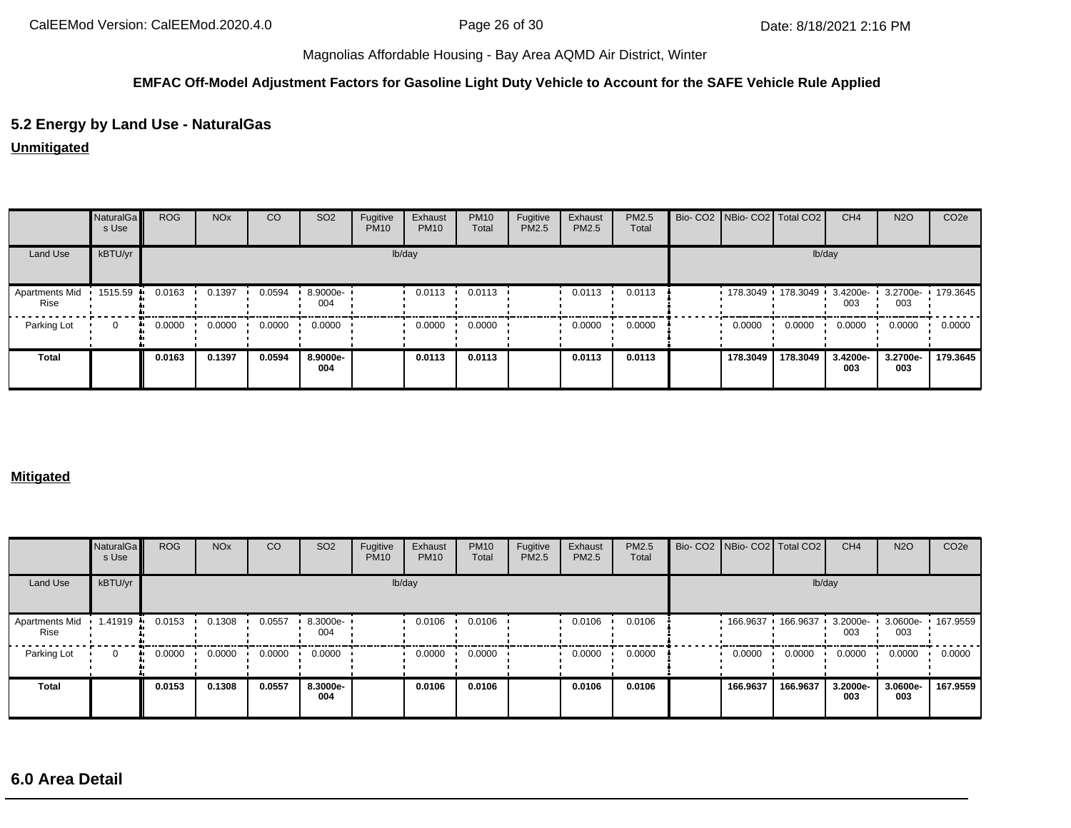Magnolias Affordable Housing - Bay Area AQMD Air District, Winter

**EMFAC Off-Model Adjustment Factors for Gasoline Light Duty Vehicle to Account for the SAFE Vehicle Rule Applied**

## 5.2 Energy by Land Use - NaturalGas

**Unmitigated**

| | NaturalGas Use | ROG | NOx | CO | SO2 | Fugitive PM10 | Exhaust PM10 | PM10 Total | Fugitive PM2.5 | Exhaust PM2.5 | PM2.5 Total | Bio- CO2 | NBio- CO2 | Total CO2 | CH4 | N2O | CO2e |
|---|---|---|---|---|---|---|---|---|---|---|---|---|---|---|---|---|---|
| Land Use | kBTU/yr | lb/day | | | | | | | | | | lb/day | | | | | |
| Apartments Mid Rise | 1515.59 | 0.0163 | 0.1397 | 0.0594 | 8.9000e-004 | | 0.0113 | 0.0113 | | 0.0113 | 0.0113 | | 178.3049 | 178.3049 | 3.4200e-003 | 3.2700e-003 | 179.3645 |
| Parking Lot | 0 | 0.0000 | 0.0000 | 0.0000 | 0.0000 | | 0.0000 | 0.0000 | | 0.0000 | 0.0000 | | 0.0000 | 0.0000 | 0.0000 | 0.0000 | 0.0000 |
| **Total** | | **0.0163** | **0.1397** | **0.0594** | **8.9000e-004** | | **0.0113** | **0.0113** | | **0.0113** | **0.0113** | | **178.3049** | **178.3049** | **3.4200e-003** | **3.2700e-003** | **179.3645** |

**Mitigated**

| | NaturalGas Use | ROG | NOx | CO | SO2 | Fugitive PM10 | Exhaust PM10 | PM10 Total | Fugitive PM2.5 | Exhaust PM2.5 | PM2.5 Total | Bio- CO2 | NBio- CO2 | Total CO2 | CH4 | N2O | CO2e |
|---|---|---|---|---|---|---|---|---|---|---|---|---|---|---|---|---|---|
| Land Use | kBTU/yr | lb/day | | | | | | | | | | lb/day | | | | | |
| Apartments Mid Rise | 1.41919 | 0.0153 | 0.1308 | 0.0557 | 8.3000e-004 | | 0.0106 | 0.0106 | | 0.0106 | 0.0106 | | 166.9637 | 166.9637 | 3.2000e-003 | 3.0600e-003 | 167.9559 |
| Parking Lot | 0 | 0.0000 | 0.0000 | 0.0000 | 0.0000 | | 0.0000 | 0.0000 | | 0.0000 | 0.0000 | | 0.0000 | 0.0000 | 0.0000 | 0.0000 | 0.0000 |
| **Total** | | **0.0153** | **0.1308** | **0.0557** | **8.3000e-004** | | **0.0106** | **0.0106** | | **0.0106** | **0.0106** | | **166.9637** | **166.9637** | **3.2000e-003** | **3.0600e-003** | **167.9559** |

## 6.0 Area Detail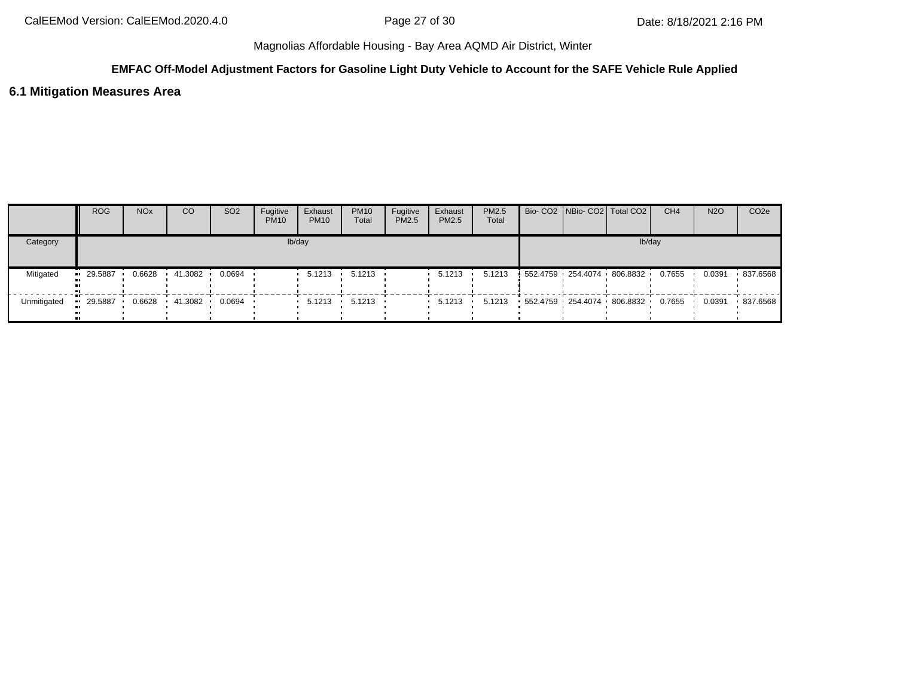Magnolias Affordable Housing - Bay Area AQMD Air District, Winter

**EMFAC Off-Model Adjustment Factors for Gasoline Light Duty Vehicle to Account for the SAFE Vehicle Rule Applied**

### 6.1 Mitigation Measures Area

| | ROG | NOx | CO | SO2 | Fugitive PM10 | Exhaust PM10 | PM10 Total | Fugitive PM2.5 | Exhaust PM2.5 | PM2.5 Total | Bio- CO2 | NBio- CO2 | Total CO2 | CH4 | N2O | CO2e |
|---|---|---|---|---|---|---|---|---|---|---|---|---|---|---|---|---|
| Category | lb/day | | | | | | | | | | lb/day | | | | | |
| Mitigated | 29.5887 | 0.6628 | 41.3082 | 0.0694 | | 5.1213 | 5.1213 | | 5.1213 | 5.1213 | 552.4759 | 254.4074 | 806.8832 | 0.7655 | 0.0391 | 837.6568 |
| Unmitigated | 29.5887 | 0.6628 | 41.3082 | 0.0694 | | 5.1213 | 5.1213 | | 5.1213 | 5.1213 | 552.4759 | 254.4074 | 806.8832 | 0.7655 | 0.0391 | 837.6568 |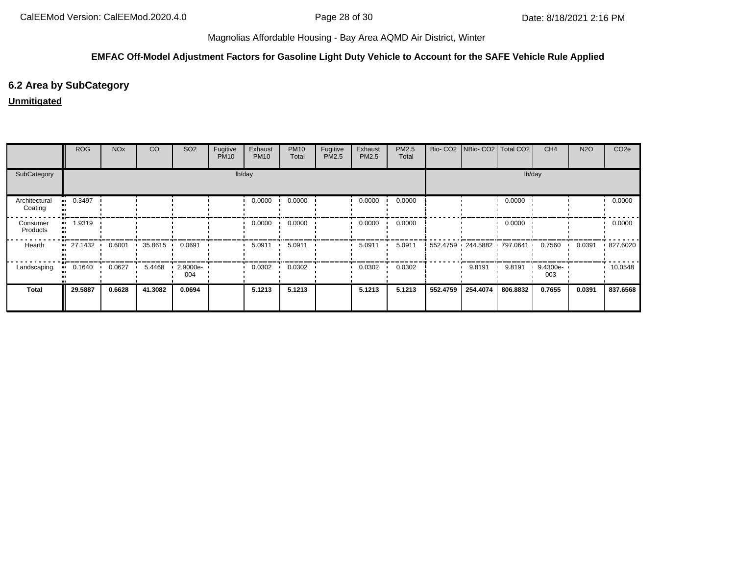Magnolias Affordable Housing - Bay Area AQMD Air District, Winter

**EMFAC Off-Model Adjustment Factors for Gasoline Light Duty Vehicle to Account for the SAFE Vehicle Rule Applied**

## 6.2 Area by SubCategory

**Unmitigated**

| | ROG | NOx | CO | SO2 | Fugitive PM10 | Exhaust PM10 | PM10 Total | Fugitive PM2.5 | Exhaust PM2.5 | PM2.5 Total | Bio- CO2 | NBio- CO2 | Total CO2 | CH4 | N2O | CO2e |
|---|---|---|---|---|---|---|---|---|---|---|---|---|---|---|---|---|
| SubCategory | lb/day | | | | | | | | | | lb/day | | | | | |
| Architectural Coating | 0.3497 | | | | | 0.0000 | 0.0000 | | 0.0000 | 0.0000 | | | 0.0000 | | | 0.0000 |
| Consumer Products | 1.9319 | | | | | 0.0000 | 0.0000 | | 0.0000 | 0.0000 | | | 0.0000 | | | 0.0000 |
| Hearth | 27.1432 | 0.6001 | 35.8615 | 0.0691 | | 5.0911 | 5.0911 | | 5.0911 | 5.0911 | 552.4759 | 244.5882 | 797.0641 | 0.7560 | 0.0391 | 827.6020 |
| Landscaping | 0.1640 | 0.0627 | 5.4468 | 2.9000e-004 | | 0.0302 | 0.0302 | | 0.0302 | 0.0302 | | 9.8191 | 9.8191 | 9.4300e-003 | | 10.0548 |
| **Total** | **29.5887** | **0.6628** | **41.3082** | **0.0694** | | **5.1213** | **5.1213** | | **5.1213** | **5.1213** | **552.4759** | **254.4074** | **806.8832** | **0.7655** | **0.0391** | **837.6568** |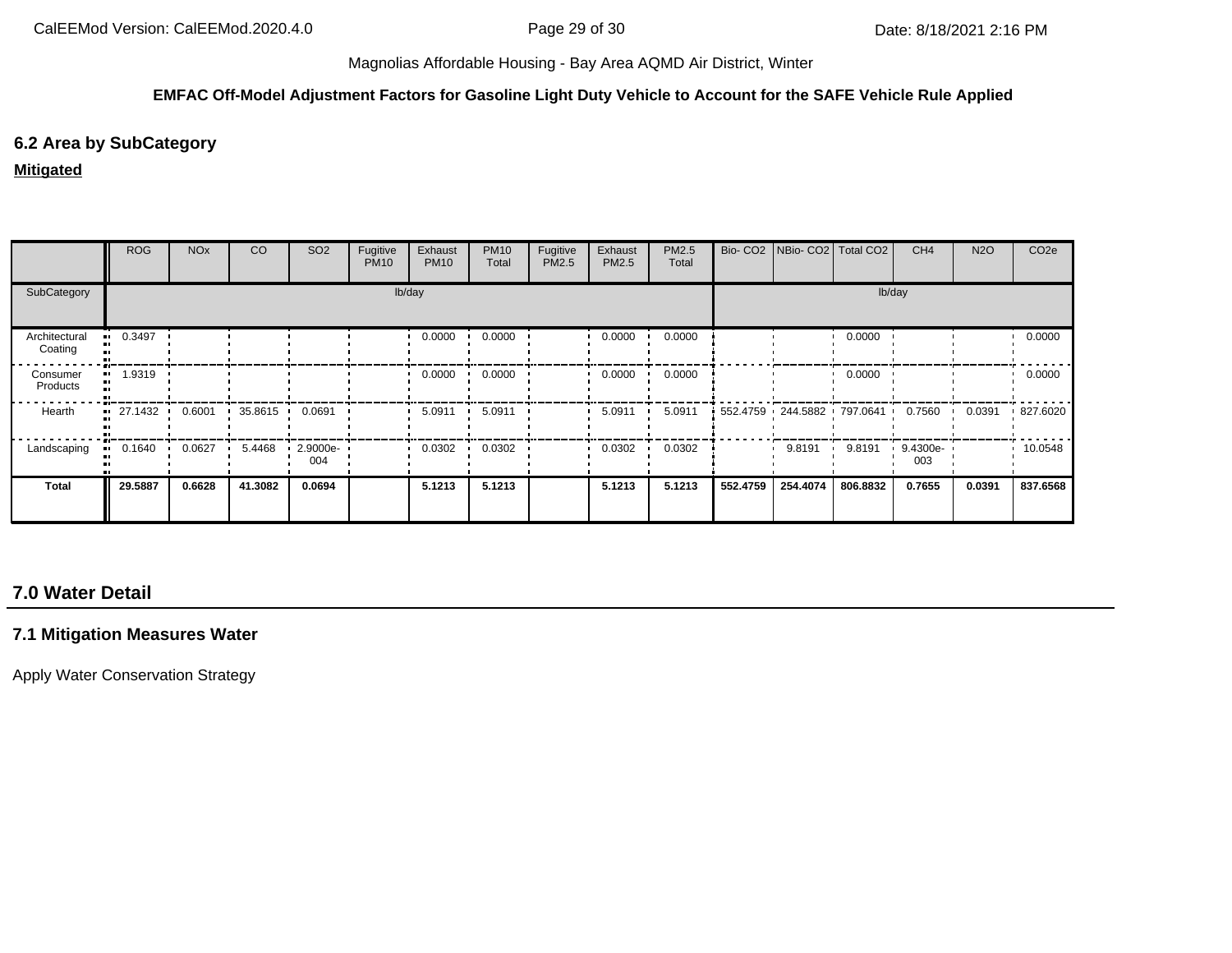Magnolias Affordable Housing - Bay Area AQMD Air District, Winter

**EMFAC Off-Model Adjustment Factors for Gasoline Light Duty Vehicle to Account for the SAFE Vehicle Rule Applied**

## 6.2 Area by SubCategory

**Mitigated**

| | ROG | NOx | CO | SO2 | Fugitive PM10 | Exhaust PM10 | PM10 Total | Fugitive PM2.5 | Exhaust PM2.5 | PM2.5 Total | Bio- CO2 | NBio- CO2 | Total CO2 | CH4 | N2O | CO2e |
|---|---|---|---|---|---|---|---|---|---|---|---|---|---|---|---|---|
| SubCategory | lb/day | | | | | | | | | | lb/day | | | | | |
| Architectural Coating | 0.3497 | | | | | 0.0000 | 0.0000 | | 0.0000 | 0.0000 | | | 0.0000 | | | 0.0000 |
| Consumer Products | 1.9319 | | | | | 0.0000 | 0.0000 | | 0.0000 | 0.0000 | | | 0.0000 | | | 0.0000 |
| Hearth | 27.1432 | 0.6001 | 35.8615 | 0.0691 | | 5.0911 | 5.0911 | | 5.0911 | 5.0911 | 552.4759 | 244.5882 | 797.0641 | 0.7560 | 0.0391 | 827.6020 |
| Landscaping | 0.1640 | 0.0627 | 5.4468 | 2.9000e-004 | | 0.0302 | 0.0302 | | 0.0302 | 0.0302 | | 9.8191 | 9.8191 | 9.4300e-003 | | 10.0548 |
| **Total** | **29.5887** | **0.6628** | **41.3082** | **0.0694** | | **5.1213** | **5.1213** | | **5.1213** | **5.1213** | **552.4759** | **254.4074** | **806.8832** | **0.7655** | **0.0391** | **837.6568** |

# 7.0 Water Detail

## 7.1 Mitigation Measures Water

Apply Water Conservation Strategy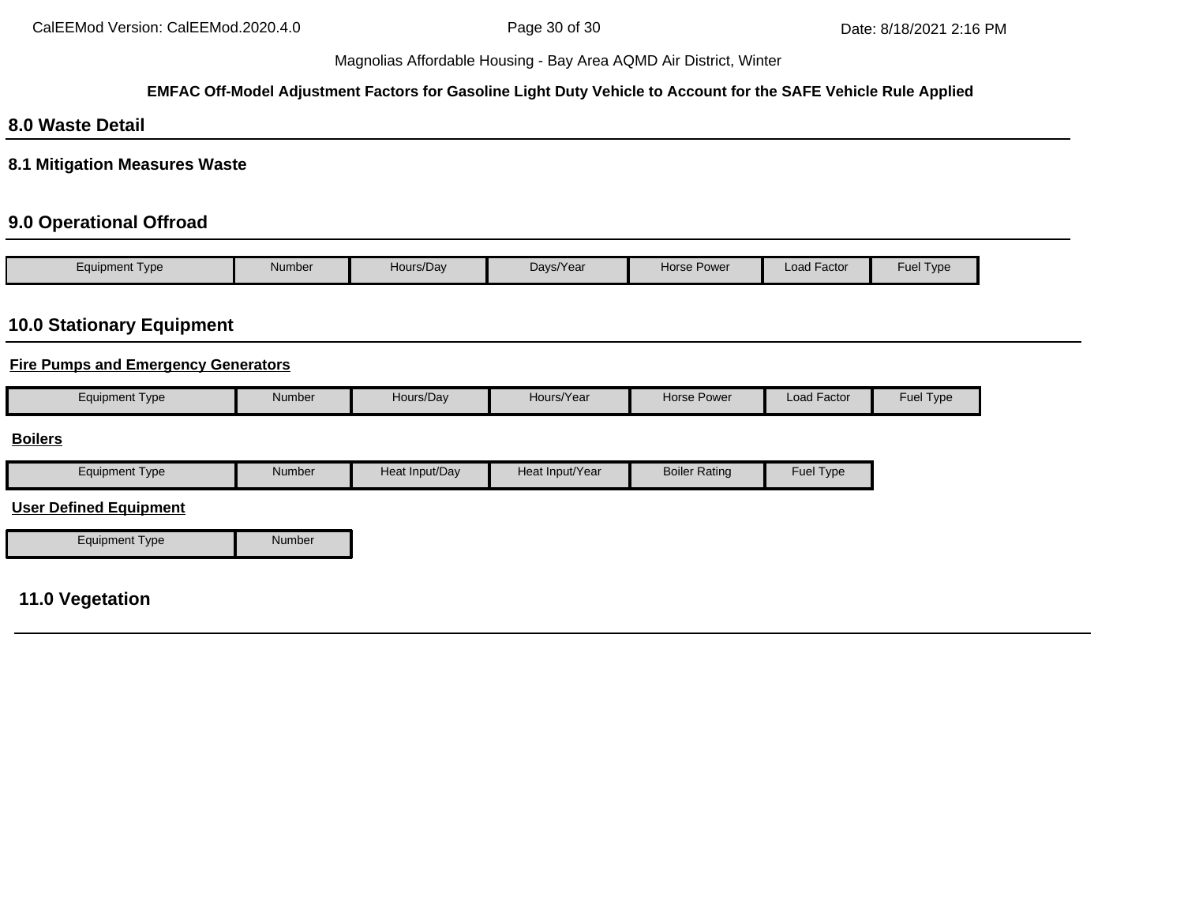## 8.0 Waste Detail

### 8.1 Mitigation Measures Waste

## 9.0 Operational Offroad

| Equipment Type | Number | Hours/Day | Days/Year | Horse Power | Load Factor | Fuel Type |
|---|---|---|---|---|---|---|

## 10.0 Stationary Equipment

**Fire Pumps and Emergency Generators**

| Equipment Type | Number | Hours/Day | Hours/Year | Horse Power | Load Factor | Fuel Type |
|---|---|---|---|---|---|---|

**Boilers**

| Equipment Type | Number | Heat Input/Day | Heat Input/Year | Boiler Rating | Fuel Type |
|---|---|---|---|---|---|

**User Defined Equipment**

| Equipment Type | Number |
|---|---|

## 11.0 Vegetation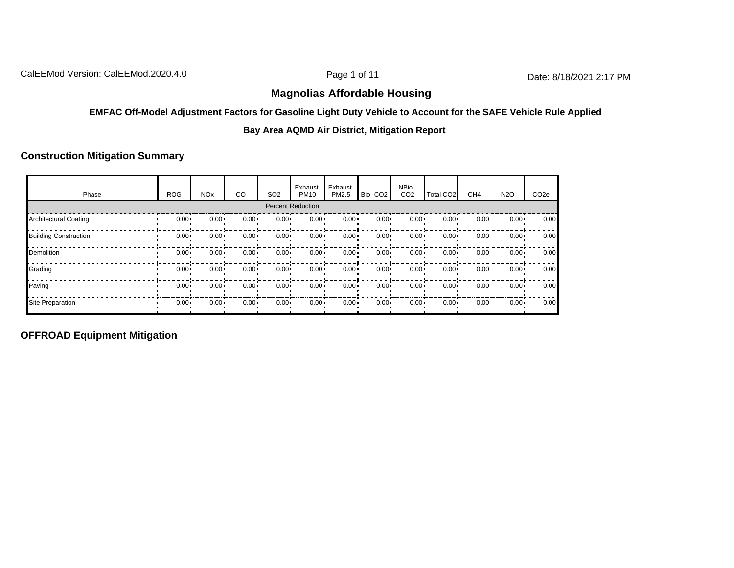# Magnolias Affordable Housing

**EMFAC Off-Model Adjustment Factors for Gasoline Light Duty Vehicle to Account for the SAFE Vehicle Rule Applied**

**Bay Area AQMD Air District, Mitigation Report**

## Construction Mitigation Summary

| Phase | ROG | NOx | CO | SO2 | Exhaust PM10 | Exhaust PM2.5 | Bio- CO2 | NBio-CO2 | Total CO2 | CH4 | N2O | CO2e |
|---|---|---|---|---|---|---|---|---|---|---|---|---|
| Percent Reduction | | | | | | | | | | | | |
| Architectural Coating | 0.00 | 0.00 | 0.00 | 0.00 | 0.00 | 0.00 | 0.00 | 0.00 | 0.00 | 0.00 | 0.00 | 0.00 |
| Building Construction | 0.00 | 0.00 | 0.00 | 0.00 | 0.00 | 0.00 | 0.00 | 0.00 | 0.00 | 0.00 | 0.00 | 0.00 |
| Demolition | 0.00 | 0.00 | 0.00 | 0.00 | 0.00 | 0.00 | 0.00 | 0.00 | 0.00 | 0.00 | 0.00 | 0.00 |
| Grading | 0.00 | 0.00 | 0.00 | 0.00 | 0.00 | 0.00 | 0.00 | 0.00 | 0.00 | 0.00 | 0.00 | 0.00 |
| Paving | 0.00 | 0.00 | 0.00 | 0.00 | 0.00 | 0.00 | 0.00 | 0.00 | 0.00 | 0.00 | 0.00 | 0.00 |
| Site Preparation | 0.00 | 0.00 | 0.00 | 0.00 | 0.00 | 0.00 | 0.00 | 0.00 | 0.00 | 0.00 | 0.00 | 0.00 |

## OFFROAD Equipment Mitigation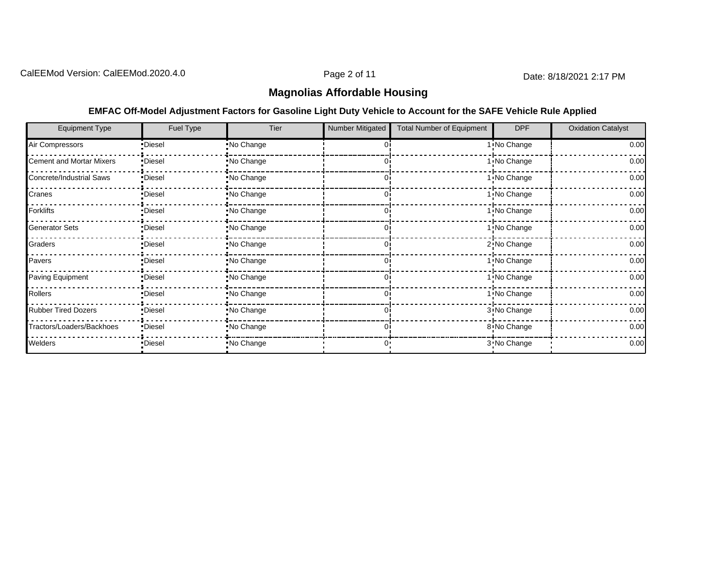## Magnolias Affordable Housing

### EMFAC Off-Model Adjustment Factors for Gasoline Light Duty Vehicle to Account for the SAFE Vehicle Rule Applied

| Equipment Type | Fuel Type | Tier | Number Mitigated | Total Number of Equipment | DPF | Oxidation Catalyst |
|---|---|---|---|---|---|---|
| Air Compressors | Diesel | No Change | 0 | 1 | No Change | 0.00 |
| Cement and Mortar Mixers | Diesel | No Change | 0 | 1 | No Change | 0.00 |
| Concrete/Industrial Saws | Diesel | No Change | 0 | 1 | No Change | 0.00 |
| Cranes | Diesel | No Change | 0 | 1 | No Change | 0.00 |
| Forklifts | Diesel | No Change | 0 | 1 | No Change | 0.00 |
| Generator Sets | Diesel | No Change | 0 | 1 | No Change | 0.00 |
| Graders | Diesel | No Change | 0 | 2 | No Change | 0.00 |
| Pavers | Diesel | No Change | 0 | 1 | No Change | 0.00 |
| Paving Equipment | Diesel | No Change | 0 | 1 | No Change | 0.00 |
| Rollers | Diesel | No Change | 0 | 1 | No Change | 0.00 |
| Rubber Tired Dozers | Diesel | No Change | 0 | 3 | No Change | 0.00 |
| Tractors/Loaders/Backhoes | Diesel | No Change | 0 | 8 | No Change | 0.00 |
| Welders | Diesel | No Change | 0 | 3 | No Change | 0.00 |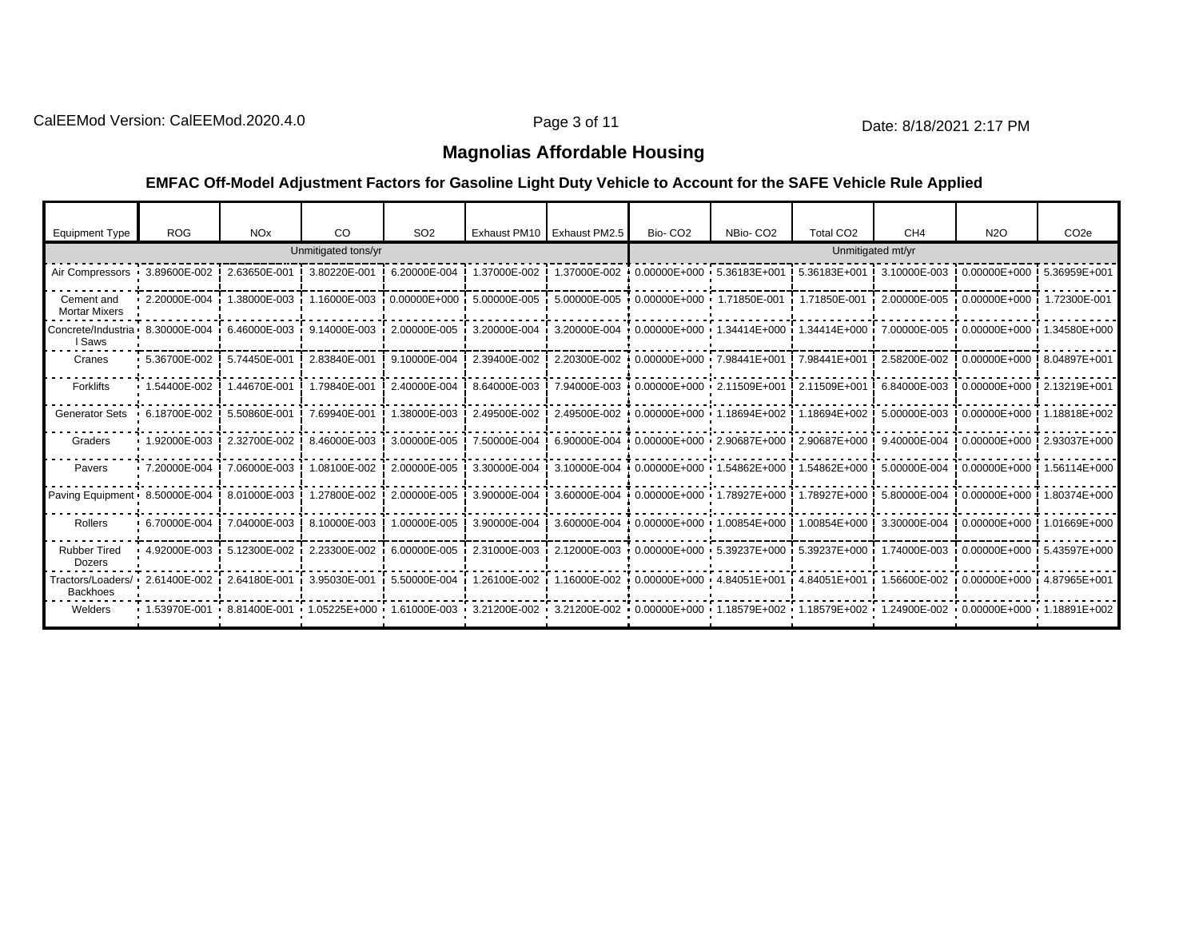# Magnolias Affordable Housing

## EMFAC Off-Model Adjustment Factors for Gasoline Light Duty Vehicle to Account for the SAFE Vehicle Rule Applied

| Equipment Type | ROG | NOx | CO | SO2 | Exhaust PM10 | Exhaust PM2.5 | Bio- CO2 | NBio- CO2 | Total CO2 | CH4 | N2O | CO2e |
|---|---|---|---|---|---|---|---|---|---|---|---|---|
| | Unmitigated tons/yr | | | | | | Unmitigated mt/yr | | | | | |
| Air Compressors | 3.89600E-002 | 2.63650E-001 | 3.80220E-001 | 6.20000E-004 | 1.37000E-002 | 1.37000E-002 | 0.00000E+000 | 5.36183E+001 | 5.36183E+001 | 3.10000E-003 | 0.00000E+000 | 5.36959E+001 |
| Cement and Mortar Mixers | 2.20000E-004 | 1.38000E-003 | 1.16000E-003 | 0.00000E+000 | 5.00000E-005 | 5.00000E-005 | 0.00000E+000 | 1.71850E-001 | 1.71850E-001 | 2.00000E-005 | 0.00000E+000 | 1.72300E-001 |
| Concrete/Industrial Saws | 8.30000E-004 | 6.46000E-003 | 9.14000E-003 | 2.00000E-005 | 3.20000E-004 | 3.20000E-004 | 0.00000E+000 | 1.34414E+000 | 1.34414E+000 | 7.00000E-005 | 0.00000E+000 | 1.34580E+000 |
| Cranes | 5.36700E-002 | 5.74450E-001 | 2.83840E-001 | 9.10000E-004 | 2.39400E-002 | 2.20300E-002 | 0.00000E+000 | 7.98441E+001 | 7.98441E+001 | 2.58200E-002 | 0.00000E+000 | 8.04897E+001 |
| Forklifts | 1.54400E-002 | 1.44670E-001 | 1.79840E-001 | 2.40000E-004 | 8.64000E-003 | 7.94000E-003 | 0.00000E+000 | 2.11509E+001 | 2.11509E+001 | 6.84000E-003 | 0.00000E+000 | 2.13219E+001 |
| Generator Sets | 6.18700E-002 | 5.50860E-001 | 7.69940E-001 | 1.38000E-003 | 2.49500E-002 | 2.49500E-002 | 0.00000E+000 | 1.18694E+002 | 1.18694E+002 | 5.00000E-003 | 0.00000E+000 | 1.18818E+002 |
| Graders | 1.92000E-003 | 2.32700E-002 | 8.46000E-003 | 3.00000E-005 | 7.50000E-004 | 6.90000E-004 | 0.00000E+000 | 2.90687E+000 | 2.90687E+000 | 9.40000E-004 | 0.00000E+000 | 2.93037E+000 |
| Pavers | 7.20000E-004 | 7.06000E-003 | 1.08100E-002 | 2.00000E-005 | 3.30000E-004 | 3.10000E-004 | 0.00000E+000 | 1.54862E+000 | 1.54862E+000 | 5.00000E-004 | 0.00000E+000 | 1.56114E+000 |
| Paving Equipment | 8.50000E-004 | 8.01000E-003 | 1.27800E-002 | 2.00000E-005 | 3.90000E-004 | 3.60000E-004 | 0.00000E+000 | 1.78927E+000 | 1.78927E+000 | 5.80000E-004 | 0.00000E+000 | 1.80374E+000 |
| Rollers | 6.70000E-004 | 7.04000E-003 | 8.10000E-003 | 1.00000E-005 | 3.90000E-004 | 3.60000E-004 | 0.00000E+000 | 1.00854E+000 | 1.00854E+000 | 3.30000E-004 | 0.00000E+000 | 1.01669E+000 |
| Rubber Tired Dozers | 4.92000E-003 | 5.12300E-002 | 2.23300E-002 | 6.00000E-005 | 2.31000E-003 | 2.12000E-003 | 0.00000E+000 | 5.39237E+000 | 5.39237E+000 | 1.74000E-003 | 0.00000E+000 | 5.43597E+000 |
| Tractors/Loaders/Backhoes | 2.61400E-002 | 2.64180E-001 | 3.95030E-001 | 5.50000E-004 | 1.26100E-002 | 1.16000E-002 | 0.00000E+000 | 4.84051E+001 | 4.84051E+001 | 1.56600E-002 | 0.00000E+000 | 4.87965E+001 |
| Welders | 1.53970E-001 | 8.81400E-001 | 1.05225E+000 | 1.61000E-003 | 3.21200E-002 | 3.21200E-002 | 0.00000E+000 | 1.18579E+002 | 1.18579E+002 | 1.24900E-002 | 0.00000E+000 | 1.18891E+002 |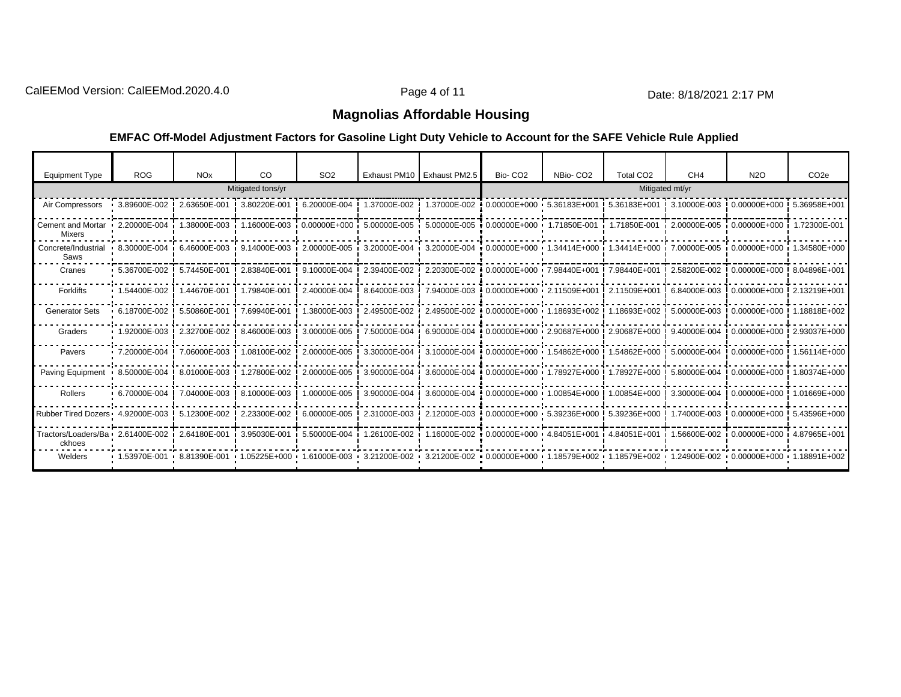## Magnolias Affordable Housing

### EMFAC Off-Model Adjustment Factors for Gasoline Light Duty Vehicle to Account for the SAFE Vehicle Rule Applied

| Equipment Type | ROG | NOx | CO | SO2 | Exhaust PM10 | Exhaust PM2.5 | Bio- CO2 | NBio- CO2 | Total CO2 | CH4 | N2O | CO2e |
|---|---|---|---|---|---|---|---|---|---|---|---|---|
| | Mitigated tons/yr | | | | | | Mitigated mt/yr | | | | | |
| Air Compressors | 3.89600E-002 | 2.63650E-001 | 3.80220E-001 | 6.20000E-004 | 1.37000E-002 | 1.37000E-002 | 0.00000E+000 | 5.36183E+001 | 5.36183E+001 | 3.10000E-003 | 0.00000E+000 | 5.36958E+001 |
| Cement and Mortar Mixers | 2.20000E-004 | 1.38000E-003 | 1.16000E-003 | 0.00000E+000 | 5.00000E-005 | 5.00000E-005 | 0.00000E+000 | 1.71850E-001 | 1.71850E-001 | 2.00000E-005 | 0.00000E+000 | 1.72300E-001 |
| Concrete/Industrial Saws | 8.30000E-004 | 6.46000E-003 | 9.14000E-003 | 2.00000E-005 | 3.20000E-004 | 3.20000E-004 | 0.00000E+000 | 1.34414E+000 | 1.34414E+000 | 7.00000E-005 | 0.00000E+000 | 1.34580E+000 |
| Cranes | 5.36700E-002 | 5.74450E-001 | 2.83840E-001 | 9.10000E-004 | 2.39400E-002 | 2.20300E-002 | 0.00000E+000 | 7.98440E+001 | 7.98440E+001 | 2.58200E-002 | 0.00000E+000 | 8.04896E+001 |
| Forklifts | 1.54400E-002 | 1.44670E-001 | 1.79840E-001 | 2.40000E-004 | 8.64000E-003 | 7.94000E-003 | 0.00000E+000 | 2.11509E+001 | 2.11509E+001 | 6.84000E-003 | 0.00000E+000 | 2.13219E+001 |
| Generator Sets | 6.18700E-002 | 5.50860E-001 | 7.69940E-001 | 1.38000E-003 | 2.49500E-002 | 2.49500E-002 | 0.00000E+000 | 1.18693E+002 | 1.18693E+002 | 5.00000E-003 | 0.00000E+000 | 1.18818E+002 |
| Graders | 1.92000E-003 | 2.32700E-002 | 8.46000E-003 | 3.00000E-005 | 7.50000E-004 | 6.90000E-004 | 0.00000E+000 | 2.90687E+000 | 2.90687E+000 | 9.40000E-004 | 0.00000E+000 | 2.93037E+000 |
| Pavers | 7.20000E-004 | 7.06000E-003 | 1.08100E-002 | 2.00000E-005 | 3.30000E-004 | 3.10000E-004 | 0.00000E+000 | 1.54862E+000 | 1.54862E+000 | 5.00000E-004 | 0.00000E+000 | 1.56114E+000 |
| Paving Equipment | 8.50000E-004 | 8.01000E-003 | 1.27800E-002 | 2.00000E-005 | 3.90000E-004 | 3.60000E-004 | 0.00000E+000 | 1.78927E+000 | 1.78927E+000 | 5.80000E-004 | 0.00000E+000 | 1.80374E+000 |
| Rollers | 6.70000E-004 | 7.04000E-003 | 8.10000E-003 | 1.00000E-005 | 3.90000E-004 | 3.60000E-004 | 0.00000E+000 | 1.00854E+000 | 1.00854E+000 | 3.30000E-004 | 0.00000E+000 | 1.01669E+000 |
| Rubber Tired Dozers | 4.92000E-003 | 5.12300E-002 | 2.23300E-002 | 6.00000E-005 | 2.31000E-003 | 2.12000E-003 | 0.00000E+000 | 5.39236E+000 | 5.39236E+000 | 1.74000E-003 | 0.00000E+000 | 5.43596E+000 |
| Tractors/Loaders/Backhoes | 2.61400E-002 | 2.64180E-001 | 3.95030E-001 | 5.50000E-004 | 1.26100E-002 | 1.16000E-002 | 0.00000E+000 | 4.84051E+001 | 4.84051E+001 | 1.56600E-002 | 0.00000E+000 | 4.87965E+001 |
| Welders | 1.53970E-001 | 8.81390E-001 | 1.05225E+000 | 1.61000E-003 | 3.21200E-002 | 3.21200E-002 | 0.00000E+000 | 1.18579E+002 | 1.18579E+002 | 1.24900E-002 | 0.00000E+000 | 1.18891E+002 |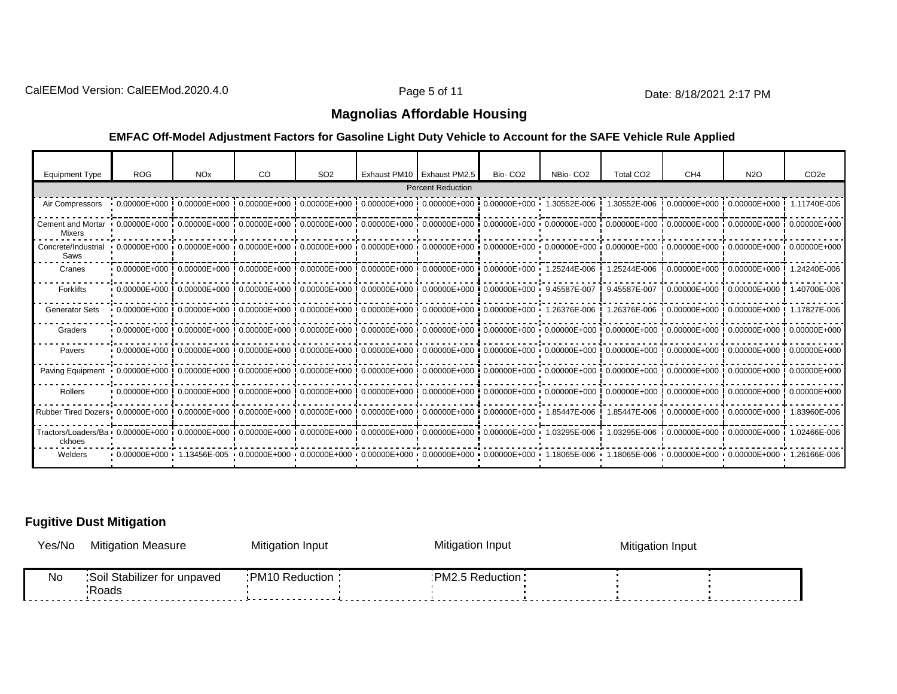## Magnolias Affordable Housing

### EMFAC Off-Model Adjustment Factors for Gasoline Light Duty Vehicle to Account for the SAFE Vehicle Rule Applied

| Equipment Type | ROG | NOx | CO | SO2 | Exhaust PM10 | Exhaust PM2.5 | Bio- CO2 | NBio- CO2 | Total CO2 | CH4 | N2O | CO2e |
|---|---|---|---|---|---|---|---|---|---|---|---|---|
| | | | | | | Percent Reduction | | | | | | |
| Air Compressors | 0.00000E+000 | 0.00000E+000 | 0.00000E+000 | 0.00000E+000 | 0.00000E+000 | 0.00000E+000 | 0.00000E+000 | 1.30552E-006 | 1.30552E-006 | 0.00000E+000 | 0.00000E+000 | 1.11740E-006 |
| Cement and Mortar Mixers | 0.00000E+000 | 0.00000E+000 | 0.00000E+000 | 0.00000E+000 | 0.00000E+000 | 0.00000E+000 | 0.00000E+000 | 0.00000E+000 | 0.00000E+000 | 0.00000E+000 | 0.00000E+000 | 0.00000E+000 |
| Concrete/Industrial Saws | 0.00000E+000 | 0.00000E+000 | 0.00000E+000 | 0.00000E+000 | 0.00000E+000 | 0.00000E+000 | 0.00000E+000 | 0.00000E+000 | 0.00000E+000 | 0.00000E+000 | 0.00000E+000 | 0.00000E+000 |
| Cranes | 0.00000E+000 | 0.00000E+000 | 0.00000E+000 | 0.00000E+000 | 0.00000E+000 | 0.00000E+000 | 0.00000E+000 | 1.25244E-006 | 1.25244E-006 | 0.00000E+000 | 0.00000E+000 | 1.24240E-006 |
| Forklifts | 0.00000E+000 | 0.00000E+000 | 0.00000E+000 | 0.00000E+000 | 0.00000E+000 | 0.00000E+000 | 0.00000E+000 | 9.45587E-007 | 9.45587E-007 | 0.00000E+000 | 0.00000E+000 | 1.40700E-006 |
| Generator Sets | 0.00000E+000 | 0.00000E+000 | 0.00000E+000 | 0.00000E+000 | 0.00000E+000 | 0.00000E+000 | 0.00000E+000 | 1.26376E-006 | 1.26376E-006 | 0.00000E+000 | 0.00000E+000 | 1.17827E-006 |
| Graders | 0.00000E+000 | 0.00000E+000 | 0.00000E+000 | 0.00000E+000 | 0.00000E+000 | 0.00000E+000 | 0.00000E+000 | 0.00000E+000 | 0.00000E+000 | 0.00000E+000 | 0.00000E+000 | 0.00000E+000 |
| Pavers | 0.00000E+000 | 0.00000E+000 | 0.00000E+000 | 0.00000E+000 | 0.00000E+000 | 0.00000E+000 | 0.00000E+000 | 0.00000E+000 | 0.00000E+000 | 0.00000E+000 | 0.00000E+000 | 0.00000E+000 |
| Paving Equipment | 0.00000E+000 | 0.00000E+000 | 0.00000E+000 | 0.00000E+000 | 0.00000E+000 | 0.00000E+000 | 0.00000E+000 | 0.00000E+000 | 0.00000E+000 | 0.00000E+000 | 0.00000E+000 | 0.00000E+000 |
| Rollers | 0.00000E+000 | 0.00000E+000 | 0.00000E+000 | 0.00000E+000 | 0.00000E+000 | 0.00000E+000 | 0.00000E+000 | 0.00000E+000 | 0.00000E+000 | 0.00000E+000 | 0.00000E+000 | 0.00000E+000 |
| Rubber Tired Dozers | 0.00000E+000 | 0.00000E+000 | 0.00000E+000 | 0.00000E+000 | 0.00000E+000 | 0.00000E+000 | 0.00000E+000 | 1.85447E-006 | 1.85447E-006 | 0.00000E+000 | 0.00000E+000 | 1.83960E-006 |
| Tractors/Loaders/Backhoes | 0.00000E+000 | 0.00000E+000 | 0.00000E+000 | 0.00000E+000 | 0.00000E+000 | 0.00000E+000 | 0.00000E+000 | 1.03295E-006 | 1.03295E-006 | 0.00000E+000 | 0.00000E+000 | 1.02466E-006 |
| Welders | 0.00000E+000 | 1.13456E-005 | 0.00000E+000 | 0.00000E+000 | 0.00000E+000 | 0.00000E+000 | 0.00000E+000 | 1.18065E-006 | 1.18065E-006 | 0.00000E+000 | 0.00000E+000 | 1.26166E-006 |

### Fugitive Dust Mitigation

| Yes/No | Mitigation Measure | Mitigation Input | | Mitigation Input | | Mitigation Input | |
|---|---|---|---|---|---|---|---|
| No | Soil Stabilizer for unpaved Roads | PM10 Reduction | | PM2.5 Reduction | | | |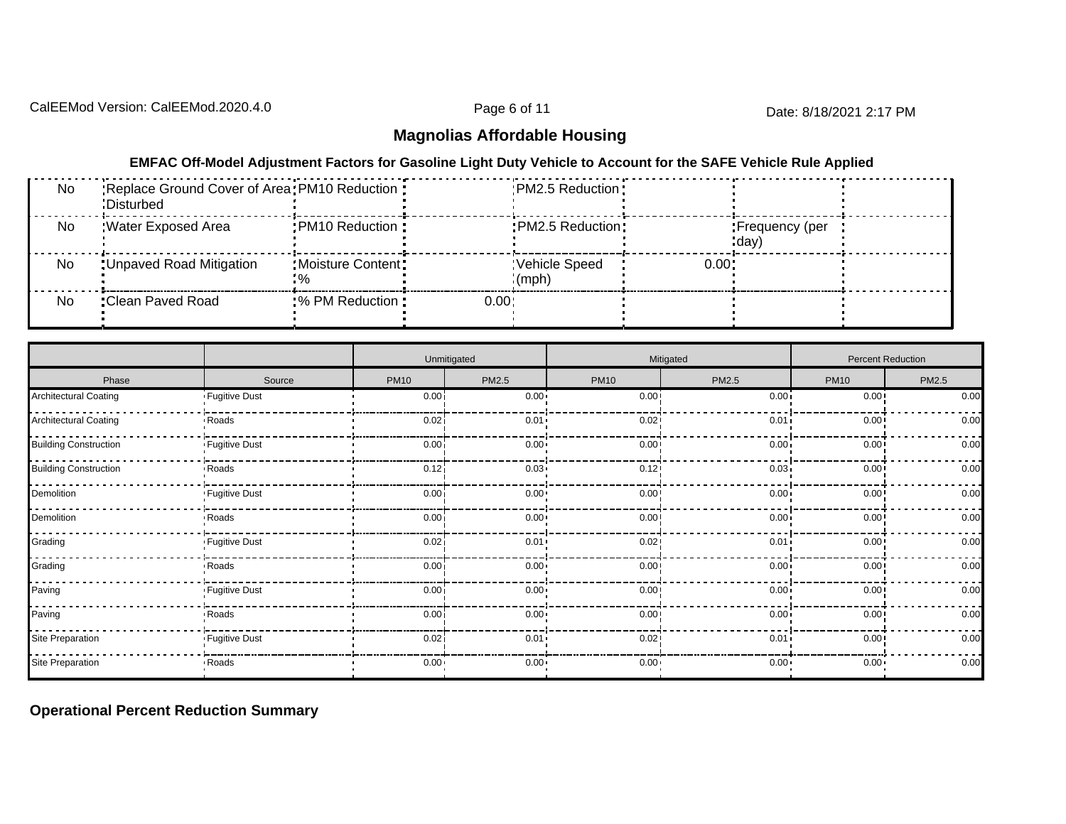## Magnolias Affordable Housing

### EMFAC Off-Model Adjustment Factors for Gasoline Light Duty Vehicle to Account for the SAFE Vehicle Rule Applied

| | | | | | | | |
|---|---|---|---|---|---|---|---|
| No | Replace Ground Cover of Area Disturbed | PM10 Reduction | | PM2.5 Reduction | | | |
| No | Water Exposed Area | PM10 Reduction | | PM2.5 Reduction | | Frequency (per day) | |
| No | Unpaved Road Mitigation | Moisture Content % | | Vehicle Speed (mph) | 0.00 | | |
| No | Clean Paved Road | % PM Reduction | 0.00 | | | | |

| | | Unmitigated | | Mitigated | | Percent Reduction | |
|---|---|---|---|---|---|---|---|
| Phase | Source | PM10 | PM2.5 | PM10 | PM2.5 | PM10 | PM2.5 |
| Architectural Coating | Fugitive Dust | 0.00 | 0.00 | 0.00 | 0.00 | 0.00 | 0.00 |
| Architectural Coating | Roads | 0.02 | 0.01 | 0.02 | 0.01 | 0.00 | 0.00 |
| Building Construction | Fugitive Dust | 0.00 | 0.00 | 0.00 | 0.00 | 0.00 | 0.00 |
| Building Construction | Roads | 0.12 | 0.03 | 0.12 | 0.03 | 0.00 | 0.00 |
| Demolition | Fugitive Dust | 0.00 | 0.00 | 0.00 | 0.00 | 0.00 | 0.00 |
| Demolition | Roads | 0.00 | 0.00 | 0.00 | 0.00 | 0.00 | 0.00 |
| Grading | Fugitive Dust | 0.02 | 0.01 | 0.02 | 0.01 | 0.00 | 0.00 |
| Grading | Roads | 0.00 | 0.00 | 0.00 | 0.00 | 0.00 | 0.00 |
| Paving | Fugitive Dust | 0.00 | 0.00 | 0.00 | 0.00 | 0.00 | 0.00 |
| Paving | Roads | 0.00 | 0.00 | 0.00 | 0.00 | 0.00 | 0.00 |
| Site Preparation | Fugitive Dust | 0.02 | 0.01 | 0.02 | 0.01 | 0.00 | 0.00 |
| Site Preparation | Roads | 0.00 | 0.00 | 0.00 | 0.00 | 0.00 | 0.00 |

### Operational Percent Reduction Summary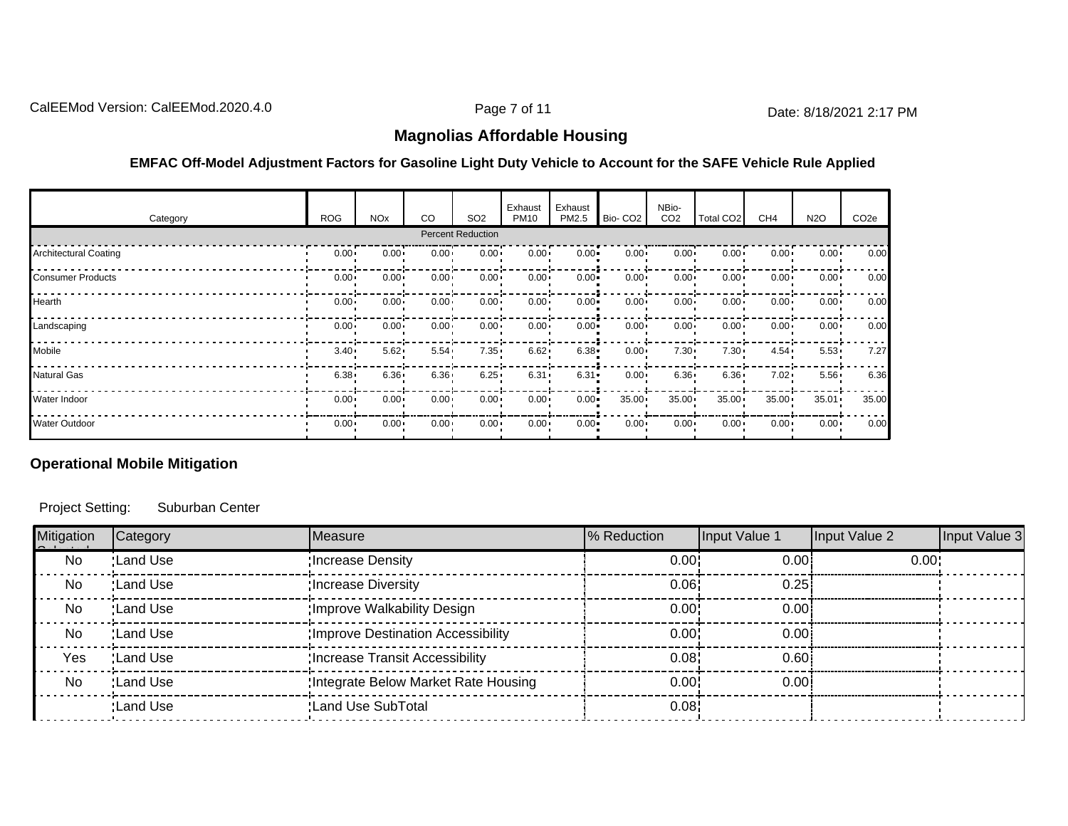# Magnolias Affordable Housing

## EMFAC Off-Model Adjustment Factors for Gasoline Light Duty Vehicle to Account for the SAFE Vehicle Rule Applied

| Category | ROG | NOx | CO | SO2 | Exhaust PM10 | Exhaust PM2.5 | Bio- CO2 | NBio- CO2 | Total CO2 | CH4 | N2O | CO2e |
|---|---|---|---|---|---|---|---|---|---|---|---|---|
| | | | | Percent Reduction | | | | | | | | |
| Architectural Coating | 0.00 | 0.00 | 0.00 | 0.00 | 0.00 | 0.00 | 0.00 | 0.00 | 0.00 | 0.00 | 0.00 | 0.00 |
| Consumer Products | 0.00 | 0.00 | 0.00 | 0.00 | 0.00 | 0.00 | 0.00 | 0.00 | 0.00 | 0.00 | 0.00 | 0.00 |
| Hearth | 0.00 | 0.00 | 0.00 | 0.00 | 0.00 | 0.00 | 0.00 | 0.00 | 0.00 | 0.00 | 0.00 | 0.00 |
| Landscaping | 0.00 | 0.00 | 0.00 | 0.00 | 0.00 | 0.00 | 0.00 | 0.00 | 0.00 | 0.00 | 0.00 | 0.00 |
| Mobile | 3.40 | 5.62 | 5.54 | 7.35 | 6.62 | 6.38 | 0.00 | 7.30 | 7.30 | 4.54 | 5.53 | 7.27 |
| Natural Gas | 6.38 | 6.36 | 6.36 | 6.25 | 6.31 | 6.31 | 0.00 | 6.36 | 6.36 | 7.02 | 5.56 | 6.36 |
| Water Indoor | 0.00 | 0.00 | 0.00 | 0.00 | 0.00 | 0.00 | 35.00 | 35.00 | 35.00 | 35.00 | 35.01 | 35.00 |
| Water Outdoor | 0.00 | 0.00 | 0.00 | 0.00 | 0.00 | 0.00 | 0.00 | 0.00 | 0.00 | 0.00 | 0.00 | 0.00 |

## Operational Mobile Mitigation

Project Setting: Suburban Center

| Mitigation Selected | Category | Measure | % Reduction | Input Value 1 | Input Value 2 | Input Value 3 |
|---|---|---|---|---|---|---|
| No | Land Use | Increase Density | 0.00 | 0.00 | 0.00 | |
| No | Land Use | Increase Diversity | 0.06 | 0.25 | | |
| No | Land Use | Improve Walkability Design | 0.00 | 0.00 | | |
| No | Land Use | Improve Destination Accessibility | 0.00 | 0.00 | | |
| Yes | Land Use | Increase Transit Accessibility | 0.08 | 0.60 | | |
| No | Land Use | Integrate Below Market Rate Housing | 0.00 | 0.00 | | |
| | Land Use | Land Use SubTotal | 0.08 | | | |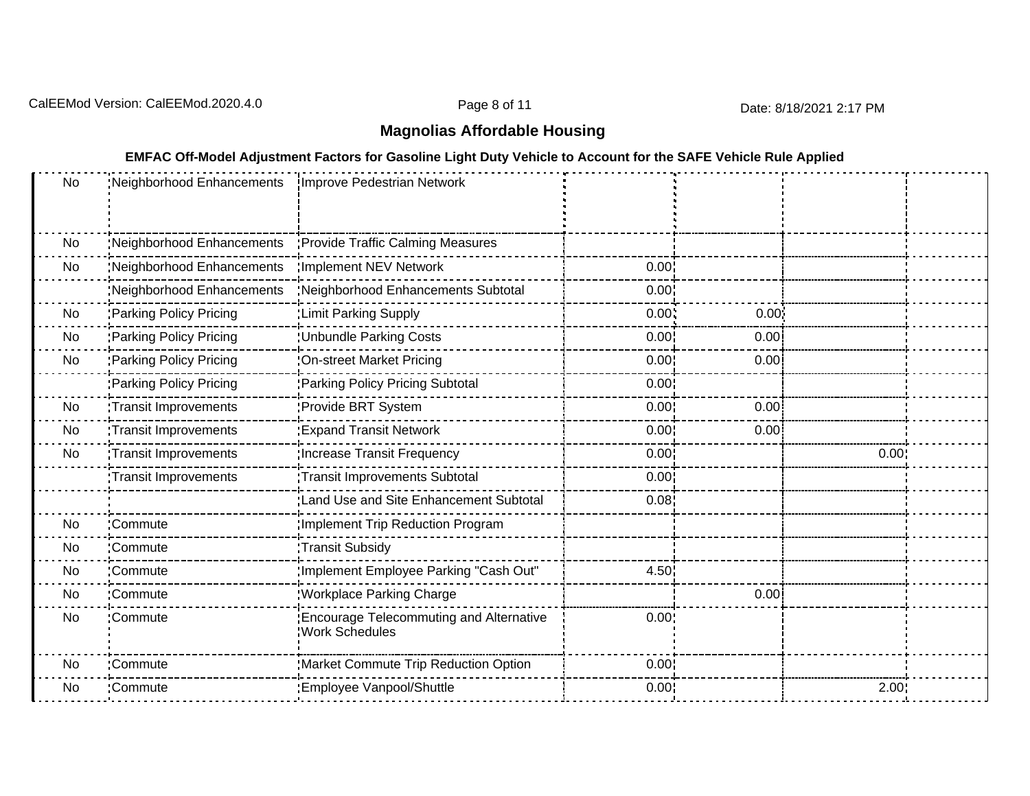# Magnolias Affordable Housing

## EMFAC Off-Model Adjustment Factors for Gasoline Light Duty Vehicle to Account for the SAFE Vehicle Rule Applied

| | | | | | | |
|---|---|---|---|---|---|---|
| No | Neighborhood Enhancements | Improve Pedestrian Network | | | | |
| No | Neighborhood Enhancements | Provide Traffic Calming Measures | | | | |
| No | Neighborhood Enhancements | Implement NEV Network | 0.00 | | | |
| | Neighborhood Enhancements | Neighborhood Enhancements Subtotal | 0.00 | | | |
| No | Parking Policy Pricing | Limit Parking Supply | 0.00 | 0.00 | | |
| No | Parking Policy Pricing | Unbundle Parking Costs | 0.00 | 0.00 | | |
| No | Parking Policy Pricing | On-street Market Pricing | 0.00 | 0.00 | | |
| | Parking Policy Pricing | Parking Policy Pricing Subtotal | 0.00 | | | |
| No | Transit Improvements | Provide BRT System | 0.00 | 0.00 | | |
| No | Transit Improvements | Expand Transit Network | 0.00 | 0.00 | | |
| No | Transit Improvements | Increase Transit Frequency | 0.00 | | 0.00 | |
| | Transit Improvements | Transit Improvements Subtotal | 0.00 | | | |
| | | Land Use and Site Enhancement Subtotal | 0.08 | | | |
| No | Commute | Implement Trip Reduction Program | | | | |
| No | Commute | Transit Subsidy | | | | |
| No | Commute | Implement Employee Parking "Cash Out" | 4.50 | | | |
| No | Commute | Workplace Parking Charge | | 0.00 | | |
| No | Commute | Encourage Telecommuting and Alternative Work Schedules | 0.00 | | | |
| No | Commute | Market Commute Trip Reduction Option | 0.00 | | | |
| No | Commute | Employee Vanpool/Shuttle | 0.00 | | 2.00 | |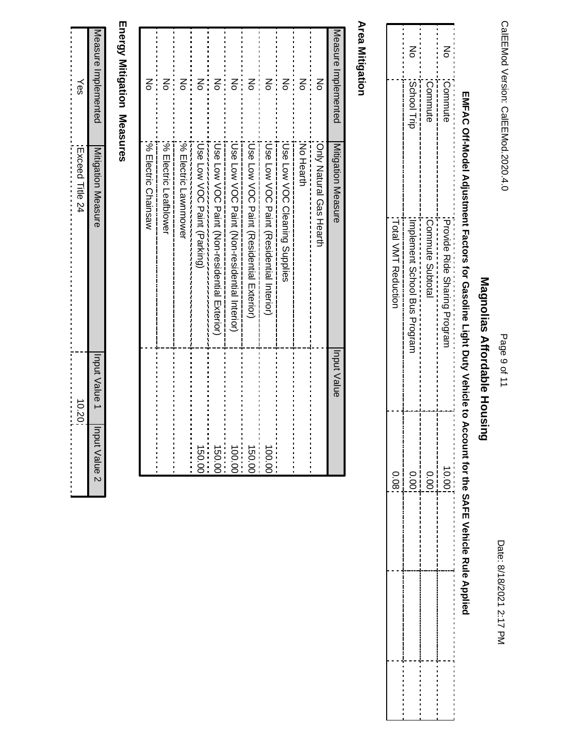## Magnolias Affordable Housing

### EMFAC Off-Model Adjustment Factors for Gasoline Light Duty Vehicle to Account for the SAFE Vehicle Rule Applied

| | | | | | |
|---|---|---|---|---|---|
| No | Commute | Provide Ride Sharing Program | 10.00 | | |
| | Commute | Commute Subtotal | 0.00 | | |
| No | School Trip | Implement School Bus Program | 0.00 | | |
| | | Total VMT Reduction | 0.08 | | |

### Area Mitigation

| Measure Implemented | Mitigation Measure | Input Value |
|---|---|---|
| No | Only Natural Gas Hearth | |
| No | No Hearth | |
| No | Use Low VOC Cleaning Supplies | |
| No | Use Low VOC Paint (Residential Interior) | 100.00 |
| No | Use Low VOC Paint (Residential Exterior) | 150.00 |
| No | Use Low VOC Paint (Non-residential Interior) | 100.00 |
| No | Use Low VOC Paint (Non-residential Exterior) | 150.00 |
| No | Use Low VOC Paint (Parking) | 150.00 |
| No | % Electric Lawnmower | |
| No | % Electric Leafblower | |
| No | % Electric Chainsaw | |

### Energy Mitigation Measures

| Measure Implemented | Mitigation Measure | Input Value 1 | Input Value 2 |
|---|---|---|---|
| Yes | Exceed Title 24 | 10.20 | |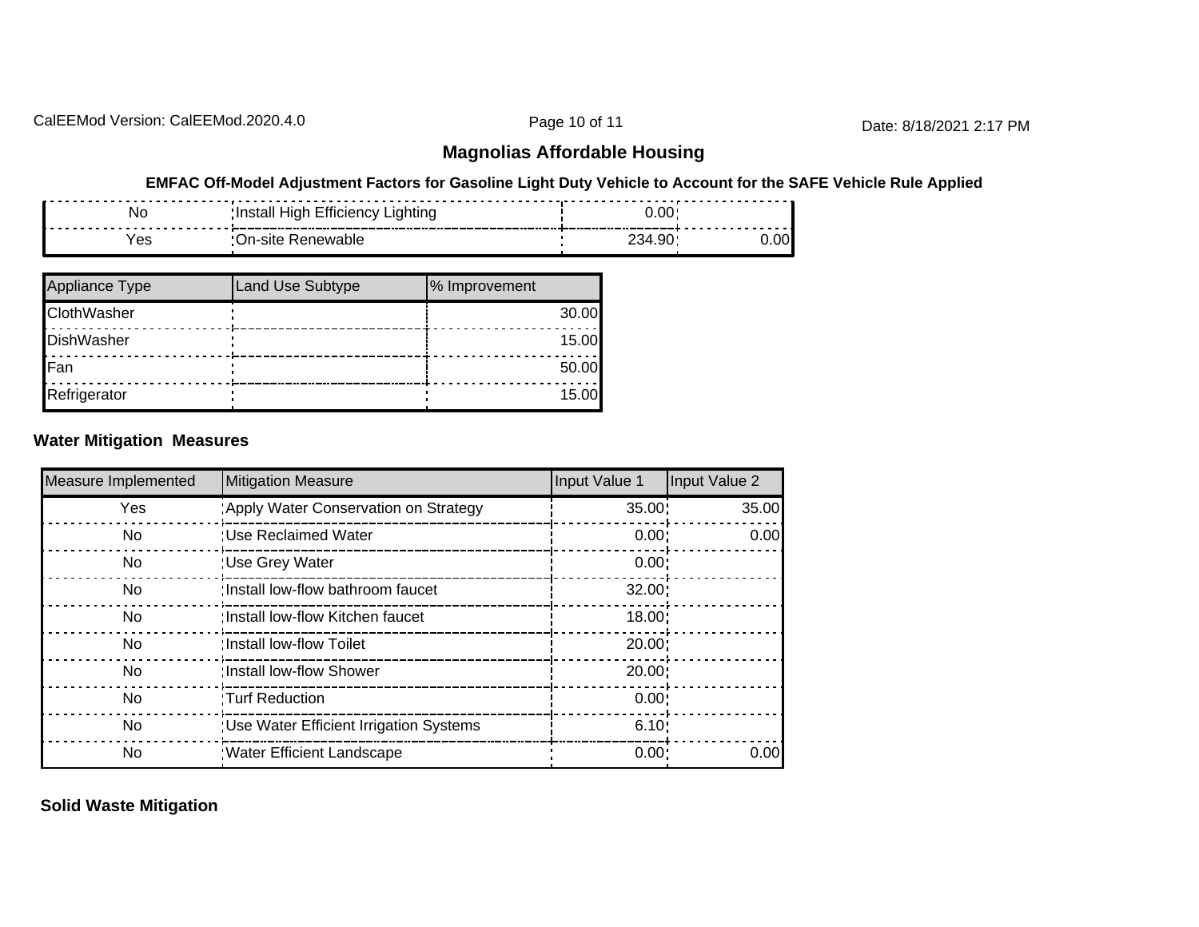## Magnolias Affordable Housing

### EMFAC Off-Model Adjustment Factors for Gasoline Light Duty Vehicle to Account for the SAFE Vehicle Rule Applied

| | | | |
|---|---|---|---|
| No | Install High Efficiency Lighting | 0.00 | |
| Yes | On-site Renewable | 234.90 | 0.00 |

| Appliance Type | Land Use Subtype | % Improvement |
|---|---|---|
| ClothWasher | | 30.00 |
| DishWasher | | 15.00 |
| Fan | | 50.00 |
| Refrigerator | | 15.00 |

### Water Mitigation Measures

| Measure Implemented | Mitigation Measure | Input Value 1 | Input Value 2 |
|---|---|---|---|
| Yes | Apply Water Conservation on Strategy | 35.00 | 35.00 |
| No | Use Reclaimed Water | 0.00 | 0.00 |
| No | Use Grey Water | 0.00 | |
| No | Install low-flow bathroom faucet | 32.00 | |
| No | Install low-flow Kitchen faucet | 18.00 | |
| No | Install low-flow Toilet | 20.00 | |
| No | Install low-flow Shower | 20.00 | |
| No | Turf Reduction | 0.00 | |
| No | Use Water Efficient Irrigation Systems | 6.10 | |
| No | Water Efficient Landscape | 0.00 | 0.00 |

### Solid Waste Mitigation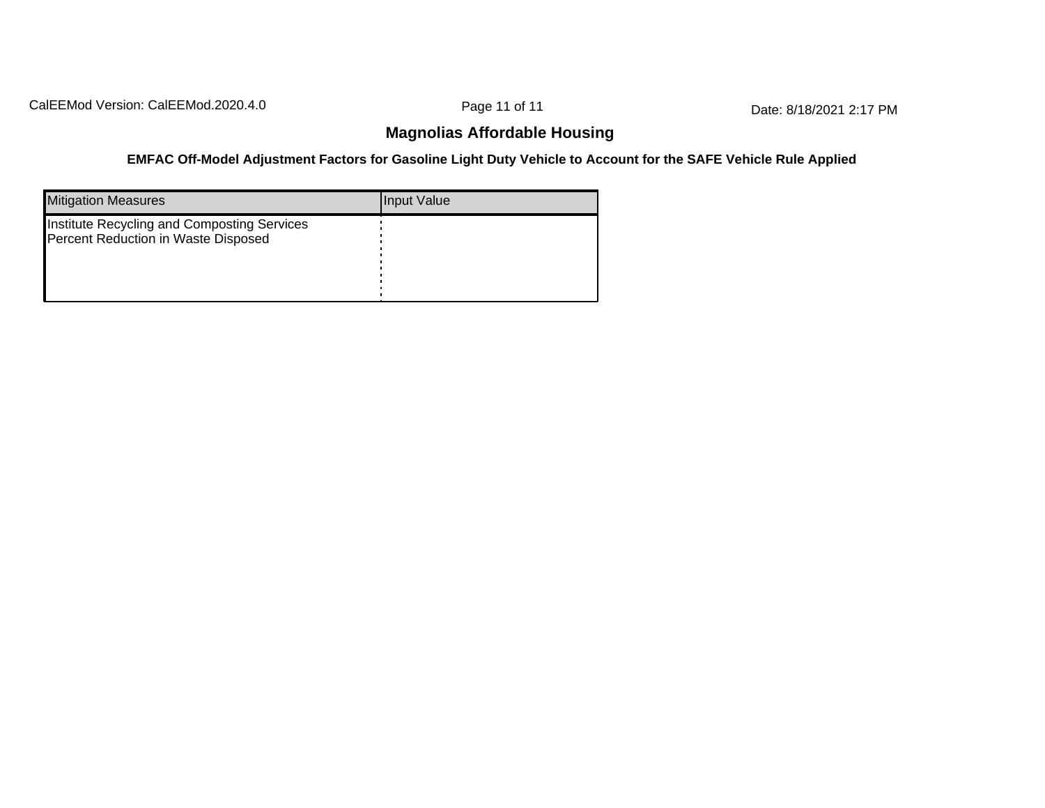## Magnolias Affordable Housing

### EMFAC Off-Model Adjustment Factors for Gasoline Light Duty Vehicle to Account for the SAFE Vehicle Rule Applied

| Mitigation Measures | Input Value |
| --- | --- |
| Institute Recycling and Composting Services Percent Reduction in Waste Disposed | |